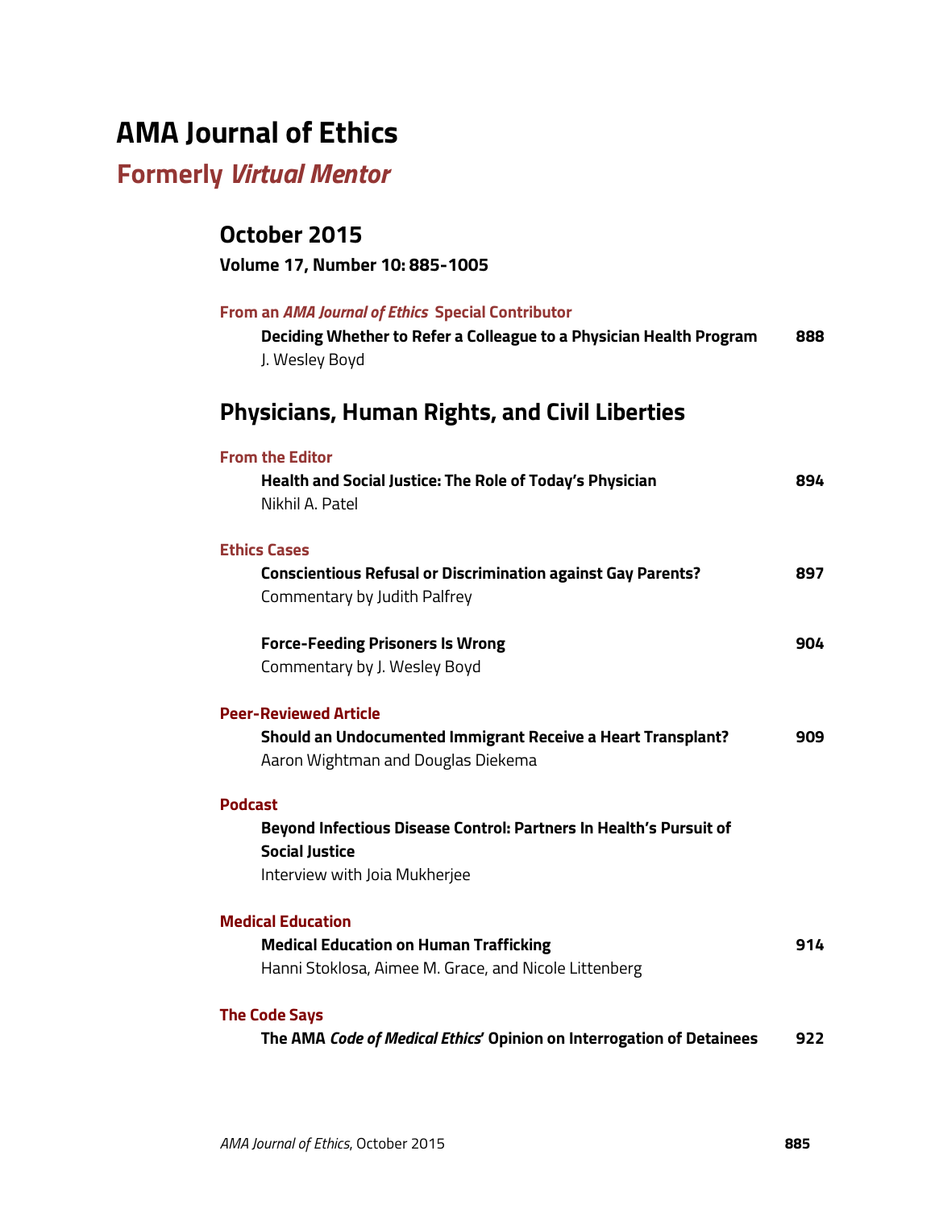# AMA Journal of Ethics

## Formerly *Virtual Mentor*

### October 2015

**Volume 17, Number 10: 885-1005**

**From an *AMA Journal of Ethics* Special Contributor**

**Deciding Whether to Refer a Colleague to a Physician Health Program** — **888**
J. Wesley Boyd

## Physicians, Human Rights, and Civil Liberties

**From the Editor**

**Health and Social Justice: The Role of Today's Physician** — **894**
Nikhil A. Patel

**Ethics Cases**

**Conscientious Refusal or Discrimination against Gay Parents?** — **897**
Commentary by Judith Palfrey

**Force-Feeding Prisoners Is Wrong** — **904**
Commentary by J. Wesley Boyd

**Peer-Reviewed Article**

**Should an Undocumented Immigrant Receive a Heart Transplant?** — **909**
Aaron Wightman and Douglas Diekema

**Podcast**

**Beyond Infectious Disease Control: Partners In Health's Pursuit of Social Justice**
Interview with Joia Mukherjee

**Medical Education**

**Medical Education on Human Trafficking** — **914**
Hanni Stoklosa, Aimee M. Grace, and Nicole Littenberg

**The Code Says**

**The AMA *Code of Medical Ethics*' Opinion on Interrogation of Detainees** — **922**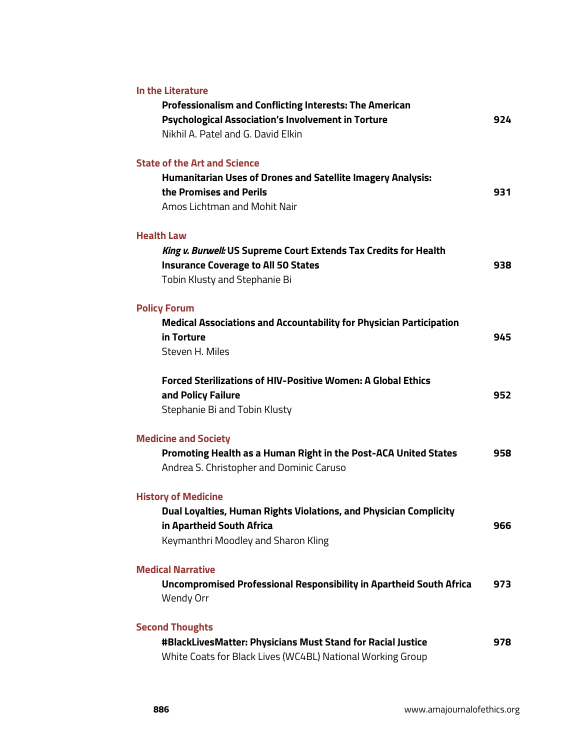**In the Literature**

**Professionalism and Conflicting Interests: The American Psychological Association's Involvement in Torture** — 924
Nikhil A. Patel and G. David Elkin

**State of the Art and Science**

**Humanitarian Uses of Drones and Satellite Imagery Analysis: the Promises and Perils** — 931
Amos Lichtman and Mohit Nair

**Health Law**

***King v. Burwell:* US Supreme Court Extends Tax Credits for Health Insurance Coverage to All 50 States** — 938
Tobin Klusty and Stephanie Bi

**Policy Forum**

**Medical Associations and Accountability for Physician Participation in Torture** — 945
Steven H. Miles

**Forced Sterilizations of HIV-Positive Women: A Global Ethics and Policy Failure** — 952
Stephanie Bi and Tobin Klusty

**Medicine and Society**

**Promoting Health as a Human Right in the Post-ACA United States** — 958
Andrea S. Christopher and Dominic Caruso

**History of Medicine**

**Dual Loyalties, Human Rights Violations, and Physician Complicity in Apartheid South Africa** — 966
Keymanthri Moodley and Sharon Kling

**Medical Narrative**

**Uncompromised Professional Responsibility in Apartheid South Africa** — 973
Wendy Orr

**Second Thoughts**

**#BlackLivesMatter: Physicians Must Stand for Racial Justice** — 978
White Coats for Black Lives (WC4BL) National Working Group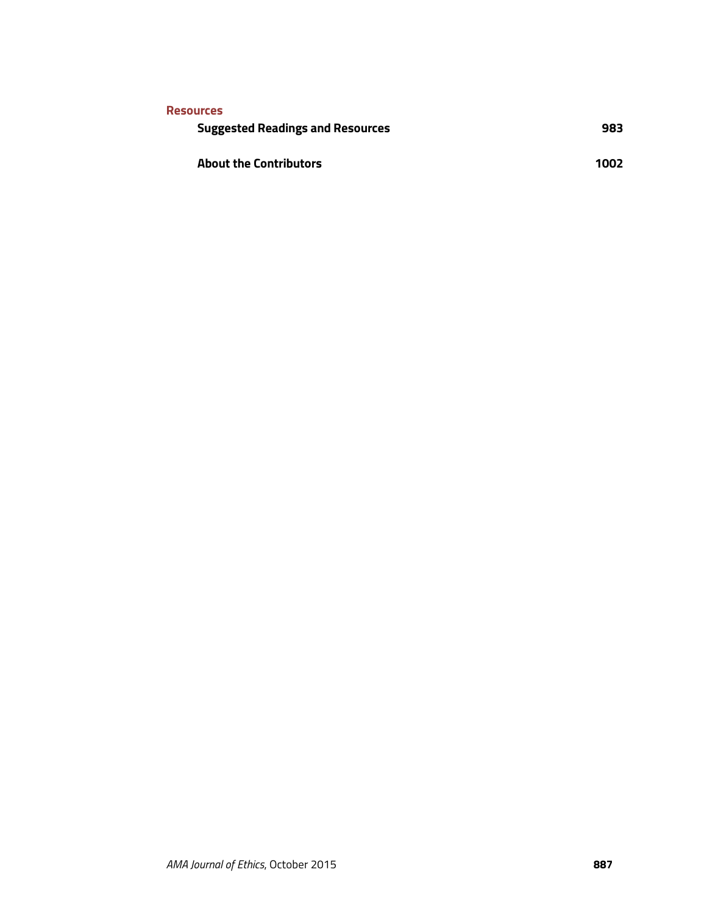### Resources

**Suggested Readings and Resources** 983

**About the Contributors** 1002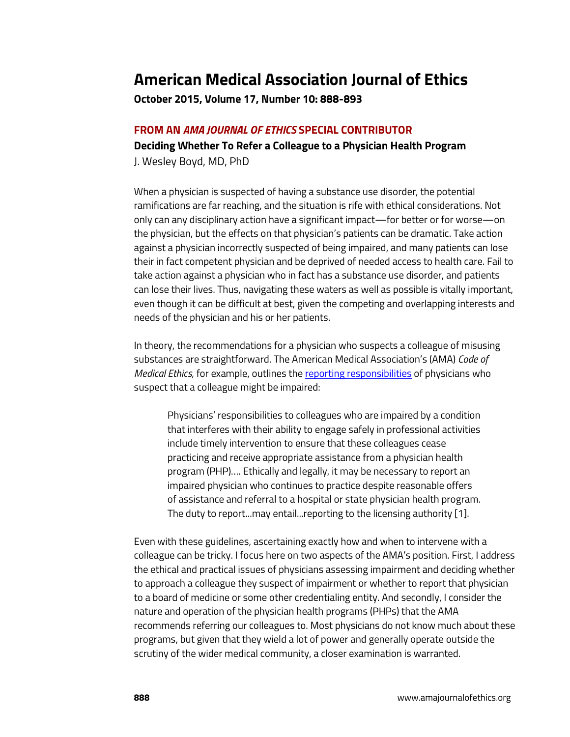**FROM AN *AMA JOURNAL OF ETHICS* SPECIAL CONTRIBUTOR**

## Deciding Whether To Refer a Colleague to a Physician Health Program

J. Wesley Boyd, MD, PhD

When a physician is suspected of having a substance use disorder, the potential ramifications are far reaching, and the situation is rife with ethical considerations. Not only can any disciplinary action have a significant impact—for better or for worse—on the physician, but the effects on that physician's patients can be dramatic. Take action against a physician incorrectly suspected of being impaired, and many patients can lose their in fact competent physician and be deprived of needed access to health care. Fail to take action against a physician who in fact has a substance use disorder, and patients can lose their lives. Thus, navigating these waters as well as possible is vitally important, even though it can be difficult at best, given the competing and overlapping interests and needs of the physician and his or her patients.

In theory, the recommendations for a physician who suspects a colleague of misusing substances are straightforward. The American Medical Association's (AMA) *Code of Medical Ethics*, for example, outlines the reporting responsibilities of physicians who suspect that a colleague might be impaired:

> Physicians' responsibilities to colleagues who are impaired by a condition that interferes with their ability to engage safely in professional activities include timely intervention to ensure that these colleagues cease practicing and receive appropriate assistance from a physician health program (PHP).… Ethically and legally, it may be necessary to report an impaired physician who continues to practice despite reasonable offers of assistance and referral to a hospital or state physician health program. The duty to report…may entail…reporting to the licensing authority [1].

Even with these guidelines, ascertaining exactly how and when to intervene with a colleague can be tricky. I focus here on two aspects of the AMA's position. First, I address the ethical and practical issues of physicians assessing impairment and deciding whether to approach a colleague they suspect of impairment or whether to report that physician to a board of medicine or some other credentialing entity. And secondly, I consider the nature and operation of the physician health programs (PHPs) that the AMA recommends referring our colleagues to. Most physicians do not know much about these programs, but given that they wield a lot of power and generally operate outside the scrutiny of the wider medical community, a closer examination is warranted.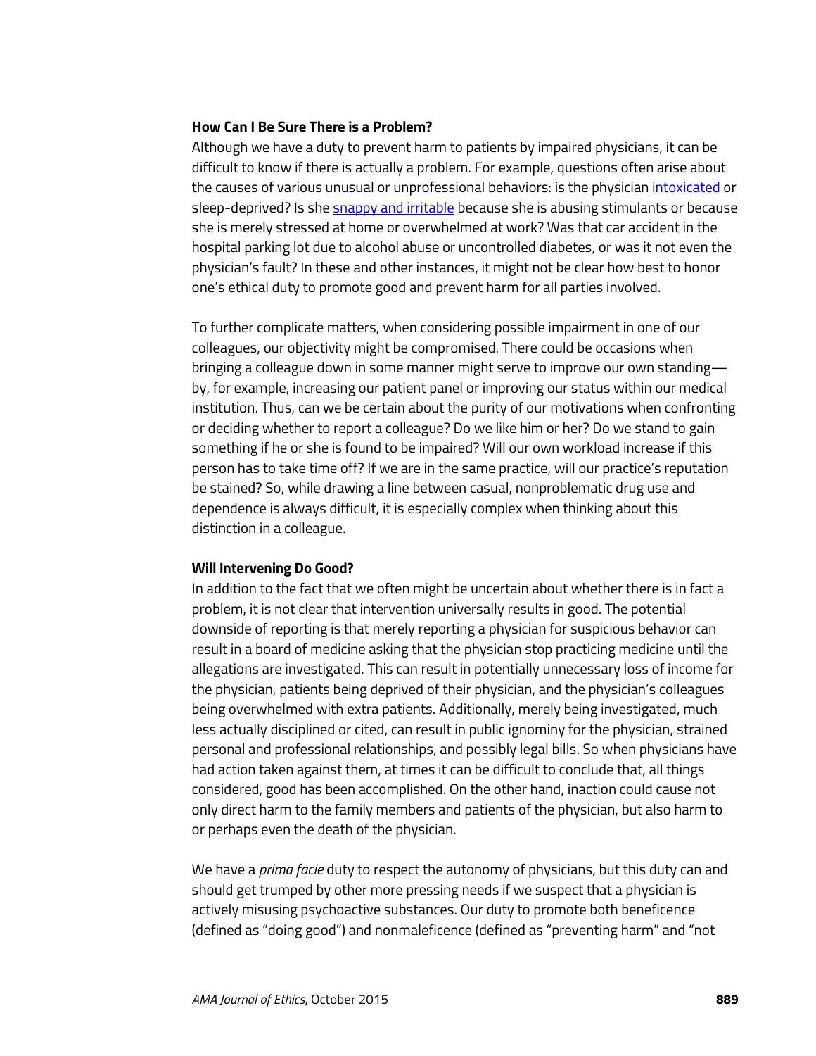### How Can I Be Sure There is a Problem?

Although we have a duty to prevent harm to patients by impaired physicians, it can be difficult to know if there is actually a problem. For example, questions often arise about the causes of various unusual or unprofessional behaviors: is the physician intoxicated or sleep-deprived? Is she snappy and irritable because she is abusing stimulants or because she is merely stressed at home or overwhelmed at work? Was that car accident in the hospital parking lot due to alcohol abuse or uncontrolled diabetes, or was it not even the physician's fault? In these and other instances, it might not be clear how best to honor one's ethical duty to promote good and prevent harm for all parties involved.

To further complicate matters, when considering possible impairment in one of our colleagues, our objectivity might be compromised. There could be occasions when bringing a colleague down in some manner might serve to improve our own standing—by, for example, increasing our patient panel or improving our status within our medical institution. Thus, can we be certain about the purity of our motivations when confronting or deciding whether to report a colleague? Do we like him or her? Do we stand to gain something if he or she is found to be impaired? Will our own workload increase if this person has to take time off? If we are in the same practice, will our practice's reputation be stained? So, while drawing a line between casual, nonproblematic drug use and dependence is always difficult, it is especially complex when thinking about this distinction in a colleague.

### Will Intervening Do Good?

In addition to the fact that we often might be uncertain about whether there is in fact a problem, it is not clear that intervention universally results in good. The potential downside of reporting is that merely reporting a physician for suspicious behavior can result in a board of medicine asking that the physician stop practicing medicine until the allegations are investigated. This can result in potentially unnecessary loss of income for the physician, patients being deprived of their physician, and the physician's colleagues being overwhelmed with extra patients. Additionally, merely being investigated, much less actually disciplined or cited, can result in public ignominy for the physician, strained personal and professional relationships, and possibly legal bills. So when physicians have had action taken against them, at times it can be difficult to conclude that, all things considered, good has been accomplished. On the other hand, inaction could cause not only direct harm to the family members and patients of the physician, but also harm to or perhaps even the death of the physician.

We have a *prima facie* duty to respect the autonomy of physicians, but this duty can and should get trumped by other more pressing needs if we suspect that a physician is actively misusing psychoactive substances. Our duty to promote both beneficence (defined as "doing good") and nonmaleficence (defined as "preventing harm" and "not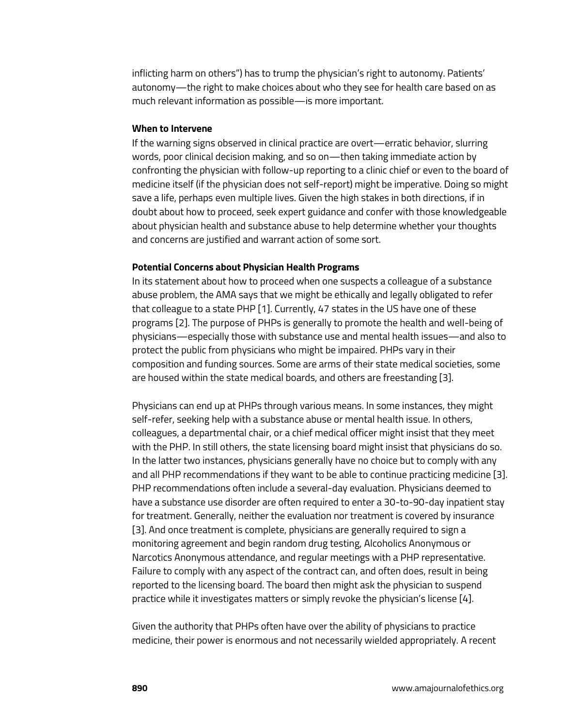inflicting harm on others") has to trump the physician's right to autonomy. Patients' autonomy—the right to make choices about who they see for health care based on as much relevant information as possible—is more important.

**When to Intervene**

If the warning signs observed in clinical practice are overt—erratic behavior, slurring words, poor clinical decision making, and so on—then taking immediate action by confronting the physician with follow-up reporting to a clinic chief or even to the board of medicine itself (if the physician does not self-report) might be imperative. Doing so might save a life, perhaps even multiple lives. Given the high stakes in both directions, if in doubt about how to proceed, seek expert guidance and confer with those knowledgeable about physician health and substance abuse to help determine whether your thoughts and concerns are justified and warrant action of some sort.

**Potential Concerns about Physician Health Programs**

In its statement about how to proceed when one suspects a colleague of a substance abuse problem, the AMA says that we might be ethically and legally obligated to refer that colleague to a state PHP [1]. Currently, 47 states in the US have one of these programs [2]. The purpose of PHPs is generally to promote the health and well-being of physicians—especially those with substance use and mental health issues—and also to protect the public from physicians who might be impaired. PHPs vary in their composition and funding sources. Some are arms of their state medical societies, some are housed within the state medical boards, and others are freestanding [3].

Physicians can end up at PHPs through various means. In some instances, they might self-refer, seeking help with a substance abuse or mental health issue. In others, colleagues, a departmental chair, or a chief medical officer might insist that they meet with the PHP. In still others, the state licensing board might insist that physicians do so. In the latter two instances, physicians generally have no choice but to comply with any and all PHP recommendations if they want to be able to continue practicing medicine [3]. PHP recommendations often include a several-day evaluation. Physicians deemed to have a substance use disorder are often required to enter a 30-to-90-day inpatient stay for treatment. Generally, neither the evaluation nor treatment is covered by insurance [3]. And once treatment is complete, physicians are generally required to sign a monitoring agreement and begin random drug testing, Alcoholics Anonymous or Narcotics Anonymous attendance, and regular meetings with a PHP representative. Failure to comply with any aspect of the contract can, and often does, result in being reported to the licensing board. The board then might ask the physician to suspend practice while it investigates matters or simply revoke the physician's license [4].

Given the authority that PHPs often have over the ability of physicians to practice medicine, their power is enormous and not necessarily wielded appropriately. A recent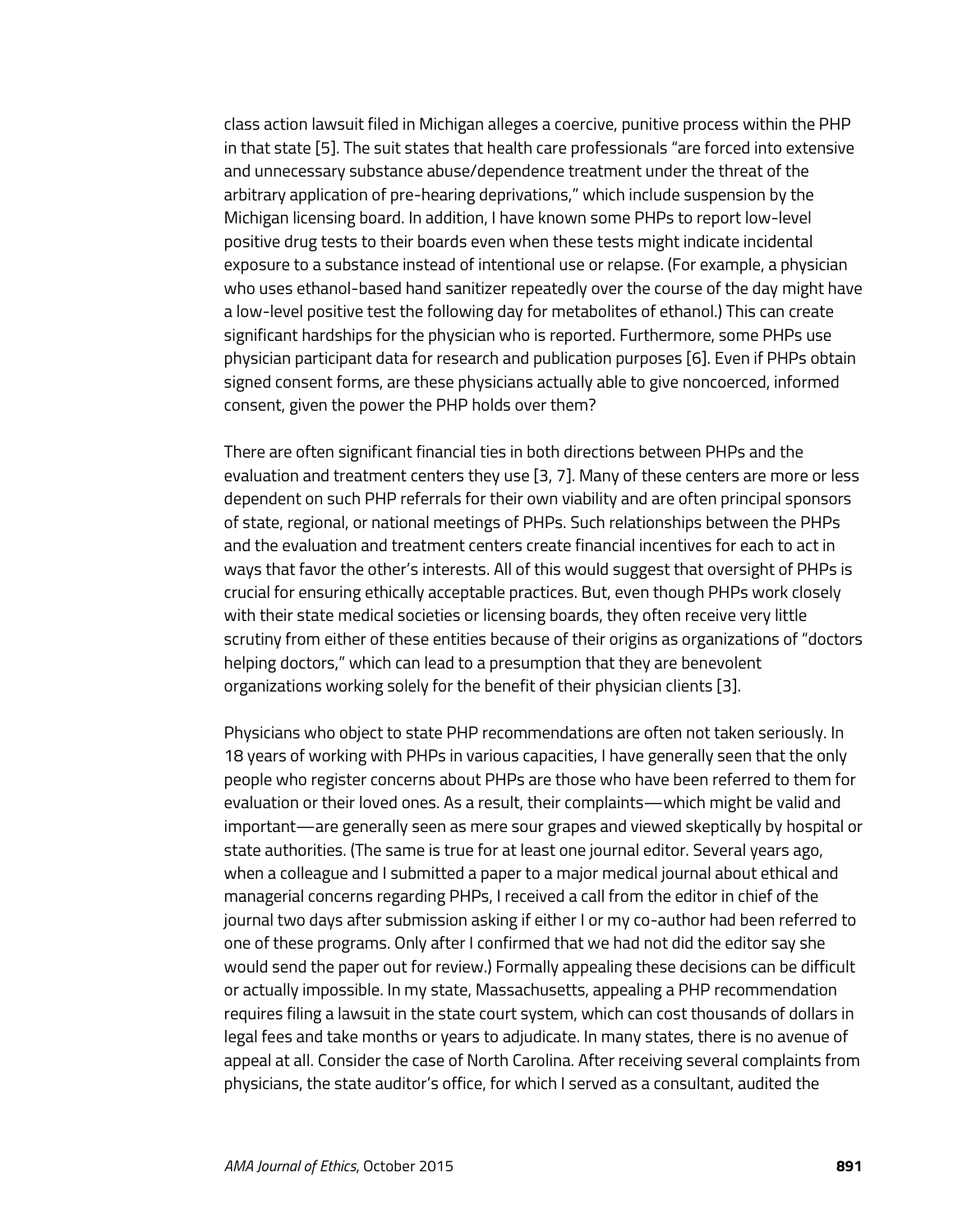class action lawsuit filed in Michigan alleges a coercive, punitive process within the PHP in that state [5]. The suit states that health care professionals "are forced into extensive and unnecessary substance abuse/dependence treatment under the threat of the arbitrary application of pre-hearing deprivations," which include suspension by the Michigan licensing board. In addition, I have known some PHPs to report low-level positive drug tests to their boards even when these tests might indicate incidental exposure to a substance instead of intentional use or relapse. (For example, a physician who uses ethanol-based hand sanitizer repeatedly over the course of the day might have a low-level positive test the following day for metabolites of ethanol.) This can create significant hardships for the physician who is reported. Furthermore, some PHPs use physician participant data for research and publication purposes [6]. Even if PHPs obtain signed consent forms, are these physicians actually able to give noncoerced, informed consent, given the power the PHP holds over them?

There are often significant financial ties in both directions between PHPs and the evaluation and treatment centers they use [3, 7]. Many of these centers are more or less dependent on such PHP referrals for their own viability and are often principal sponsors of state, regional, or national meetings of PHPs. Such relationships between the PHPs and the evaluation and treatment centers create financial incentives for each to act in ways that favor the other's interests. All of this would suggest that oversight of PHPs is crucial for ensuring ethically acceptable practices. But, even though PHPs work closely with their state medical societies or licensing boards, they often receive very little scrutiny from either of these entities because of their origins as organizations of "doctors helping doctors," which can lead to a presumption that they are benevolent organizations working solely for the benefit of their physician clients [3].

Physicians who object to state PHP recommendations are often not taken seriously. In 18 years of working with PHPs in various capacities, I have generally seen that the only people who register concerns about PHPs are those who have been referred to them for evaluation or their loved ones. As a result, their complaints—which might be valid and important—are generally seen as mere sour grapes and viewed skeptically by hospital or state authorities. (The same is true for at least one journal editor. Several years ago, when a colleague and I submitted a paper to a major medical journal about ethical and managerial concerns regarding PHPs, I received a call from the editor in chief of the journal two days after submission asking if either I or my co-author had been referred to one of these programs. Only after I confirmed that we had not did the editor say she would send the paper out for review.) Formally appealing these decisions can be difficult or actually impossible. In my state, Massachusetts, appealing a PHP recommendation requires filing a lawsuit in the state court system, which can cost thousands of dollars in legal fees and take months or years to adjudicate. In many states, there is no avenue of appeal at all. Consider the case of North Carolina. After receiving several complaints from physicians, the state auditor's office, for which I served as a consultant, audited the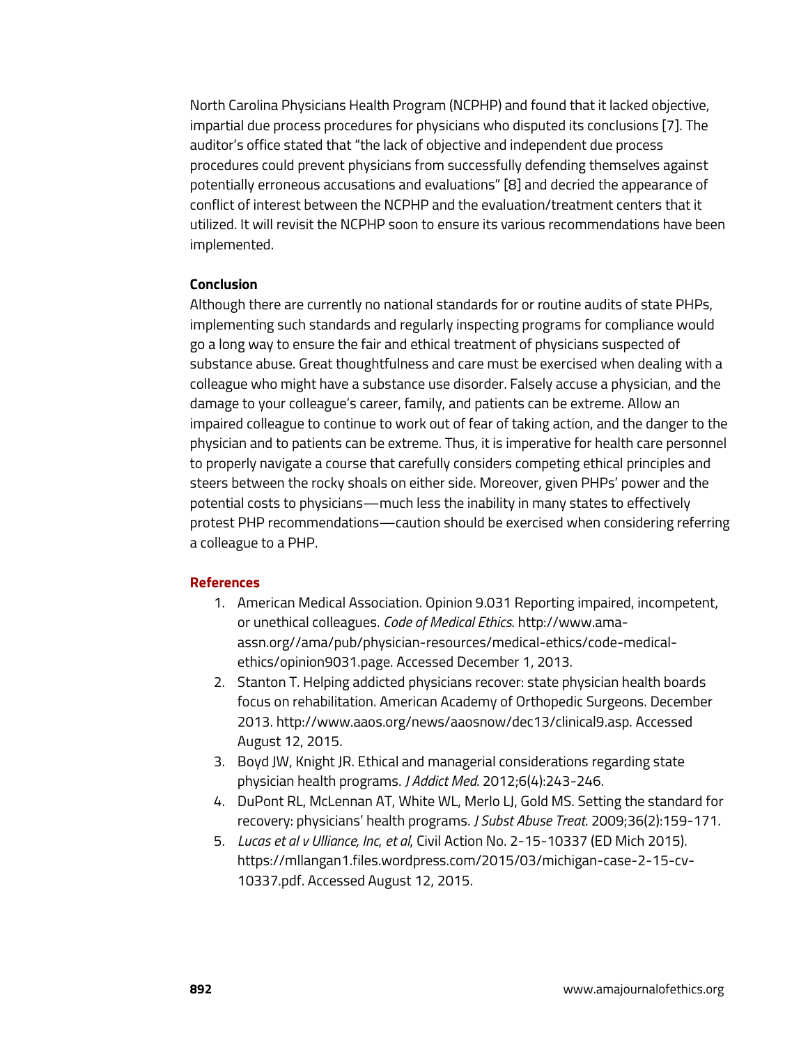North Carolina Physicians Health Program (NCPHP) and found that it lacked objective, impartial due process procedures for physicians who disputed its conclusions [7]. The auditor's office stated that "the lack of objective and independent due process procedures could prevent physicians from successfully defending themselves against potentially erroneous accusations and evaluations" [8] and decried the appearance of conflict of interest between the NCPHP and the evaluation/treatment centers that it utilized. It will revisit the NCPHP soon to ensure its various recommendations have been implemented.

**Conclusion**

Although there are currently no national standards for or routine audits of state PHPs, implementing such standards and regularly inspecting programs for compliance would go a long way to ensure the fair and ethical treatment of physicians suspected of substance abuse. Great thoughtfulness and care must be exercised when dealing with a colleague who might have a substance use disorder. Falsely accuse a physician, and the damage to your colleague's career, family, and patients can be extreme. Allow an impaired colleague to continue to work out of fear of taking action, and the danger to the physician and to patients can be extreme. Thus, it is imperative for health care personnel to properly navigate a course that carefully considers competing ethical principles and steers between the rocky shoals on either side. Moreover, given PHPs' power and the potential costs to physicians—much less the inability in many states to effectively protest PHP recommendations—caution should be exercised when considering referring a colleague to a PHP.

**References**

1. American Medical Association. Opinion 9.031 Reporting impaired, incompetent, or unethical colleagues. *Code of Medical Ethics*. http://www.ama-assn.org//ama/pub/physician-resources/medical-ethics/code-medical-ethics/opinion9031.page. Accessed December 1, 2013.
2. Stanton T. Helping addicted physicians recover: state physician health boards focus on rehabilitation. American Academy of Orthopedic Surgeons. December 2013. http://www.aaos.org/news/aaosnow/dec13/clinical9.asp. Accessed August 12, 2015.
3. Boyd JW, Knight JR. Ethical and managerial considerations regarding state physician health programs. *J Addict Med*. 2012;6(4):243-246.
4. DuPont RL, McLennan AT, White WL, Merlo LJ, Gold MS. Setting the standard for recovery: physicians' health programs. *J Subst Abuse Treat*. 2009;36(2):159-171.
5. *Lucas et al v Ulliance, Inc, et al*, Civil Action No. 2-15-10337 (ED Mich 2015). https://mllangan1.files.wordpress.com/2015/03/michigan-case-2-15-cv-10337.pdf. Accessed August 12, 2015.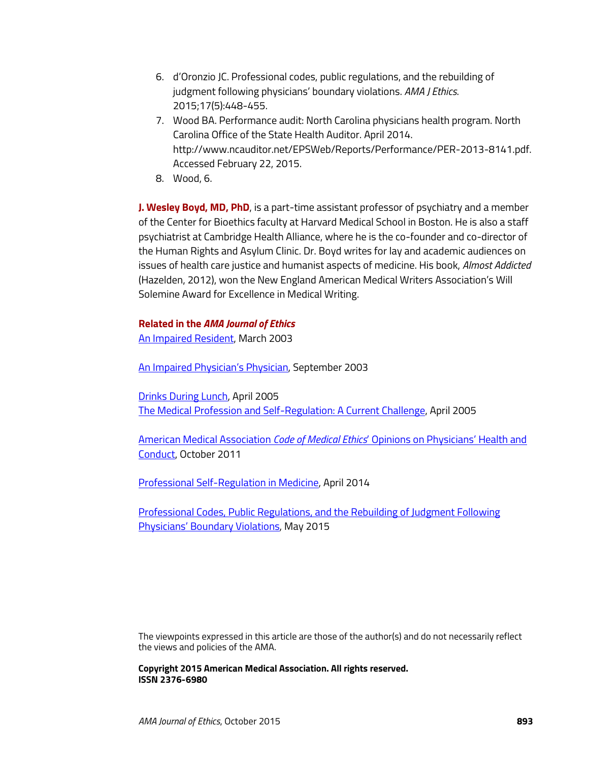6. d'Oronzio JC. Professional codes, public regulations, and the rebuilding of judgment following physicians' boundary violations. *AMA J Ethics*. 2015;17(5):448-455.
7. Wood BA. Performance audit: North Carolina physicians health program. North Carolina Office of the State Health Auditor. April 2014. http://www.ncauditor.net/EPSWeb/Reports/Performance/PER-2013-8141.pdf. Accessed February 22, 2015.
8. Wood, 6.

**J. Wesley Boyd, MD, PhD**, is a part-time assistant professor of psychiatry and a member of the Center for Bioethics faculty at Harvard Medical School in Boston. He is also a staff psychiatrist at Cambridge Health Alliance, where he is the co-founder and co-director of the Human Rights and Asylum Clinic. Dr. Boyd writes for lay and academic audiences on issues of health care justice and humanist aspects of medicine. His book, *Almost Addicted* (Hazelden, 2012), won the New England American Medical Writers Association's Will Solemine Award for Excellence in Medical Writing.

### Related in the *AMA Journal of Ethics*

An Impaired Resident, March 2003

An Impaired Physician's Physician, September 2003

Drinks During Lunch, April 2005

The Medical Profession and Self-Regulation: A Current Challenge, April 2005

American Medical Association *Code of Medical Ethics*' Opinions on Physicians' Health and Conduct, October 2011

Professional Self-Regulation in Medicine, April 2014

Professional Codes, Public Regulations, and the Rebuilding of Judgment Following Physicians' Boundary Violations, May 2015

The viewpoints expressed in this article are those of the author(s) and do not necessarily reflect the views and policies of the AMA.

**Copyright 2015 American Medical Association. All rights reserved.**
**ISSN 2376-6980**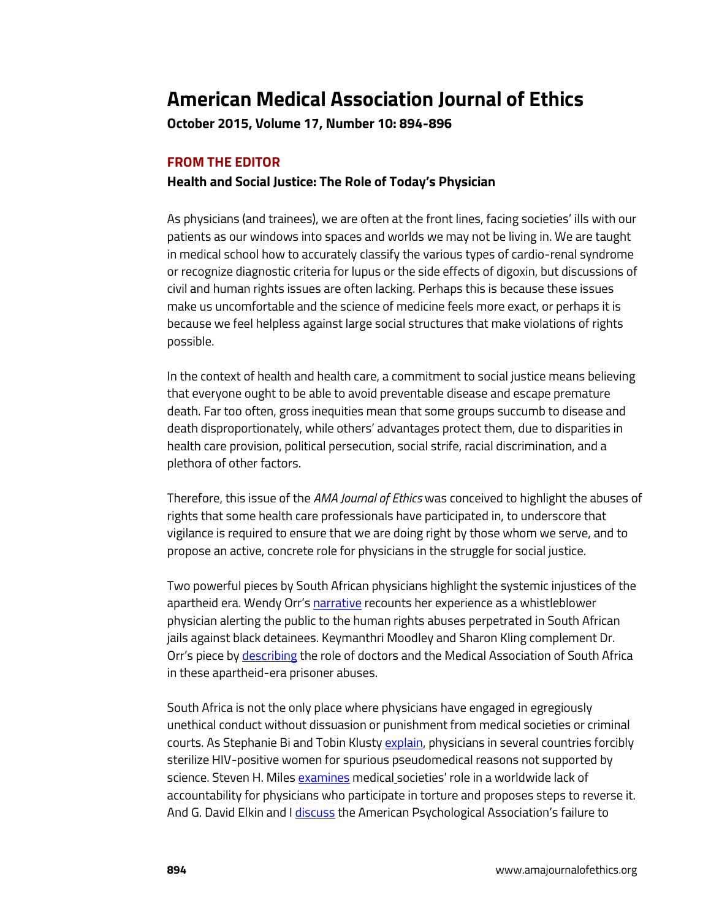# American Medical Association Journal of Ethics

**October 2015, Volume 17, Number 10: 894-896**

## FROM THE EDITOR

### Health and Social Justice: The Role of Today's Physician

As physicians (and trainees), we are often at the front lines, facing societies' ills with our patients as our windows into spaces and worlds we may not be living in. We are taught in medical school how to accurately classify the various types of cardio-renal syndrome or recognize diagnostic criteria for lupus or the side effects of digoxin, but discussions of civil and human rights issues are often lacking. Perhaps this is because these issues make us uncomfortable and the science of medicine feels more exact, or perhaps it is because we feel helpless against large social structures that make violations of rights possible.

In the context of health and health care, a commitment to social justice means believing that everyone ought to be able to avoid preventable disease and escape premature death. Far too often, gross inequities mean that some groups succumb to disease and death disproportionately, while others' advantages protect them, due to disparities in health care provision, political persecution, social strife, racial discrimination, and a plethora of other factors.

Therefore, this issue of the *AMA Journal of Ethics* was conceived to highlight the abuses of rights that some health care professionals have participated in, to underscore that vigilance is required to ensure that we are doing right by those whom we serve, and to propose an active, concrete role for physicians in the struggle for social justice.

Two powerful pieces by South African physicians highlight the systemic injustices of the apartheid era. Wendy Orr's narrative recounts her experience as a whistleblower physician alerting the public to the human rights abuses perpetrated in South African jails against black detainees. Keymanthri Moodley and Sharon Kling complement Dr. Orr's piece by describing the role of doctors and the Medical Association of South Africa in these apartheid-era prisoner abuses.

South Africa is not the only place where physicians have engaged in egregiously unethical conduct without dissuasion or punishment from medical societies or criminal courts. As Stephanie Bi and Tobin Klusty explain, physicians in several countries forcibly sterilize HIV-positive women for spurious pseudomedical reasons not supported by science. Steven H. Miles examines medical societies' role in a worldwide lack of accountability for physicians who participate in torture and proposes steps to reverse it. And G. David Elkin and I discuss the American Psychological Association's failure to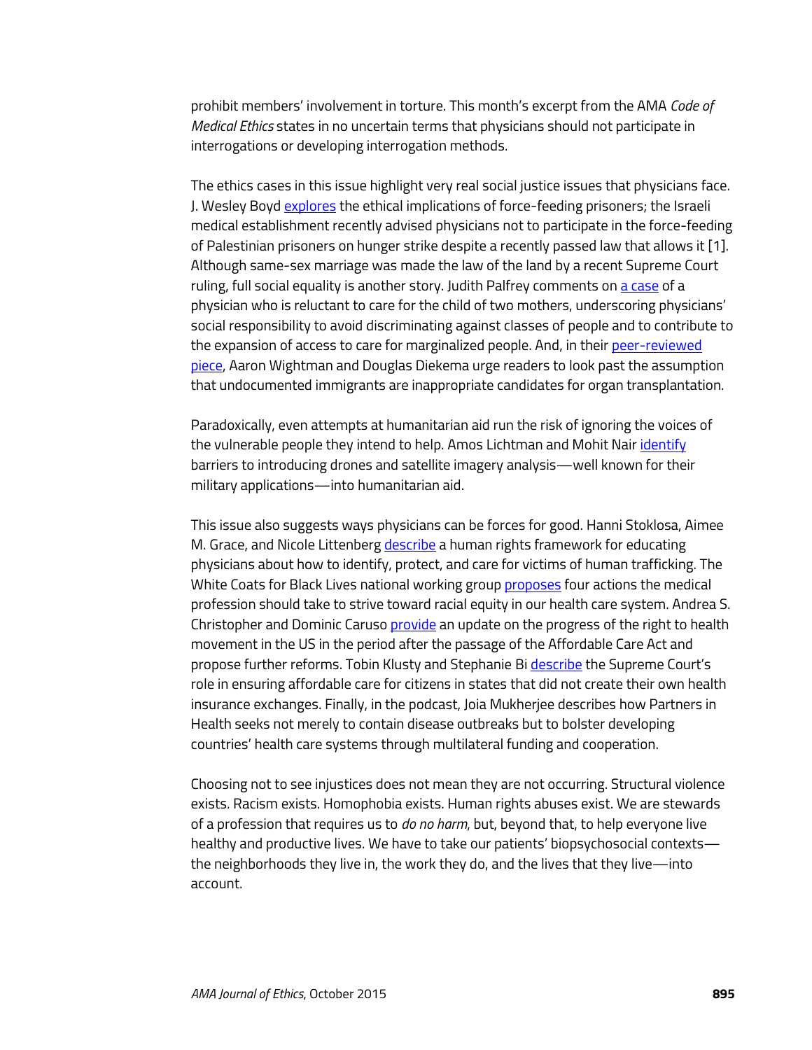prohibit members' involvement in torture. This month's excerpt from the AMA *Code of Medical Ethics* states in no uncertain terms that physicians should not participate in interrogations or developing interrogation methods.

The ethics cases in this issue highlight very real social justice issues that physicians face. J. Wesley Boyd explores the ethical implications of force-feeding prisoners; the Israeli medical establishment recently advised physicians not to participate in the force-feeding of Palestinian prisoners on hunger strike despite a recently passed law that allows it [1]. Although same-sex marriage was made the law of the land by a recent Supreme Court ruling, full social equality is another story. Judith Palfrey comments on a case of a physician who is reluctant to care for the child of two mothers, underscoring physicians' social responsibility to avoid discriminating against classes of people and to contribute to the expansion of access to care for marginalized people. And, in their peer-reviewed piece, Aaron Wightman and Douglas Diekema urge readers to look past the assumption that undocumented immigrants are inappropriate candidates for organ transplantation.

Paradoxically, even attempts at humanitarian aid run the risk of ignoring the voices of the vulnerable people they intend to help. Amos Lichtman and Mohit Nair identify barriers to introducing drones and satellite imagery analysis—well known for their military applications—into humanitarian aid.

This issue also suggests ways physicians can be forces for good. Hanni Stoklosa, Aimee M. Grace, and Nicole Littenberg describe a human rights framework for educating physicians about how to identify, protect, and care for victims of human trafficking. The White Coats for Black Lives national working group proposes four actions the medical profession should take to strive toward racial equity in our health care system. Andrea S. Christopher and Dominic Caruso provide an update on the progress of the right to health movement in the US in the period after the passage of the Affordable Care Act and propose further reforms. Tobin Klusty and Stephanie Bi describe the Supreme Court's role in ensuring affordable care for citizens in states that did not create their own health insurance exchanges. Finally, in the podcast, Joia Mukherjee describes how Partners in Health seeks not merely to contain disease outbreaks but to bolster developing countries' health care systems through multilateral funding and cooperation.

Choosing not to see injustices does not mean they are not occurring. Structural violence exists. Racism exists. Homophobia exists. Human rights abuses exist. We are stewards of a profession that requires us to *do no harm*, but, beyond that, to help everyone live healthy and productive lives. We have to take our patients' biopsychosocial contexts—the neighborhoods they live in, the work they do, and the lives that they live—into account.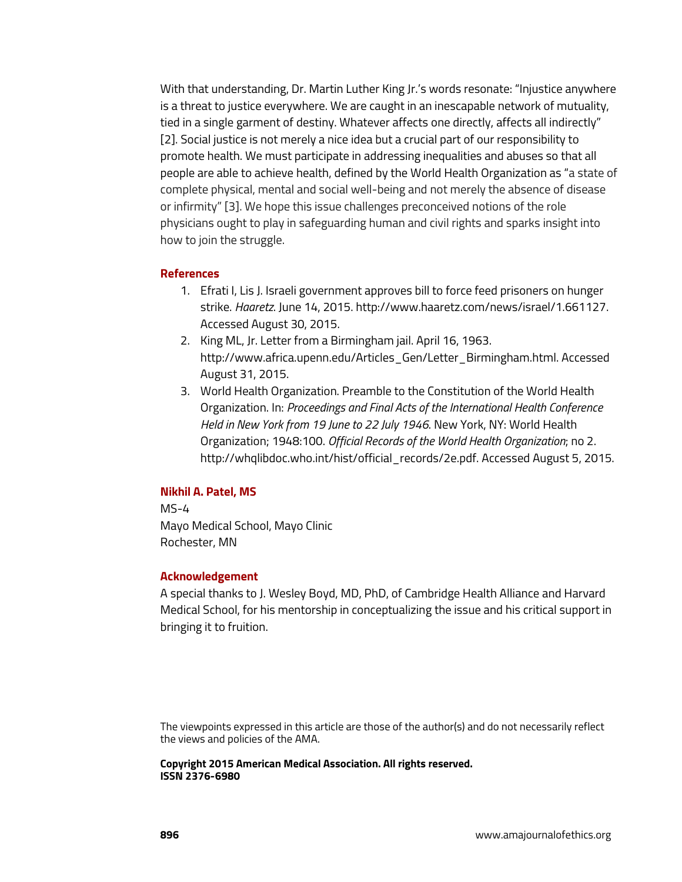With that understanding, Dr. Martin Luther King Jr.'s words resonate: "Injustice anywhere is a threat to justice everywhere. We are caught in an inescapable network of mutuality, tied in a single garment of destiny. Whatever affects one directly, affects all indirectly" [2]. Social justice is not merely a nice idea but a crucial part of our responsibility to promote health. We must participate in addressing inequalities and abuses so that all people are able to achieve health, defined by the World Health Organization as "a state of complete physical, mental and social well-being and not merely the absence of disease or infirmity" [3]. We hope this issue challenges preconceived notions of the role physicians ought to play in safeguarding human and civil rights and sparks insight into how to join the struggle.

## References

1. Efrati I, Lis J. Israeli government approves bill to force feed prisoners on hunger strike. *Haaretz*. June 14, 2015. http://www.haaretz.com/news/israel/1.661127. Accessed August 30, 2015.
2. King ML, Jr. Letter from a Birmingham jail. April 16, 1963. http://www.africa.upenn.edu/Articles_Gen/Letter_Birmingham.html. Accessed August 31, 2015.
3. World Health Organization. Preamble to the Constitution of the World Health Organization. In: *Proceedings and Final Acts of the International Health Conference Held in New York from 19 June to 22 July 1946*. New York, NY: World Health Organization; 1948:100. *Official Records of the World Health Organization*; no 2. http://whqlibdoc.who.int/hist/official_records/2e.pdf. Accessed August 5, 2015.

**Nikhil A. Patel, MS**
MS-4
Mayo Medical School, Mayo Clinic
Rochester, MN

## Acknowledgement

A special thanks to J. Wesley Boyd, MD, PhD, of Cambridge Health Alliance and Harvard Medical School, for his mentorship in conceptualizing the issue and his critical support in bringing it to fruition.

The viewpoints expressed in this article are those of the author(s) and do not necessarily reflect the views and policies of the AMA.

**Copyright 2015 American Medical Association. All rights reserved.**
**ISSN 2376-6980**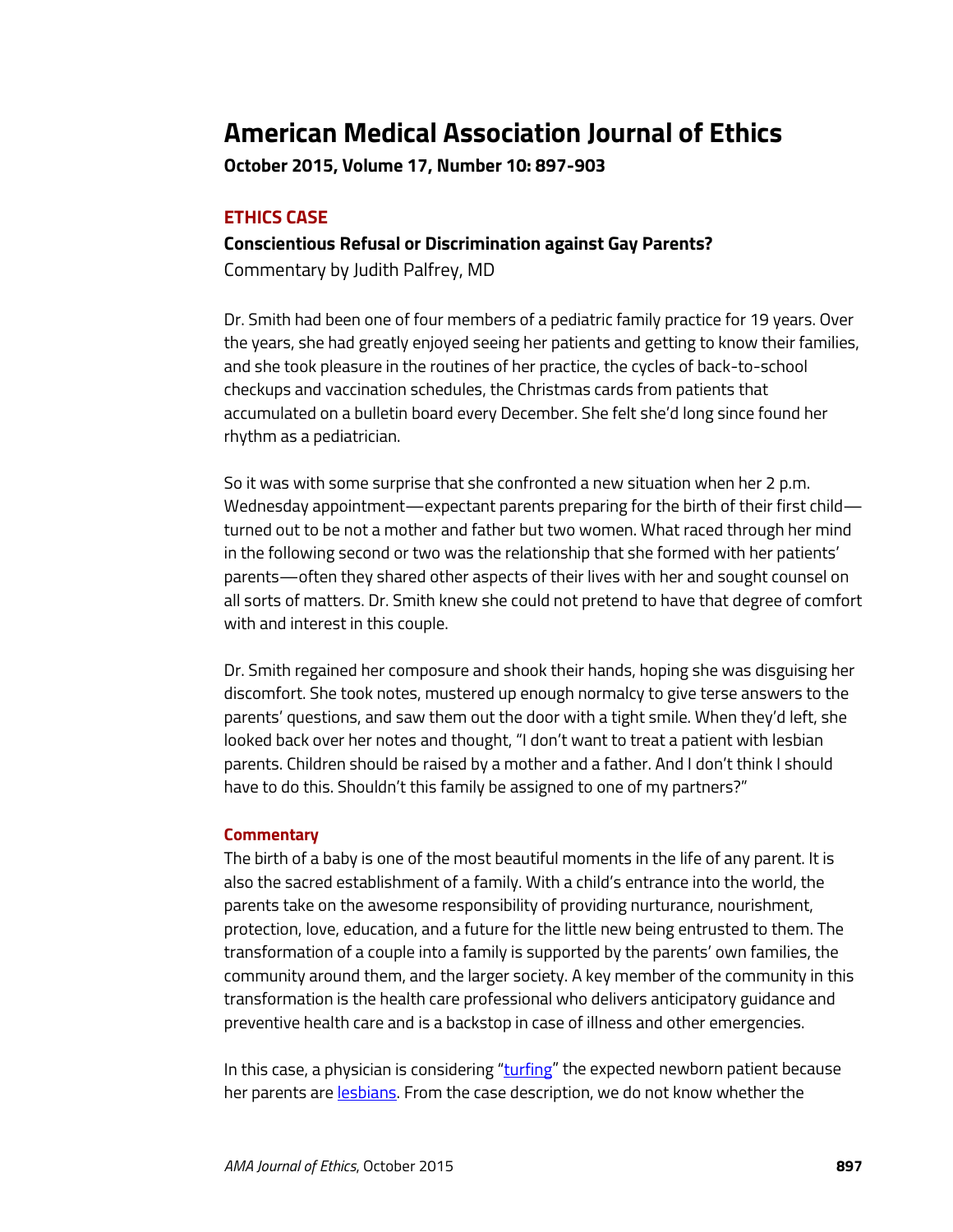# American Medical Association Journal of Ethics

**October 2015, Volume 17, Number 10: 897-903**

## ETHICS CASE

### Conscientious Refusal or Discrimination against Gay Parents?

Commentary by Judith Palfrey, MD

Dr. Smith had been one of four members of a pediatric family practice for 19 years. Over the years, she had greatly enjoyed seeing her patients and getting to know their families, and she took pleasure in the routines of her practice, the cycles of back-to-school checkups and vaccination schedules, the Christmas cards from patients that accumulated on a bulletin board every December. She felt she'd long since found her rhythm as a pediatrician.

So it was with some surprise that she confronted a new situation when her 2 p.m. Wednesday appointment—expectant parents preparing for the birth of their first child—turned out to be not a mother and father but two women. What raced through her mind in the following second or two was the relationship that she formed with her patients' parents—often they shared other aspects of their lives with her and sought counsel on all sorts of matters. Dr. Smith knew she could not pretend to have that degree of comfort with and interest in this couple.

Dr. Smith regained her composure and shook their hands, hoping she was disguising her discomfort. She took notes, mustered up enough normalcy to give terse answers to the parents' questions, and saw them out the door with a tight smile. When they'd left, she looked back over her notes and thought, "I don't want to treat a patient with lesbian parents. Children should be raised by a mother and a father. And I don't think I should have to do this. Shouldn't this family be assigned to one of my partners?"

#### Commentary

The birth of a baby is one of the most beautiful moments in the life of any parent. It is also the sacred establishment of a family. With a child's entrance into the world, the parents take on the awesome responsibility of providing nurturance, nourishment, protection, love, education, and a future for the little new being entrusted to them. The transformation of a couple into a family is supported by the parents' own families, the community around them, and the larger society. A key member of the community in this transformation is the health care professional who delivers anticipatory guidance and preventive health care and is a backstop in case of illness and other emergencies.

In this case, a physician is considering "turfing" the expected newborn patient because her parents are lesbians. From the case description, we do not know whether the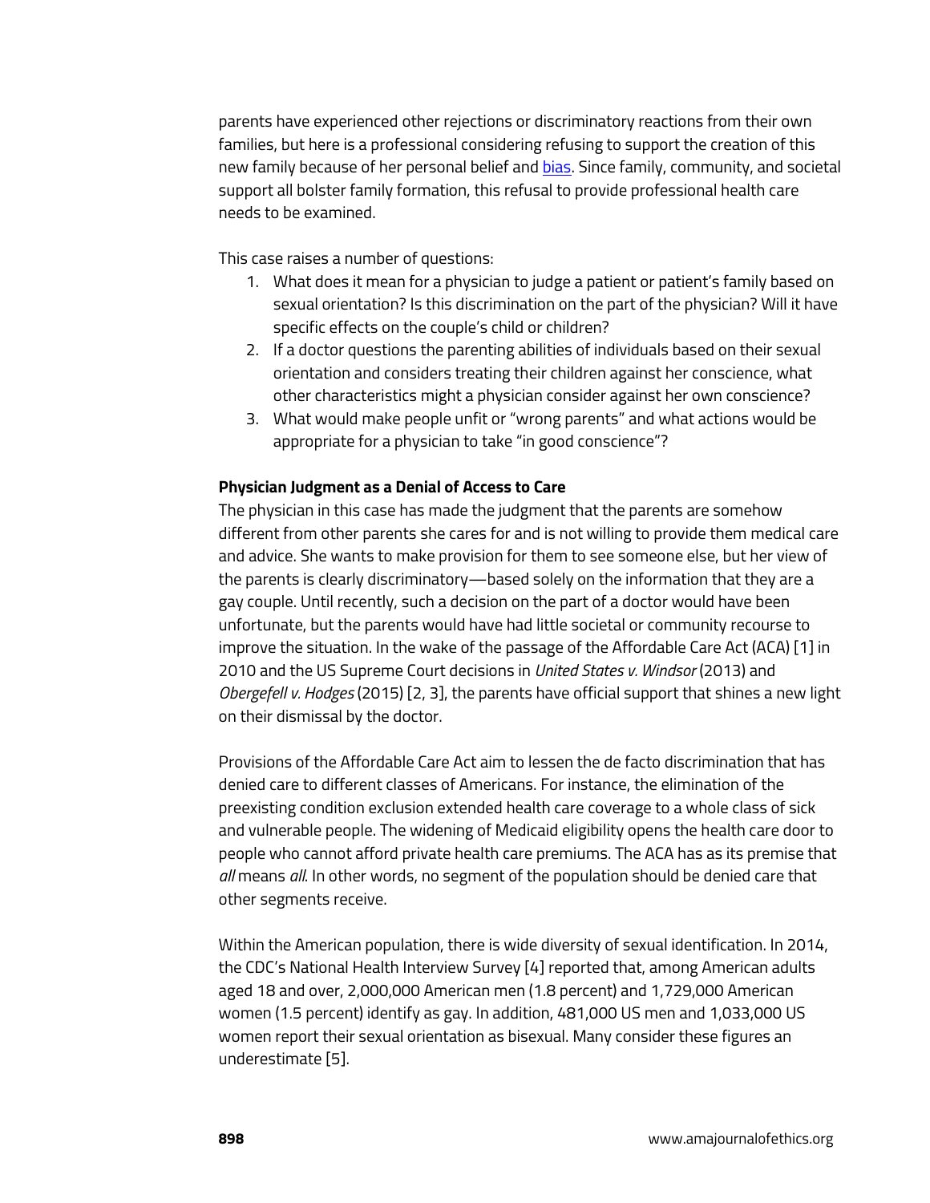parents have experienced other rejections or discriminatory reactions from their own families, but here is a professional considering refusing to support the creation of this new family because of her personal belief and bias. Since family, community, and societal support all bolster family formation, this refusal to provide professional health care needs to be examined.

This case raises a number of questions:

1. What does it mean for a physician to judge a patient or patient's family based on sexual orientation? Is this discrimination on the part of the physician? Will it have specific effects on the couple's child or children?
2. If a doctor questions the parenting abilities of individuals based on their sexual orientation and considers treating their children against her conscience, what other characteristics might a physician consider against her own conscience?
3. What would make people unfit or "wrong parents" and what actions would be appropriate for a physician to take "in good conscience"?

**Physician Judgment as a Denial of Access to Care**

The physician in this case has made the judgment that the parents are somehow different from other parents she cares for and is not willing to provide them medical care and advice. She wants to make provision for them to see someone else, but her view of the parents is clearly discriminatory—based solely on the information that they are a gay couple. Until recently, such a decision on the part of a doctor would have been unfortunate, but the parents would have had little societal or community recourse to improve the situation. In the wake of the passage of the Affordable Care Act (ACA) [1] in 2010 and the US Supreme Court decisions in *United States v. Windsor* (2013) and *Obergefell v. Hodges* (2015) [2, 3], the parents have official support that shines a new light on their dismissal by the doctor.

Provisions of the Affordable Care Act aim to lessen the de facto discrimination that has denied care to different classes of Americans. For instance, the elimination of the preexisting condition exclusion extended health care coverage to a whole class of sick and vulnerable people. The widening of Medicaid eligibility opens the health care door to people who cannot afford private health care premiums. The ACA has as its premise that *all* means *all*. In other words, no segment of the population should be denied care that other segments receive.

Within the American population, there is wide diversity of sexual identification. In 2014, the CDC's National Health Interview Survey [4] reported that, among American adults aged 18 and over, 2,000,000 American men (1.8 percent) and 1,729,000 American women (1.5 percent) identify as gay. In addition, 481,000 US men and 1,033,000 US women report their sexual orientation as bisexual. Many consider these figures an underestimate [5].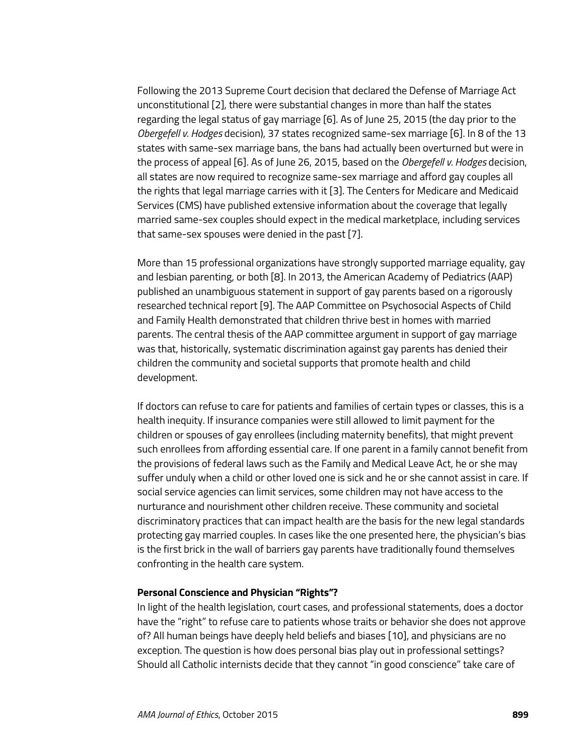Following the 2013 Supreme Court decision that declared the Defense of Marriage Act unconstitutional [2], there were substantial changes in more than half the states regarding the legal status of gay marriage [6]. As of June 25, 2015 (the day prior to the *Obergefell v. Hodges* decision), 37 states recognized same-sex marriage [6]. In 8 of the 13 states with same-sex marriage bans, the bans had actually been overturned but were in the process of appeal [6]. As of June 26, 2015, based on the *Obergefell v. Hodges* decision, all states are now required to recognize same-sex marriage and afford gay couples all the rights that legal marriage carries with it [3]. The Centers for Medicare and Medicaid Services (CMS) have published extensive information about the coverage that legally married same-sex couples should expect in the medical marketplace, including services that same-sex spouses were denied in the past [7].

More than 15 professional organizations have strongly supported marriage equality, gay and lesbian parenting, or both [8]. In 2013, the American Academy of Pediatrics (AAP) published an unambiguous statement in support of gay parents based on a rigorously researched technical report [9]. The AAP Committee on Psychosocial Aspects of Child and Family Health demonstrated that children thrive best in homes with married parents. The central thesis of the AAP committee argument in support of gay marriage was that, historically, systematic discrimination against gay parents has denied their children the community and societal supports that promote health and child development.

If doctors can refuse to care for patients and families of certain types or classes, this is a health inequity. If insurance companies were still allowed to limit payment for the children or spouses of gay enrollees (including maternity benefits), that might prevent such enrollees from affording essential care. If one parent in a family cannot benefit from the provisions of federal laws such as the Family and Medical Leave Act, he or she may suffer unduly when a child or other loved one is sick and he or she cannot assist in care. If social service agencies can limit services, some children may not have access to the nurturance and nourishment other children receive. These community and societal discriminatory practices that can impact health are the basis for the new legal standards protecting gay married couples. In cases like the one presented here, the physician's bias is the first brick in the wall of barriers gay parents have traditionally found themselves confronting in the health care system.

**Personal Conscience and Physician "Rights"?**

In light of the health legislation, court cases, and professional statements, does a doctor have the "right" to refuse care to patients whose traits or behavior she does not approve of? All human beings have deeply held beliefs and biases [10], and physicians are no exception. The question is how does personal bias play out in professional settings? Should all Catholic internists decide that they cannot "in good conscience" take care of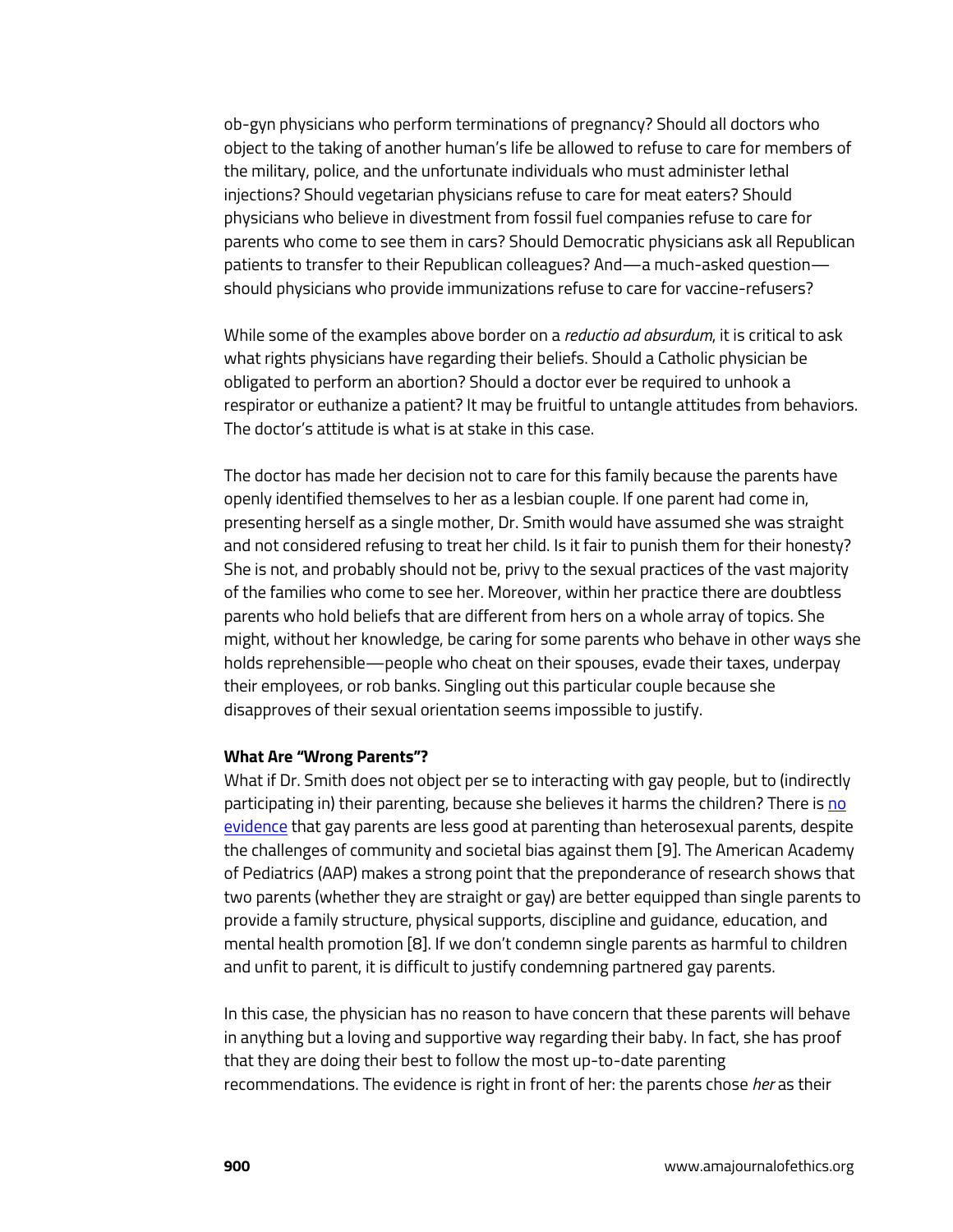ob-gyn physicians who perform terminations of pregnancy? Should all doctors who object to the taking of another human's life be allowed to refuse to care for members of the military, police, and the unfortunate individuals who must administer lethal injections? Should vegetarian physicians refuse to care for meat eaters? Should physicians who believe in divestment from fossil fuel companies refuse to care for parents who come to see them in cars? Should Democratic physicians ask all Republican patients to transfer to their Republican colleagues? And—a much-asked question—should physicians who provide immunizations refuse to care for vaccine-refusers?

While some of the examples above border on a *reductio ad absurdum*, it is critical to ask what rights physicians have regarding their beliefs. Should a Catholic physician be obligated to perform an abortion? Should a doctor ever be required to unhook a respirator or euthanize a patient? It may be fruitful to untangle attitudes from behaviors. The doctor's attitude is what is at stake in this case.

The doctor has made her decision not to care for this family because the parents have openly identified themselves to her as a lesbian couple. If one parent had come in, presenting herself as a single mother, Dr. Smith would have assumed she was straight and not considered refusing to treat her child. Is it fair to punish them for their honesty? She is not, and probably should not be, privy to the sexual practices of the vast majority of the families who come to see her. Moreover, within her practice there are doubtless parents who hold beliefs that are different from hers on a whole array of topics. She might, without her knowledge, be caring for some parents who behave in other ways she holds reprehensible—people who cheat on their spouses, evade their taxes, underpay their employees, or rob banks. Singling out this particular couple because she disapproves of their sexual orientation seems impossible to justify.

**What Are "Wrong Parents"?**

What if Dr. Smith does not object per se to interacting with gay people, but to (indirectly participating in) their parenting, because she believes it harms the children? There is no evidence that gay parents are less good at parenting than heterosexual parents, despite the challenges of community and societal bias against them [9]. The American Academy of Pediatrics (AAP) makes a strong point that the preponderance of research shows that two parents (whether they are straight or gay) are better equipped than single parents to provide a family structure, physical supports, discipline and guidance, education, and mental health promotion [8]. If we don't condemn single parents as harmful to children and unfit to parent, it is difficult to justify condemning partnered gay parents.

In this case, the physician has no reason to have concern that these parents will behave in anything but a loving and supportive way regarding their baby. In fact, she has proof that they are doing their best to follow the most up-to-date parenting recommendations. The evidence is right in front of her: the parents chose *her* as their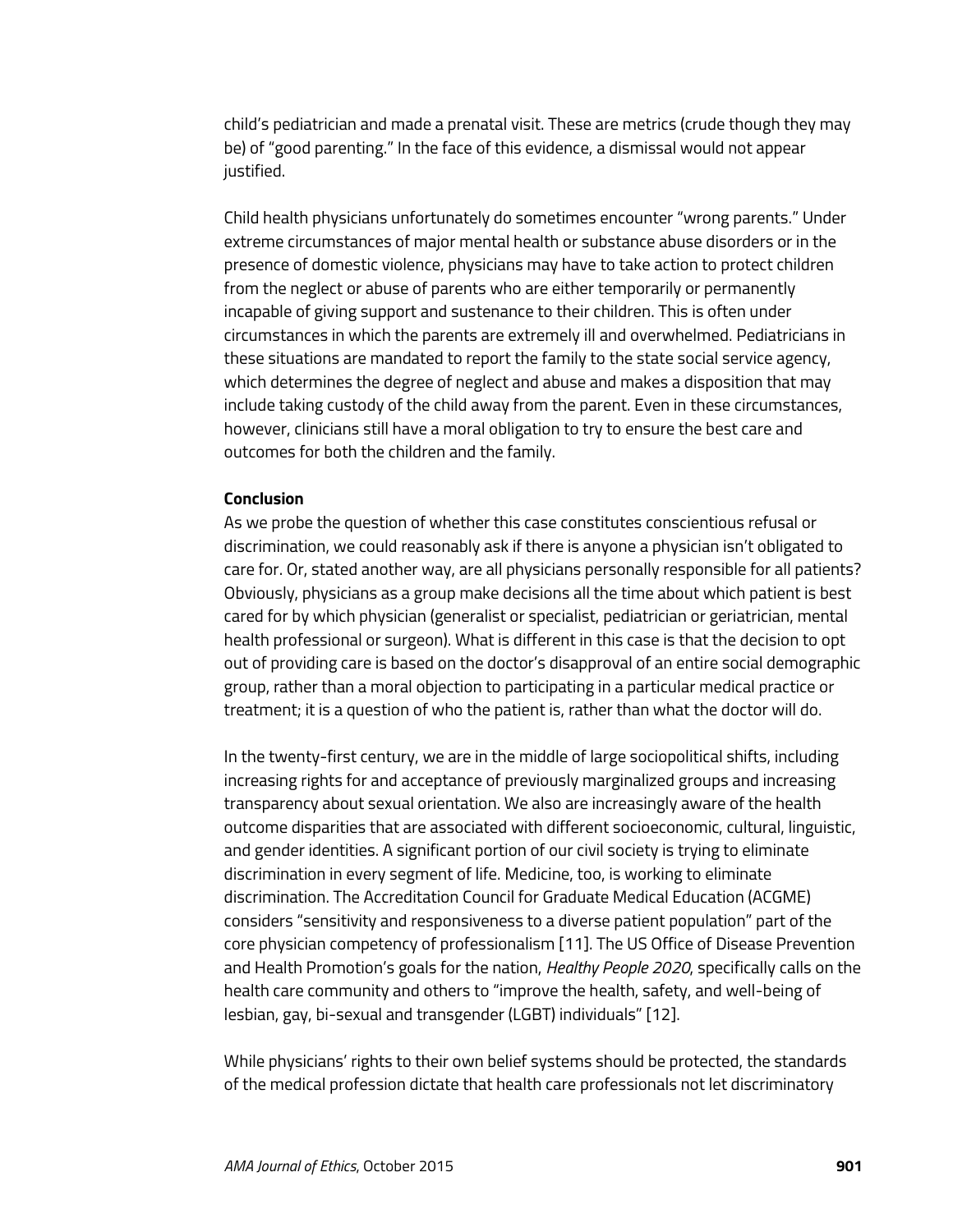child's pediatrician and made a prenatal visit. These are metrics (crude though they may be) of "good parenting." In the face of this evidence, a dismissal would not appear justified.

Child health physicians unfortunately do sometimes encounter "wrong parents." Under extreme circumstances of major mental health or substance abuse disorders or in the presence of domestic violence, physicians may have to take action to protect children from the neglect or abuse of parents who are either temporarily or permanently incapable of giving support and sustenance to their children. This is often under circumstances in which the parents are extremely ill and overwhelmed. Pediatricians in these situations are mandated to report the family to the state social service agency, which determines the degree of neglect and abuse and makes a disposition that may include taking custody of the child away from the parent. Even in these circumstances, however, clinicians still have a moral obligation to try to ensure the best care and outcomes for both the children and the family.

**Conclusion**

As we probe the question of whether this case constitutes conscientious refusal or discrimination, we could reasonably ask if there is anyone a physician isn't obligated to care for. Or, stated another way, are all physicians personally responsible for all patients? Obviously, physicians as a group make decisions all the time about which patient is best cared for by which physician (generalist or specialist, pediatrician or geriatrician, mental health professional or surgeon). What is different in this case is that the decision to opt out of providing care is based on the doctor's disapproval of an entire social demographic group, rather than a moral objection to participating in a particular medical practice or treatment; it is a question of who the patient is, rather than what the doctor will do.

In the twenty-first century, we are in the middle of large sociopolitical shifts, including increasing rights for and acceptance of previously marginalized groups and increasing transparency about sexual orientation. We also are increasingly aware of the health outcome disparities that are associated with different socioeconomic, cultural, linguistic, and gender identities. A significant portion of our civil society is trying to eliminate discrimination in every segment of life. Medicine, too, is working to eliminate discrimination. The Accreditation Council for Graduate Medical Education (ACGME) considers "sensitivity and responsiveness to a diverse patient population" part of the core physician competency of professionalism [11]. The US Office of Disease Prevention and Health Promotion's goals for the nation, *Healthy People 2020*, specifically calls on the health care community and others to "improve the health, safety, and well-being of lesbian, gay, bi-sexual and transgender (LGBT) individuals" [12].

While physicians' rights to their own belief systems should be protected, the standards of the medical profession dictate that health care professionals not let discriminatory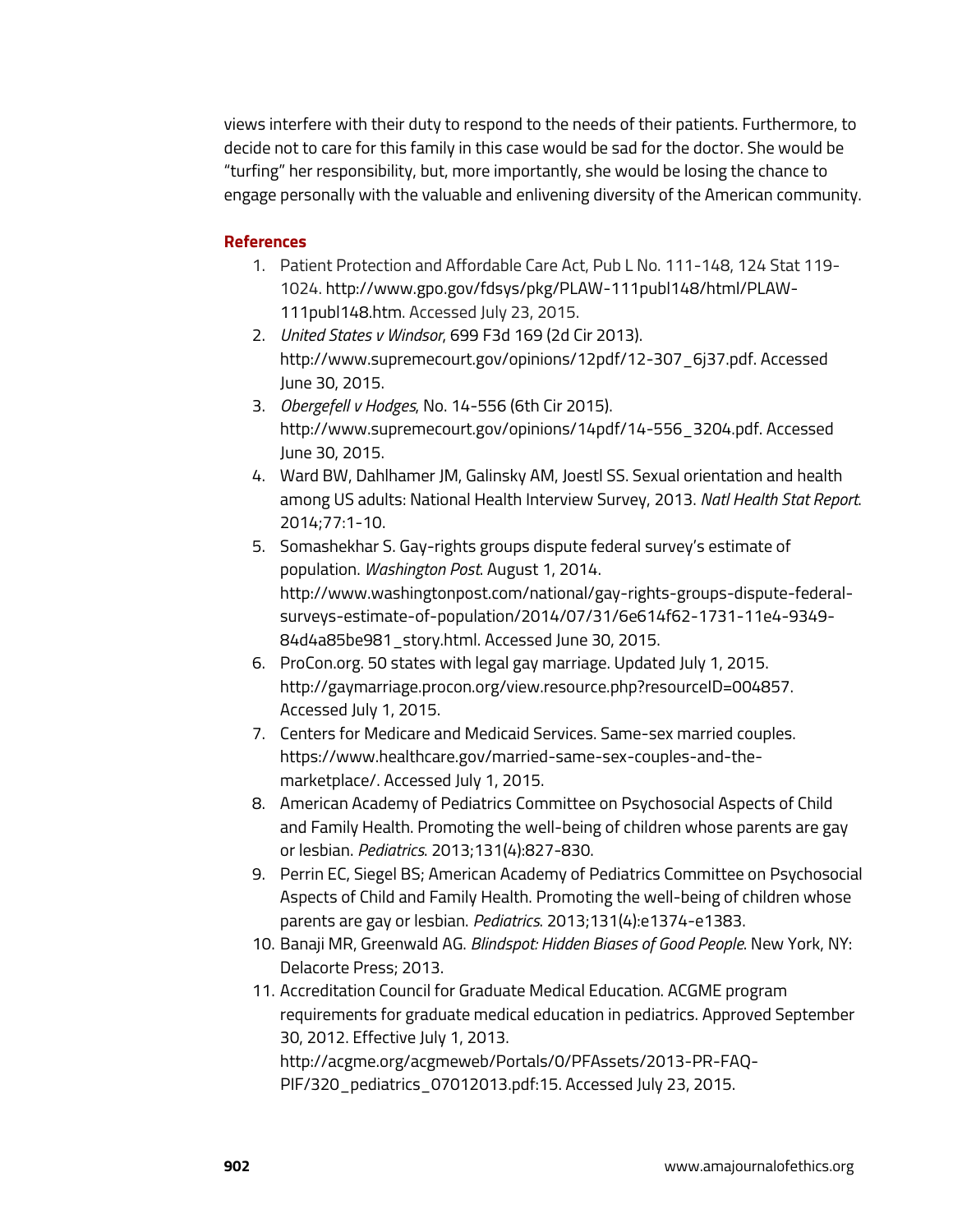views interfere with their duty to respond to the needs of their patients. Furthermore, to decide not to care for this family in this case would be sad for the doctor. She would be "turfing" her responsibility, but, more importantly, she would be losing the chance to engage personally with the valuable and enlivening diversity of the American community.

### References

1. Patient Protection and Affordable Care Act, Pub L No. 111-148, 124 Stat 119-1024. http://www.gpo.gov/fdsys/pkg/PLAW-111publ148/html/PLAW-111publ148.htm. Accessed July 23, 2015.
2. *United States v Windsor*, 699 F3d 169 (2d Cir 2013). http://www.supremecourt.gov/opinions/12pdf/12-307_6j37.pdf. Accessed June 30, 2015.
3. *Obergefell v Hodges*, No. 14-556 (6th Cir 2015). http://www.supremecourt.gov/opinions/14pdf/14-556_3204.pdf. Accessed June 30, 2015.
4. Ward BW, Dahlhamer JM, Galinsky AM, Joestl SS. Sexual orientation and health among US adults: National Health Interview Survey, 2013. *Natl Health Stat Report*. 2014;77:1-10.
5. Somashekhar S. Gay-rights groups dispute federal survey's estimate of population. *Washington Post*. August 1, 2014. http://www.washingtonpost.com/national/gay-rights-groups-dispute-federal-surveys-estimate-of-population/2014/07/31/6e614f62-1731-11e4-9349-84d4a85be981_story.html. Accessed June 30, 2015.
6. ProCon.org. 50 states with legal gay marriage. Updated July 1, 2015. http://gaymarriage.procon.org/view.resource.php?resourceID=004857. Accessed July 1, 2015.
7. Centers for Medicare and Medicaid Services. Same-sex married couples. https://www.healthcare.gov/married-same-sex-couples-and-the-marketplace/. Accessed July 1, 2015.
8. American Academy of Pediatrics Committee on Psychosocial Aspects of Child and Family Health. Promoting the well-being of children whose parents are gay or lesbian. *Pediatrics*. 2013;131(4):827-830.
9. Perrin EC, Siegel BS; American Academy of Pediatrics Committee on Psychosocial Aspects of Child and Family Health. Promoting the well-being of children whose parents are gay or lesbian. *Pediatrics*. 2013;131(4):e1374-e1383.
10. Banaji MR, Greenwald AG. *Blindspot: Hidden Biases of Good People*. New York, NY: Delacorte Press; 2013.
11. Accreditation Council for Graduate Medical Education. ACGME program requirements for graduate medical education in pediatrics. Approved September 30, 2012. Effective July 1, 2013. http://acgme.org/acgmeweb/Portals/0/PFAssets/2013-PR-FAQ-PIF/320_pediatrics_07012013.pdf:15. Accessed July 23, 2015.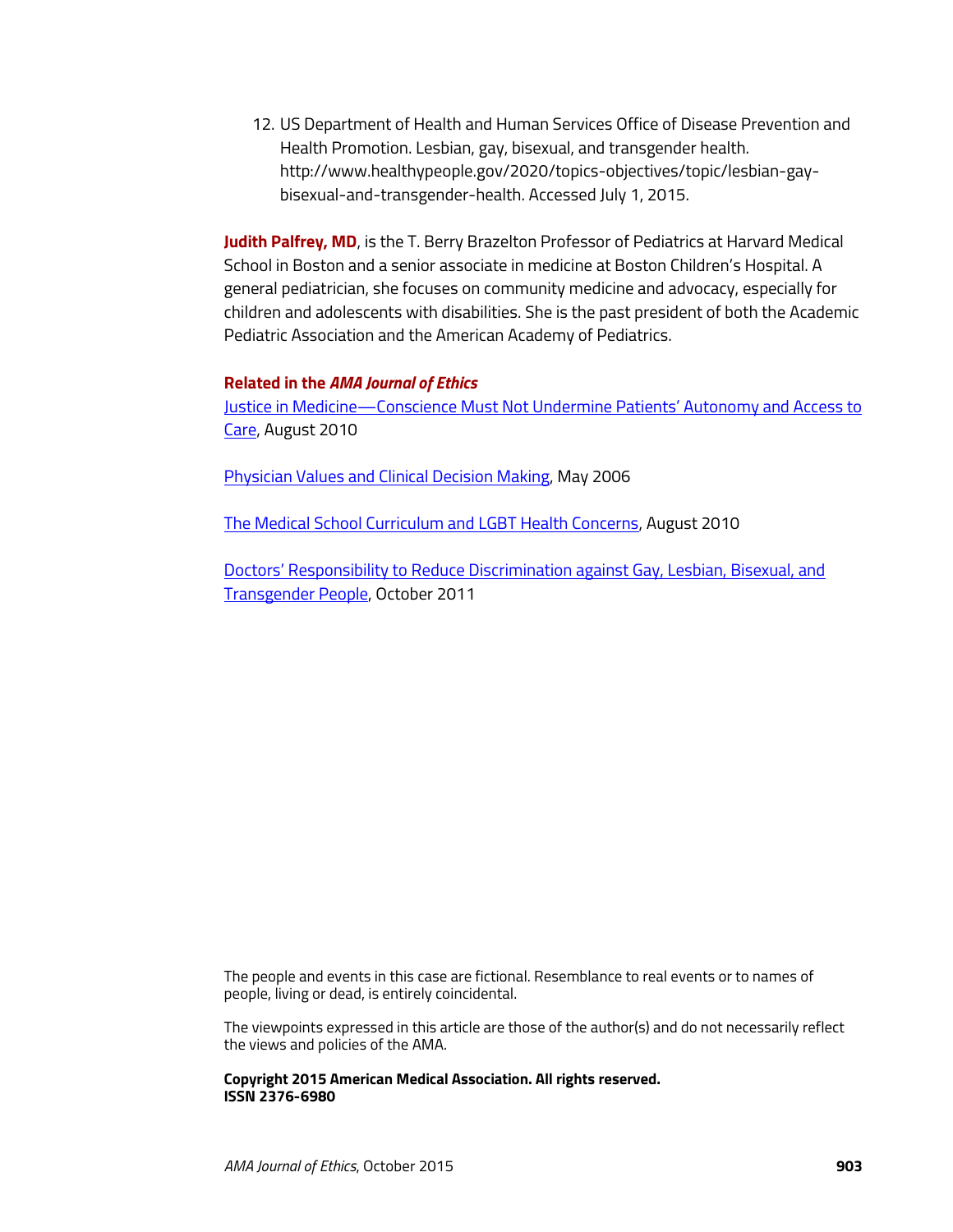12. US Department of Health and Human Services Office of Disease Prevention and Health Promotion. Lesbian, gay, bisexual, and transgender health. http://www.healthypeople.gov/2020/topics-objectives/topic/lesbian-gay-bisexual-and-transgender-health. Accessed July 1, 2015.

**Judith Palfrey, MD**, is the T. Berry Brazelton Professor of Pediatrics at Harvard Medical School in Boston and a senior associate in medicine at Boston Children's Hospital. A general pediatrician, she focuses on community medicine and advocacy, especially for children and adolescents with disabilities. She is the past president of both the Academic Pediatric Association and the American Academy of Pediatrics.

**Related in the *AMA Journal of Ethics***

Justice in Medicine—Conscience Must Not Undermine Patients' Autonomy and Access to Care, August 2010

Physician Values and Clinical Decision Making, May 2006

The Medical School Curriculum and LGBT Health Concerns, August 2010

Doctors' Responsibility to Reduce Discrimination against Gay, Lesbian, Bisexual, and Transgender People, October 2011

The people and events in this case are fictional. Resemblance to real events or to names of people, living or dead, is entirely coincidental.

The viewpoints expressed in this article are those of the author(s) and do not necessarily reflect the views and policies of the AMA.

**Copyright 2015 American Medical Association. All rights reserved.**
**ISSN 2376-6980**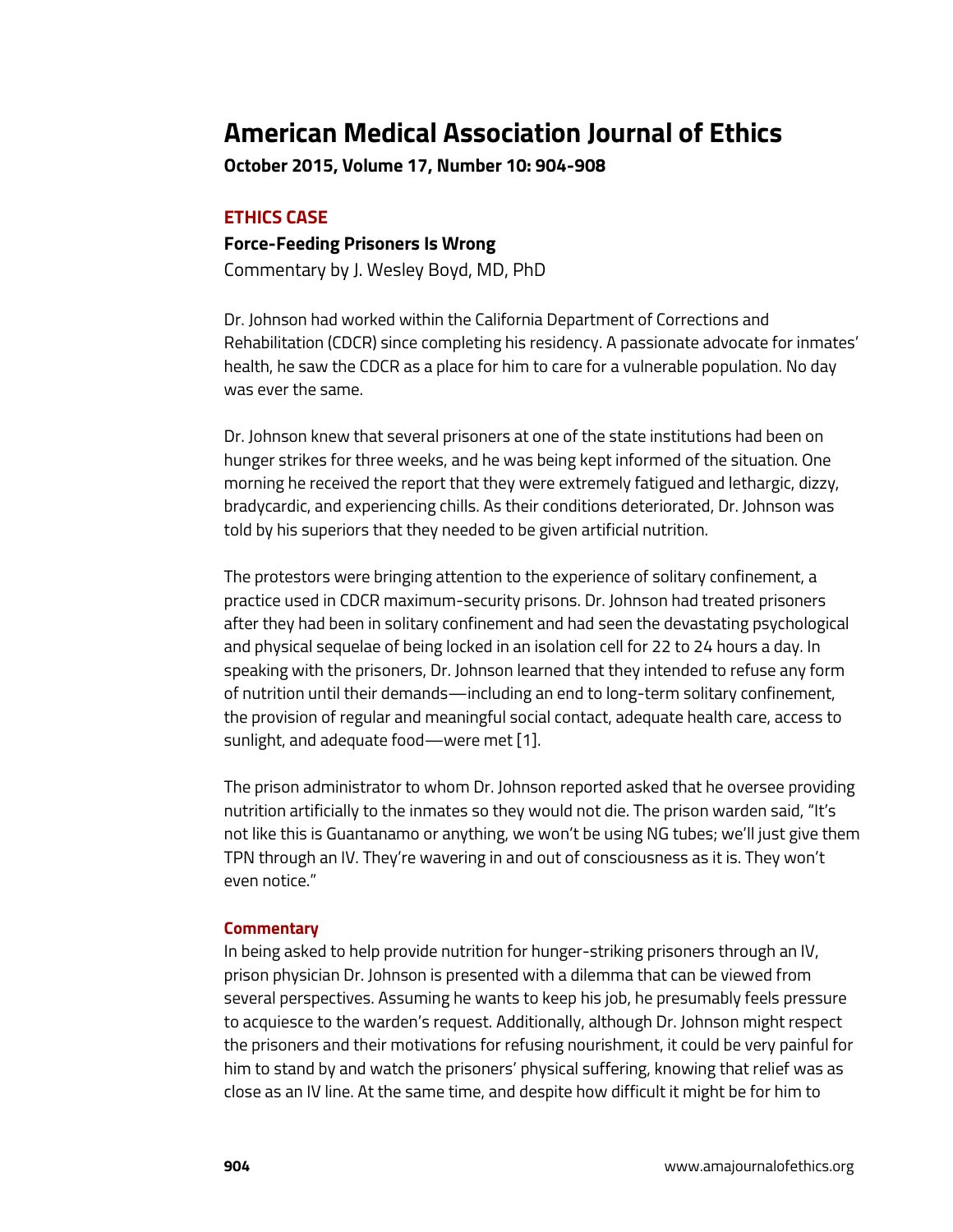# American Medical Association Journal of Ethics

**October 2015, Volume 17, Number 10: 904-908**

## ETHICS CASE

### Force-Feeding Prisoners Is Wrong

Commentary by J. Wesley Boyd, MD, PhD

Dr. Johnson had worked within the California Department of Corrections and Rehabilitation (CDCR) since completing his residency. A passionate advocate for inmates' health, he saw the CDCR as a place for him to care for a vulnerable population. No day was ever the same.

Dr. Johnson knew that several prisoners at one of the state institutions had been on hunger strikes for three weeks, and he was being kept informed of the situation. One morning he received the report that they were extremely fatigued and lethargic, dizzy, bradycardic, and experiencing chills. As their conditions deteriorated, Dr. Johnson was told by his superiors that they needed to be given artificial nutrition.

The protestors were bringing attention to the experience of solitary confinement, a practice used in CDCR maximum-security prisons. Dr. Johnson had treated prisoners after they had been in solitary confinement and had seen the devastating psychological and physical sequelae of being locked in an isolation cell for 22 to 24 hours a day. In speaking with the prisoners, Dr. Johnson learned that they intended to refuse any form of nutrition until their demands—including an end to long-term solitary confinement, the provision of regular and meaningful social contact, adequate health care, access to sunlight, and adequate food—were met [1].

The prison administrator to whom Dr. Johnson reported asked that he oversee providing nutrition artificially to the inmates so they would not die. The prison warden said, "It's not like this is Guantanamo or anything, we won't be using NG tubes; we'll just give them TPN through an IV. They're wavering in and out of consciousness as it is. They won't even notice."

### Commentary

In being asked to help provide nutrition for hunger-striking prisoners through an IV, prison physician Dr. Johnson is presented with a dilemma that can be viewed from several perspectives. Assuming he wants to keep his job, he presumably feels pressure to acquiesce to the warden's request. Additionally, although Dr. Johnson might respect the prisoners and their motivations for refusing nourishment, it could be very painful for him to stand by and watch the prisoners' physical suffering, knowing that relief was as close as an IV line. At the same time, and despite how difficult it might be for him to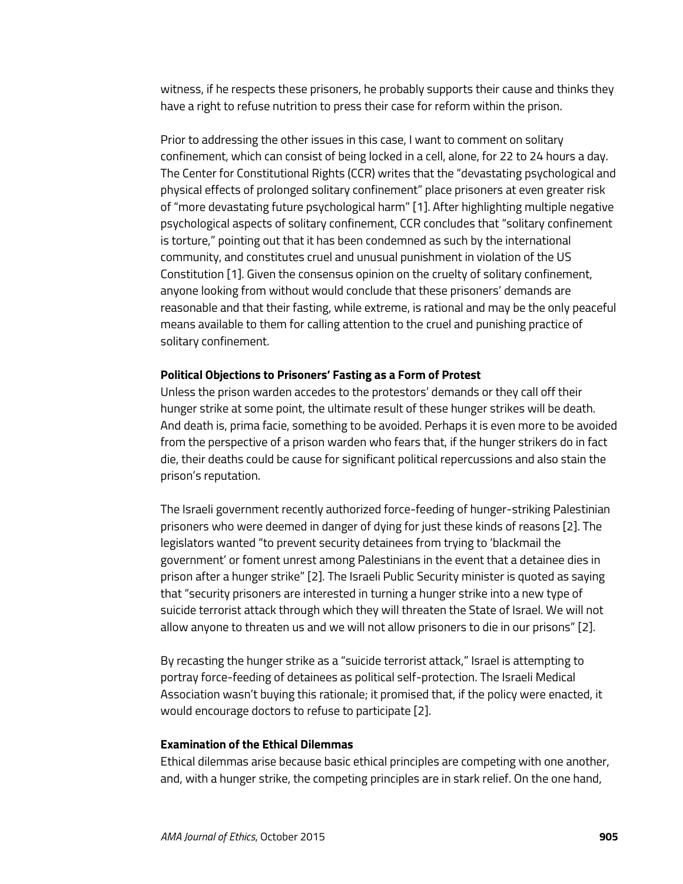witness, if he respects these prisoners, he probably supports their cause and thinks they have a right to refuse nutrition to press their case for reform within the prison.

Prior to addressing the other issues in this case, I want to comment on solitary confinement, which can consist of being locked in a cell, alone, for 22 to 24 hours a day. The Center for Constitutional Rights (CCR) writes that the "devastating psychological and physical effects of prolonged solitary confinement" place prisoners at even greater risk of "more devastating future psychological harm" [1]. After highlighting multiple negative psychological aspects of solitary confinement, CCR concludes that "solitary confinement is torture," pointing out that it has been condemned as such by the international community, and constitutes cruel and unusual punishment in violation of the US Constitution [1]. Given the consensus opinion on the cruelty of solitary confinement, anyone looking from without would conclude that these prisoners' demands are reasonable and that their fasting, while extreme, is rational and may be the only peaceful means available to them for calling attention to the cruel and punishing practice of solitary confinement.

**Political Objections to Prisoners' Fasting as a Form of Protest**

Unless the prison warden accedes to the protestors' demands or they call off their hunger strike at some point, the ultimate result of these hunger strikes will be death. And death is, prima facie, something to be avoided. Perhaps it is even more to be avoided from the perspective of a prison warden who fears that, if the hunger strikers do in fact die, their deaths could be cause for significant political repercussions and also stain the prison's reputation.

The Israeli government recently authorized force-feeding of hunger-striking Palestinian prisoners who were deemed in danger of dying for just these kinds of reasons [2]. The legislators wanted "to prevent security detainees from trying to 'blackmail the government' or foment unrest among Palestinians in the event that a detainee dies in prison after a hunger strike" [2]. The Israeli Public Security minister is quoted as saying that "security prisoners are interested in turning a hunger strike into a new type of suicide terrorist attack through which they will threaten the State of Israel. We will not allow anyone to threaten us and we will not allow prisoners to die in our prisons" [2].

By recasting the hunger strike as a "suicide terrorist attack," Israel is attempting to portray force-feeding of detainees as political self-protection. The Israeli Medical Association wasn't buying this rationale; it promised that, if the policy were enacted, it would encourage doctors to refuse to participate [2].

**Examination of the Ethical Dilemmas**

Ethical dilemmas arise because basic ethical principles are competing with one another, and, with a hunger strike, the competing principles are in stark relief. On the one hand,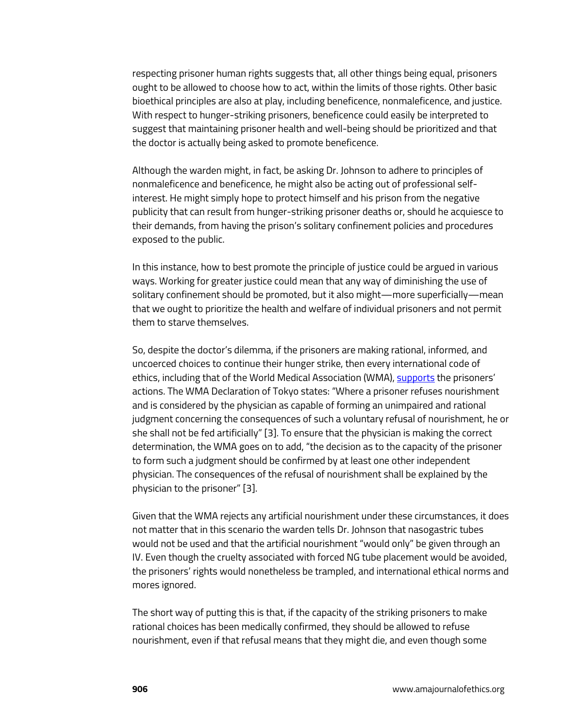respecting prisoner human rights suggests that, all other things being equal, prisoners ought to be allowed to choose how to act, within the limits of those rights. Other basic bioethical principles are also at play, including beneficence, nonmaleficence, and justice. With respect to hunger-striking prisoners, beneficence could easily be interpreted to suggest that maintaining prisoner health and well-being should be prioritized and that the doctor is actually being asked to promote beneficence.

Although the warden might, in fact, be asking Dr. Johnson to adhere to principles of nonmaleficence and beneficence, he might also be acting out of professional self-interest. He might simply hope to protect himself and his prison from the negative publicity that can result from hunger-striking prisoner deaths or, should he acquiesce to their demands, from having the prison's solitary confinement policies and procedures exposed to the public.

In this instance, how to best promote the principle of justice could be argued in various ways. Working for greater justice could mean that any way of diminishing the use of solitary confinement should be promoted, but it also might—more superficially—mean that we ought to prioritize the health and welfare of individual prisoners and not permit them to starve themselves.

So, despite the doctor's dilemma, if the prisoners are making rational, informed, and uncoerced choices to continue their hunger strike, then every international code of ethics, including that of the World Medical Association (WMA), supports the prisoners' actions. The WMA Declaration of Tokyo states: "Where a prisoner refuses nourishment and is considered by the physician as capable of forming an unimpaired and rational judgment concerning the consequences of such a voluntary refusal of nourishment, he or she shall not be fed artificially" [3]. To ensure that the physician is making the correct determination, the WMA goes on to add, "the decision as to the capacity of the prisoner to form such a judgment should be confirmed by at least one other independent physician. The consequences of the refusal of nourishment shall be explained by the physician to the prisoner" [3].

Given that the WMA rejects any artificial nourishment under these circumstances, it does not matter that in this scenario the warden tells Dr. Johnson that nasogastric tubes would not be used and that the artificial nourishment "would only" be given through an IV. Even though the cruelty associated with forced NG tube placement would be avoided, the prisoners' rights would nonetheless be trampled, and international ethical norms and mores ignored.

The short way of putting this is that, if the capacity of the striking prisoners to make rational choices has been medically confirmed, they should be allowed to refuse nourishment, even if that refusal means that they might die, and even though some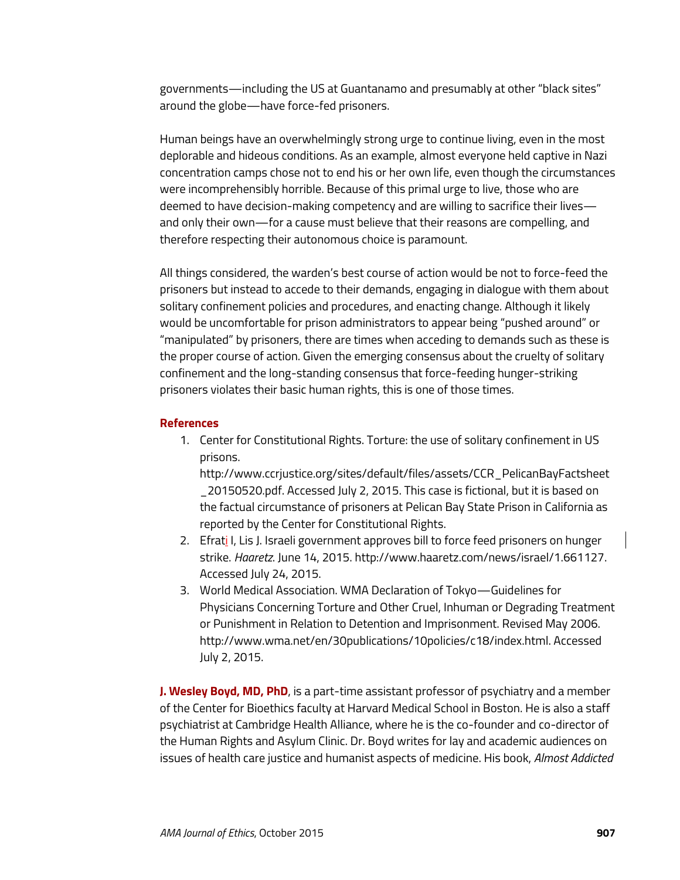governments—including the US at Guantanamo and presumably at other "black sites" around the globe—have force-fed prisoners.

Human beings have an overwhelmingly strong urge to continue living, even in the most deplorable and hideous conditions. As an example, almost everyone held captive in Nazi concentration camps chose not to end his or her own life, even though the circumstances were incomprehensibly horrible. Because of this primal urge to live, those who are deemed to have decision-making competency and are willing to sacrifice their lives—and only their own—for a cause must believe that their reasons are compelling, and therefore respecting their autonomous choice is paramount.

All things considered, the warden's best course of action would be not to force-feed the prisoners but instead to accede to their demands, engaging in dialogue with them about solitary confinement policies and procedures, and enacting change. Although it likely would be uncomfortable for prison administrators to appear being "pushed around" or "manipulated" by prisoners, there are times when acceding to demands such as these is the proper course of action. Given the emerging consensus about the cruelty of solitary confinement and the long-standing consensus that force-feeding hunger-striking prisoners violates their basic human rights, this is one of those times.

### References

1. Center for Constitutional Rights. Torture: the use of solitary confinement in US prisons. http://www.ccrjustice.org/sites/default/files/assets/CCR_PelicanBayFactsheet_20150520.pdf. Accessed July 2, 2015. This case is fictional, but it is based on the factual circumstance of prisoners at Pelican Bay State Prison in California as reported by the Center for Constitutional Rights.
2. Efrati I, Lis J. Israeli government approves bill to force feed prisoners on hunger strike. *Haaretz*. June 14, 2015. http://www.haaretz.com/news/israel/1.661127. Accessed July 24, 2015.
3. World Medical Association. WMA Declaration of Tokyo—Guidelines for Physicians Concerning Torture and Other Cruel, Inhuman or Degrading Treatment or Punishment in Relation to Detention and Imprisonment. Revised May 2006. http://www.wma.net/en/30publications/10policies/c18/index.html. Accessed July 2, 2015.

**J. Wesley Boyd, MD, PhD**, is a part-time assistant professor of psychiatry and a member of the Center for Bioethics faculty at Harvard Medical School in Boston. He is also a staff psychiatrist at Cambridge Health Alliance, where he is the co-founder and co-director of the Human Rights and Asylum Clinic. Dr. Boyd writes for lay and academic audiences on issues of health care justice and humanist aspects of medicine. His book, *Almost Addicted*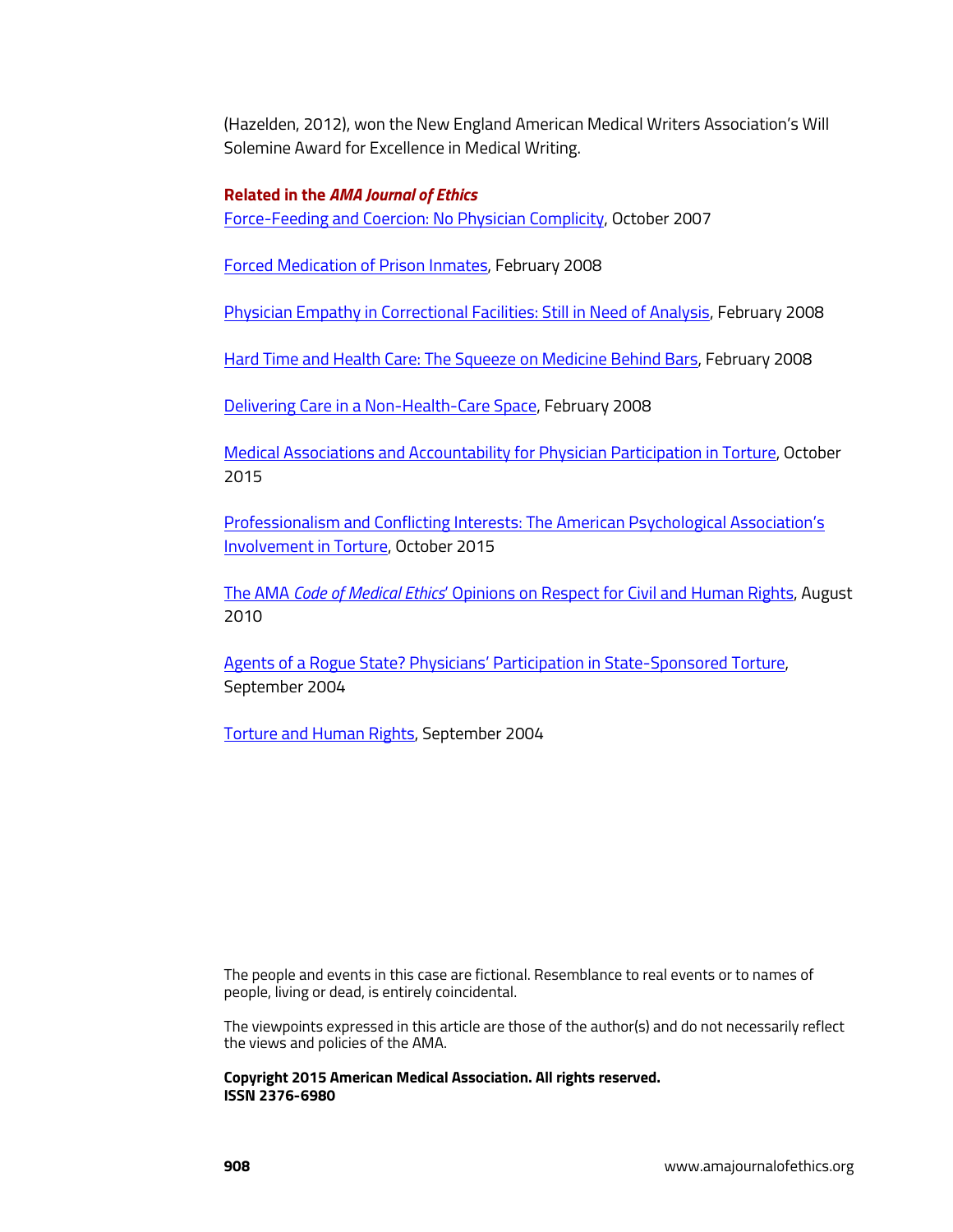(Hazelden, 2012), won the New England American Medical Writers Association's Will Solemine Award for Excellence in Medical Writing.

**Related in the *AMA Journal of Ethics***

Force-Feeding and Coercion: No Physician Complicity, October 2007

Forced Medication of Prison Inmates, February 2008

Physician Empathy in Correctional Facilities: Still in Need of Analysis, February 2008

Hard Time and Health Care: The Squeeze on Medicine Behind Bars, February 2008

Delivering Care in a Non-Health-Care Space, February 2008

Medical Associations and Accountability for Physician Participation in Torture, October 2015

Professionalism and Conflicting Interests: The American Psychological Association's Involvement in Torture, October 2015

The AMA *Code of Medical Ethics*' Opinions on Respect for Civil and Human Rights, August 2010

Agents of a Rogue State? Physicians' Participation in State-Sponsored Torture, September 2004

Torture and Human Rights, September 2004

The people and events in this case are fictional. Resemblance to real events or to names of people, living or dead, is entirely coincidental.

The viewpoints expressed in this article are those of the author(s) and do not necessarily reflect the views and policies of the AMA.

**Copyright 2015 American Medical Association. All rights reserved.**
**ISSN 2376-6980**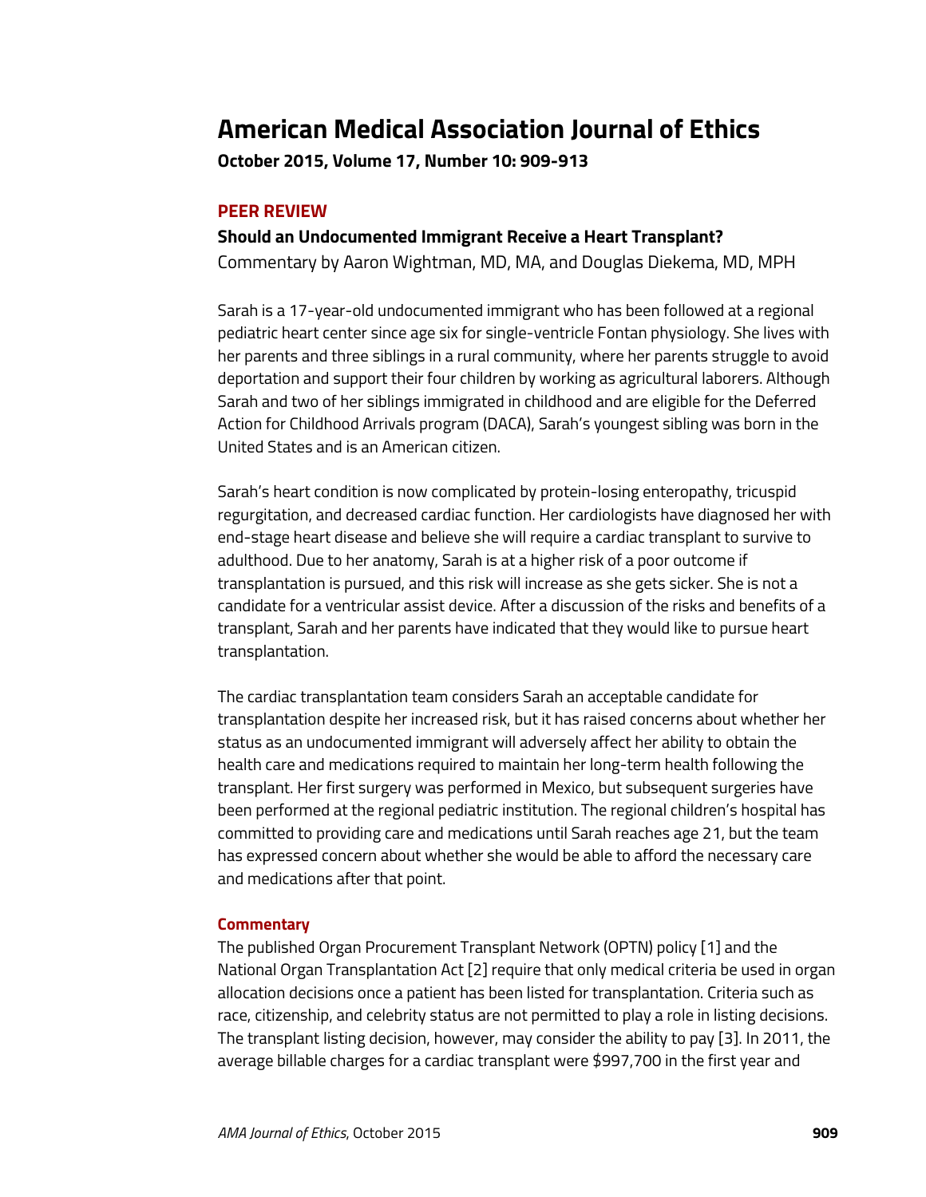# American Medical Association Journal of Ethics

**October 2015, Volume 17, Number 10: 909-913**

## PEER REVIEW

### Should an Undocumented Immigrant Receive a Heart Transplant?

Commentary by Aaron Wightman, MD, MA, and Douglas Diekema, MD, MPH

Sarah is a 17-year-old undocumented immigrant who has been followed at a regional pediatric heart center since age six for single-ventricle Fontan physiology. She lives with her parents and three siblings in a rural community, where her parents struggle to avoid deportation and support their four children by working as agricultural laborers. Although Sarah and two of her siblings immigrated in childhood and are eligible for the Deferred Action for Childhood Arrivals program (DACA), Sarah's youngest sibling was born in the United States and is an American citizen.

Sarah's heart condition is now complicated by protein-losing enteropathy, tricuspid regurgitation, and decreased cardiac function. Her cardiologists have diagnosed her with end-stage heart disease and believe she will require a cardiac transplant to survive to adulthood. Due to her anatomy, Sarah is at a higher risk of a poor outcome if transplantation is pursued, and this risk will increase as she gets sicker. She is not a candidate for a ventricular assist device. After a discussion of the risks and benefits of a transplant, Sarah and her parents have indicated that they would like to pursue heart transplantation.

The cardiac transplantation team considers Sarah an acceptable candidate for transplantation despite her increased risk, but it has raised concerns about whether her status as an undocumented immigrant will adversely affect her ability to obtain the health care and medications required to maintain her long-term health following the transplant. Her first surgery was performed in Mexico, but subsequent surgeries have been performed at the regional pediatric institution. The regional children's hospital has committed to providing care and medications until Sarah reaches age 21, but the team has expressed concern about whether she would be able to afford the necessary care and medications after that point.

### Commentary

The published Organ Procurement Transplant Network (OPTN) policy [1] and the National Organ Transplantation Act [2] require that only medical criteria be used in organ allocation decisions once a patient has been listed for transplantation. Criteria such as race, citizenship, and celebrity status are not permitted to play a role in listing decisions. The transplant listing decision, however, may consider the ability to pay [3]. In 2011, the average billable charges for a cardiac transplant were $997,700 in the first year and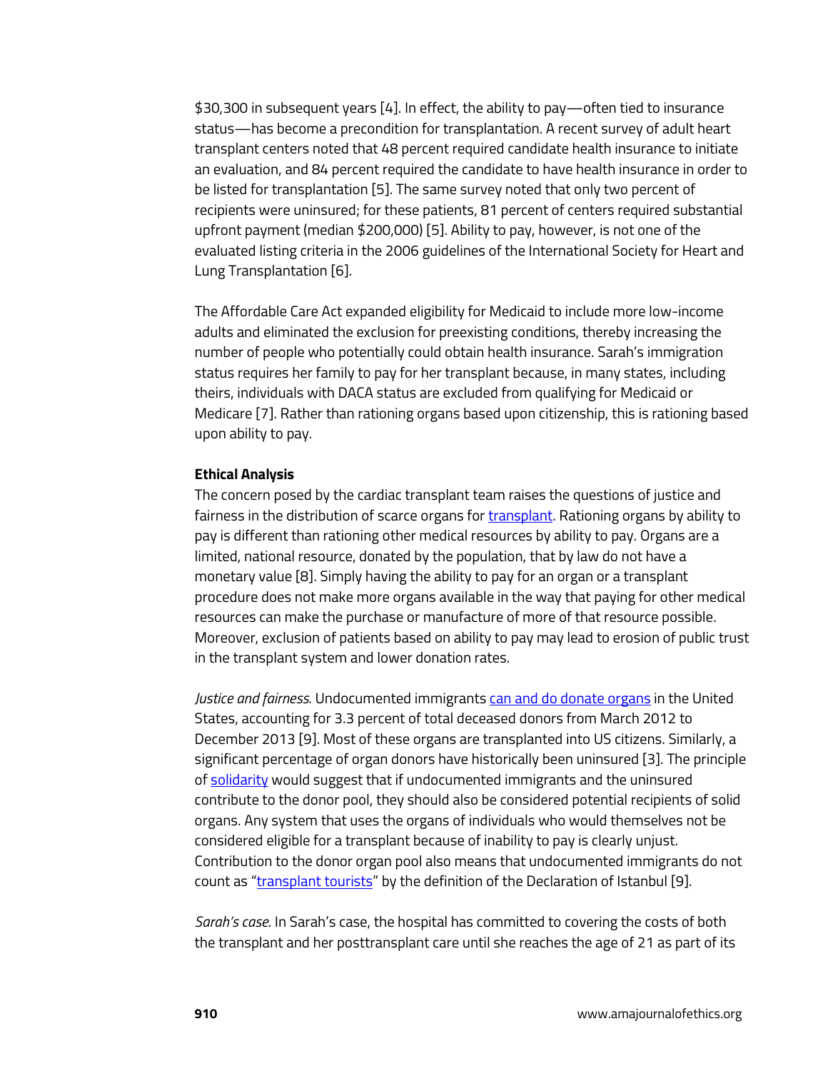$30,300 in subsequent years [4]. In effect, the ability to pay—often tied to insurance status—has become a precondition for transplantation. A recent survey of adult heart transplant centers noted that 48 percent required candidate health insurance to initiate an evaluation, and 84 percent required the candidate to have health insurance in order to be listed for transplantation [5]. The same survey noted that only two percent of recipients were uninsured; for these patients, 81 percent of centers required substantial upfront payment (median $200,000) [5]. Ability to pay, however, is not one of the evaluated listing criteria in the 2006 guidelines of the International Society for Heart and Lung Transplantation [6].

The Affordable Care Act expanded eligibility for Medicaid to include more low-income adults and eliminated the exclusion for preexisting conditions, thereby increasing the number of people who potentially could obtain health insurance. Sarah's immigration status requires her family to pay for her transplant because, in many states, including theirs, individuals with DACA status are excluded from qualifying for Medicaid or Medicare [7]. Rather than rationing organs based upon citizenship, this is rationing based upon ability to pay.

**Ethical Analysis**

The concern posed by the cardiac transplant team raises the questions of justice and fairness in the distribution of scarce organs for transplant. Rationing organs by ability to pay is different than rationing other medical resources by ability to pay. Organs are a limited, national resource, donated by the population, that by law do not have a monetary value [8]. Simply having the ability to pay for an organ or a transplant procedure does not make more organs available in the way that paying for other medical resources can make the purchase or manufacture of more of that resource possible. Moreover, exclusion of patients based on ability to pay may lead to erosion of public trust in the transplant system and lower donation rates.

*Justice and fairness*. Undocumented immigrants can and do donate organs in the United States, accounting for 3.3 percent of total deceased donors from March 2012 to December 2013 [9]. Most of these organs are transplanted into US citizens. Similarly, a significant percentage of organ donors have historically been uninsured [3]. The principle of solidarity would suggest that if undocumented immigrants and the uninsured contribute to the donor pool, they should also be considered potential recipients of solid organs. Any system that uses the organs of individuals who would themselves not be considered eligible for a transplant because of inability to pay is clearly unjust. Contribution to the donor organ pool also means that undocumented immigrants do not count as "transplant tourists" by the definition of the Declaration of Istanbul [9].

*Sarah's case*. In Sarah's case, the hospital has committed to covering the costs of both the transplant and her posttransplant care until she reaches the age of 21 as part of its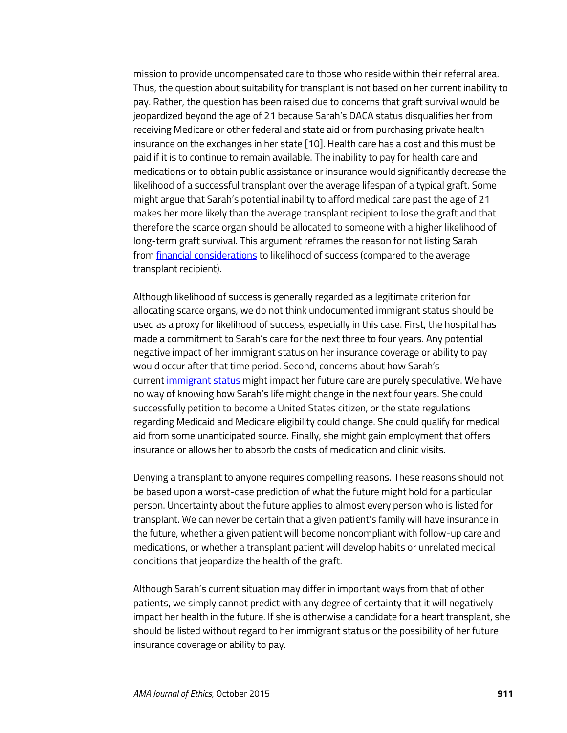mission to provide uncompensated care to those who reside within their referral area. Thus, the question about suitability for transplant is not based on her current inability to pay. Rather, the question has been raised due to concerns that graft survival would be jeopardized beyond the age of 21 because Sarah's DACA status disqualifies her from receiving Medicare or other federal and state aid or from purchasing private health insurance on the exchanges in her state [10]. Health care has a cost and this must be paid if it is to continue to remain available. The inability to pay for health care and medications or to obtain public assistance or insurance would significantly decrease the likelihood of a successful transplant over the average lifespan of a typical graft. Some might argue that Sarah's potential inability to afford medical care past the age of 21 makes her more likely than the average transplant recipient to lose the graft and that therefore the scarce organ should be allocated to someone with a higher likelihood of long-term graft survival. This argument reframes the reason for not listing Sarah from financial considerations to likelihood of success (compared to the average transplant recipient).

Although likelihood of success is generally regarded as a legitimate criterion for allocating scarce organs, we do not think undocumented immigrant status should be used as a proxy for likelihood of success, especially in this case. First, the hospital has made a commitment to Sarah's care for the next three to four years. Any potential negative impact of her immigrant status on her insurance coverage or ability to pay would occur after that time period. Second, concerns about how Sarah's current immigrant status might impact her future care are purely speculative. We have no way of knowing how Sarah's life might change in the next four years. She could successfully petition to become a United States citizen, or the state regulations regarding Medicaid and Medicare eligibility could change. She could qualify for medical aid from some unanticipated source. Finally, she might gain employment that offers insurance or allows her to absorb the costs of medication and clinic visits.

Denying a transplant to anyone requires compelling reasons. These reasons should not be based upon a worst-case prediction of what the future might hold for a particular person. Uncertainty about the future applies to almost every person who is listed for transplant. We can never be certain that a given patient's family will have insurance in the future, whether a given patient will become noncompliant with follow-up care and medications, or whether a transplant patient will develop habits or unrelated medical conditions that jeopardize the health of the graft.

Although Sarah's current situation may differ in important ways from that of other patients, we simply cannot predict with any degree of certainty that it will negatively impact her health in the future. If she is otherwise a candidate for a heart transplant, she should be listed without regard to her immigrant status or the possibility of her future insurance coverage or ability to pay.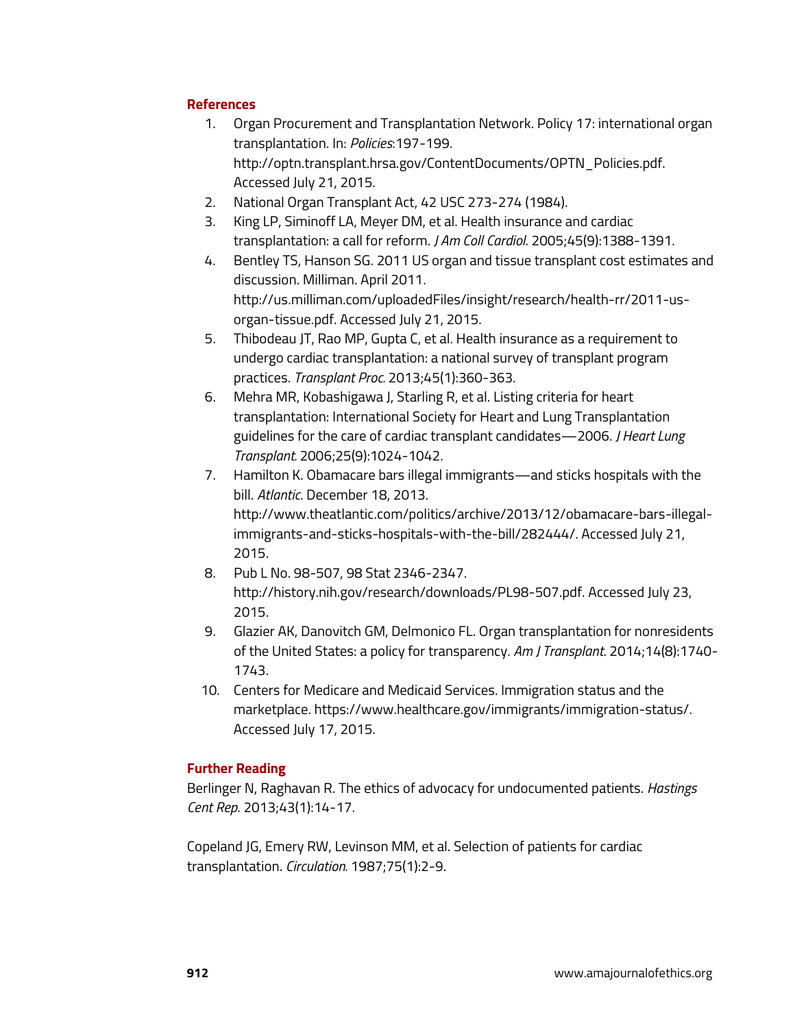## References

1. Organ Procurement and Transplantation Network. Policy 17: international organ transplantation. In: *Policies*:197-199. http://optn.transplant.hrsa.gov/ContentDocuments/OPTN_Policies.pdf. Accessed July 21, 2015.
2. National Organ Transplant Act, 42 USC 273-274 (1984).
3. King LP, Siminoff LA, Meyer DM, et al. Health insurance and cardiac transplantation: a call for reform. *J Am Coll Cardiol.* 2005;45(9):1388-1391.
4. Bentley TS, Hanson SG. 2011 US organ and tissue transplant cost estimates and discussion. Milliman. April 2011. http://us.milliman.com/uploadedFiles/insight/research/health-rr/2011-us-organ-tissue.pdf. Accessed July 21, 2015.
5. Thibodeau JT, Rao MP, Gupta C, et al. Health insurance as a requirement to undergo cardiac transplantation: a national survey of transplant program practices. *Transplant Proc.* 2013;45(1):360-363.
6. Mehra MR, Kobashigawa J, Starling R, et al. Listing criteria for heart transplantation: International Society for Heart and Lung Transplantation guidelines for the care of cardiac transplant candidates—2006. *J Heart Lung Transplant.* 2006;25(9):1024-1042.
7. Hamilton K. Obamacare bars illegal immigrants—and sticks hospitals with the bill. *Atlantic*. December 18, 2013. http://www.theatlantic.com/politics/archive/2013/12/obamacare-bars-illegal-immigrants-and-sticks-hospitals-with-the-bill/282444/. Accessed July 21, 2015.
8. Pub L No. 98-507, 98 Stat 2346-2347. http://history.nih.gov/research/downloads/PL98-507.pdf. Accessed July 23, 2015.
9. Glazier AK, Danovitch GM, Delmonico FL. Organ transplantation for nonresidents of the United States: a policy for transparency. *Am J Transplant*. 2014;14(8):1740-1743.
10. Centers for Medicare and Medicaid Services. Immigration status and the marketplace. https://www.healthcare.gov/immigrants/immigration-status/. Accessed July 17, 2015.

## Further Reading

Berlinger N, Raghavan R. The ethics of advocacy for undocumented patients. *Hastings Cent Rep*. 2013;43(1):14-17.

Copeland JG, Emery RW, Levinson MM, et al. Selection of patients for cardiac transplantation. *Circulation.* 1987;75(1):2-9.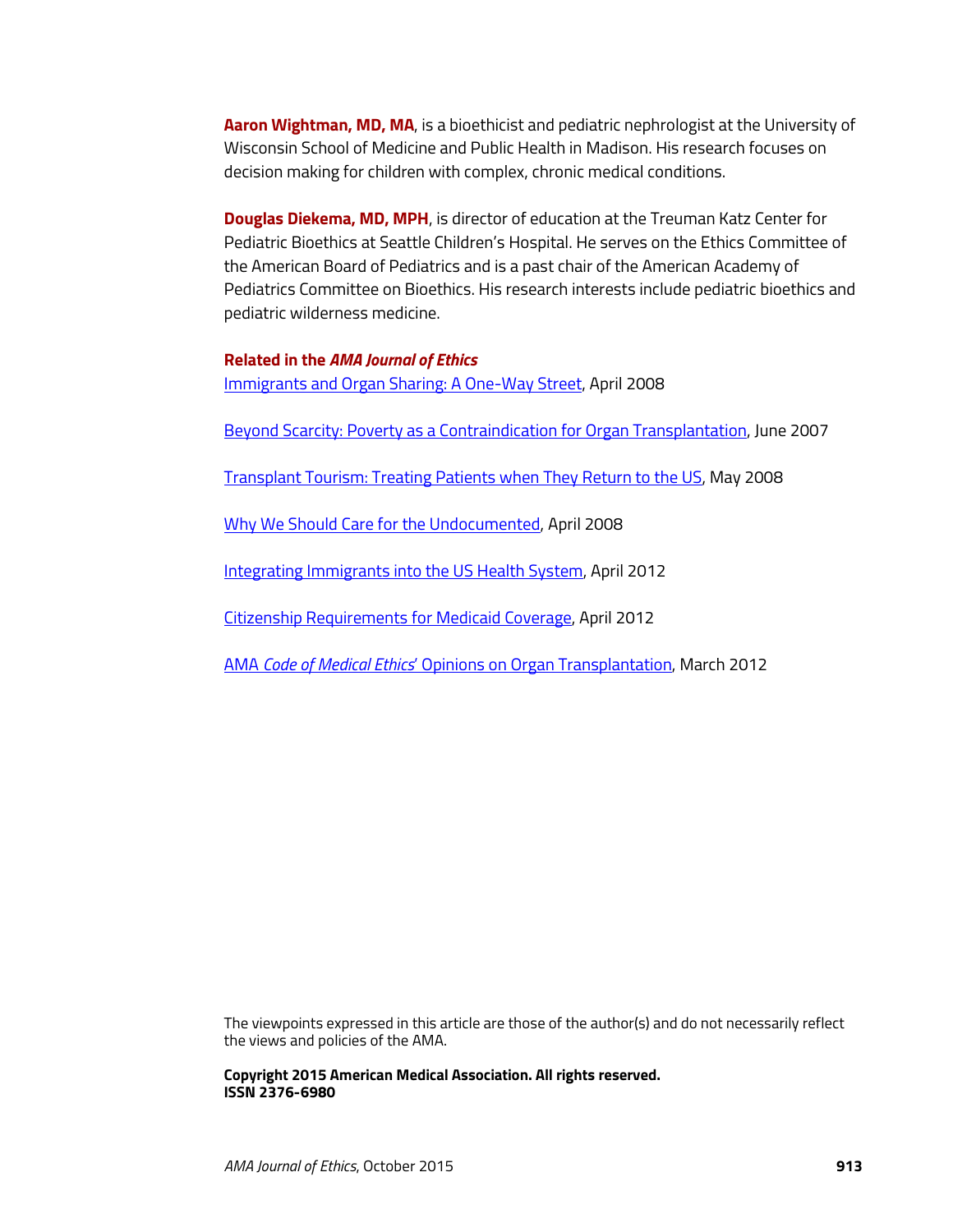**Aaron Wightman, MD, MA**, is a bioethicist and pediatric nephrologist at the University of Wisconsin School of Medicine and Public Health in Madison. His research focuses on decision making for children with complex, chronic medical conditions.

**Douglas Diekema, MD, MPH**, is director of education at the Treuman Katz Center for Pediatric Bioethics at Seattle Children's Hospital. He serves on the Ethics Committee of the American Board of Pediatrics and is a past chair of the American Academy of Pediatrics Committee on Bioethics. His research interests include pediatric bioethics and pediatric wilderness medicine.

**Related in the *AMA Journal of Ethics***

Immigrants and Organ Sharing: A One-Way Street, April 2008

Beyond Scarcity: Poverty as a Contraindication for Organ Transplantation, June 2007

Transplant Tourism: Treating Patients when They Return to the US, May 2008

Why We Should Care for the Undocumented, April 2008

Integrating Immigrants into the US Health System, April 2012

Citizenship Requirements for Medicaid Coverage, April 2012

AMA *Code of Medical Ethics*' Opinions on Organ Transplantation, March 2012

The viewpoints expressed in this article are those of the author(s) and do not necessarily reflect the views and policies of the AMA.

**Copyright 2015 American Medical Association. All rights reserved.**
**ISSN 2376-6980**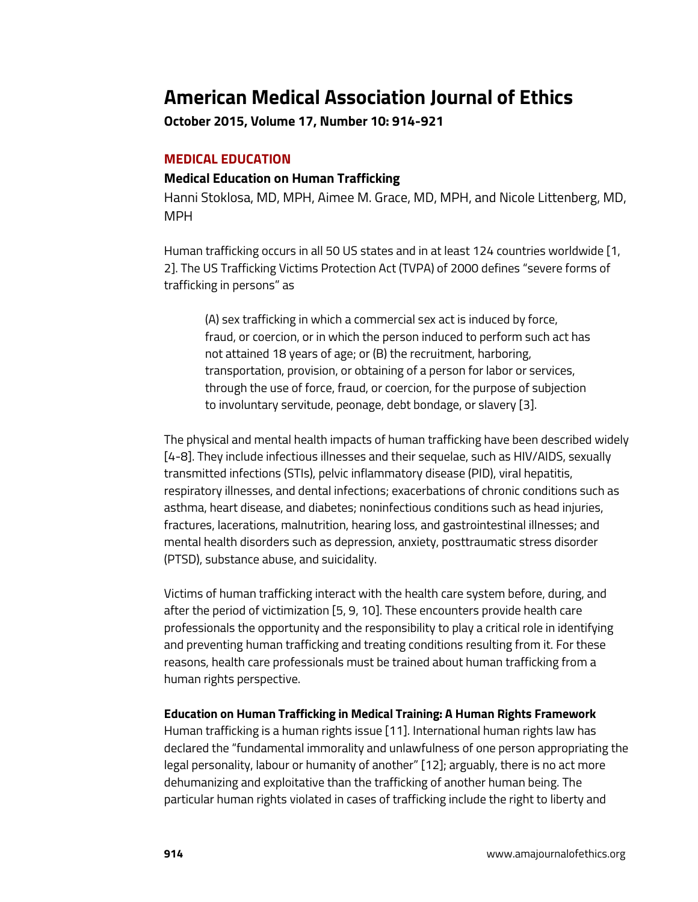# American Medical Association Journal of Ethics

**October 2015, Volume 17, Number 10: 914-921**

## MEDICAL EDUCATION

### Medical Education on Human Trafficking

Hanni Stoklosa, MD, MPH, Aimee M. Grace, MD, MPH, and Nicole Littenberg, MD, MPH

Human trafficking occurs in all 50 US states and in at least 124 countries worldwide [1, 2]. The US Trafficking Victims Protection Act (TVPA) of 2000 defines "severe forms of trafficking in persons" as

> (A) sex trafficking in which a commercial sex act is induced by force, fraud, or coercion, or in which the person induced to perform such act has not attained 18 years of age; or (B) the recruitment, harboring, transportation, provision, or obtaining of a person for labor or services, through the use of force, fraud, or coercion, for the purpose of subjection to involuntary servitude, peonage, debt bondage, or slavery [3].

The physical and mental health impacts of human trafficking have been described widely [4-8]. They include infectious illnesses and their sequelae, such as HIV/AIDS, sexually transmitted infections (STIs), pelvic inflammatory disease (PID), viral hepatitis, respiratory illnesses, and dental infections; exacerbations of chronic conditions such as asthma, heart disease, and diabetes; noninfectious conditions such as head injuries, fractures, lacerations, malnutrition, hearing loss, and gastrointestinal illnesses; and mental health disorders such as depression, anxiety, posttraumatic stress disorder (PTSD), substance abuse, and suicidality.

Victims of human trafficking interact with the health care system before, during, and after the period of victimization [5, 9, 10]. These encounters provide health care professionals the opportunity and the responsibility to play a critical role in identifying and preventing human trafficking and treating conditions resulting from it. For these reasons, health care professionals must be trained about human trafficking from a human rights perspective.

**Education on Human Trafficking in Medical Training: A Human Rights Framework**

Human trafficking is a human rights issue [11]. International human rights law has declared the "fundamental immorality and unlawfulness of one person appropriating the legal personality, labour or humanity of another" [12]; arguably, there is no act more dehumanizing and exploitative than the trafficking of another human being. The particular human rights violated in cases of trafficking include the right to liberty and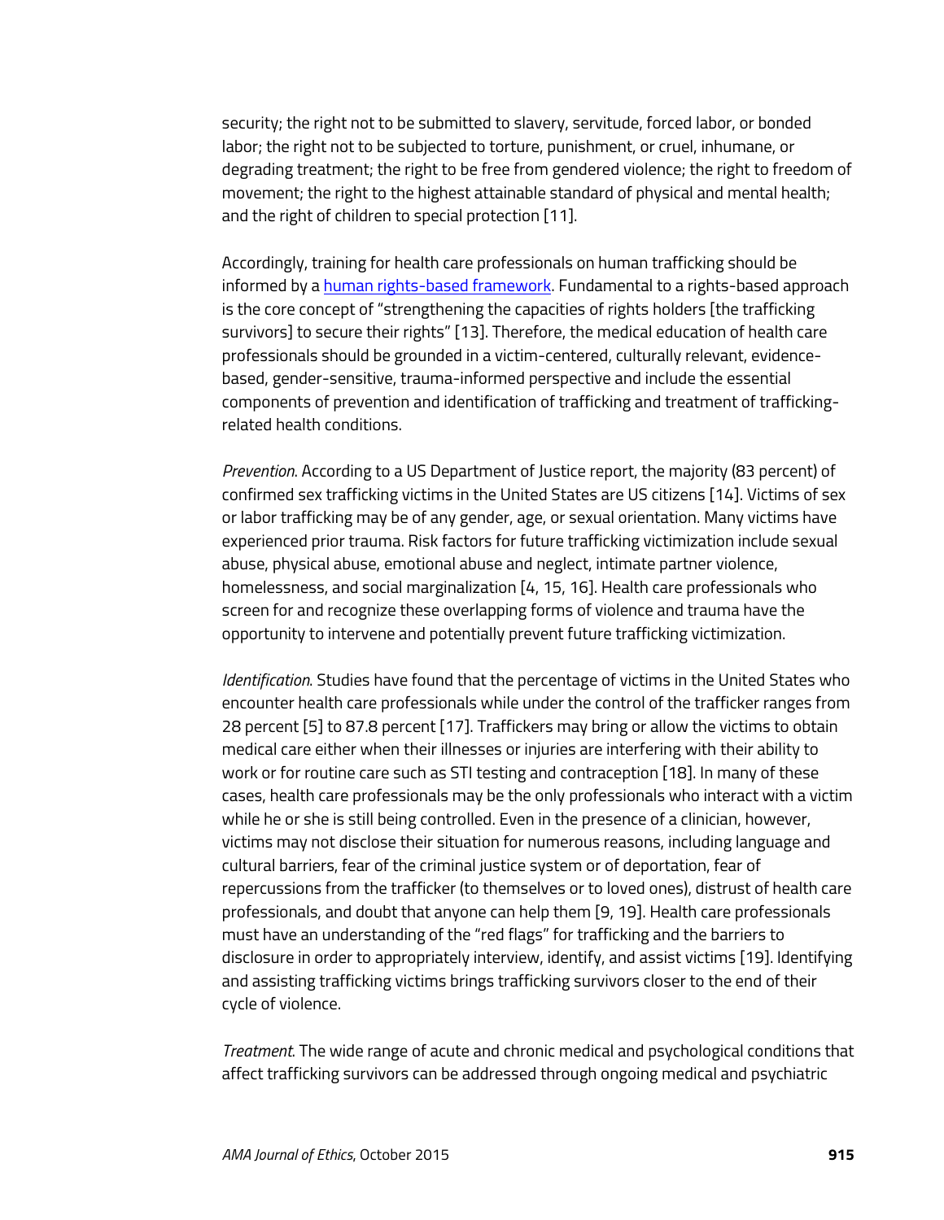security; the right not to be submitted to slavery, servitude, forced labor, or bonded labor; the right not to be subjected to torture, punishment, or cruel, inhumane, or degrading treatment; the right to be free from gendered violence; the right to freedom of movement; the right to the highest attainable standard of physical and mental health; and the right of children to special protection [11].

Accordingly, training for health care professionals on human trafficking should be informed by a human rights-based framework. Fundamental to a rights-based approach is the core concept of "strengthening the capacities of rights holders [the trafficking survivors] to secure their rights" [13]. Therefore, the medical education of health care professionals should be grounded in a victim-centered, culturally relevant, evidence-based, gender-sensitive, trauma-informed perspective and include the essential components of prevention and identification of trafficking and treatment of trafficking-related health conditions.

*Prevention*. According to a US Department of Justice report, the majority (83 percent) of confirmed sex trafficking victims in the United States are US citizens [14]. Victims of sex or labor trafficking may be of any gender, age, or sexual orientation. Many victims have experienced prior trauma. Risk factors for future trafficking victimization include sexual abuse, physical abuse, emotional abuse and neglect, intimate partner violence, homelessness, and social marginalization [4, 15, 16]. Health care professionals who screen for and recognize these overlapping forms of violence and trauma have the opportunity to intervene and potentially prevent future trafficking victimization.

*Identification*. Studies have found that the percentage of victims in the United States who encounter health care professionals while under the control of the trafficker ranges from 28 percent [5] to 87.8 percent [17]. Traffickers may bring or allow the victims to obtain medical care either when their illnesses or injuries are interfering with their ability to work or for routine care such as STI testing and contraception [18]. In many of these cases, health care professionals may be the only professionals who interact with a victim while he or she is still being controlled. Even in the presence of a clinician, however, victims may not disclose their situation for numerous reasons, including language and cultural barriers, fear of the criminal justice system or of deportation, fear of repercussions from the trafficker (to themselves or to loved ones), distrust of health care professionals, and doubt that anyone can help them [9, 19]. Health care professionals must have an understanding of the "red flags" for trafficking and the barriers to disclosure in order to appropriately interview, identify, and assist victims [19]. Identifying and assisting trafficking victims brings trafficking survivors closer to the end of their cycle of violence.

*Treatment*. The wide range of acute and chronic medical and psychological conditions that affect trafficking survivors can be addressed through ongoing medical and psychiatric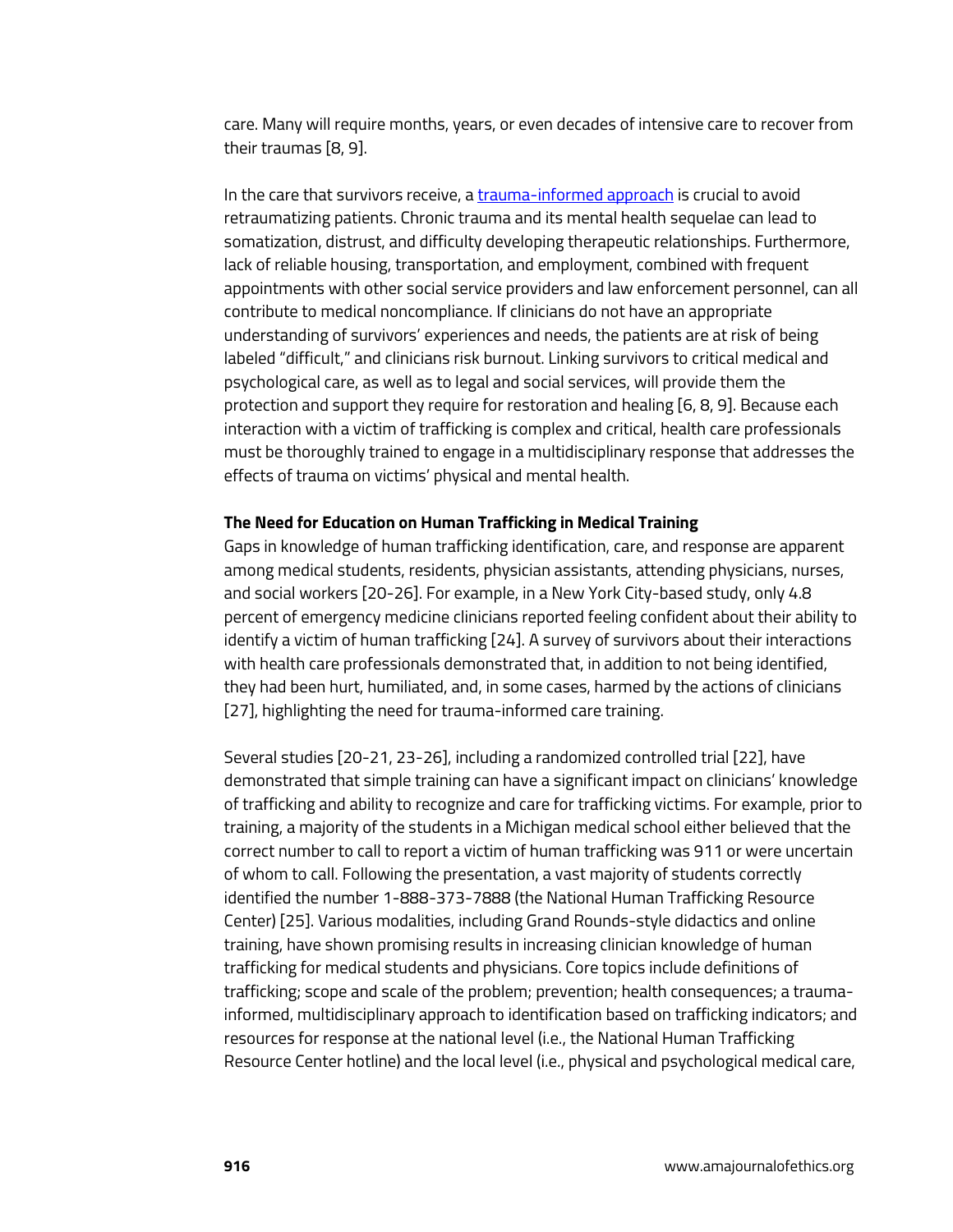care. Many will require months, years, or even decades of intensive care to recover from their traumas [8, 9].

In the care that survivors receive, a trauma-informed approach is crucial to avoid retraumatizing patients. Chronic trauma and its mental health sequelae can lead to somatization, distrust, and difficulty developing therapeutic relationships. Furthermore, lack of reliable housing, transportation, and employment, combined with frequent appointments with other social service providers and law enforcement personnel, can all contribute to medical noncompliance. If clinicians do not have an appropriate understanding of survivors' experiences and needs, the patients are at risk of being labeled "difficult," and clinicians risk burnout. Linking survivors to critical medical and psychological care, as well as to legal and social services, will provide them the protection and support they require for restoration and healing [6, 8, 9]. Because each interaction with a victim of trafficking is complex and critical, health care professionals must be thoroughly trained to engage in a multidisciplinary response that addresses the effects of trauma on victims' physical and mental health.

**The Need for Education on Human Trafficking in Medical Training**

Gaps in knowledge of human trafficking identification, care, and response are apparent among medical students, residents, physician assistants, attending physicians, nurses, and social workers [20-26]. For example, in a New York City-based study, only 4.8 percent of emergency medicine clinicians reported feeling confident about their ability to identify a victim of human trafficking [24]. A survey of survivors about their interactions with health care professionals demonstrated that, in addition to not being identified, they had been hurt, humiliated, and, in some cases, harmed by the actions of clinicians [27], highlighting the need for trauma-informed care training.

Several studies [20-21, 23-26], including a randomized controlled trial [22], have demonstrated that simple training can have a significant impact on clinicians' knowledge of trafficking and ability to recognize and care for trafficking victims. For example, prior to training, a majority of the students in a Michigan medical school either believed that the correct number to call to report a victim of human trafficking was 911 or were uncertain of whom to call. Following the presentation, a vast majority of students correctly identified the number 1-888-373-7888 (the National Human Trafficking Resource Center) [25]. Various modalities, including Grand Rounds-style didactics and online training, have shown promising results in increasing clinician knowledge of human trafficking for medical students and physicians. Core topics include definitions of trafficking; scope and scale of the problem; prevention; health consequences; a trauma-informed, multidisciplinary approach to identification based on trafficking indicators; and resources for response at the national level (i.e., the National Human Trafficking Resource Center hotline) and the local level (i.e., physical and psychological medical care,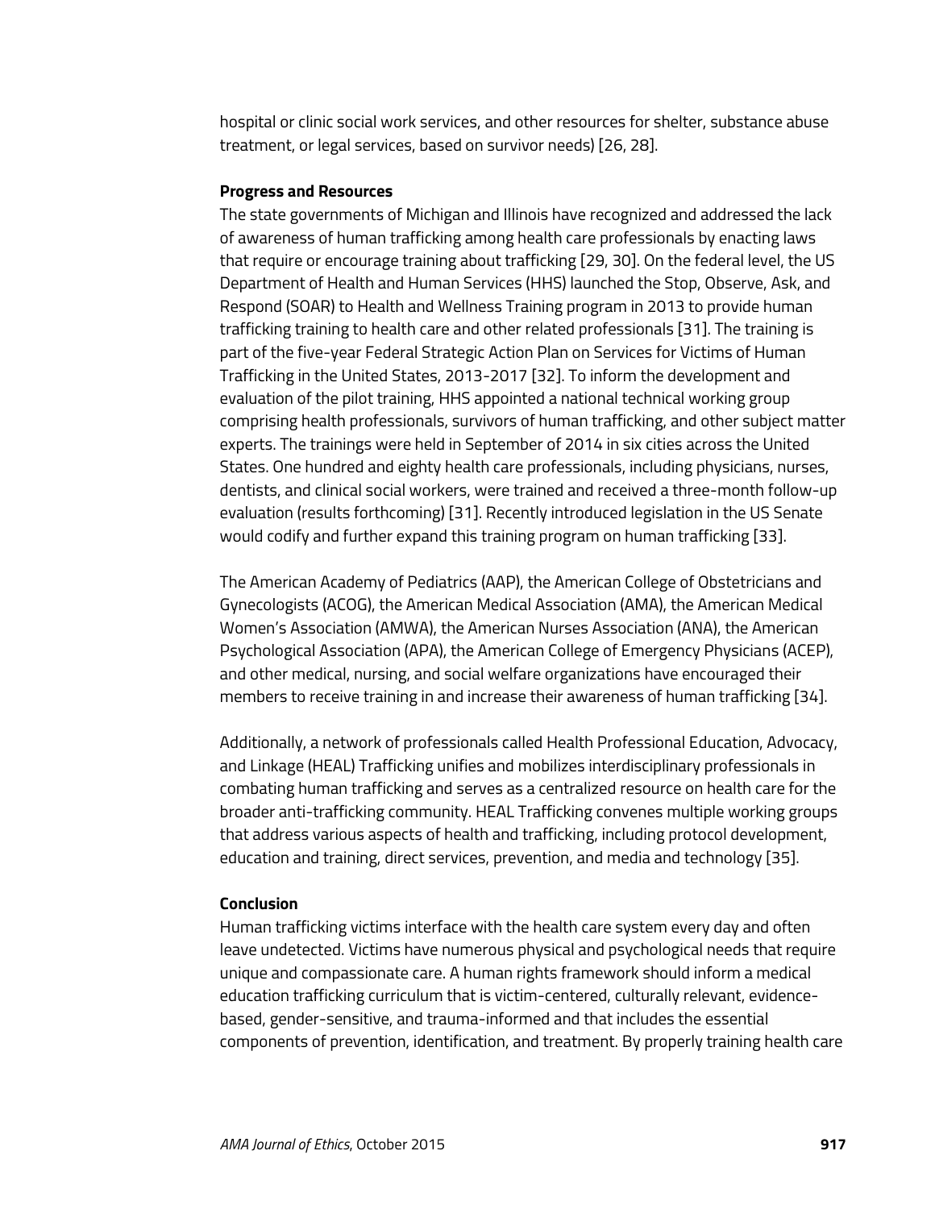hospital or clinic social work services, and other resources for shelter, substance abuse treatment, or legal services, based on survivor needs) [26, 28].

**Progress and Resources**

The state governments of Michigan and Illinois have recognized and addressed the lack of awareness of human trafficking among health care professionals by enacting laws that require or encourage training about trafficking [29, 30]. On the federal level, the US Department of Health and Human Services (HHS) launched the Stop, Observe, Ask, and Respond (SOAR) to Health and Wellness Training program in 2013 to provide human trafficking training to health care and other related professionals [31]. The training is part of the five-year Federal Strategic Action Plan on Services for Victims of Human Trafficking in the United States, 2013-2017 [32]. To inform the development and evaluation of the pilot training, HHS appointed a national technical working group comprising health professionals, survivors of human trafficking, and other subject matter experts. The trainings were held in September of 2014 in six cities across the United States. One hundred and eighty health care professionals, including physicians, nurses, dentists, and clinical social workers, were trained and received a three-month follow-up evaluation (results forthcoming) [31]. Recently introduced legislation in the US Senate would codify and further expand this training program on human trafficking [33].

The American Academy of Pediatrics (AAP), the American College of Obstetricians and Gynecologists (ACOG), the American Medical Association (AMA), the American Medical Women's Association (AMWA), the American Nurses Association (ANA), the American Psychological Association (APA), the American College of Emergency Physicians (ACEP), and other medical, nursing, and social welfare organizations have encouraged their members to receive training in and increase their awareness of human trafficking [34].

Additionally, a network of professionals called Health Professional Education, Advocacy, and Linkage (HEAL) Trafficking unifies and mobilizes interdisciplinary professionals in combating human trafficking and serves as a centralized resource on health care for the broader anti-trafficking community. HEAL Trafficking convenes multiple working groups that address various aspects of health and trafficking, including protocol development, education and training, direct services, prevention, and media and technology [35].

**Conclusion**

Human trafficking victims interface with the health care system every day and often leave undetected. Victims have numerous physical and psychological needs that require unique and compassionate care. A human rights framework should inform a medical education trafficking curriculum that is victim-centered, culturally relevant, evidence-based, gender-sensitive, and trauma-informed and that includes the essential components of prevention, identification, and treatment. By properly training health care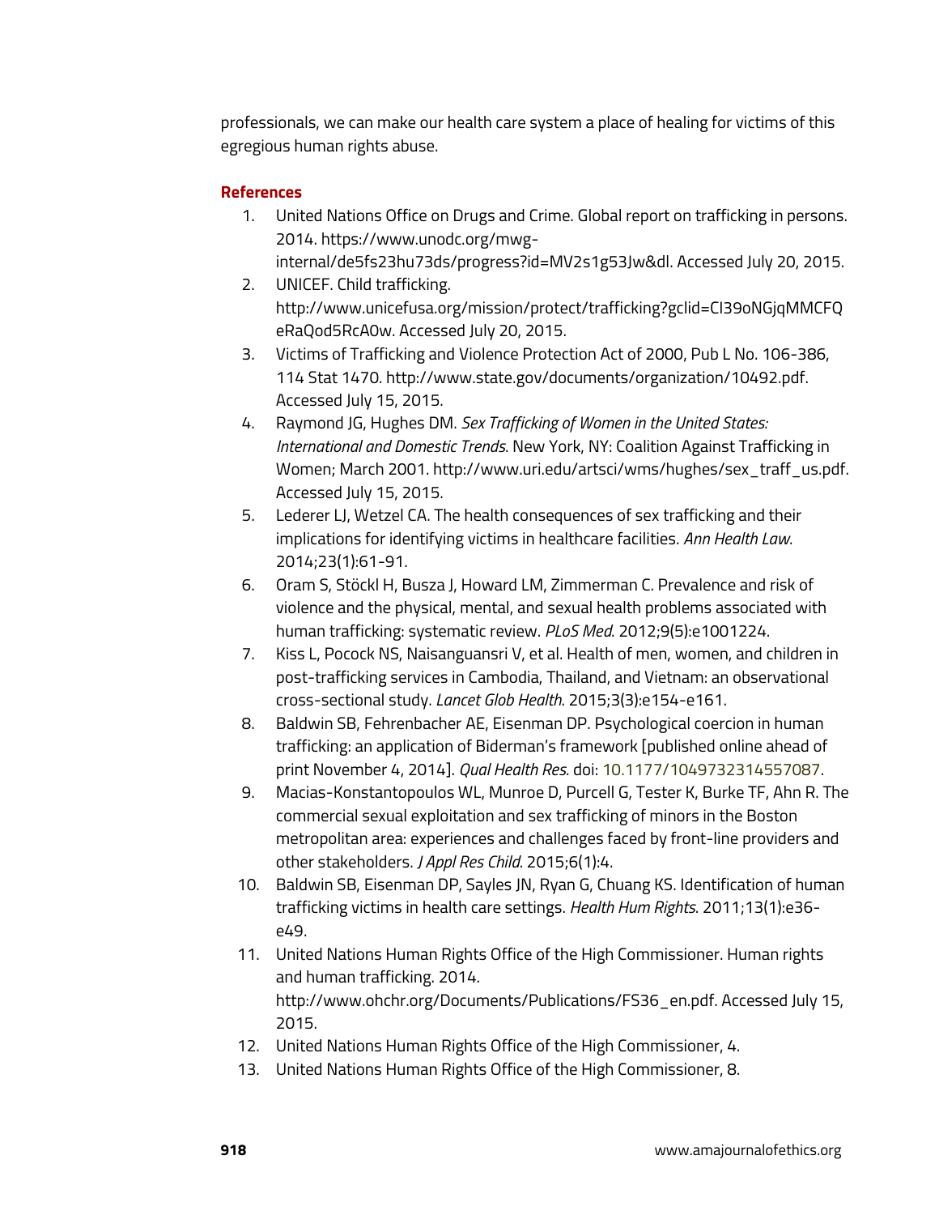professionals, we can make our health care system a place of healing for victims of this egregious human rights abuse.

## References

1. United Nations Office on Drugs and Crime. Global report on trafficking in persons. 2014. https://www.unodc.org/mwg-internal/de5fs23hu73ds/progress?id=MV2s1g53Jw&dl. Accessed July 20, 2015.
2. UNICEF. Child trafficking. http://www.unicefusa.org/mission/protect/trafficking?gclid=CI39oNGjqMMCFQeRaQod5RcA0w. Accessed July 20, 2015.
3. Victims of Trafficking and Violence Protection Act of 2000, Pub L No. 106-386, 114 Stat 1470. http://www.state.gov/documents/organization/10492.pdf. Accessed July 15, 2015.
4. Raymond JG, Hughes DM. *Sex Trafficking of Women in the United States: International and Domestic Trends*. New York, NY: Coalition Against Trafficking in Women; March 2001. http://www.uri.edu/artsci/wms/hughes/sex_traff_us.pdf. Accessed July 15, 2015.
5. Lederer LJ, Wetzel CA. The health consequences of sex trafficking and their implications for identifying victims in healthcare facilities. *Ann Health Law*. 2014;23(1):61-91.
6. Oram S, Stöckl H, Busza J, Howard LM, Zimmerman C. Prevalence and risk of violence and the physical, mental, and sexual health problems associated with human trafficking: systematic review. *PLoS Med*. 2012;9(5):e1001224.
7. Kiss L, Pocock NS, Naisanguansri V, et al. Health of men, women, and children in post-trafficking services in Cambodia, Thailand, and Vietnam: an observational cross-sectional study. *Lancet Glob Health*. 2015;3(3):e154-e161.
8. Baldwin SB, Fehrenbacher AE, Eisenman DP. Psychological coercion in human trafficking: an application of Biderman's framework [published online ahead of print November 4, 2014]. *Qual Health Res*. doi: 10.1177/1049732314557087.
9. Macias-Konstantopoulos WL, Munroe D, Purcell G, Tester K, Burke TF, Ahn R. The commercial sexual exploitation and sex trafficking of minors in the Boston metropolitan area: experiences and challenges faced by front-line providers and other stakeholders. *J Appl Res Child*. 2015;6(1):4.
10. Baldwin SB, Eisenman DP, Sayles JN, Ryan G, Chuang KS. Identification of human trafficking victims in health care settings. *Health Hum Rights*. 2011;13(1):e36-e49.
11. United Nations Human Rights Office of the High Commissioner. Human rights and human trafficking. 2014. http://www.ohchr.org/Documents/Publications/FS36_en.pdf. Accessed July 15, 2015.
12. United Nations Human Rights Office of the High Commissioner, 4.
13. United Nations Human Rights Office of the High Commissioner, 8.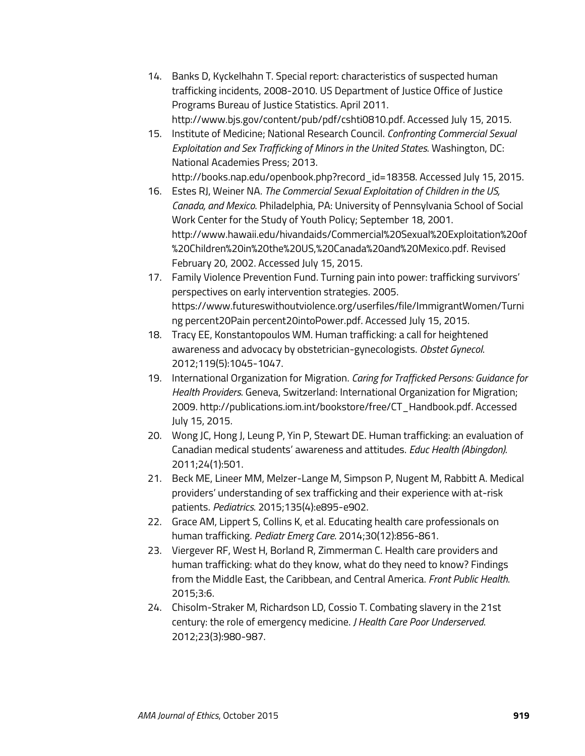14. Banks D, Kyckelhahn T. Special report: characteristics of suspected human trafficking incidents, 2008-2010. US Department of Justice Office of Justice Programs Bureau of Justice Statistics. April 2011. http://www.bjs.gov/content/pub/pdf/cshti0810.pdf. Accessed July 15, 2015.
15. Institute of Medicine; National Research Council. *Confronting Commercial Sexual Exploitation and Sex Trafficking of Minors in the United States*. Washington, DC: National Academies Press; 2013. http://books.nap.edu/openbook.php?record_id=18358. Accessed July 15, 2015.
16. Estes RJ, Weiner NA. *The Commercial Sexual Exploitation of Children in the US, Canada, and Mexico*. Philadelphia, PA: University of Pennsylvania School of Social Work Center for the Study of Youth Policy; September 18, 2001. http://www.hawaii.edu/hivandaids/Commercial%20Sexual%20Exploitation%20of%20Children%20in%20the%20US,%20Canada%20and%20Mexico.pdf. Revised February 20, 2002. Accessed July 15, 2015.
17. Family Violence Prevention Fund. Turning pain into power: trafficking survivors' perspectives on early intervention strategies. 2005. https://www.futureswithoutviolence.org/userfiles/file/ImmigrantWomen/Turning percent20Pain percent20intoPower.pdf. Accessed July 15, 2015.
18. Tracy EE, Konstantopoulos WM. Human trafficking: a call for heightened awareness and advocacy by obstetrician-gynecologists. *Obstet Gynecol*. 2012;119(5):1045-1047.
19. International Organization for Migration. *Caring for Trafficked Persons: Guidance for Health Providers*. Geneva, Switzerland: International Organization for Migration; 2009. http://publications.iom.int/bookstore/free/CT_Handbook.pdf. Accessed July 15, 2015.
20. Wong JC, Hong J, Leung P, Yin P, Stewart DE. Human trafficking: an evaluation of Canadian medical students' awareness and attitudes. *Educ Health (Abingdon)*. 2011;24(1):501.
21. Beck ME, Lineer MM, Melzer-Lange M, Simpson P, Nugent M, Rabbitt A. Medical providers' understanding of sex trafficking and their experience with at-risk patients. *Pediatrics*. 2015;135(4):e895-e902.
22. Grace AM, Lippert S, Collins K, et al. Educating health care professionals on human trafficking. *Pediatr Emerg Care*. 2014;30(12):856-861.
23. Viergever RF, West H, Borland R, Zimmerman C. Health care providers and human trafficking: what do they know, what do they need to know? Findings from the Middle East, the Caribbean, and Central America. *Front Public Health*. 2015;3:6.
24. Chisolm-Straker M, Richardson LD, Cossio T. Combating slavery in the 21st century: the role of emergency medicine. *J Health Care Poor Underserved*. 2012;23(3):980-987.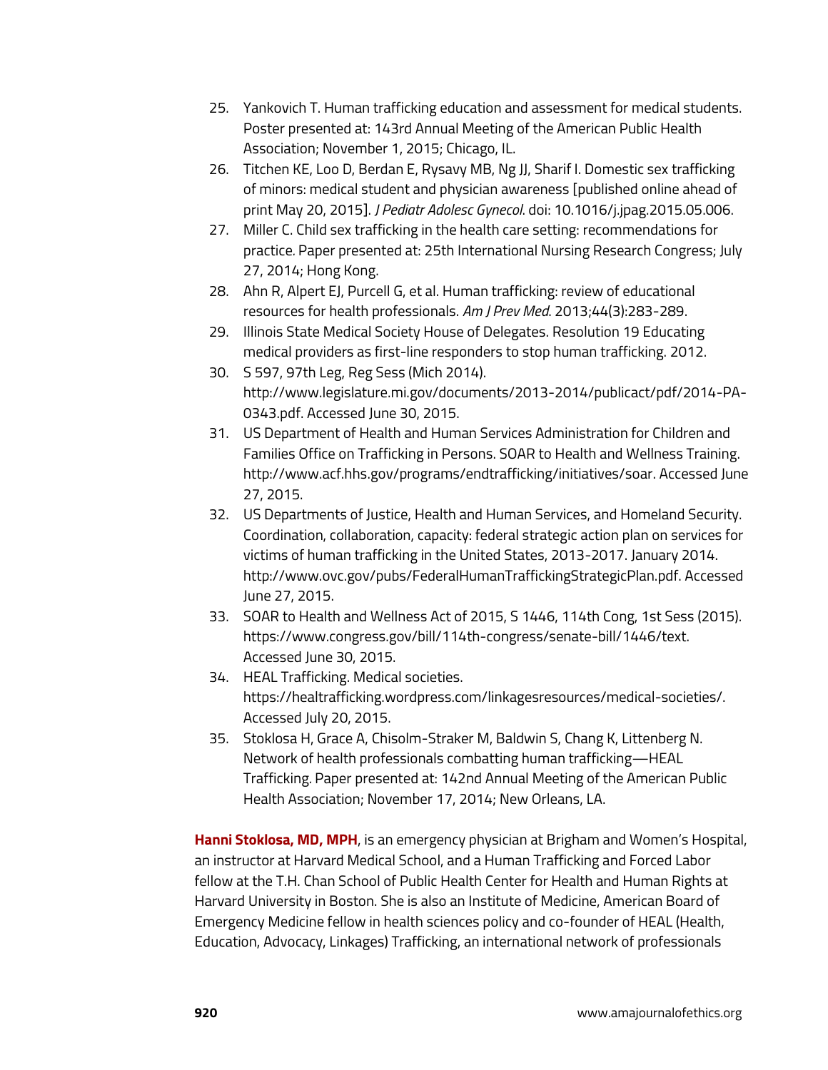25. Yankovich T. Human trafficking education and assessment for medical students. Poster presented at: 143rd Annual Meeting of the American Public Health Association; November 1, 2015; Chicago, IL.
26. Titchen KE, Loo D, Berdan E, Rysavy MB, Ng JJ, Sharif I. Domestic sex trafficking of minors: medical student and physician awareness [published online ahead of print May 20, 2015]. *J Pediatr Adolesc Gynecol*. doi: 10.1016/j.jpag.2015.05.006.
27. Miller C. Child sex trafficking in the health care setting: recommendations for practice. Paper presented at: 25th International Nursing Research Congress; July 27, 2014; Hong Kong.
28. Ahn R, Alpert EJ, Purcell G, et al. Human trafficking: review of educational resources for health professionals. *Am J Prev Med*. 2013;44(3):283-289.
29. Illinois State Medical Society House of Delegates. Resolution 19 Educating medical providers as first-line responders to stop human trafficking. 2012.
30. S 597, 97th Leg, Reg Sess (Mich 2014). http://www.legislature.mi.gov/documents/2013-2014/publicact/pdf/2014-PA-0343.pdf. Accessed June 30, 2015.
31. US Department of Health and Human Services Administration for Children and Families Office on Trafficking in Persons. SOAR to Health and Wellness Training. http://www.acf.hhs.gov/programs/endtrafficking/initiatives/soar. Accessed June 27, 2015.
32. US Departments of Justice, Health and Human Services, and Homeland Security. Coordination, collaboration, capacity: federal strategic action plan on services for victims of human trafficking in the United States, 2013-2017. January 2014. http://www.ovc.gov/pubs/FederalHumanTraffickingStrategicPlan.pdf. Accessed June 27, 2015.
33. SOAR to Health and Wellness Act of 2015, S 1446, 114th Cong, 1st Sess (2015). https://www.congress.gov/bill/114th-congress/senate-bill/1446/text. Accessed June 30, 2015.
34. HEAL Trafficking. Medical societies. https://healtrafficking.wordpress.com/linkagesresources/medical-societies/. Accessed July 20, 2015.
35. Stoklosa H, Grace A, Chisolm-Straker M, Baldwin S, Chang K, Littenberg N. Network of health professionals combatting human trafficking—HEAL Trafficking. Paper presented at: 142nd Annual Meeting of the American Public Health Association; November 17, 2014; New Orleans, LA.

**Hanni Stoklosa, MD, MPH**, is an emergency physician at Brigham and Women's Hospital, an instructor at Harvard Medical School, and a Human Trafficking and Forced Labor fellow at the T.H. Chan School of Public Health Center for Health and Human Rights at Harvard University in Boston. She is also an Institute of Medicine, American Board of Emergency Medicine fellow in health sciences policy and co-founder of HEAL (Health, Education, Advocacy, Linkages) Trafficking, an international network of professionals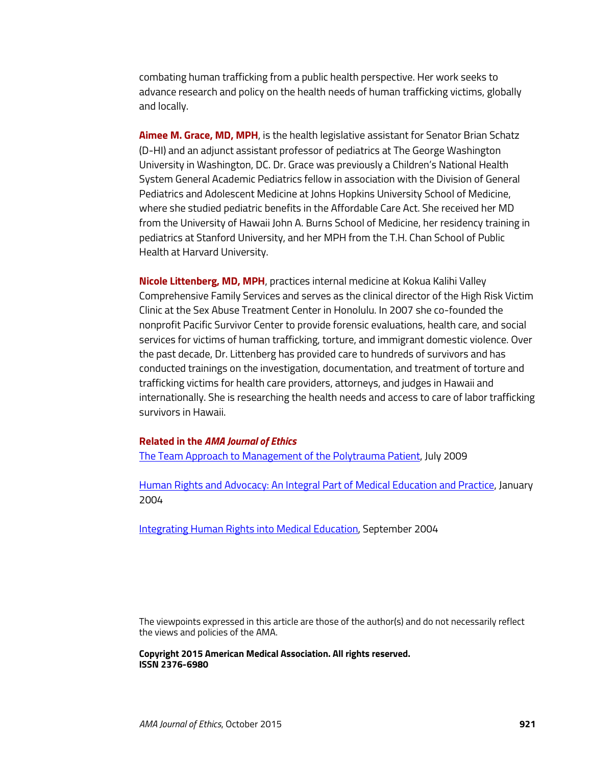combating human trafficking from a public health perspective. Her work seeks to advance research and policy on the health needs of human trafficking victims, globally and locally.

**Aimee M. Grace, MD, MPH**, is the health legislative assistant for Senator Brian Schatz (D-HI) and an adjunct assistant professor of pediatrics at The George Washington University in Washington, DC. Dr. Grace was previously a Children's National Health System General Academic Pediatrics fellow in association with the Division of General Pediatrics and Adolescent Medicine at Johns Hopkins University School of Medicine, where she studied pediatric benefits in the Affordable Care Act. She received her MD from the University of Hawaii John A. Burns School of Medicine, her residency training in pediatrics at Stanford University, and her MPH from the T.H. Chan School of Public Health at Harvard University.

**Nicole Littenberg, MD, MPH**, practices internal medicine at Kokua Kalihi Valley Comprehensive Family Services and serves as the clinical director of the High Risk Victim Clinic at the Sex Abuse Treatment Center in Honolulu. In 2007 she co-founded the nonprofit Pacific Survivor Center to provide forensic evaluations, health care, and social services for victims of human trafficking, torture, and immigrant domestic violence. Over the past decade, Dr. Littenberg has provided care to hundreds of survivors and has conducted trainings on the investigation, documentation, and treatment of torture and trafficking victims for health care providers, attorneys, and judges in Hawaii and internationally. She is researching the health needs and access to care of labor trafficking survivors in Hawaii.

**Related in the *AMA Journal of Ethics***

The Team Approach to Management of the Polytrauma Patient, July 2009

Human Rights and Advocacy: An Integral Part of Medical Education and Practice, January 2004

Integrating Human Rights into Medical Education, September 2004

The viewpoints expressed in this article are those of the author(s) and do not necessarily reflect the views and policies of the AMA.

**Copyright 2015 American Medical Association. All rights reserved.**
**ISSN 2376-6980**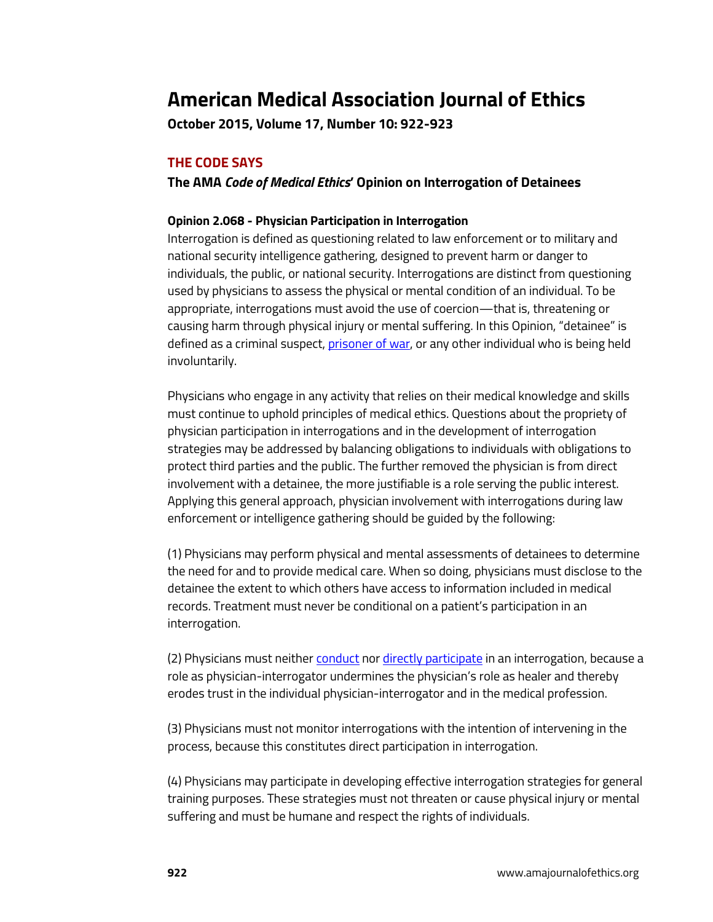# American Medical Association Journal of Ethics

**October 2015, Volume 17, Number 10: 922-923**

## THE CODE SAYS

### The AMA *Code of Medical Ethics*' Opinion on Interrogation of Detainees

**Opinion 2.068 - Physician Participation in Interrogation**

Interrogation is defined as questioning related to law enforcement or to military and national security intelligence gathering, designed to prevent harm or danger to individuals, the public, or national security. Interrogations are distinct from questioning used by physicians to assess the physical or mental condition of an individual. To be appropriate, interrogations must avoid the use of coercion—that is, threatening or causing harm through physical injury or mental suffering. In this Opinion, "detainee" is defined as a criminal suspect, prisoner of war, or any other individual who is being held involuntarily.

Physicians who engage in any activity that relies on their medical knowledge and skills must continue to uphold principles of medical ethics. Questions about the propriety of physician participation in interrogations and in the development of interrogation strategies may be addressed by balancing obligations to individuals with obligations to protect third parties and the public. The further removed the physician is from direct involvement with a detainee, the more justifiable is a role serving the public interest. Applying this general approach, physician involvement with interrogations during law enforcement or intelligence gathering should be guided by the following:

(1) Physicians may perform physical and mental assessments of detainees to determine the need for and to provide medical care. When so doing, physicians must disclose to the detainee the extent to which others have access to information included in medical records. Treatment must never be conditional on a patient's participation in an interrogation.

(2) Physicians must neither conduct nor directly participate in an interrogation, because a role as physician-interrogator undermines the physician's role as healer and thereby erodes trust in the individual physician-interrogator and in the medical profession.

(3) Physicians must not monitor interrogations with the intention of intervening in the process, because this constitutes direct participation in interrogation.

(4) Physicians may participate in developing effective interrogation strategies for general training purposes. These strategies must not threaten or cause physical injury or mental suffering and must be humane and respect the rights of individuals.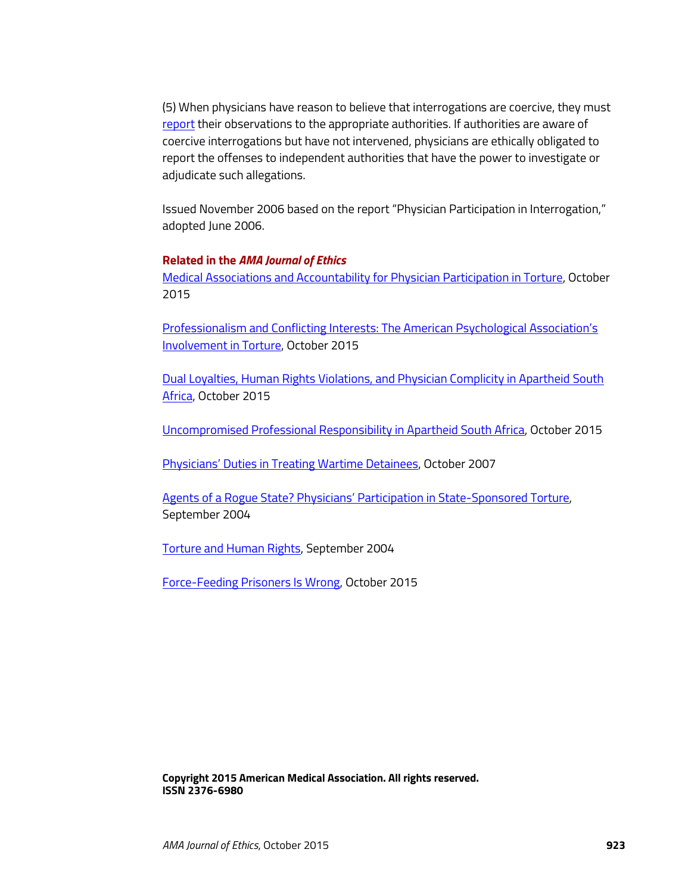(5) When physicians have reason to believe that interrogations are coercive, they must report their observations to the appropriate authorities. If authorities are aware of coercive interrogations but have not intervened, physicians are ethically obligated to report the offenses to independent authorities that have the power to investigate or adjudicate such allegations.

Issued November 2006 based on the report "Physician Participation in Interrogation," adopted June 2006.

**Related in the *AMA Journal of Ethics***

Medical Associations and Accountability for Physician Participation in Torture, October 2015

Professionalism and Conflicting Interests: The American Psychological Association's Involvement in Torture, October 2015

Dual Loyalties, Human Rights Violations, and Physician Complicity in Apartheid South Africa, October 2015

Uncompromised Professional Responsibility in Apartheid South Africa, October 2015

Physicians' Duties in Treating Wartime Detainees, October 2007

Agents of a Rogue State? Physicians' Participation in State-Sponsored Torture, September 2004

Torture and Human Rights, September 2004

Force-Feeding Prisoners Is Wrong, October 2015

**Copyright 2015 American Medical Association. All rights reserved.**
**ISSN 2376-6980**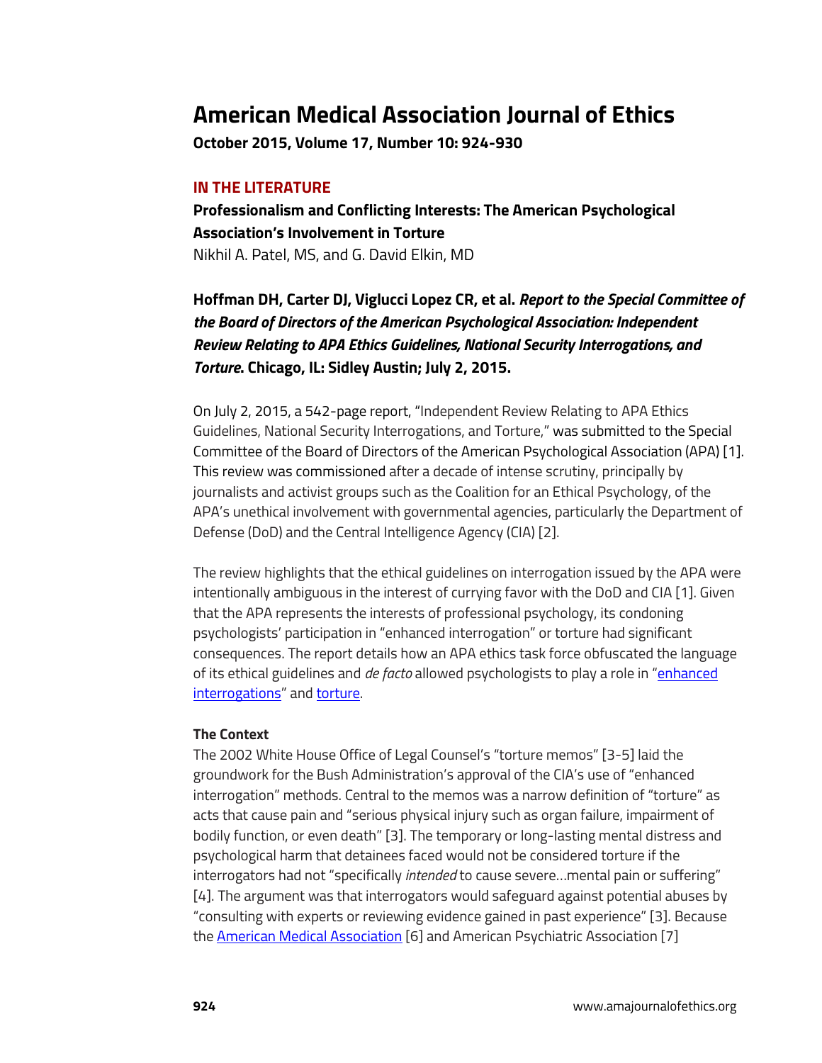# American Medical Association Journal of Ethics

**October 2015, Volume 17, Number 10: 924-930**

## IN THE LITERATURE

**Professionalism and Conflicting Interests: The American Psychological Association's Involvement in Torture**

Nikhil A. Patel, MS, and G. David Elkin, MD

**Hoffman DH, Carter DJ, Viglucci Lopez CR, et al.** ***Report to the Special Committee of the Board of Directors of the American Psychological Association: Independent Review Relating to APA Ethics Guidelines, National Security Interrogations, and Torture*****. Chicago, IL: Sidley Austin; July 2, 2015.**

On July 2, 2015, a 542-page report, "Independent Review Relating to APA Ethics Guidelines, National Security Interrogations, and Torture," was submitted to the Special Committee of the Board of Directors of the American Psychological Association (APA) [1]. This review was commissioned after a decade of intense scrutiny, principally by journalists and activist groups such as the Coalition for an Ethical Psychology, of the APA's unethical involvement with governmental agencies, particularly the Department of Defense (DoD) and the Central Intelligence Agency (CIA) [2].

The review highlights that the ethical guidelines on interrogation issued by the APA were intentionally ambiguous in the interest of currying favor with the DoD and CIA [1]. Given that the APA represents the interests of professional psychology, its condoning psychologists' participation in "enhanced interrogation" or torture had significant consequences. The report details how an APA ethics task force obfuscated the language of its ethical guidelines and *de facto* allowed psychologists to play a role in "enhanced interrogations" and torture.

**The Context**

The 2002 White House Office of Legal Counsel's "torture memos" [3-5] laid the groundwork for the Bush Administration's approval of the CIA's use of "enhanced interrogation" methods. Central to the memos was a narrow definition of "torture" as acts that cause pain and "serious physical injury such as organ failure, impairment of bodily function, or even death" [3]. The temporary or long-lasting mental distress and psychological harm that detainees faced would not be considered torture if the interrogators had not "specifically *intended* to cause severe…mental pain or suffering" [4]. The argument was that interrogators would safeguard against potential abuses by "consulting with experts or reviewing evidence gained in past experience" [3]. Because the American Medical Association [6] and American Psychiatric Association [7]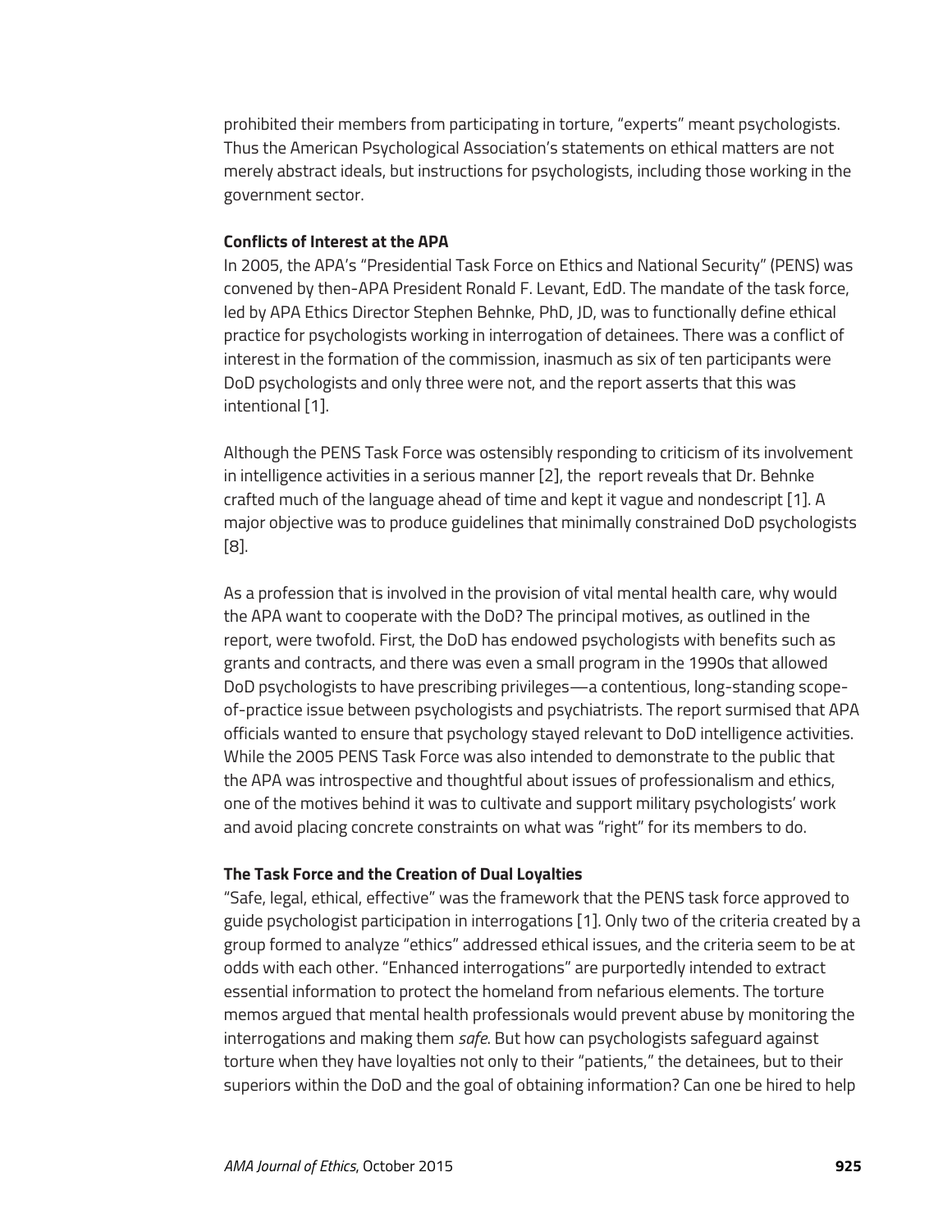prohibited their members from participating in torture, "experts" meant psychologists. Thus the American Psychological Association's statements on ethical matters are not merely abstract ideals, but instructions for psychologists, including those working in the government sector.

**Conflicts of Interest at the APA**

In 2005, the APA's "Presidential Task Force on Ethics and National Security" (PENS) was convened by then-APA President Ronald F. Levant, EdD. The mandate of the task force, led by APA Ethics Director Stephen Behnke, PhD, JD, was to functionally define ethical practice for psychologists working in interrogation of detainees. There was a conflict of interest in the formation of the commission, inasmuch as six of ten participants were DoD psychologists and only three were not, and the report asserts that this was intentional [1].

Although the PENS Task Force was ostensibly responding to criticism of its involvement in intelligence activities in a serious manner [2], the report reveals that Dr. Behnke crafted much of the language ahead of time and kept it vague and nondescript [1]. A major objective was to produce guidelines that minimally constrained DoD psychologists [8].

As a profession that is involved in the provision of vital mental health care, why would the APA want to cooperate with the DoD? The principal motives, as outlined in the report, were twofold. First, the DoD has endowed psychologists with benefits such as grants and contracts, and there was even a small program in the 1990s that allowed DoD psychologists to have prescribing privileges—a contentious, long-standing scope-of-practice issue between psychologists and psychiatrists. The report surmised that APA officials wanted to ensure that psychology stayed relevant to DoD intelligence activities. While the 2005 PENS Task Force was also intended to demonstrate to the public that the APA was introspective and thoughtful about issues of professionalism and ethics, one of the motives behind it was to cultivate and support military psychologists' work and avoid placing concrete constraints on what was "right" for its members to do.

**The Task Force and the Creation of Dual Loyalties**

"Safe, legal, ethical, effective" was the framework that the PENS task force approved to guide psychologist participation in interrogations [1]. Only two of the criteria created by a group formed to analyze "ethics" addressed ethical issues, and the criteria seem to be at odds with each other. "Enhanced interrogations" are purportedly intended to extract essential information to protect the homeland from nefarious elements. The torture memos argued that mental health professionals would prevent abuse by monitoring the interrogations and making them *safe*. But how can psychologists safeguard against torture when they have loyalties not only to their "patients," the detainees, but to their superiors within the DoD and the goal of obtaining information? Can one be hired to help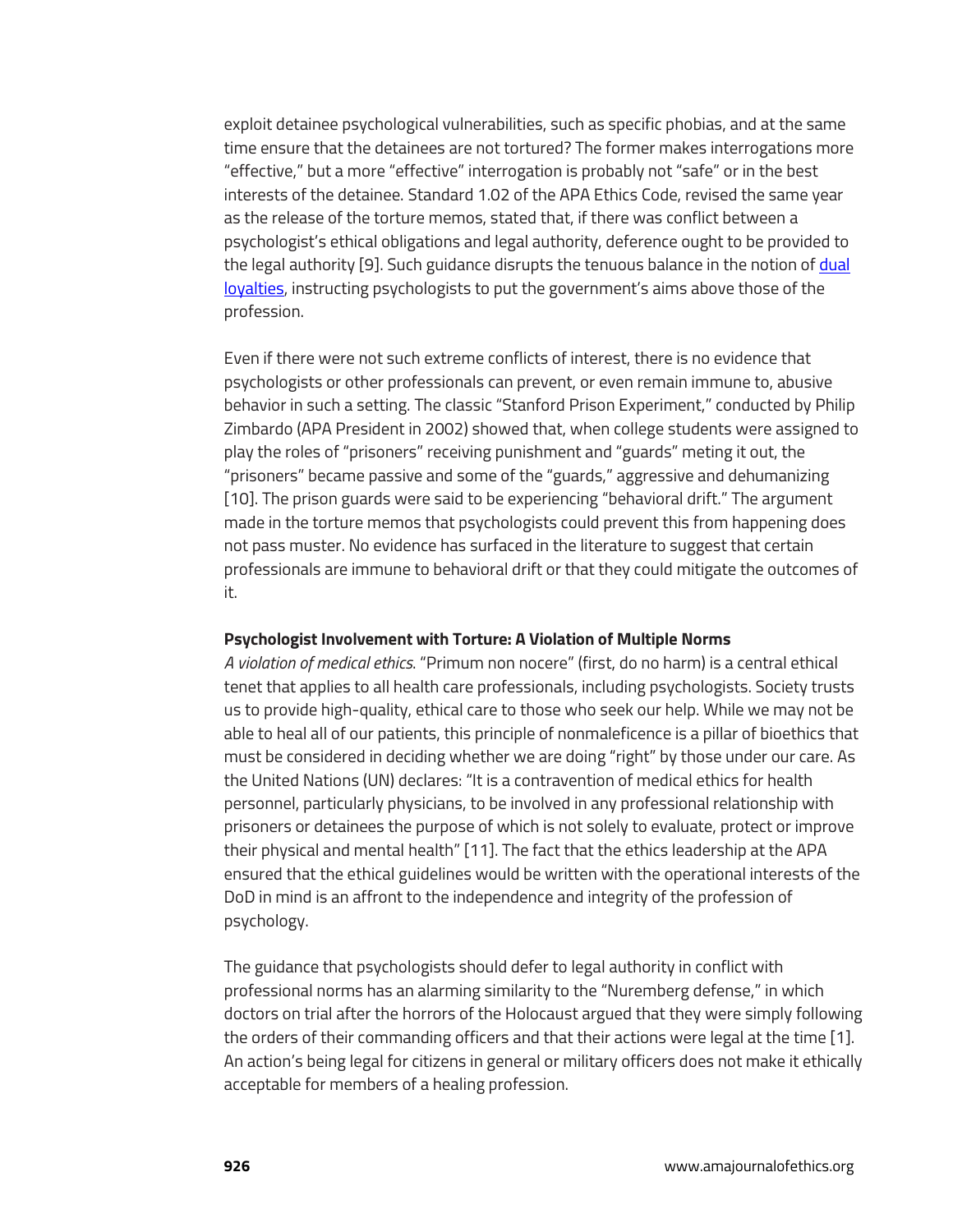exploit detainee psychological vulnerabilities, such as specific phobias, and at the same time ensure that the detainees are not tortured? The former makes interrogations more "effective," but a more "effective" interrogation is probably not "safe" or in the best interests of the detainee. Standard 1.02 of the APA Ethics Code, revised the same year as the release of the torture memos, stated that, if there was conflict between a psychologist's ethical obligations and legal authority, deference ought to be provided to the legal authority [9]. Such guidance disrupts the tenuous balance in the notion of dual loyalties, instructing psychologists to put the government's aims above those of the profession.

Even if there were not such extreme conflicts of interest, there is no evidence that psychologists or other professionals can prevent, or even remain immune to, abusive behavior in such a setting. The classic "Stanford Prison Experiment," conducted by Philip Zimbardo (APA President in 2002) showed that, when college students were assigned to play the roles of "prisoners" receiving punishment and "guards" meting it out, the "prisoners" became passive and some of the "guards," aggressive and dehumanizing [10]. The prison guards were said to be experiencing "behavioral drift." The argument made in the torture memos that psychologists could prevent this from happening does not pass muster. No evidence has surfaced in the literature to suggest that certain professionals are immune to behavioral drift or that they could mitigate the outcomes of it.

**Psychologist Involvement with Torture: A Violation of Multiple Norms**

*A violation of medical ethics*. "Primum non nocere" (first, do no harm) is a central ethical tenet that applies to all health care professionals, including psychologists. Society trusts us to provide high-quality, ethical care to those who seek our help. While we may not be able to heal all of our patients, this principle of nonmaleficence is a pillar of bioethics that must be considered in deciding whether we are doing "right" by those under our care. As the United Nations (UN) declares: "It is a contravention of medical ethics for health personnel, particularly physicians, to be involved in any professional relationship with prisoners or detainees the purpose of which is not solely to evaluate, protect or improve their physical and mental health" [11]. The fact that the ethics leadership at the APA ensured that the ethical guidelines would be written with the operational interests of the DoD in mind is an affront to the independence and integrity of the profession of psychology.

The guidance that psychologists should defer to legal authority in conflict with professional norms has an alarming similarity to the "Nuremberg defense," in which doctors on trial after the horrors of the Holocaust argued that they were simply following the orders of their commanding officers and that their actions were legal at the time [1]. An action's being legal for citizens in general or military officers does not make it ethically acceptable for members of a healing profession.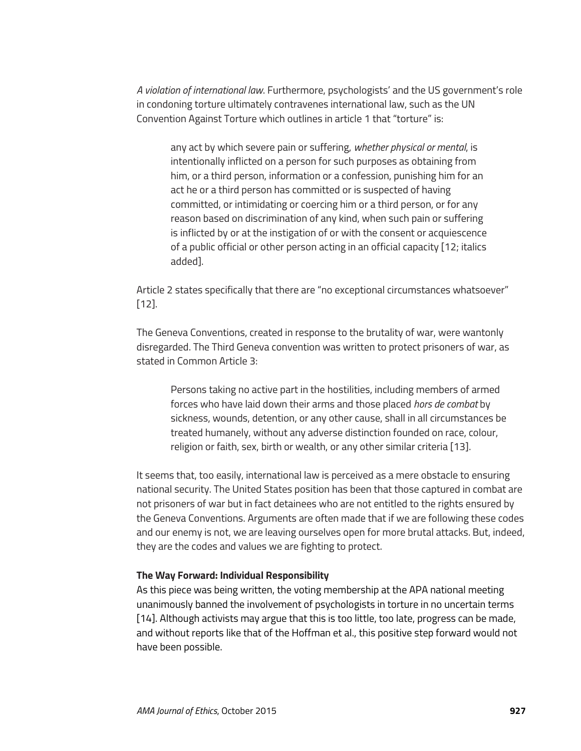*A violation of international law*. Furthermore, psychologists' and the US government's role in condoning torture ultimately contravenes international law, such as the UN Convention Against Torture which outlines in article 1 that "torture" is:

> any act by which severe pain or suffering, *whether physical or mental*, is intentionally inflicted on a person for such purposes as obtaining from him, or a third person, information or a confession, punishing him for an act he or a third person has committed or is suspected of having committed, or intimidating or coercing him or a third person, or for any reason based on discrimination of any kind, when such pain or suffering is inflicted by or at the instigation of or with the consent or acquiescence of a public official or other person acting in an official capacity [12; italics added].

Article 2 states specifically that there are "no exceptional circumstances whatsoever" [12].

The Geneva Conventions, created in response to the brutality of war, were wantonly disregarded. The Third Geneva convention was written to protect prisoners of war, as stated in Common Article 3:

> Persons taking no active part in the hostilities, including members of armed forces who have laid down their arms and those placed *hors de combat* by sickness, wounds, detention, or any other cause, shall in all circumstances be treated humanely, without any adverse distinction founded on race, colour, religion or faith, sex, birth or wealth, or any other similar criteria [13].

It seems that, too easily, international law is perceived as a mere obstacle to ensuring national security. The United States position has been that those captured in combat are not prisoners of war but in fact detainees who are not entitled to the rights ensured by the Geneva Conventions. Arguments are often made that if we are following these codes and our enemy is not, we are leaving ourselves open for more brutal attacks. But, indeed, they are the codes and values we are fighting to protect.

**The Way Forward: Individual Responsibility**

As this piece was being written, the voting membership at the APA national meeting unanimously banned the involvement of psychologists in torture in no uncertain terms [14]. Although activists may argue that this is too little, too late, progress can be made, and without reports like that of the Hoffman et al., this positive step forward would not have been possible.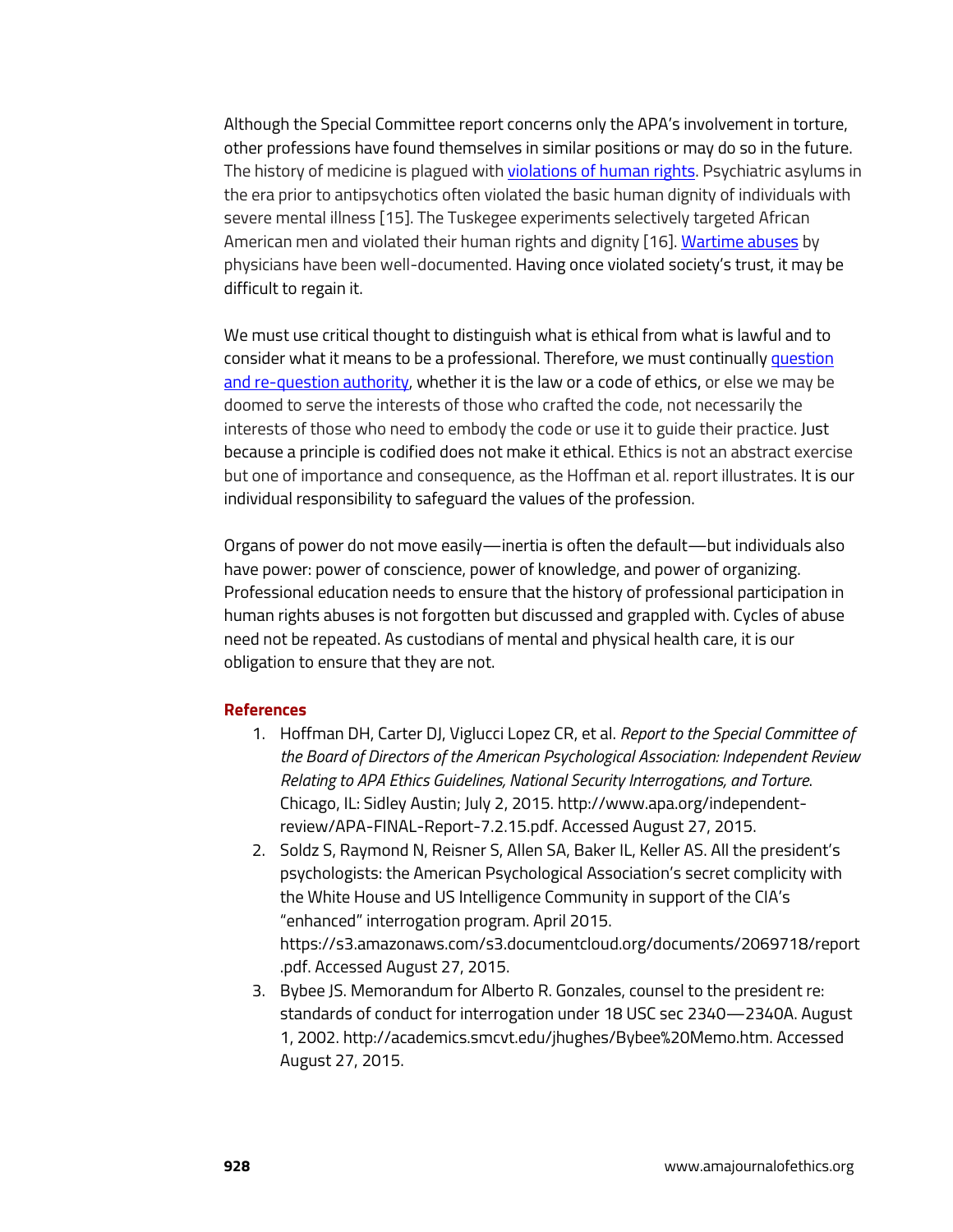Although the Special Committee report concerns only the APA's involvement in torture, other professions have found themselves in similar positions or may do so in the future. The history of medicine is plagued with violations of human rights. Psychiatric asylums in the era prior to antipsychotics often violated the basic human dignity of individuals with severe mental illness [15]. The Tuskegee experiments selectively targeted African American men and violated their human rights and dignity [16]. Wartime abuses by physicians have been well-documented. Having once violated society's trust, it may be difficult to regain it.

We must use critical thought to distinguish what is ethical from what is lawful and to consider what it means to be a professional. Therefore, we must continually question and re-question authority, whether it is the law or a code of ethics, or else we may be doomed to serve the interests of those who crafted the code, not necessarily the interests of those who need to embody the code or use it to guide their practice. Just because a principle is codified does not make it ethical. Ethics is not an abstract exercise but one of importance and consequence, as the Hoffman et al. report illustrates. It is our individual responsibility to safeguard the values of the profession.

Organs of power do not move easily—inertia is often the default—but individuals also have power: power of conscience, power of knowledge, and power of organizing. Professional education needs to ensure that the history of professional participation in human rights abuses is not forgotten but discussed and grappled with. Cycles of abuse need not be repeated. As custodians of mental and physical health care, it is our obligation to ensure that they are not.

## References

1. Hoffman DH, Carter DJ, Viglucci Lopez CR, et al. *Report to the Special Committee of the Board of Directors of the American Psychological Association: Independent Review Relating to APA Ethics Guidelines, National Security Interrogations, and Torture*. Chicago, IL: Sidley Austin; July 2, 2015. http://www.apa.org/independent-review/APA-FINAL-Report-7.2.15.pdf. Accessed August 27, 2015.
2. Soldz S, Raymond N, Reisner S, Allen SA, Baker IL, Keller AS. All the president's psychologists: the American Psychological Association's secret complicity with the White House and US Intelligence Community in support of the CIA's "enhanced" interrogation program. April 2015. https://s3.amazonaws.com/s3.documentcloud.org/documents/2069718/report.pdf. Accessed August 27, 2015.
3. Bybee JS. Memorandum for Alberto R. Gonzales, counsel to the president re: standards of conduct for interrogation under 18 USC sec 2340—2340A. August 1, 2002. http://academics.smcvt.edu/jhughes/Bybee%20Memo.htm. Accessed August 27, 2015.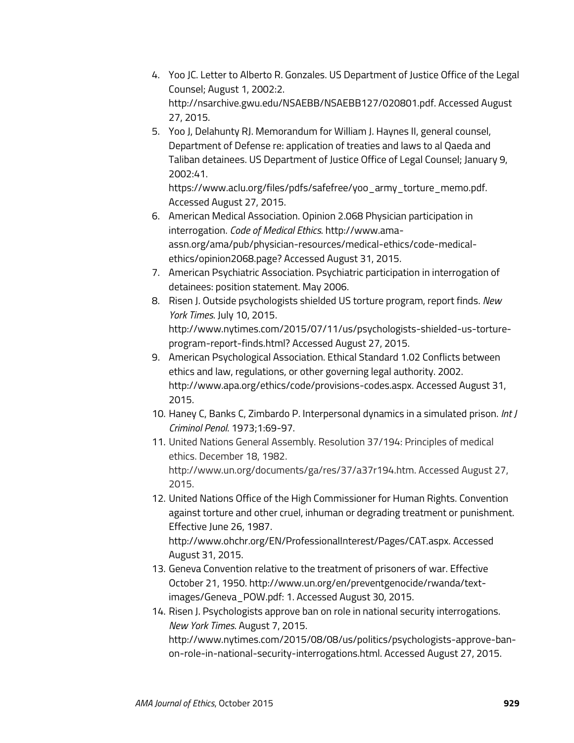4. Yoo JC. Letter to Alberto R. Gonzales. US Department of Justice Office of the Legal Counsel; August 1, 2002:2. http://nsarchive.gwu.edu/NSAEBB/NSAEBB127/020801.pdf. Accessed August 27, 2015.
5. Yoo J, Delahunty RJ. Memorandum for William J. Haynes II, general counsel, Department of Defense re: application of treaties and laws to al Qaeda and Taliban detainees. US Department of Justice Office of Legal Counsel; January 9, 2002:41. https://www.aclu.org/files/pdfs/safefree/yoo_army_torture_memo.pdf. Accessed August 27, 2015.
6. American Medical Association. Opinion 2.068 Physician participation in interrogation. *Code of Medical Ethics*. http://www.ama-assn.org/ama/pub/physician-resources/medical-ethics/code-medical-ethics/opinion2068.page? Accessed August 31, 2015.
7. American Psychiatric Association. Psychiatric participation in interrogation of detainees: position statement. May 2006.
8. Risen J. Outside psychologists shielded US torture program, report finds. *New York Times*. July 10, 2015. http://www.nytimes.com/2015/07/11/us/psychologists-shielded-us-torture-program-report-finds.html? Accessed August 27, 2015.
9. American Psychological Association. Ethical Standard 1.02 Conflicts between ethics and law, regulations, or other governing legal authority. 2002. http://www.apa.org/ethics/code/provisions-codes.aspx. Accessed August 31, 2015.
10. Haney C, Banks C, Zimbardo P. Interpersonal dynamics in a simulated prison. *Int J Criminol Penol*. 1973;1:69-97.
11. United Nations General Assembly. Resolution 37/194: Principles of medical ethics. December 18, 1982. http://www.un.org/documents/ga/res/37/a37r194.htm. Accessed August 27, 2015.
12. United Nations Office of the High Commissioner for Human Rights. Convention against torture and other cruel, inhuman or degrading treatment or punishment. Effective June 26, 1987. http://www.ohchr.org/EN/ProfessionalInterest/Pages/CAT.aspx. Accessed August 31, 2015.
13. Geneva Convention relative to the treatment of prisoners of war. Effective October 21, 1950. http://www.un.org/en/preventgenocide/rwanda/text-images/Geneva_POW.pdf: 1. Accessed August 30, 2015.
14. Risen J. Psychologists approve ban on role in national security interrogations. *New York Times*. August 7, 2015. http://www.nytimes.com/2015/08/08/us/politics/psychologists-approve-ban-on-role-in-national-security-interrogations.html. Accessed August 27, 2015.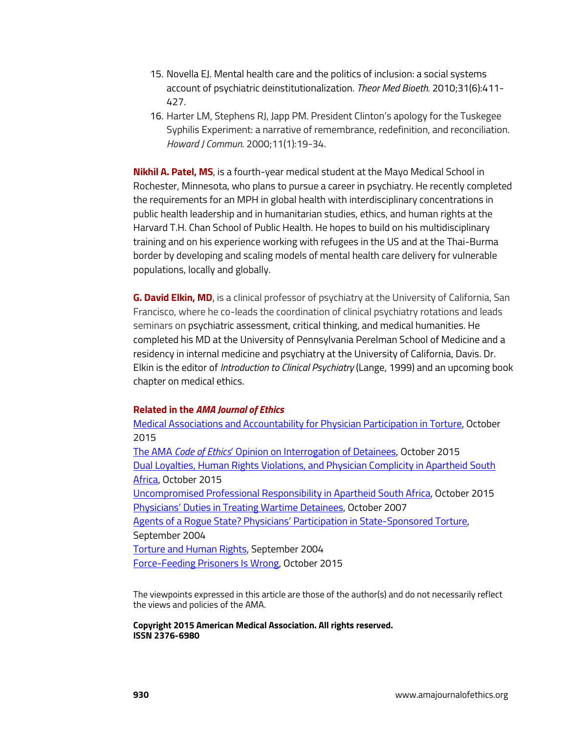15. Novella EJ. Mental health care and the politics of inclusion: a social systems account of psychiatric deinstitutionalization. *Theor Med Bioeth*. 2010;31(6):411-427.
16. Harter LM, Stephens RJ, Japp PM. President Clinton's apology for the Tuskegee Syphilis Experiment: a narrative of remembrance, redefinition, and reconciliation. *Howard J Commun*. 2000;11(1):19-34.

**Nikhil A. Patel, MS**, is a fourth-year medical student at the Mayo Medical School in Rochester, Minnesota, who plans to pursue a career in psychiatry. He recently completed the requirements for an MPH in global health with interdisciplinary concentrations in public health leadership and in humanitarian studies, ethics, and human rights at the Harvard T.H. Chan School of Public Health. He hopes to build on his multidisciplinary training and on his experience working with refugees in the US and at the Thai-Burma border by developing and scaling models of mental health care delivery for vulnerable populations, locally and globally.

**G. David Elkin, MD**, is a clinical professor of psychiatry at the University of California, San Francisco, where he co-leads the coordination of clinical psychiatry rotations and leads seminars on psychiatric assessment, critical thinking, and medical humanities. He completed his MD at the University of Pennsylvania Perelman School of Medicine and a residency in internal medicine and psychiatry at the University of California, Davis. Dr. Elkin is the editor of *Introduction to Clinical Psychiatry* (Lange, 1999) and an upcoming book chapter on medical ethics.

**Related in the *AMA Journal of Ethics***

Medical Associations and Accountability for Physician Participation in Torture, October 2015
The AMA *Code of Ethics*' Opinion on Interrogation of Detainees, October 2015
Dual Loyalties, Human Rights Violations, and Physician Complicity in Apartheid South Africa, October 2015
Uncompromised Professional Responsibility in Apartheid South Africa, October 2015
Physicians' Duties in Treating Wartime Detainees, October 2007
Agents of a Rogue State? Physicians' Participation in State-Sponsored Torture, September 2004
Torture and Human Rights, September 2004
Force-Feeding Prisoners Is Wrong, October 2015

The viewpoints expressed in this article are those of the author(s) and do not necessarily reflect the views and policies of the AMA.

**Copyright 2015 American Medical Association. All rights reserved.**
**ISSN 2376-6980**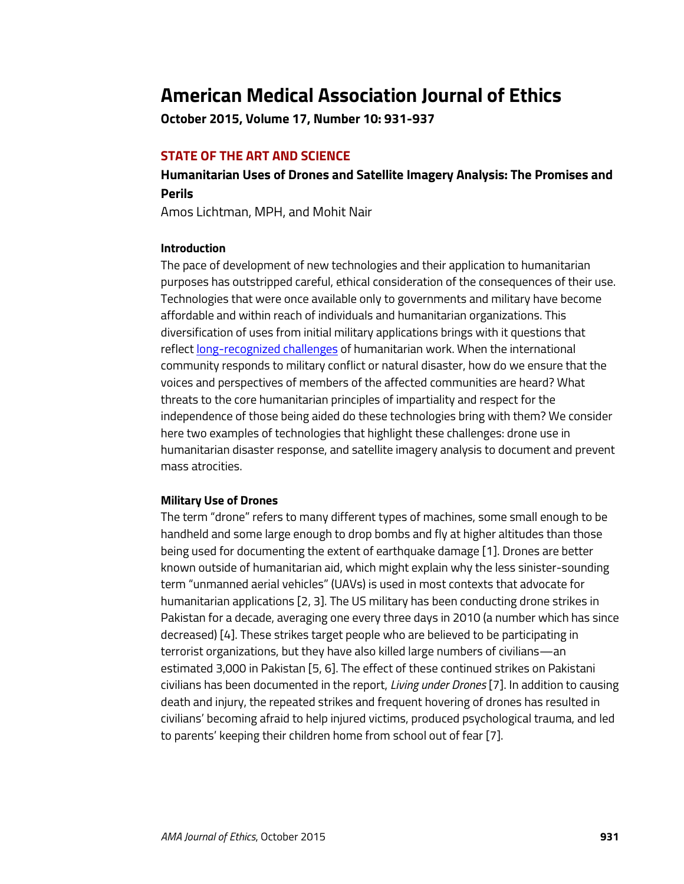# American Medical Association Journal of Ethics

**October 2015, Volume 17, Number 10: 931-937**

## STATE OF THE ART AND SCIENCE

### Humanitarian Uses of Drones and Satellite Imagery Analysis: The Promises and Perils

Amos Lichtman, MPH, and Mohit Nair

#### Introduction

The pace of development of new technologies and their application to humanitarian purposes has outstripped careful, ethical consideration of the consequences of their use. Technologies that were once available only to governments and military have become affordable and within reach of individuals and humanitarian organizations. This diversification of uses from initial military applications brings with it questions that reflect long-recognized challenges of humanitarian work. When the international community responds to military conflict or natural disaster, how do we ensure that the voices and perspectives of members of the affected communities are heard? What threats to the core humanitarian principles of impartiality and respect for the independence of those being aided do these technologies bring with them? We consider here two examples of technologies that highlight these challenges: drone use in humanitarian disaster response, and satellite imagery analysis to document and prevent mass atrocities.

#### Military Use of Drones

The term "drone" refers to many different types of machines, some small enough to be handheld and some large enough to drop bombs and fly at higher altitudes than those being used for documenting the extent of earthquake damage [1]. Drones are better known outside of humanitarian aid, which might explain why the less sinister-sounding term "unmanned aerial vehicles" (UAVs) is used in most contexts that advocate for humanitarian applications [2, 3]. The US military has been conducting drone strikes in Pakistan for a decade, averaging one every three days in 2010 (a number which has since decreased) [4]. These strikes target people who are believed to be participating in terrorist organizations, but they have also killed large numbers of civilians—an estimated 3,000 in Pakistan [5, 6]. The effect of these continued strikes on Pakistani civilians has been documented in the report, *Living under Drones* [7]. In addition to causing death and injury, the repeated strikes and frequent hovering of drones has resulted in civilians' becoming afraid to help injured victims, produced psychological trauma, and led to parents' keeping their children home from school out of fear [7].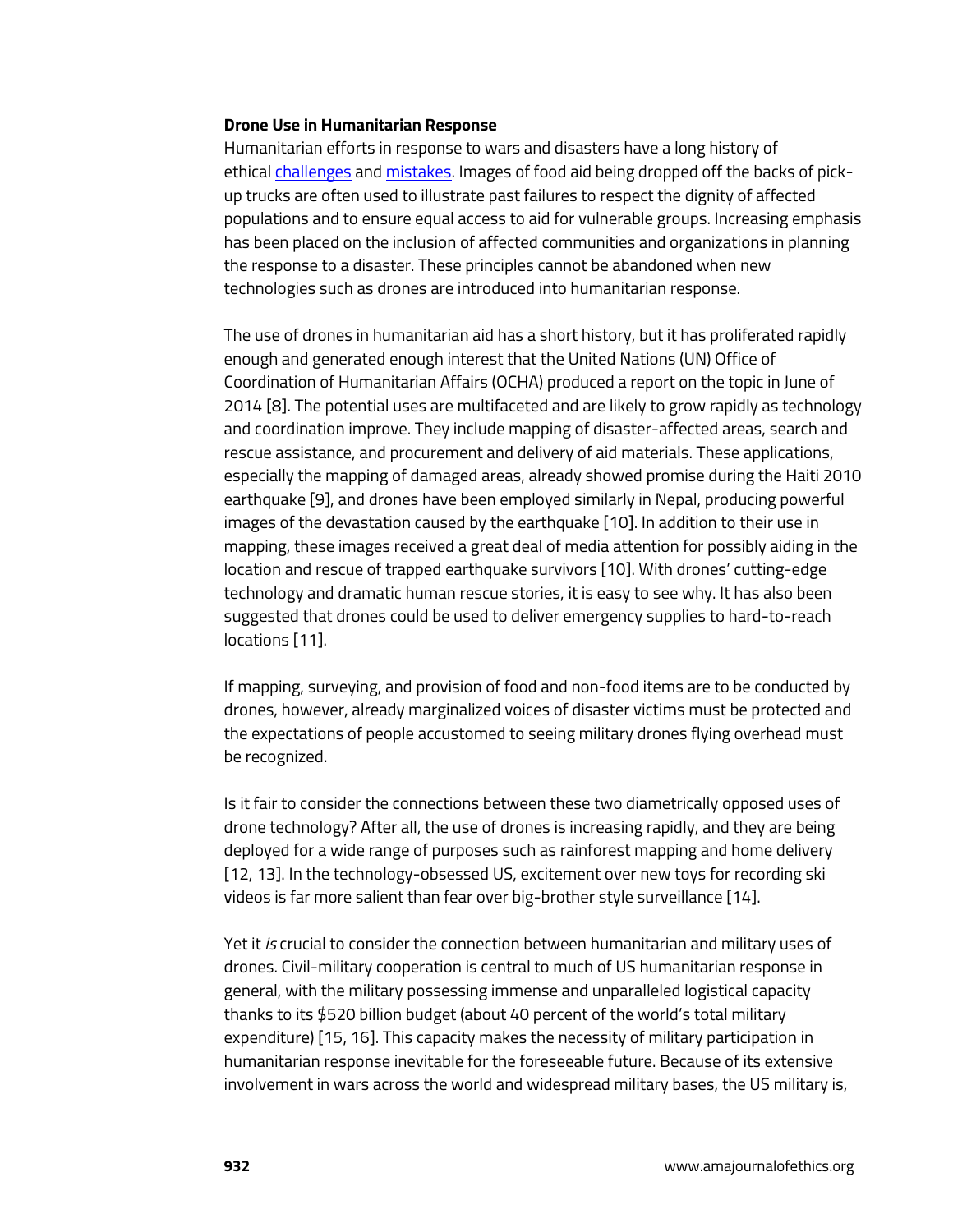**Drone Use in Humanitarian Response**

Humanitarian efforts in response to wars and disasters have a long history of ethical challenges and mistakes. Images of food aid being dropped off the backs of pick-up trucks are often used to illustrate past failures to respect the dignity of affected populations and to ensure equal access to aid for vulnerable groups. Increasing emphasis has been placed on the inclusion of affected communities and organizations in planning the response to a disaster. These principles cannot be abandoned when new technologies such as drones are introduced into humanitarian response.

The use of drones in humanitarian aid has a short history, but it has proliferated rapidly enough and generated enough interest that the United Nations (UN) Office of Coordination of Humanitarian Affairs (OCHA) produced a report on the topic in June of 2014 [8]. The potential uses are multifaceted and are likely to grow rapidly as technology and coordination improve. They include mapping of disaster-affected areas, search and rescue assistance, and procurement and delivery of aid materials. These applications, especially the mapping of damaged areas, already showed promise during the Haiti 2010 earthquake [9], and drones have been employed similarly in Nepal, producing powerful images of the devastation caused by the earthquake [10]. In addition to their use in mapping, these images received a great deal of media attention for possibly aiding in the location and rescue of trapped earthquake survivors [10]. With drones' cutting-edge technology and dramatic human rescue stories, it is easy to see why. It has also been suggested that drones could be used to deliver emergency supplies to hard-to-reach locations [11].

If mapping, surveying, and provision of food and non-food items are to be conducted by drones, however, already marginalized voices of disaster victims must be protected and the expectations of people accustomed to seeing military drones flying overhead must be recognized.

Is it fair to consider the connections between these two diametrically opposed uses of drone technology? After all, the use of drones is increasing rapidly, and they are being deployed for a wide range of purposes such as rainforest mapping and home delivery [12, 13]. In the technology-obsessed US, excitement over new toys for recording ski videos is far more salient than fear over big-brother style surveillance [14].

Yet it *is* crucial to consider the connection between humanitarian and military uses of drones. Civil-military cooperation is central to much of US humanitarian response in general, with the military possessing immense and unparalleled logistical capacity thanks to its $520 billion budget (about 40 percent of the world's total military expenditure) [15, 16]. This capacity makes the necessity of military participation in humanitarian response inevitable for the foreseeable future. Because of its extensive involvement in wars across the world and widespread military bases, the US military is,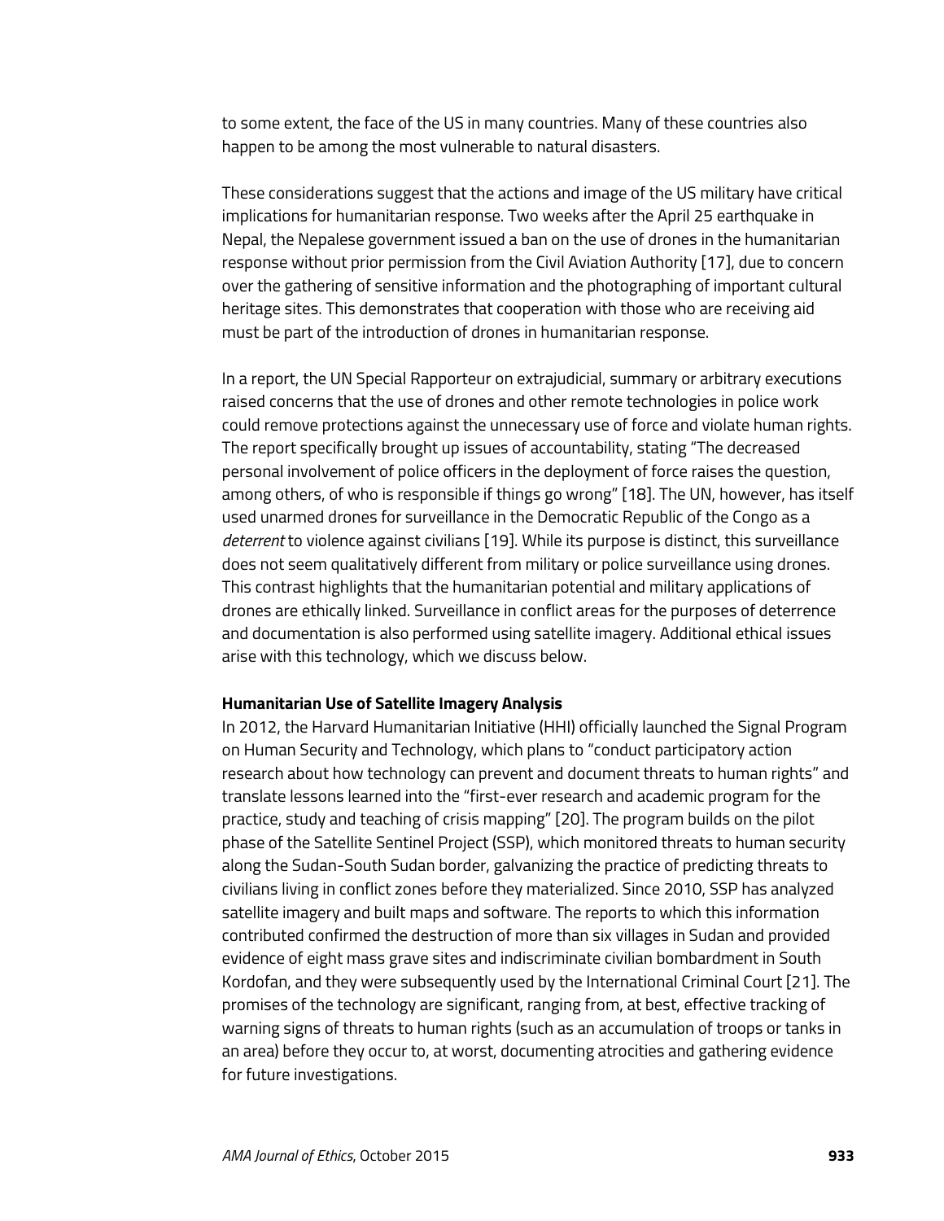to some extent, the face of the US in many countries. Many of these countries also happen to be among the most vulnerable to natural disasters.

These considerations suggest that the actions and image of the US military have critical implications for humanitarian response. Two weeks after the April 25 earthquake in Nepal, the Nepalese government issued a ban on the use of drones in the humanitarian response without prior permission from the Civil Aviation Authority [17], due to concern over the gathering of sensitive information and the photographing of important cultural heritage sites. This demonstrates that cooperation with those who are receiving aid must be part of the introduction of drones in humanitarian response.

In a report, the UN Special Rapporteur on extrajudicial, summary or arbitrary executions raised concerns that the use of drones and other remote technologies in police work could remove protections against the unnecessary use of force and violate human rights. The report specifically brought up issues of accountability, stating "The decreased personal involvement of police officers in the deployment of force raises the question, among others, of who is responsible if things go wrong" [18]. The UN, however, has itself used unarmed drones for surveillance in the Democratic Republic of the Congo as a *deterrent* to violence against civilians [19]. While its purpose is distinct, this surveillance does not seem qualitatively different from military or police surveillance using drones. This contrast highlights that the humanitarian potential and military applications of drones are ethically linked. Surveillance in conflict areas for the purposes of deterrence and documentation is also performed using satellite imagery. Additional ethical issues arise with this technology, which we discuss below.

**Humanitarian Use of Satellite Imagery Analysis**

In 2012, the Harvard Humanitarian Initiative (HHI) officially launched the Signal Program on Human Security and Technology, which plans to "conduct participatory action research about how technology can prevent and document threats to human rights" and translate lessons learned into the "first-ever research and academic program for the practice, study and teaching of crisis mapping" [20]. The program builds on the pilot phase of the Satellite Sentinel Project (SSP), which monitored threats to human security along the Sudan-South Sudan border, galvanizing the practice of predicting threats to civilians living in conflict zones before they materialized. Since 2010, SSP has analyzed satellite imagery and built maps and software. The reports to which this information contributed confirmed the destruction of more than six villages in Sudan and provided evidence of eight mass grave sites and indiscriminate civilian bombardment in South Kordofan, and they were subsequently used by the International Criminal Court [21]. The promises of the technology are significant, ranging from, at best, effective tracking of warning signs of threats to human rights (such as an accumulation of troops or tanks in an area) before they occur to, at worst, documenting atrocities and gathering evidence for future investigations.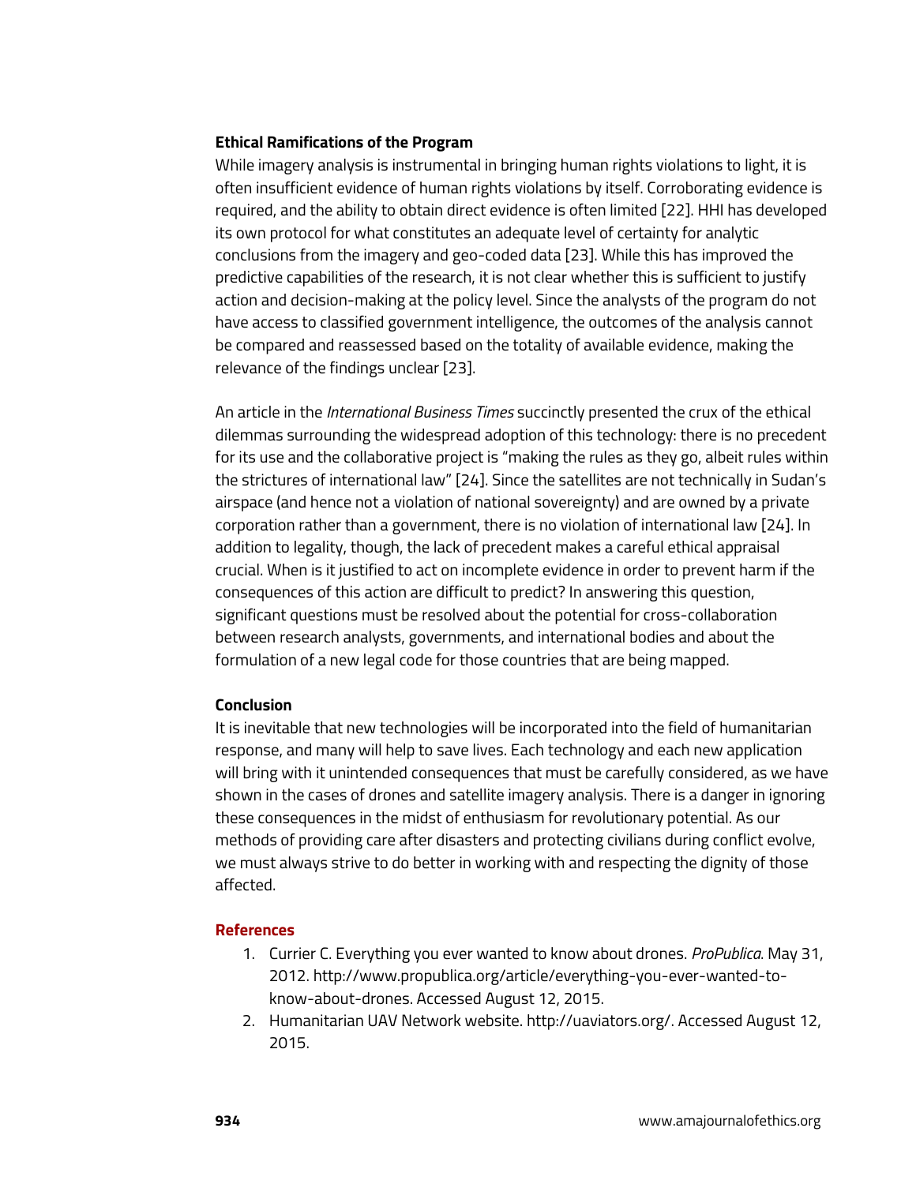### Ethical Ramifications of the Program

While imagery analysis is instrumental in bringing human rights violations to light, it is often insufficient evidence of human rights violations by itself. Corroborating evidence is required, and the ability to obtain direct evidence is often limited [22]. HHI has developed its own protocol for what constitutes an adequate level of certainty for analytic conclusions from the imagery and geo-coded data [23]. While this has improved the predictive capabilities of the research, it is not clear whether this is sufficient to justify action and decision-making at the policy level. Since the analysts of the program do not have access to classified government intelligence, the outcomes of the analysis cannot be compared and reassessed based on the totality of available evidence, making the relevance of the findings unclear [23].

An article in the *International Business Times* succinctly presented the crux of the ethical dilemmas surrounding the widespread adoption of this technology: there is no precedent for its use and the collaborative project is "making the rules as they go, albeit rules within the strictures of international law" [24]. Since the satellites are not technically in Sudan's airspace (and hence not a violation of national sovereignty) and are owned by a private corporation rather than a government, there is no violation of international law [24]. In addition to legality, though, the lack of precedent makes a careful ethical appraisal crucial. When is it justified to act on incomplete evidence in order to prevent harm if the consequences of this action are difficult to predict? In answering this question, significant questions must be resolved about the potential for cross-collaboration between research analysts, governments, and international bodies and about the formulation of a new legal code for those countries that are being mapped.

### Conclusion

It is inevitable that new technologies will be incorporated into the field of humanitarian response, and many will help to save lives. Each technology and each new application will bring with it unintended consequences that must be carefully considered, as we have shown in the cases of drones and satellite imagery analysis. There is a danger in ignoring these consequences in the midst of enthusiasm for revolutionary potential. As our methods of providing care after disasters and protecting civilians during conflict evolve, we must always strive to do better in working with and respecting the dignity of those affected.

### References

1. Currier C. Everything you ever wanted to know about drones. *ProPublica*. May 31, 2012. http://www.propublica.org/article/everything-you-ever-wanted-to-know-about-drones. Accessed August 12, 2015.
2. Humanitarian UAV Network website. http://uaviators.org/. Accessed August 12, 2015.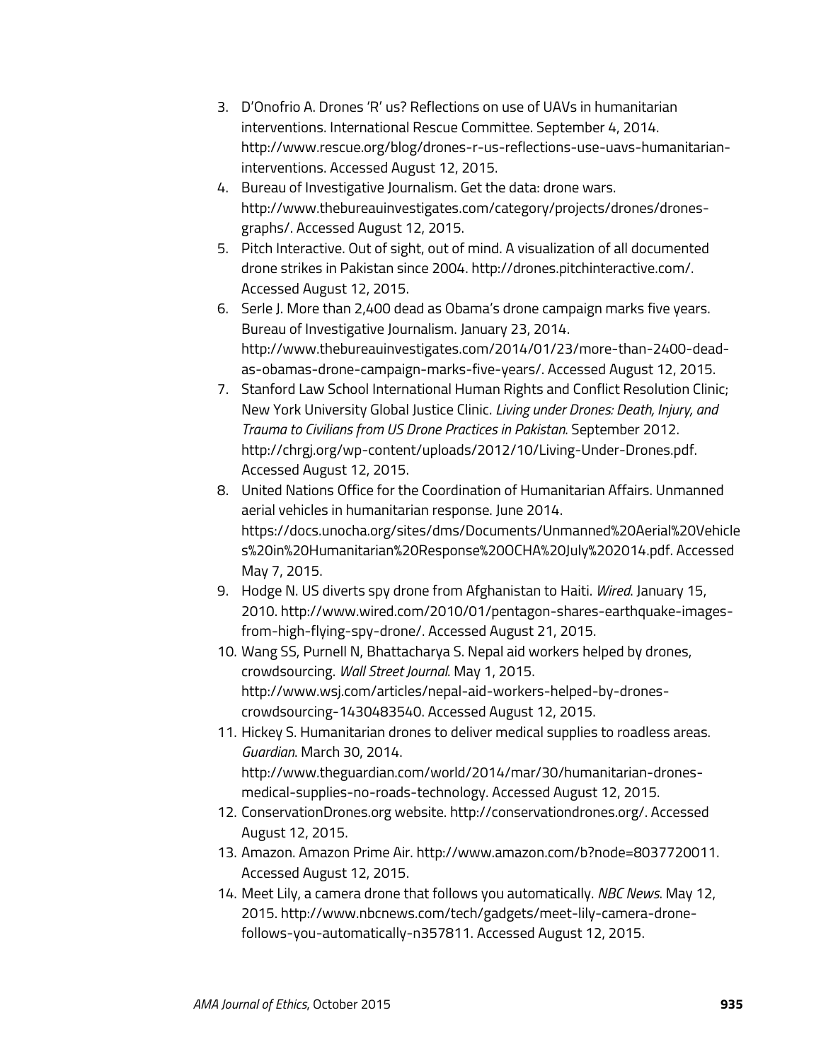3. D'Onofrio A. Drones 'R' us? Reflections on use of UAVs in humanitarian interventions. International Rescue Committee. September 4, 2014. http://www.rescue.org/blog/drones-r-us-reflections-use-uavs-humanitarian-interventions. Accessed August 12, 2015.
4. Bureau of Investigative Journalism. Get the data: drone wars. http://www.thebureauinvestigates.com/category/projects/drones/drones-graphs/. Accessed August 12, 2015.
5. Pitch Interactive. Out of sight, out of mind. A visualization of all documented drone strikes in Pakistan since 2004. http://drones.pitchinteractive.com/. Accessed August 12, 2015.
6. Serle J. More than 2,400 dead as Obama's drone campaign marks five years. Bureau of Investigative Journalism. January 23, 2014. http://www.thebureauinvestigates.com/2014/01/23/more-than-2400-dead-as-obamas-drone-campaign-marks-five-years/. Accessed August 12, 2015.
7. Stanford Law School International Human Rights and Conflict Resolution Clinic; New York University Global Justice Clinic. *Living under Drones: Death, Injury, and Trauma to Civilians from US Drone Practices in Pakistan*. September 2012. http://chrgj.org/wp-content/uploads/2012/10/Living-Under-Drones.pdf. Accessed August 12, 2015.
8. United Nations Office for the Coordination of Humanitarian Affairs. Unmanned aerial vehicles in humanitarian response. June 2014. https://docs.unocha.org/sites/dms/Documents/Unmanned%20Aerial%20Vehicles%20in%20Humanitarian%20Response%20OCHA%20July%202014.pdf. Accessed May 7, 2015.
9. Hodge N. US diverts spy drone from Afghanistan to Haiti. *Wired*. January 15, 2010. http://www.wired.com/2010/01/pentagon-shares-earthquake-images-from-high-flying-spy-drone/. Accessed August 21, 2015.
10. Wang SS, Purnell N, Bhattacharya S. Nepal aid workers helped by drones, crowdsourcing. *Wall Street Journal*. May 1, 2015. http://www.wsj.com/articles/nepal-aid-workers-helped-by-drones-crowdsourcing-1430483540. Accessed August 12, 2015.
11. Hickey S. Humanitarian drones to deliver medical supplies to roadless areas. *Guardian*. March 30, 2014. http://www.theguardian.com/world/2014/mar/30/humanitarian-drones-medical-supplies-no-roads-technology. Accessed August 12, 2015.
12. ConservationDrones.org website. http://conservationdrones.org/. Accessed August 12, 2015.
13. Amazon. Amazon Prime Air. http://www.amazon.com/b?node=8037720011. Accessed August 12, 2015.
14. Meet Lily, a camera drone that follows you automatically. *NBC News*. May 12, 2015. http://www.nbcnews.com/tech/gadgets/meet-lily-camera-drone-follows-you-automatically-n357811. Accessed August 12, 2015.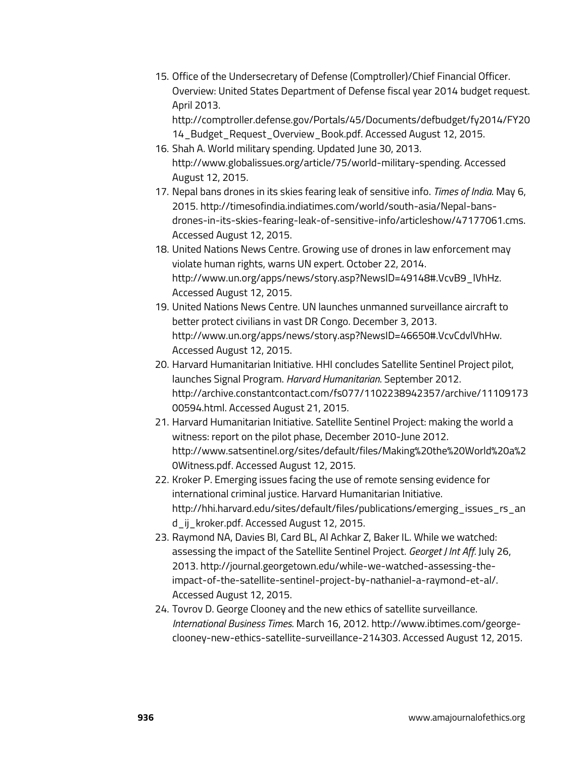15. Office of the Undersecretary of Defense (Comptroller)/Chief Financial Officer. Overview: United States Department of Defense fiscal year 2014 budget request. April 2013. http://comptroller.defense.gov/Portals/45/Documents/defbudget/fy2014/FY2014_Budget_Request_Overview_Book.pdf. Accessed August 12, 2015.
16. Shah A. World military spending. Updated June 30, 2013. http://www.globalissues.org/article/75/world-military-spending. Accessed August 12, 2015.
17. Nepal bans drones in its skies fearing leak of sensitive info. *Times of India*. May 6, 2015. http://timesofindia.indiatimes.com/world/south-asia/Nepal-bans-drones-in-its-skies-fearing-leak-of-sensitive-info/articleshow/47177061.cms. Accessed August 12, 2015.
18. United Nations News Centre. Growing use of drones in law enforcement may violate human rights, warns UN expert. October 22, 2014. http://www.un.org/apps/news/story.asp?NewsID=49148#.VcvB9_lVhHz. Accessed August 12, 2015.
19. United Nations News Centre. UN launches unmanned surveillance aircraft to better protect civilians in vast DR Congo. December 3, 2013. http://www.un.org/apps/news/story.asp?NewsID=46650#.VcvCdvlVhHw. Accessed August 12, 2015.
20. Harvard Humanitarian Initiative. HHI concludes Satellite Sentinel Project pilot, launches Signal Program. *Harvard Humanitarian*. September 2012. http://archive.constantcontact.com/fs077/1102238942357/archive/1110917300594.html. Accessed August 21, 2015.
21. Harvard Humanitarian Initiative. Satellite Sentinel Project: making the world a witness: report on the pilot phase, December 2010-June 2012. http://www.satsentinel.org/sites/default/files/Making%20the%20World%20a%20Witness.pdf. Accessed August 12, 2015.
22. Kroker P. Emerging issues facing the use of remote sensing evidence for international criminal justice. Harvard Humanitarian Initiative. http://hhi.harvard.edu/sites/default/files/publications/emerging_issues_rs_and_ij_kroker.pdf. Accessed August 12, 2015.
23. Raymond NA, Davies BI, Card BL, Al Achkar Z, Baker IL. While we watched: assessing the impact of the Satellite Sentinel Project. *Georget J Int Aff*. July 26, 2013. http://journal.georgetown.edu/while-we-watched-assessing-the-impact-of-the-satellite-sentinel-project-by-nathaniel-a-raymond-et-al/. Accessed August 12, 2015.
24. Tovrov D. George Clooney and the new ethics of satellite surveillance. *International Business Times*. March 16, 2012. http://www.ibtimes.com/george-clooney-new-ethics-satellite-surveillance-214303. Accessed August 12, 2015.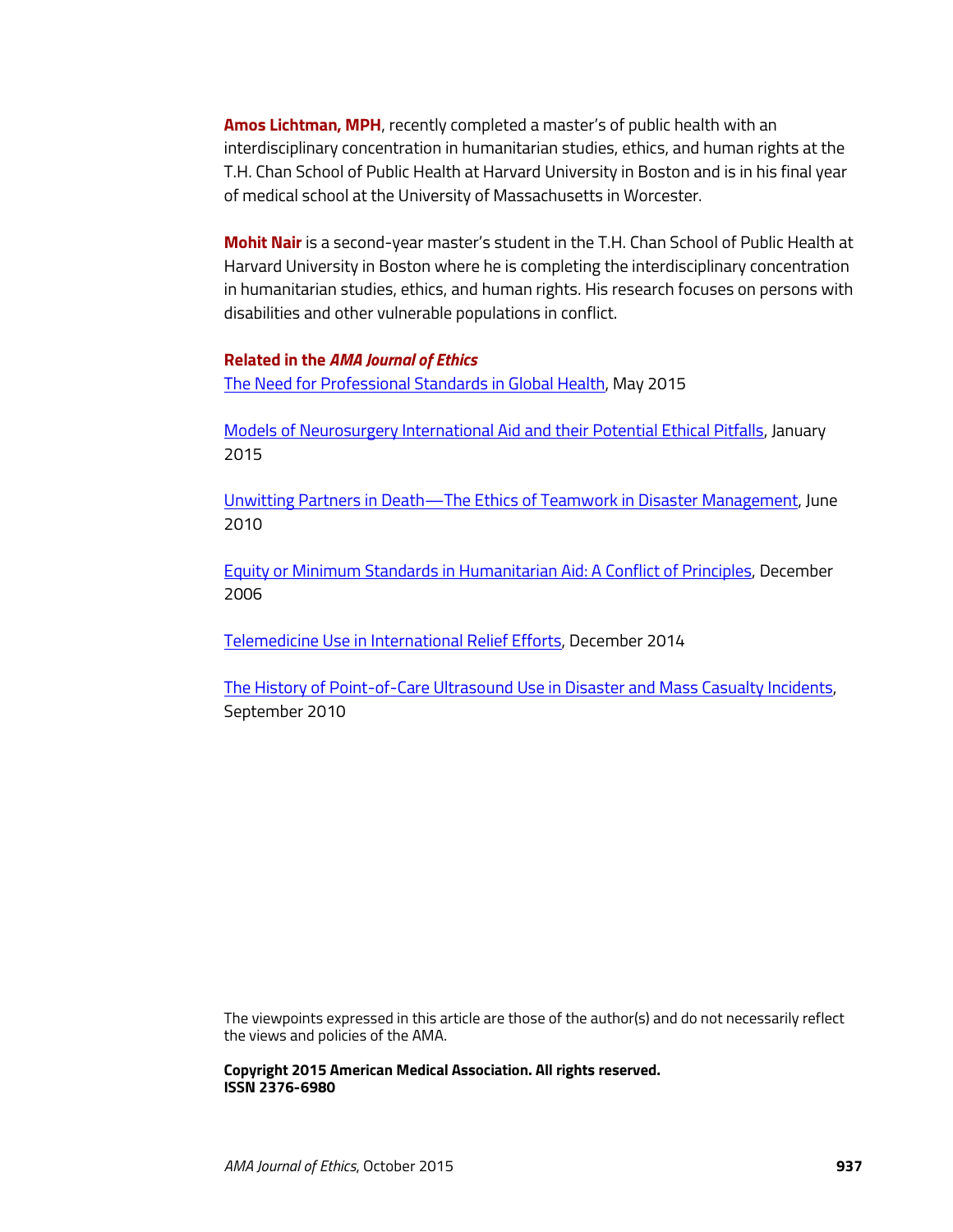**Amos Lichtman, MPH**, recently completed a master's of public health with an interdisciplinary concentration in humanitarian studies, ethics, and human rights at the T.H. Chan School of Public Health at Harvard University in Boston and is in his final year of medical school at the University of Massachusetts in Worcester.

**Mohit Nair** is a second-year master's student in the T.H. Chan School of Public Health at Harvard University in Boston where he is completing the interdisciplinary concentration in humanitarian studies, ethics, and human rights. His research focuses on persons with disabilities and other vulnerable populations in conflict.

**Related in the *AMA Journal of Ethics***

The Need for Professional Standards in Global Health, May 2015

Models of Neurosurgery International Aid and their Potential Ethical Pitfalls, January 2015

Unwitting Partners in Death—The Ethics of Teamwork in Disaster Management, June 2010

Equity or Minimum Standards in Humanitarian Aid: A Conflict of Principles, December 2006

Telemedicine Use in International Relief Efforts, December 2014

The History of Point-of-Care Ultrasound Use in Disaster and Mass Casualty Incidents, September 2010

The viewpoints expressed in this article are those of the author(s) and do not necessarily reflect the views and policies of the AMA.

**Copyright 2015 American Medical Association. All rights reserved.**
**ISSN 2376-6980**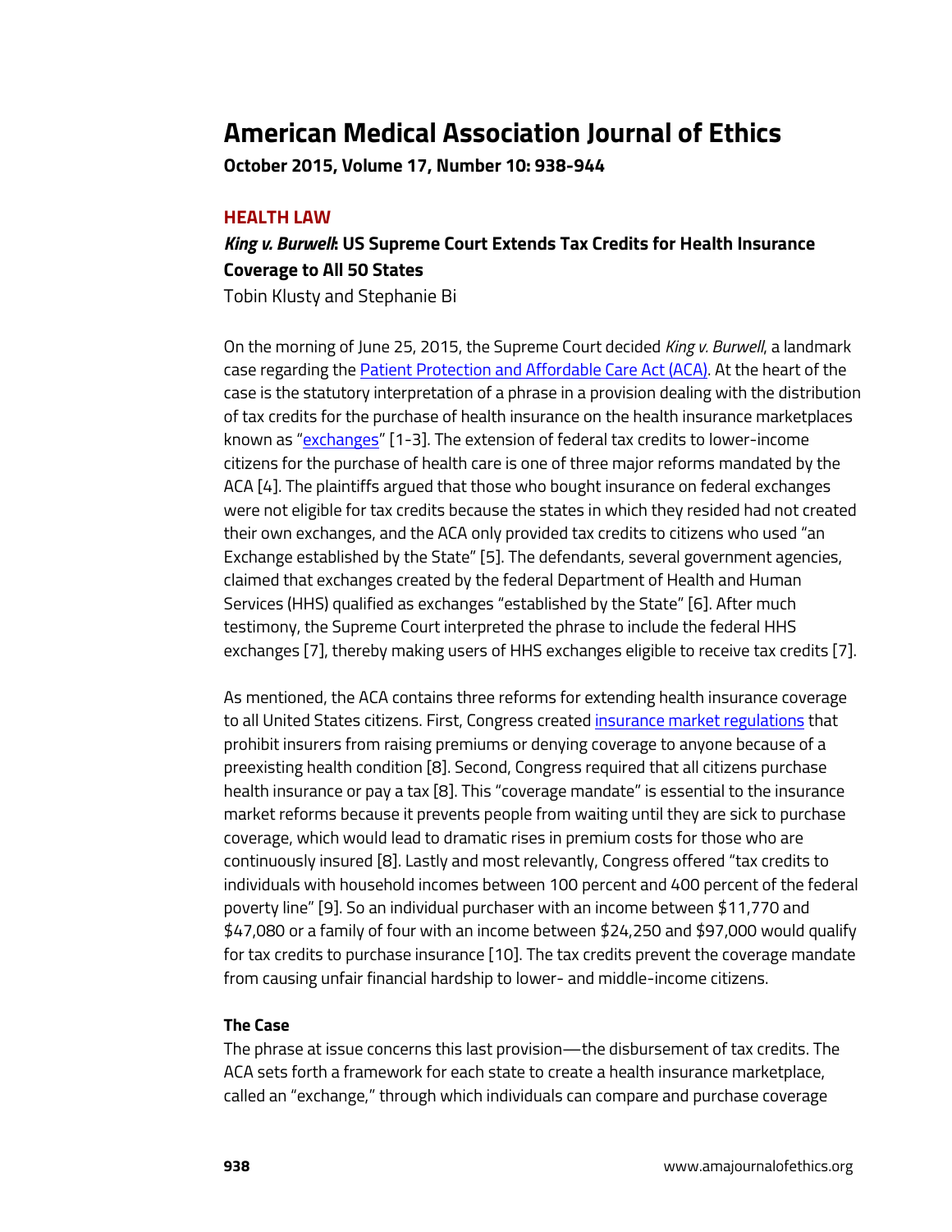# American Medical Association Journal of Ethics

**October 2015, Volume 17, Number 10: 938-944**

## HEALTH LAW

### *King v. Burwell*: US Supreme Court Extends Tax Credits for Health Insurance Coverage to All 50 States

Tobin Klusty and Stephanie Bi

On the morning of June 25, 2015, the Supreme Court decided *King v. Burwell*, a landmark case regarding the Patient Protection and Affordable Care Act (ACA). At the heart of the case is the statutory interpretation of a phrase in a provision dealing with the distribution of tax credits for the purchase of health insurance on the health insurance marketplaces known as "exchanges" [1-3]. The extension of federal tax credits to lower-income citizens for the purchase of health care is one of three major reforms mandated by the ACA [4]. The plaintiffs argued that those who bought insurance on federal exchanges were not eligible for tax credits because the states in which they resided had not created their own exchanges, and the ACA only provided tax credits to citizens who used "an Exchange established by the State" [5]. The defendants, several government agencies, claimed that exchanges created by the federal Department of Health and Human Services (HHS) qualified as exchanges "established by the State" [6]. After much testimony, the Supreme Court interpreted the phrase to include the federal HHS exchanges [7], thereby making users of HHS exchanges eligible to receive tax credits [7].

As mentioned, the ACA contains three reforms for extending health insurance coverage to all United States citizens. First, Congress created insurance market regulations that prohibit insurers from raising premiums or denying coverage to anyone because of a preexisting health condition [8]. Second, Congress required that all citizens purchase health insurance or pay a tax [8]. This "coverage mandate" is essential to the insurance market reforms because it prevents people from waiting until they are sick to purchase coverage, which would lead to dramatic rises in premium costs for those who are continuously insured [8]. Lastly and most relevantly, Congress offered "tax credits to individuals with household incomes between 100 percent and 400 percent of the federal poverty line" [9]. So an individual purchaser with an income between $11,770 and $47,080 or a family of four with an income between $24,250 and $97,000 would qualify for tax credits to purchase insurance [10]. The tax credits prevent the coverage mandate from causing unfair financial hardship to lower- and middle-income citizens.

#### The Case

The phrase at issue concerns this last provision—the disbursement of tax credits. The ACA sets forth a framework for each state to create a health insurance marketplace, called an "exchange," through which individuals can compare and purchase coverage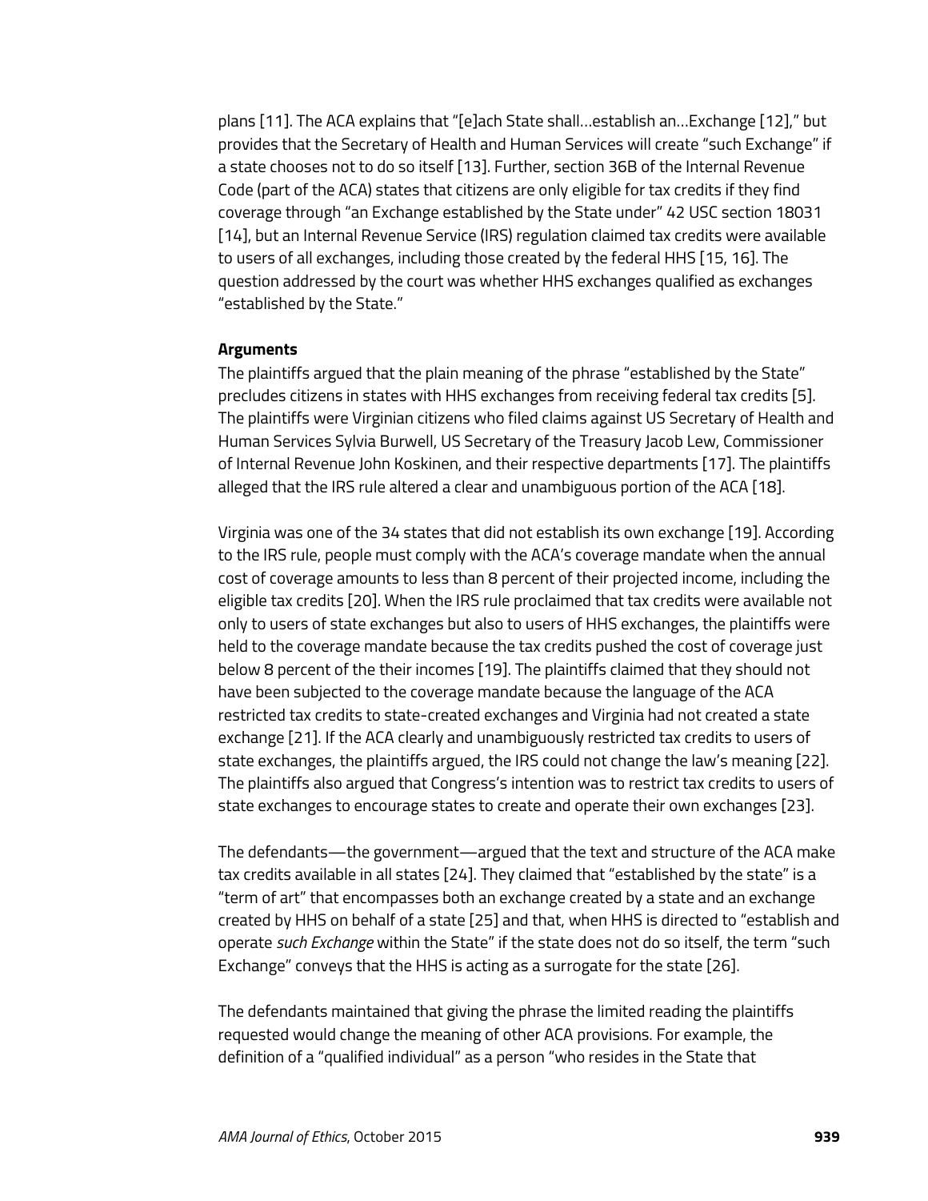plans [11]. The ACA explains that "[e]ach State shall…establish an…Exchange [12]," but provides that the Secretary of Health and Human Services will create "such Exchange" if a state chooses not to do so itself [13]. Further, section 36B of the Internal Revenue Code (part of the ACA) states that citizens are only eligible for tax credits if they find coverage through "an Exchange established by the State under" 42 USC section 18031 [14], but an Internal Revenue Service (IRS) regulation claimed tax credits were available to users of all exchanges, including those created by the federal HHS [15, 16]. The question addressed by the court was whether HHS exchanges qualified as exchanges "established by the State."

**Arguments**

The plaintiffs argued that the plain meaning of the phrase "established by the State" precludes citizens in states with HHS exchanges from receiving federal tax credits [5]. The plaintiffs were Virginian citizens who filed claims against US Secretary of Health and Human Services Sylvia Burwell, US Secretary of the Treasury Jacob Lew, Commissioner of Internal Revenue John Koskinen, and their respective departments [17]. The plaintiffs alleged that the IRS rule altered a clear and unambiguous portion of the ACA [18].

Virginia was one of the 34 states that did not establish its own exchange [19]. According to the IRS rule, people must comply with the ACA's coverage mandate when the annual cost of coverage amounts to less than 8 percent of their projected income, including the eligible tax credits [20]. When the IRS rule proclaimed that tax credits were available not only to users of state exchanges but also to users of HHS exchanges, the plaintiffs were held to the coverage mandate because the tax credits pushed the cost of coverage just below 8 percent of the their incomes [19]. The plaintiffs claimed that they should not have been subjected to the coverage mandate because the language of the ACA restricted tax credits to state-created exchanges and Virginia had not created a state exchange [21]. If the ACA clearly and unambiguously restricted tax credits to users of state exchanges, the plaintiffs argued, the IRS could not change the law's meaning [22]. The plaintiffs also argued that Congress's intention was to restrict tax credits to users of state exchanges to encourage states to create and operate their own exchanges [23].

The defendants—the government—argued that the text and structure of the ACA make tax credits available in all states [24]. They claimed that "established by the state" is a "term of art" that encompasses both an exchange created by a state and an exchange created by HHS on behalf of a state [25] and that, when HHS is directed to "establish and operate *such Exchange* within the State" if the state does not do so itself, the term "such Exchange" conveys that the HHS is acting as a surrogate for the state [26].

The defendants maintained that giving the phrase the limited reading the plaintiffs requested would change the meaning of other ACA provisions. For example, the definition of a "qualified individual" as a person "who resides in the State that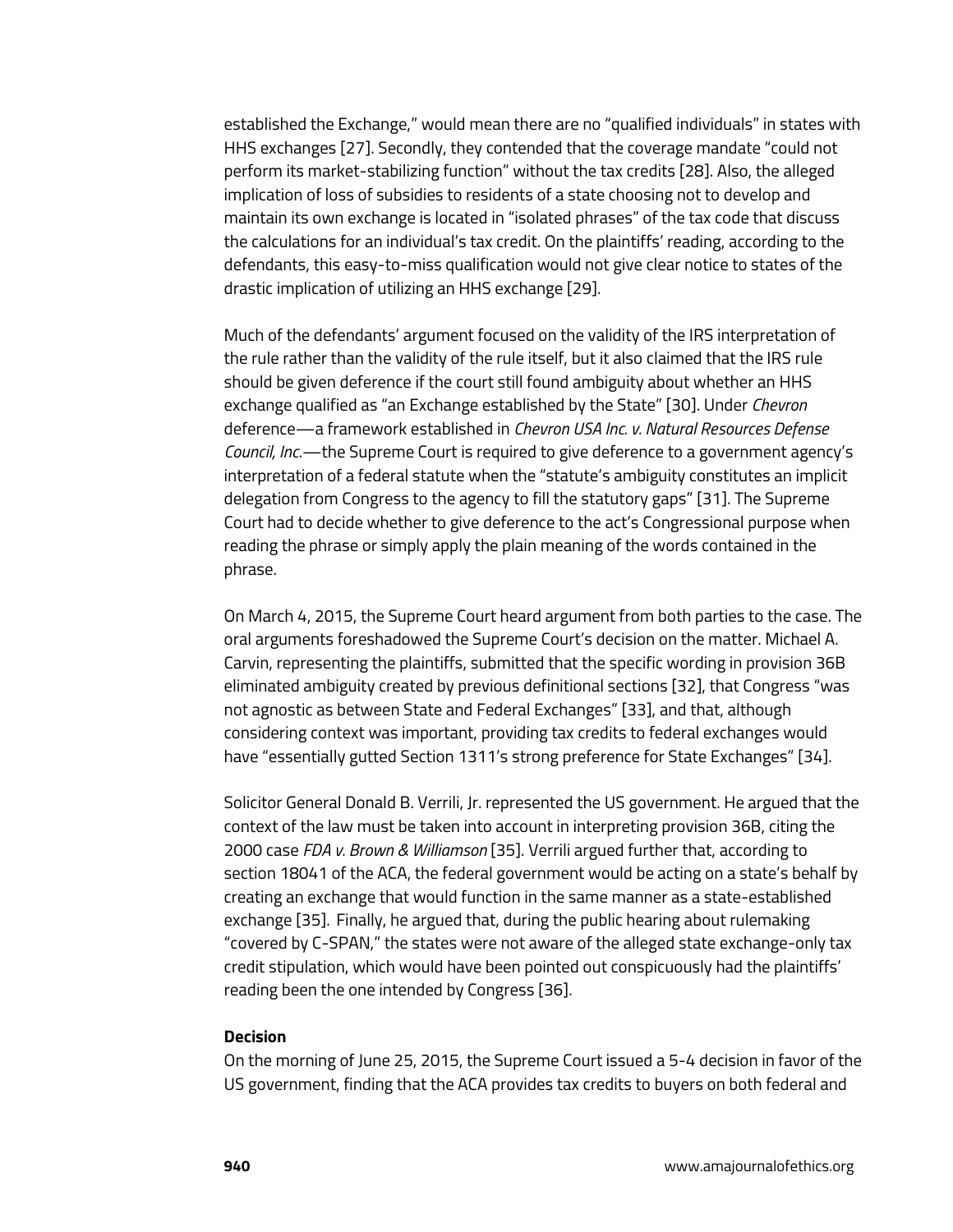established the Exchange," would mean there are no "qualified individuals" in states with HHS exchanges [27]. Secondly, they contended that the coverage mandate "could not perform its market-stabilizing function" without the tax credits [28]. Also, the alleged implication of loss of subsidies to residents of a state choosing not to develop and maintain its own exchange is located in "isolated phrases" of the tax code that discuss the calculations for an individual's tax credit. On the plaintiffs' reading, according to the defendants, this easy-to-miss qualification would not give clear notice to states of the drastic implication of utilizing an HHS exchange [29].

Much of the defendants' argument focused on the validity of the IRS interpretation of the rule rather than the validity of the rule itself, but it also claimed that the IRS rule should be given deference if the court still found ambiguity about whether an HHS exchange qualified as "an Exchange established by the State" [30]. Under *Chevron* deference—a framework established in *Chevron USA Inc. v. Natural Resources Defense Council, Inc.*—the Supreme Court is required to give deference to a government agency's interpretation of a federal statute when the "statute's ambiguity constitutes an implicit delegation from Congress to the agency to fill the statutory gaps" [31]. The Supreme Court had to decide whether to give deference to the act's Congressional purpose when reading the phrase or simply apply the plain meaning of the words contained in the phrase.

On March 4, 2015, the Supreme Court heard argument from both parties to the case. The oral arguments foreshadowed the Supreme Court's decision on the matter. Michael A. Carvin, representing the plaintiffs, submitted that the specific wording in provision 36B eliminated ambiguity created by previous definitional sections [32], that Congress "was not agnostic as between State and Federal Exchanges" [33], and that, although considering context was important, providing tax credits to federal exchanges would have "essentially gutted Section 1311's strong preference for State Exchanges" [34].

Solicitor General Donald B. Verrili, Jr. represented the US government. He argued that the context of the law must be taken into account in interpreting provision 36B, citing the 2000 case *FDA v. Brown & Williamson* [35]. Verrili argued further that, according to section 18041 of the ACA, the federal government would be acting on a state's behalf by creating an exchange that would function in the same manner as a state-established exchange [35]. Finally, he argued that, during the public hearing about rulemaking "covered by C-SPAN," the states were not aware of the alleged state exchange-only tax credit stipulation, which would have been pointed out conspicuously had the plaintiffs' reading been the one intended by Congress [36].

**Decision**

On the morning of June 25, 2015, the Supreme Court issued a 5-4 decision in favor of the US government, finding that the ACA provides tax credits to buyers on both federal and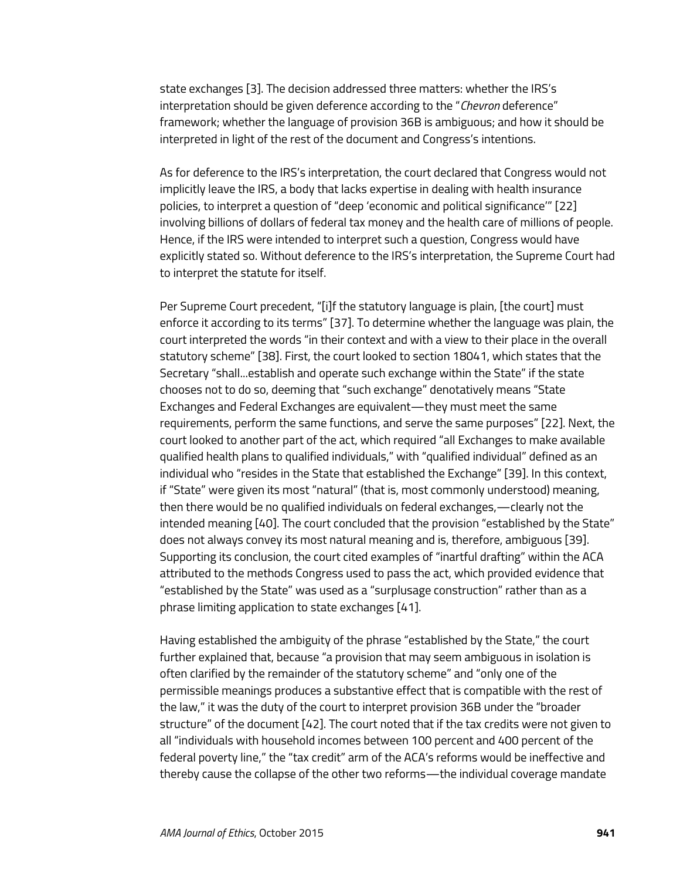state exchanges [3]. The decision addressed three matters: whether the IRS's interpretation should be given deference according to the "*Chevron* deference" framework; whether the language of provision 36B is ambiguous; and how it should be interpreted in light of the rest of the document and Congress's intentions.

As for deference to the IRS's interpretation, the court declared that Congress would not implicitly leave the IRS, a body that lacks expertise in dealing with health insurance policies, to interpret a question of "deep 'economic and political significance'" [22] involving billions of dollars of federal tax money and the health care of millions of people. Hence, if the IRS were intended to interpret such a question, Congress would have explicitly stated so. Without deference to the IRS's interpretation, the Supreme Court had to interpret the statute for itself.

Per Supreme Court precedent, "[i]f the statutory language is plain, [the court] must enforce it according to its terms" [37]. To determine whether the language was plain, the court interpreted the words "in their context and with a view to their place in the overall statutory scheme" [38]. First, the court looked to section 18041, which states that the Secretary "shall…establish and operate such exchange within the State" if the state chooses not to do so, deeming that "such exchange" denotatively means "State Exchanges and Federal Exchanges are equivalent—they must meet the same requirements, perform the same functions, and serve the same purposes" [22]. Next, the court looked to another part of the act, which required "all Exchanges to make available qualified health plans to qualified individuals," with "qualified individual" defined as an individual who "resides in the State that established the Exchange" [39]. In this context, if "State" were given its most "natural" (that is, most commonly understood) meaning, then there would be no qualified individuals on federal exchanges,—clearly not the intended meaning [40]. The court concluded that the provision "established by the State" does not always convey its most natural meaning and is, therefore, ambiguous [39]. Supporting its conclusion, the court cited examples of "inartful drafting" within the ACA attributed to the methods Congress used to pass the act, which provided evidence that "established by the State" was used as a "surplusage construction" rather than as a phrase limiting application to state exchanges [41].

Having established the ambiguity of the phrase "established by the State," the court further explained that, because "a provision that may seem ambiguous in isolation is often clarified by the remainder of the statutory scheme" and "only one of the permissible meanings produces a substantive effect that is compatible with the rest of the law," it was the duty of the court to interpret provision 36B under the "broader structure" of the document [42]. The court noted that if the tax credits were not given to all "individuals with household incomes between 100 percent and 400 percent of the federal poverty line," the "tax credit" arm of the ACA's reforms would be ineffective and thereby cause the collapse of the other two reforms—the individual coverage mandate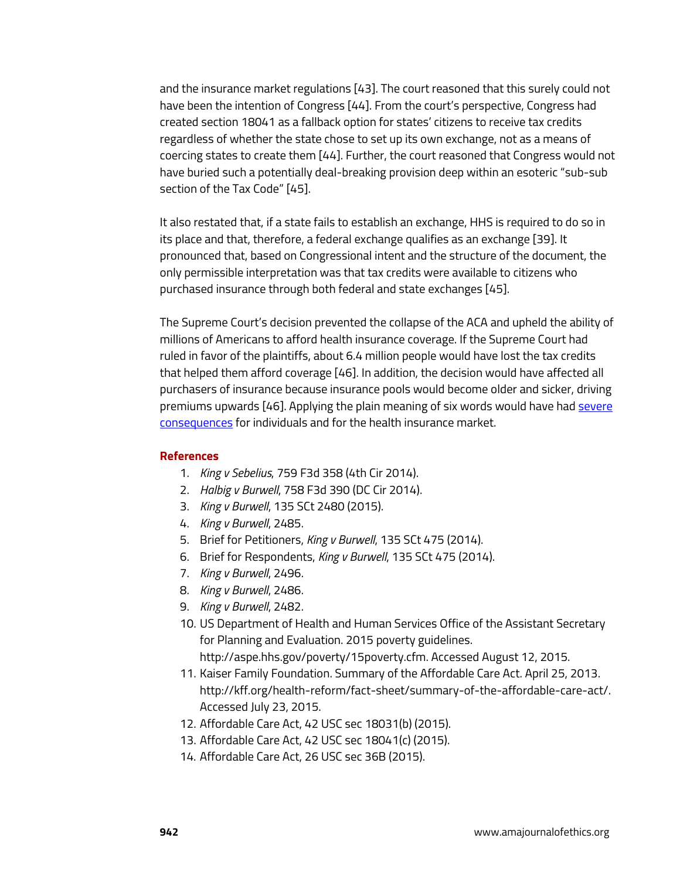and the insurance market regulations [43]. The court reasoned that this surely could not have been the intention of Congress [44]. From the court's perspective, Congress had created section 18041 as a fallback option for states' citizens to receive tax credits regardless of whether the state chose to set up its own exchange, not as a means of coercing states to create them [44]. Further, the court reasoned that Congress would not have buried such a potentially deal-breaking provision deep within an esoteric "sub-sub section of the Tax Code" [45].

It also restated that, if a state fails to establish an exchange, HHS is required to do so in its place and that, therefore, a federal exchange qualifies as an exchange [39]. It pronounced that, based on Congressional intent and the structure of the document, the only permissible interpretation was that tax credits were available to citizens who purchased insurance through both federal and state exchanges [45].

The Supreme Court's decision prevented the collapse of the ACA and upheld the ability of millions of Americans to afford health insurance coverage. If the Supreme Court had ruled in favor of the plaintiffs, about 6.4 million people would have lost the tax credits that helped them afford coverage [46]. In addition, the decision would have affected all purchasers of insurance because insurance pools would become older and sicker, driving premiums upwards [46]. Applying the plain meaning of six words would have had severe consequences for individuals and for the health insurance market.

## References

1. *King v Sebelius*, 759 F3d 358 (4th Cir 2014).
2. *Halbig v Burwell*, 758 F3d 390 (DC Cir 2014).
3. *King v Burwell*, 135 SCt 2480 (2015).
4. *King v Burwell*, 2485.
5. Brief for Petitioners, *King v Burwell*, 135 SCt 475 (2014).
6. Brief for Respondents, *King v Burwell*, 135 SCt 475 (2014).
7. *King v Burwell*, 2496.
8. *King v Burwell*, 2486.
9. *King v Burwell*, 2482.
10. US Department of Health and Human Services Office of the Assistant Secretary for Planning and Evaluation. 2015 poverty guidelines. http://aspe.hhs.gov/poverty/15poverty.cfm. Accessed August 12, 2015.
11. Kaiser Family Foundation. Summary of the Affordable Care Act. April 25, 2013. http://kff.org/health-reform/fact-sheet/summary-of-the-affordable-care-act/. Accessed July 23, 2015.
12. Affordable Care Act, 42 USC sec 18031(b) (2015).
13. Affordable Care Act, 42 USC sec 18041(c) (2015).
14. Affordable Care Act, 26 USC sec 36B (2015).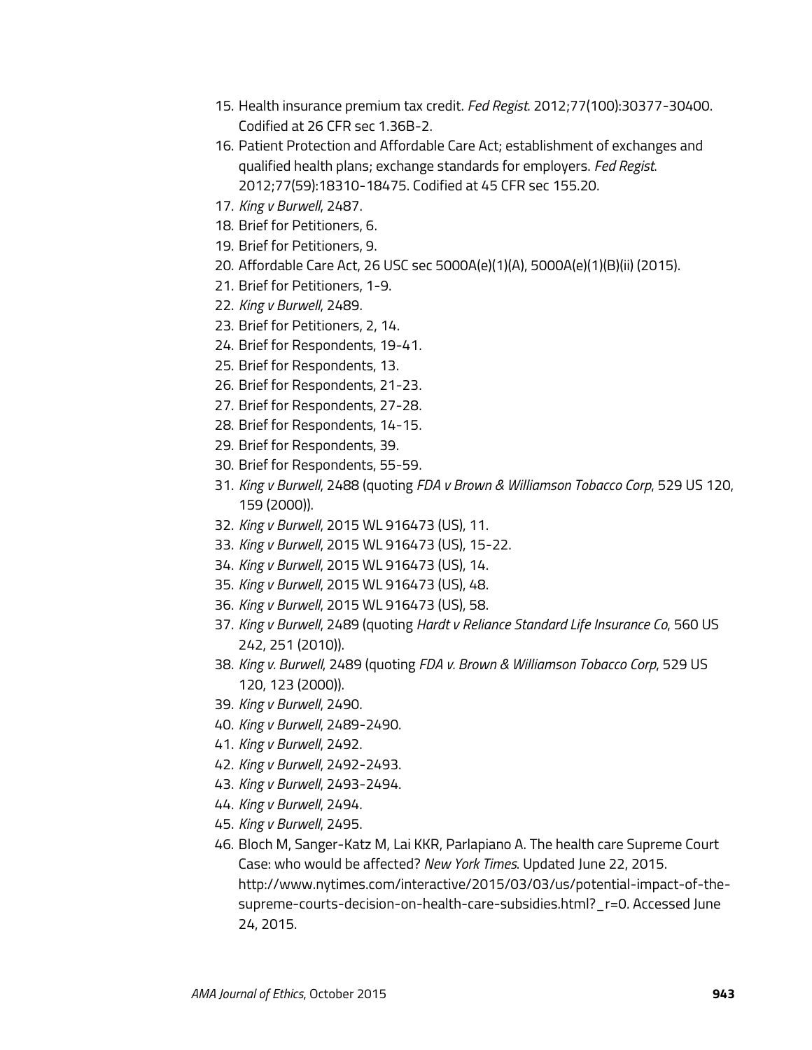15. Health insurance premium tax credit. *Fed Regist*. 2012;77(100):30377-30400. Codified at 26 CFR sec 1.36B-2.
16. Patient Protection and Affordable Care Act; establishment of exchanges and qualified health plans; exchange standards for employers. *Fed Regist*. 2012;77(59):18310-18475. Codified at 45 CFR sec 155.20.
17. *King v Burwell*, 2487.
18. Brief for Petitioners, 6.
19. Brief for Petitioners, 9.
20. Affordable Care Act, 26 USC sec 5000A(e)(1)(A), 5000A(e)(1)(B)(ii) (2015).
21. Brief for Petitioners, 1-9.
22. *King v Burwell*, 2489.
23. Brief for Petitioners, 2, 14.
24. Brief for Respondents, 19-41.
25. Brief for Respondents, 13.
26. Brief for Respondents, 21-23.
27. Brief for Respondents, 27-28.
28. Brief for Respondents, 14-15.
29. Brief for Respondents, 39.
30. Brief for Respondents, 55-59.
31. *King v Burwell*, 2488 (quoting *FDA v Brown & Williamson Tobacco Corp*, 529 US 120, 159 (2000)).
32. *King v Burwell*, 2015 WL 916473 (US), 11.
33. *King v Burwell*, 2015 WL 916473 (US), 15-22.
34. *King v Burwell*, 2015 WL 916473 (US), 14.
35. *King v Burwell*, 2015 WL 916473 (US), 48.
36. *King v Burwell*, 2015 WL 916473 (US), 58.
37. *King v Burwell*, 2489 (quoting *Hardt v Reliance Standard Life Insurance Co*, 560 US 242, 251 (2010)).
38. *King v. Burwell*, 2489 (quoting *FDA v. Brown & Williamson Tobacco Corp*, 529 US 120, 123 (2000)).
39. *King v Burwell*, 2490.
40. *King v Burwell*, 2489-2490.
41. *King v Burwell*, 2492.
42. *King v Burwell*, 2492-2493.
43. *King v Burwell*, 2493-2494.
44. *King v Burwell*, 2494.
45. *King v Burwell*, 2495.
46. Bloch M, Sanger-Katz M, Lai KKR, Parlapiano A. The health care Supreme Court Case: who would be affected? *New York Times*. Updated June 22, 2015. http://www.nytimes.com/interactive/2015/03/03/us/potential-impact-of-the-supreme-courts-decision-on-health-care-subsidies.html?_r=0. Accessed June 24, 2015.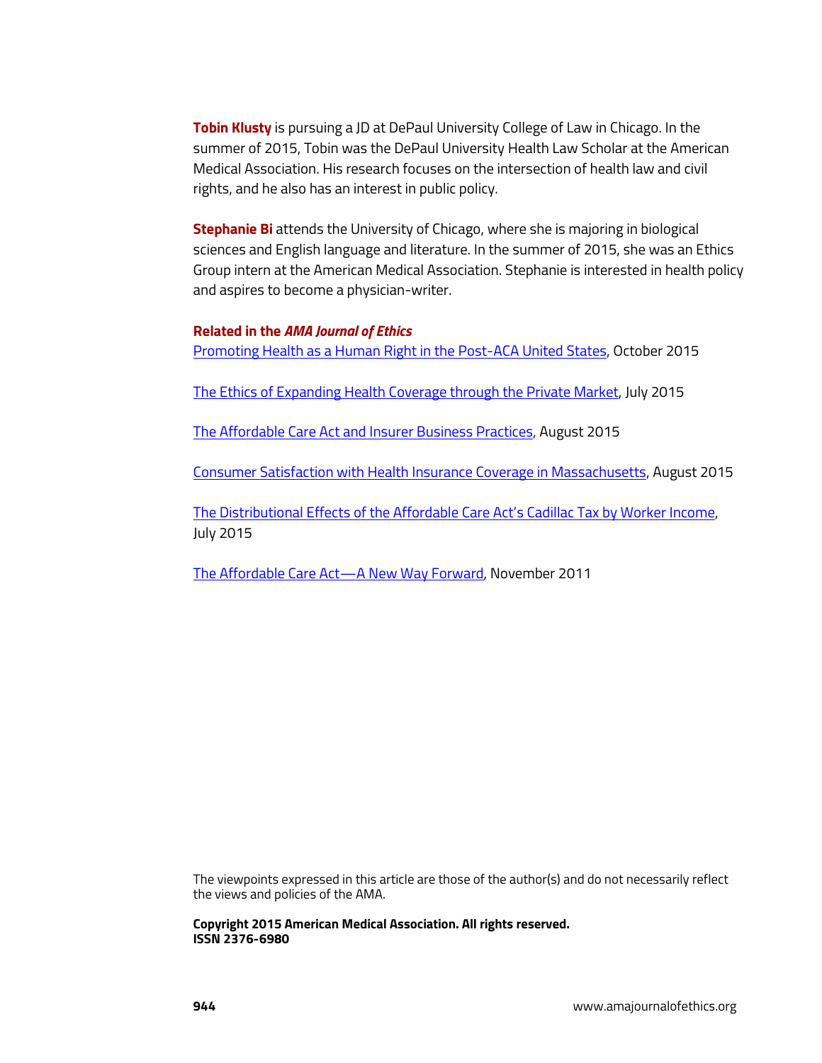**Tobin Klusty** is pursuing a JD at DePaul University College of Law in Chicago. In the summer of 2015, Tobin was the DePaul University Health Law Scholar at the American Medical Association. His research focuses on the intersection of health law and civil rights, and he also has an interest in public policy.

**Stephanie Bi** attends the University of Chicago, where she is majoring in biological sciences and English language and literature. In the summer of 2015, she was an Ethics Group intern at the American Medical Association. Stephanie is interested in health policy and aspires to become a physician-writer.

**Related in the *AMA Journal of Ethics***

Promoting Health as a Human Right in the Post-ACA United States, October 2015

The Ethics of Expanding Health Coverage through the Private Market, July 2015

The Affordable Care Act and Insurer Business Practices, August 2015

Consumer Satisfaction with Health Insurance Coverage in Massachusetts, August 2015

The Distributional Effects of the Affordable Care Act's Cadillac Tax by Worker Income, July 2015

The Affordable Care Act—A New Way Forward, November 2011

The viewpoints expressed in this article are those of the author(s) and do not necessarily reflect the views and policies of the AMA.

**Copyright 2015 American Medical Association. All rights reserved.**
**ISSN 2376-6980**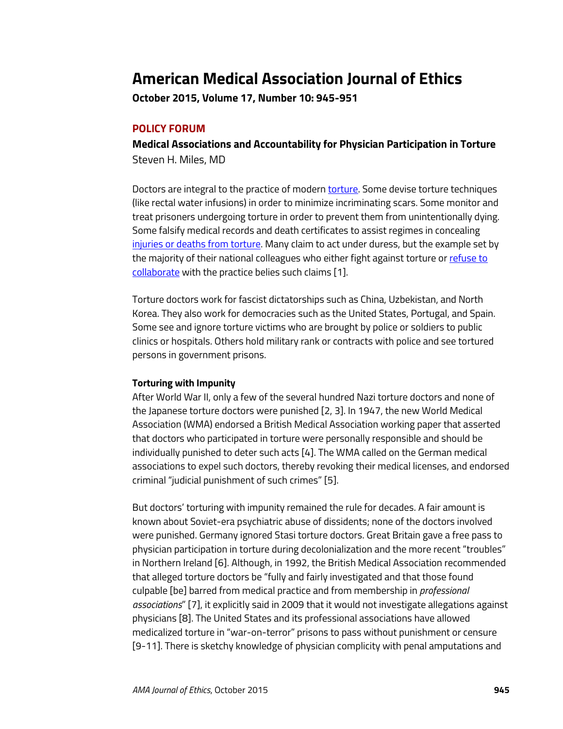# American Medical Association Journal of Ethics

**October 2015, Volume 17, Number 10: 945-951**

## POLICY FORUM

### Medical Associations and Accountability for Physician Participation in Torture

Steven H. Miles, MD

Doctors are integral to the practice of modern torture. Some devise torture techniques (like rectal water infusions) in order to minimize incriminating scars. Some monitor and treat prisoners undergoing torture in order to prevent them from unintentionally dying. Some falsify medical records and death certificates to assist regimes in concealing injuries or deaths from torture. Many claim to act under duress, but the example set by the majority of their national colleagues who either fight against torture or refuse to collaborate with the practice belies such claims [1].

Torture doctors work for fascist dictatorships such as China, Uzbekistan, and North Korea. They also work for democracies such as the United States, Portugal, and Spain. Some see and ignore torture victims who are brought by police or soldiers to public clinics or hospitals. Others hold military rank or contracts with police and see tortured persons in government prisons.

**Torturing with Impunity**

After World War II, only a few of the several hundred Nazi torture doctors and none of the Japanese torture doctors were punished [2, 3]. In 1947, the new World Medical Association (WMA) endorsed a British Medical Association working paper that asserted that doctors who participated in torture were personally responsible and should be individually punished to deter such acts [4]. The WMA called on the German medical associations to expel such doctors, thereby revoking their medical licenses, and endorsed criminal "judicial punishment of such crimes" [5].

But doctors' torturing with impunity remained the rule for decades. A fair amount is known about Soviet-era psychiatric abuse of dissidents; none of the doctors involved were punished. Germany ignored Stasi torture doctors. Great Britain gave a free pass to physician participation in torture during decolonialization and the more recent "troubles" in Northern Ireland [6]. Although, in 1992, the British Medical Association recommended that alleged torture doctors be "fully and fairly investigated and that those found culpable [be] barred from medical practice and from membership in *professional associations*" [7], it explicitly said in 2009 that it would not investigate allegations against physicians [8]. The United States and its professional associations have allowed medicalized torture in "war-on-terror" prisons to pass without punishment or censure [9-11]. There is sketchy knowledge of physician complicity with penal amputations and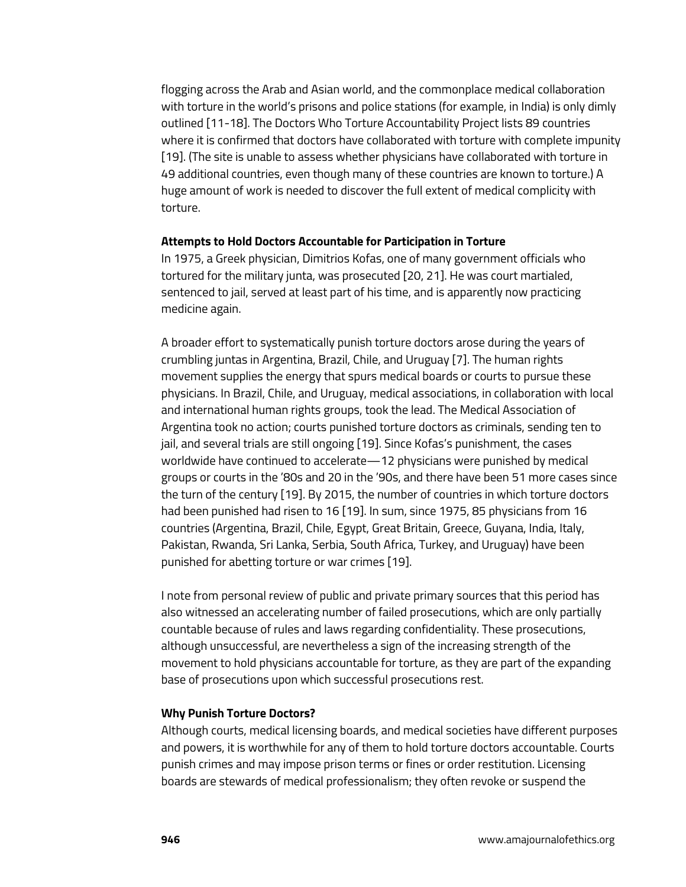flogging across the Arab and Asian world, and the commonplace medical collaboration with torture in the world's prisons and police stations (for example, in India) is only dimly outlined [11-18]. The Doctors Who Torture Accountability Project lists 89 countries where it is confirmed that doctors have collaborated with torture with complete impunity [19]. (The site is unable to assess whether physicians have collaborated with torture in 49 additional countries, even though many of these countries are known to torture.) A huge amount of work is needed to discover the full extent of medical complicity with torture.

**Attempts to Hold Doctors Accountable for Participation in Torture**

In 1975, a Greek physician, Dimitrios Kofas, one of many government officials who tortured for the military junta, was prosecuted [20, 21]. He was court martialed, sentenced to jail, served at least part of his time, and is apparently now practicing medicine again.

A broader effort to systematically punish torture doctors arose during the years of crumbling juntas in Argentina, Brazil, Chile, and Uruguay [7]. The human rights movement supplies the energy that spurs medical boards or courts to pursue these physicians. In Brazil, Chile, and Uruguay, medical associations, in collaboration with local and international human rights groups, took the lead. The Medical Association of Argentina took no action; courts punished torture doctors as criminals, sending ten to jail, and several trials are still ongoing [19]. Since Kofas's punishment, the cases worldwide have continued to accelerate—12 physicians were punished by medical groups or courts in the '80s and 20 in the '90s, and there have been 51 more cases since the turn of the century [19]. By 2015, the number of countries in which torture doctors had been punished had risen to 16 [19]. In sum, since 1975, 85 physicians from 16 countries (Argentina, Brazil, Chile, Egypt, Great Britain, Greece, Guyana, India, Italy, Pakistan, Rwanda, Sri Lanka, Serbia, South Africa, Turkey, and Uruguay) have been punished for abetting torture or war crimes [19].

I note from personal review of public and private primary sources that this period has also witnessed an accelerating number of failed prosecutions, which are only partially countable because of rules and laws regarding confidentiality. These prosecutions, although unsuccessful, are nevertheless a sign of the increasing strength of the movement to hold physicians accountable for torture, as they are part of the expanding base of prosecutions upon which successful prosecutions rest.

**Why Punish Torture Doctors?**

Although courts, medical licensing boards, and medical societies have different purposes and powers, it is worthwhile for any of them to hold torture doctors accountable. Courts punish crimes and may impose prison terms or fines or order restitution. Licensing boards are stewards of medical professionalism; they often revoke or suspend the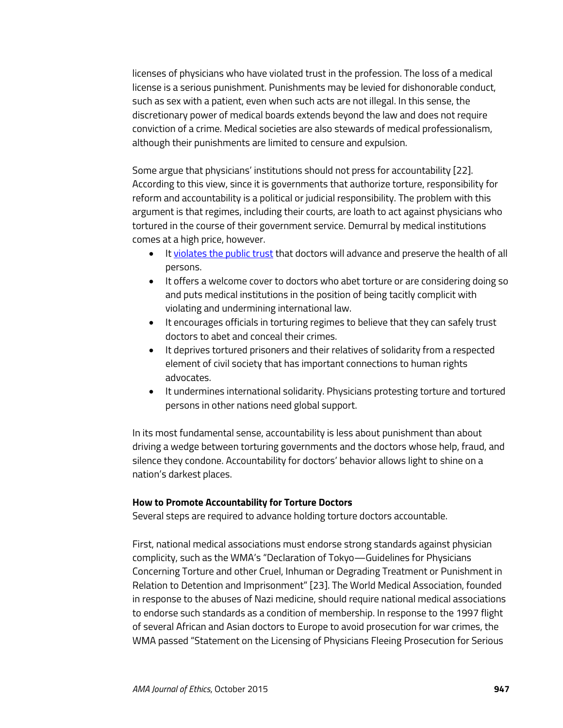licenses of physicians who have violated trust in the profession. The loss of a medical license is a serious punishment. Punishments may be levied for dishonorable conduct, such as sex with a patient, even when such acts are not illegal. In this sense, the discretionary power of medical boards extends beyond the law and does not require conviction of a crime. Medical societies are also stewards of medical professionalism, although their punishments are limited to censure and expulsion.

Some argue that physicians' institutions should not press for accountability [22]. According to this view, since it is governments that authorize torture, responsibility for reform and accountability is a political or judicial responsibility. The problem with this argument is that regimes, including their courts, are loath to act against physicians who tortured in the course of their government service. Demurral by medical institutions comes at a high price, however.

- It violates the public trust that doctors will advance and preserve the health of all persons.
- It offers a welcome cover to doctors who abet torture or are considering doing so and puts medical institutions in the position of being tacitly complicit with violating and undermining international law.
- It encourages officials in torturing regimes to believe that they can safely trust doctors to abet and conceal their crimes.
- It deprives tortured prisoners and their relatives of solidarity from a respected element of civil society that has important connections to human rights advocates.
- It undermines international solidarity. Physicians protesting torture and tortured persons in other nations need global support.

In its most fundamental sense, accountability is less about punishment than about driving a wedge between torturing governments and the doctors whose help, fraud, and silence they condone. Accountability for doctors' behavior allows light to shine on a nation's darkest places.

**How to Promote Accountability for Torture Doctors**

Several steps are required to advance holding torture doctors accountable.

First, national medical associations must endorse strong standards against physician complicity, such as the WMA's "Declaration of Tokyo—Guidelines for Physicians Concerning Torture and other Cruel, Inhuman or Degrading Treatment or Punishment in Relation to Detention and Imprisonment" [23]. The World Medical Association, founded in response to the abuses of Nazi medicine, should require national medical associations to endorse such standards as a condition of membership. In response to the 1997 flight of several African and Asian doctors to Europe to avoid prosecution for war crimes, the WMA passed "Statement on the Licensing of Physicians Fleeing Prosecution for Serious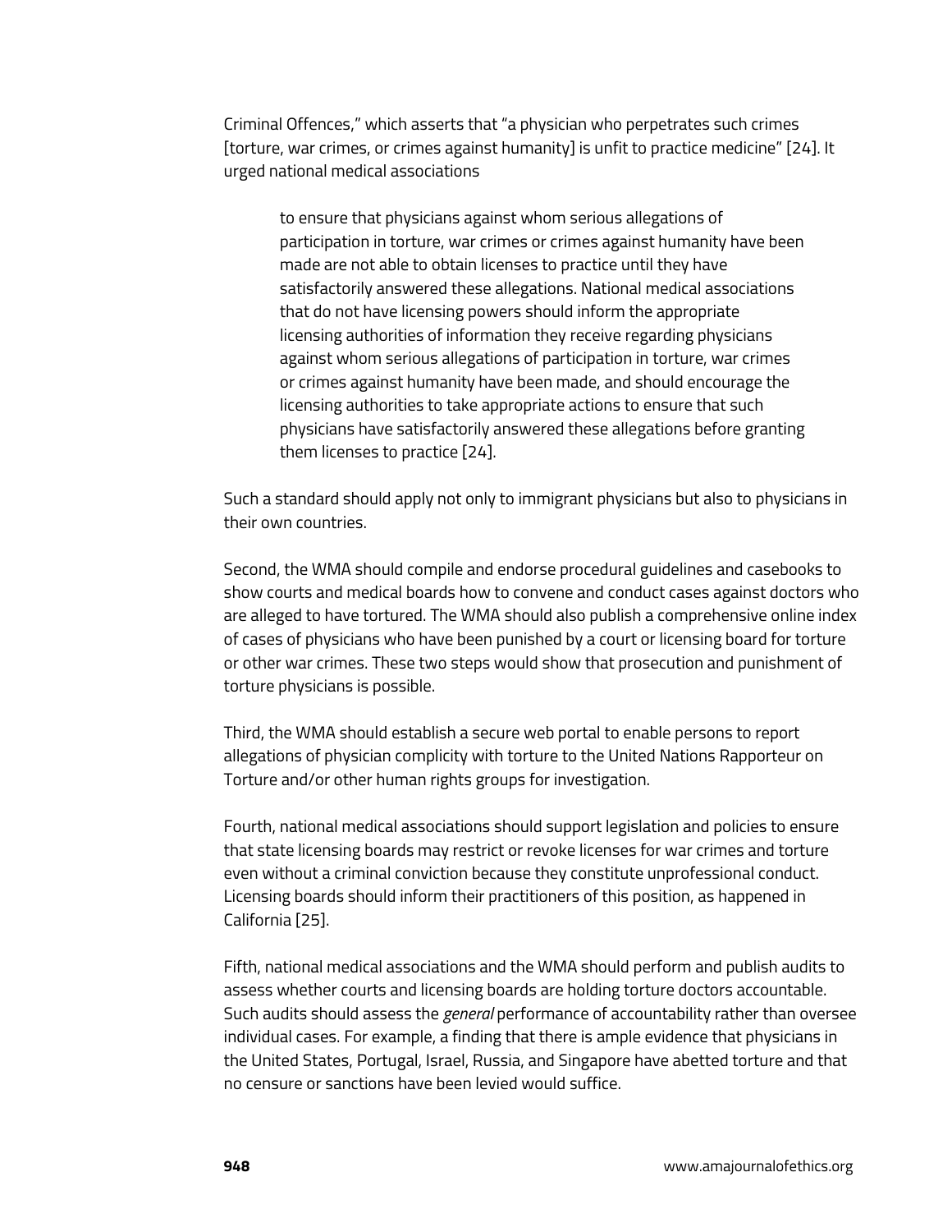Criminal Offences," which asserts that "a physician who perpetrates such crimes [torture, war crimes, or crimes against humanity] is unfit to practice medicine" [24]. It urged national medical associations

> to ensure that physicians against whom serious allegations of participation in torture, war crimes or crimes against humanity have been made are not able to obtain licenses to practice until they have satisfactorily answered these allegations. National medical associations that do not have licensing powers should inform the appropriate licensing authorities of information they receive regarding physicians against whom serious allegations of participation in torture, war crimes or crimes against humanity have been made, and should encourage the licensing authorities to take appropriate actions to ensure that such physicians have satisfactorily answered these allegations before granting them licenses to practice [24].

Such a standard should apply not only to immigrant physicians but also to physicians in their own countries.

Second, the WMA should compile and endorse procedural guidelines and casebooks to show courts and medical boards how to convene and conduct cases against doctors who are alleged to have tortured. The WMA should also publish a comprehensive online index of cases of physicians who have been punished by a court or licensing board for torture or other war crimes. These two steps would show that prosecution and punishment of torture physicians is possible.

Third, the WMA should establish a secure web portal to enable persons to report allegations of physician complicity with torture to the United Nations Rapporteur on Torture and/or other human rights groups for investigation.

Fourth, national medical associations should support legislation and policies to ensure that state licensing boards may restrict or revoke licenses for war crimes and torture even without a criminal conviction because they constitute unprofessional conduct. Licensing boards should inform their practitioners of this position, as happened in California [25].

Fifth, national medical associations and the WMA should perform and publish audits to assess whether courts and licensing boards are holding torture doctors accountable. Such audits should assess the *general* performance of accountability rather than oversee individual cases. For example, a finding that there is ample evidence that physicians in the United States, Portugal, Israel, Russia, and Singapore have abetted torture and that no censure or sanctions have been levied would suffice.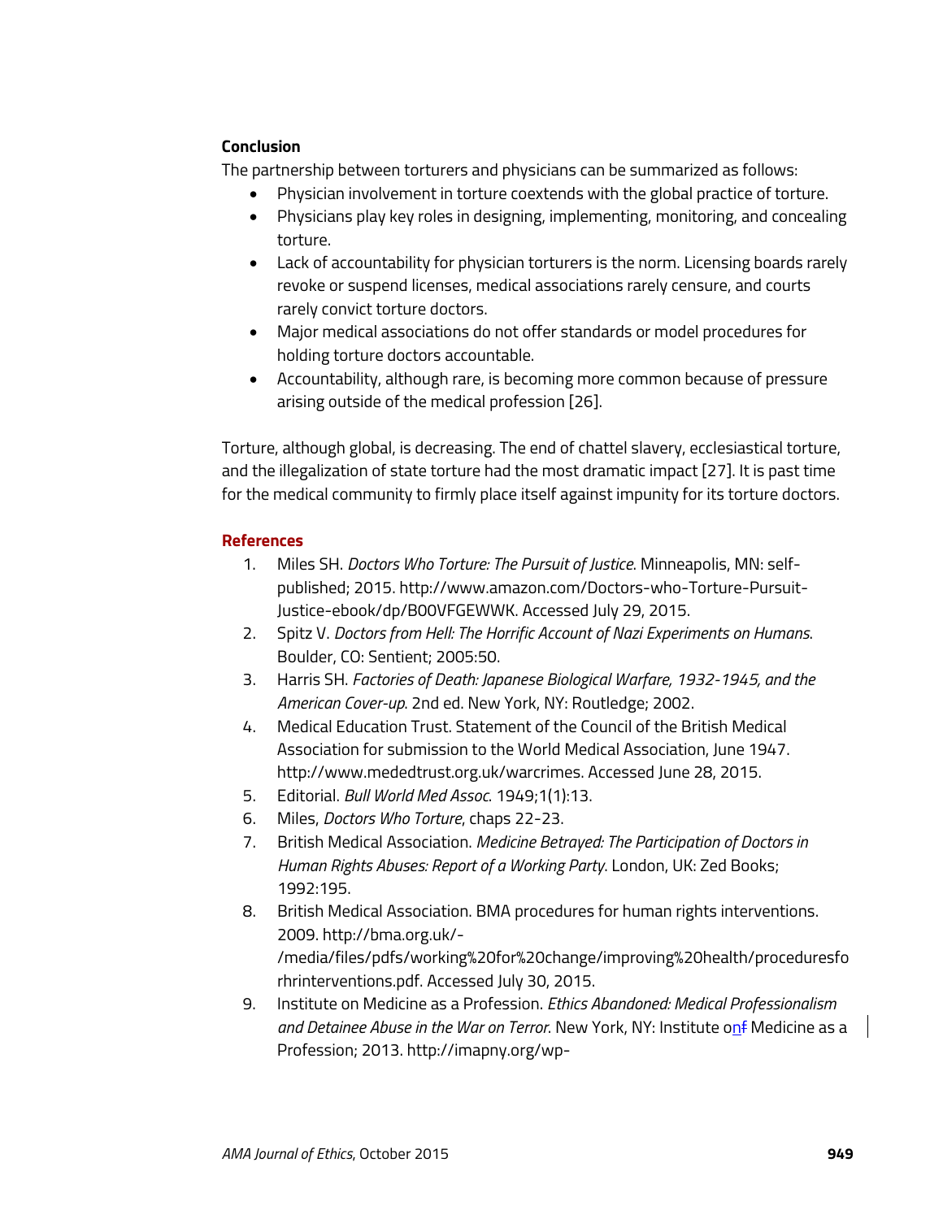## Conclusion

The partnership between torturers and physicians can be summarized as follows:

- Physician involvement in torture coextends with the global practice of torture.
- Physicians play key roles in designing, implementing, monitoring, and concealing torture.
- Lack of accountability for physician torturers is the norm. Licensing boards rarely revoke or suspend licenses, medical associations rarely censure, and courts rarely convict torture doctors.
- Major medical associations do not offer standards or model procedures for holding torture doctors accountable.
- Accountability, although rare, is becoming more common because of pressure arising outside of the medical profession [26].

Torture, although global, is decreasing. The end of chattel slavery, ecclesiastical torture, and the illegalization of state torture had the most dramatic impact [27]. It is past time for the medical community to firmly place itself against impunity for its torture doctors.

## References

1. Miles SH. *Doctors Who Torture: The Pursuit of Justice*. Minneapolis, MN: self-published; 2015. http://www.amazon.com/Doctors-who-Torture-Pursuit-Justice-ebook/dp/B00VFGEWWK. Accessed July 29, 2015.
2. Spitz V. *Doctors from Hell: The Horrific Account of Nazi Experiments on Humans*. Boulder, CO: Sentient; 2005:50.
3. Harris SH. *Factories of Death: Japanese Biological Warfare, 1932-1945, and the American Cover-up*. 2nd ed. New York, NY: Routledge; 2002.
4. Medical Education Trust. Statement of the Council of the British Medical Association for submission to the World Medical Association, June 1947. http://www.mededtrust.org.uk/warcrimes. Accessed June 28, 2015.
5. Editorial. *Bull World Med Assoc*. 1949;1(1):13.
6. Miles, *Doctors Who Torture*, chaps 22-23.
7. British Medical Association. *Medicine Betrayed: The Participation of Doctors in Human Rights Abuses: Report of a Working Party*. London, UK: Zed Books; 1992:195.
8. British Medical Association. BMA procedures for human rights interventions. 2009. http://bma.org.uk/-/media/files/pdfs/working%20for%20change/improving%20health/proceduresforhrinterventions.pdf. Accessed July 30, 2015.
9. Institute on Medicine as a Profession. *Ethics Abandoned: Medical Professionalism and Detainee Abuse in the War on Terror*. New York, NY: Institute on Medicine as a Profession; 2013. http://imapny.org/wp-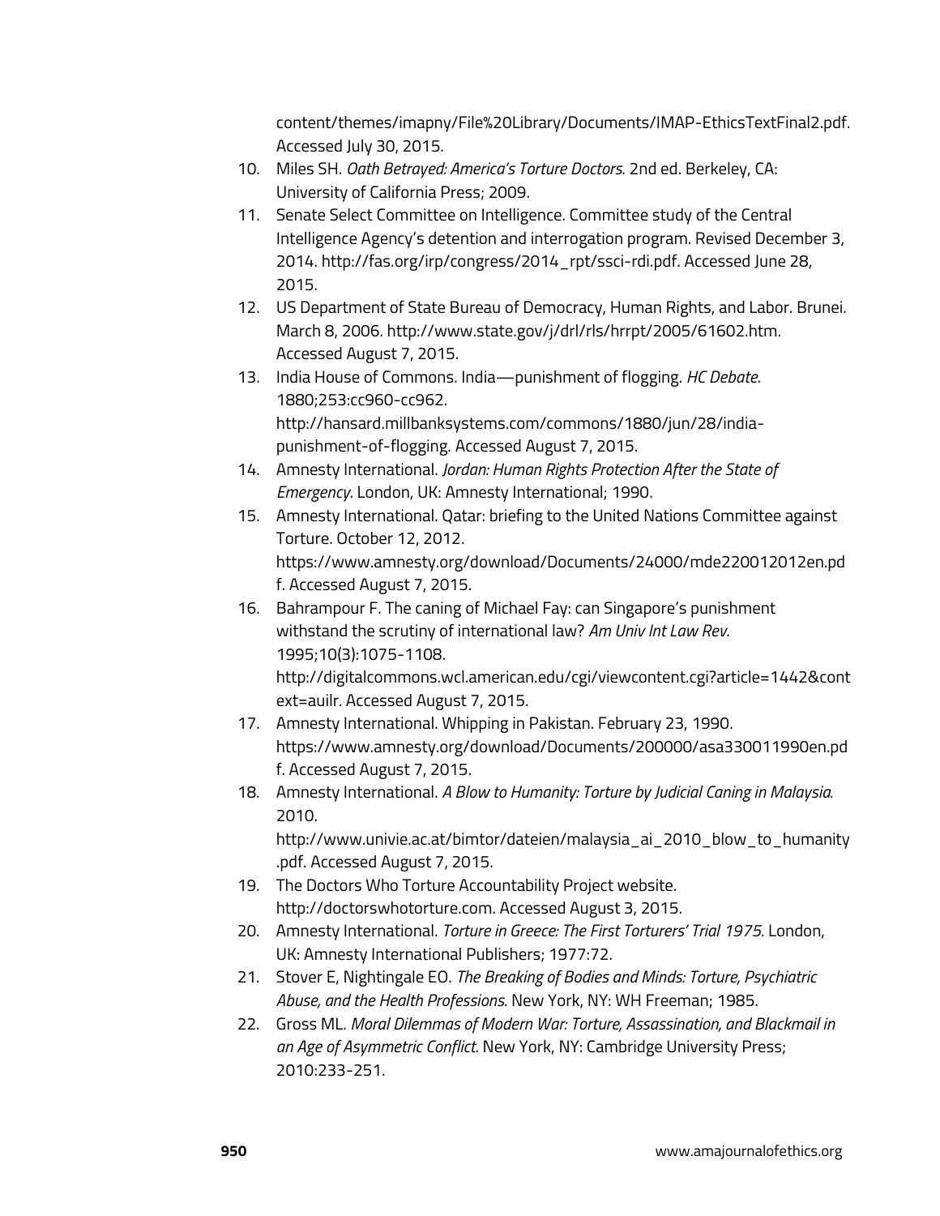content/themes/imapny/File%20Library/Documents/IMAP-EthicsTextFinal2.pdf. Accessed July 30, 2015.

10. Miles SH. *Oath Betrayed: America's Torture Doctors*. 2nd ed. Berkeley, CA: University of California Press; 2009.
11. Senate Select Committee on Intelligence. Committee study of the Central Intelligence Agency's detention and interrogation program. Revised December 3, 2014. http://fas.org/irp/congress/2014_rpt/ssci-rdi.pdf. Accessed June 28, 2015.
12. US Department of State Bureau of Democracy, Human Rights, and Labor. Brunei. March 8, 2006. http://www.state.gov/j/drl/rls/hrrpt/2005/61602.htm. Accessed August 7, 2015.
13. India House of Commons. India—punishment of flogging. *HC Debate*. 1880;253:cc960-cc962. http://hansard.millbanksystems.com/commons/1880/jun/28/india-punishment-of-flogging. Accessed August 7, 2015.
14. Amnesty International. *Jordan: Human Rights Protection After the State of Emergency*. London, UK: Amnesty International; 1990.
15. Amnesty International. Qatar: briefing to the United Nations Committee against Torture. October 12, 2012. https://www.amnesty.org/download/Documents/24000/mde220012012en.pdf. Accessed August 7, 2015.
16. Bahrampour F. The caning of Michael Fay: can Singapore's punishment withstand the scrutiny of international law? *Am Univ Int Law Rev*. 1995;10(3):1075-1108. http://digitalcommons.wcl.american.edu/cgi/viewcontent.cgi?article=1442&context=auilr. Accessed August 7, 2015.
17. Amnesty International. Whipping in Pakistan. February 23, 1990. https://www.amnesty.org/download/Documents/200000/asa330011990en.pdf. Accessed August 7, 2015.
18. Amnesty International. *A Blow to Humanity: Torture by Judicial Caning in Malaysia.* 2010. http://www.univie.ac.at/bimtor/dateien/malaysia_ai_2010_blow_to_humanity.pdf. Accessed August 7, 2015.
19. The Doctors Who Torture Accountability Project website. http://doctorswhotorture.com. Accessed August 3, 2015.
20. Amnesty International. *Torture in Greece: The First Torturers' Trial 1975*. London, UK: Amnesty International Publishers; 1977:72.
21. Stover E, Nightingale EO. *The Breaking of Bodies and Minds: Torture, Psychiatric Abuse, and the Health Professions*. New York, NY: WH Freeman; 1985.
22. Gross ML. *Moral Dilemmas of Modern War: Torture, Assassination, and Blackmail in an Age of Asymmetric Conflict*. New York, NY: Cambridge University Press; 2010:233-251.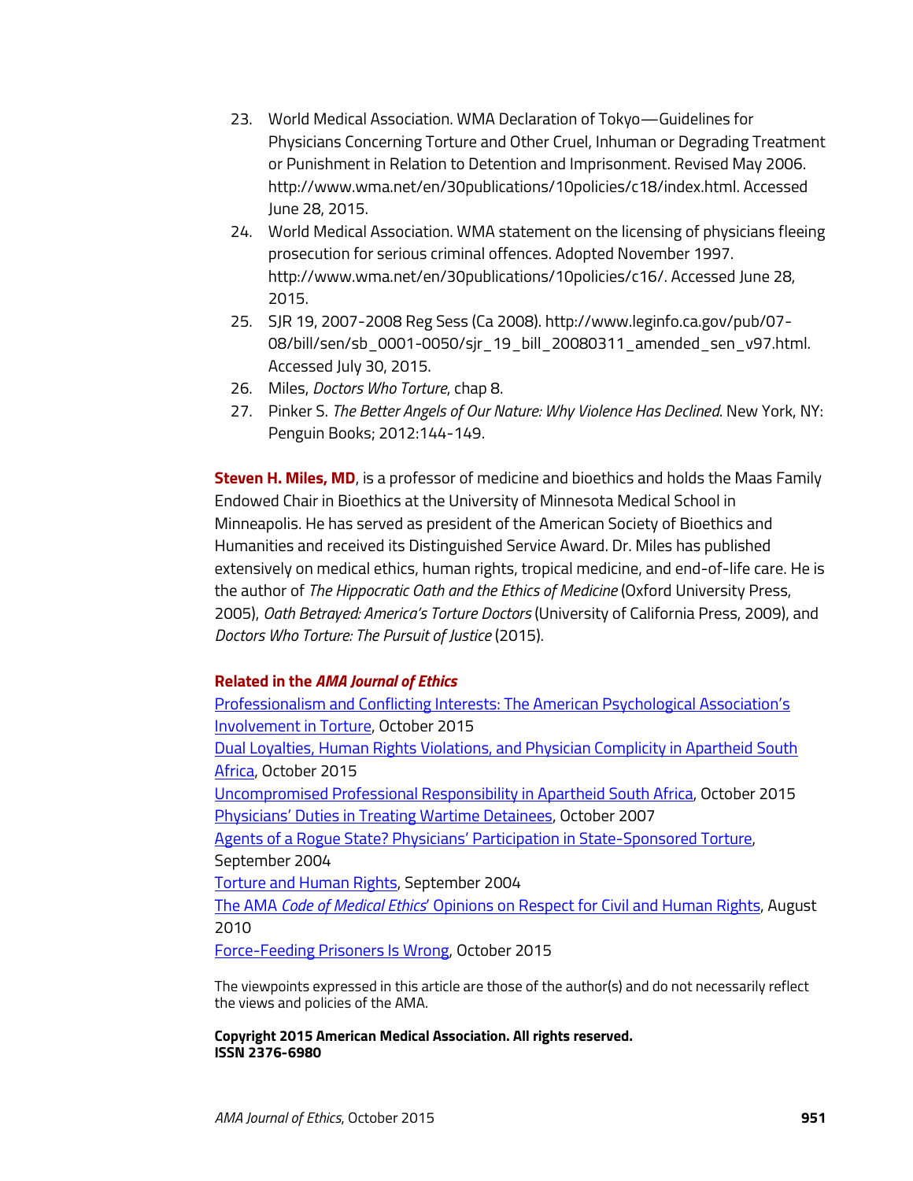23. World Medical Association. WMA Declaration of Tokyo—Guidelines for Physicians Concerning Torture and Other Cruel, Inhuman or Degrading Treatment or Punishment in Relation to Detention and Imprisonment. Revised May 2006. http://www.wma.net/en/30publications/10policies/c18/index.html. Accessed June 28, 2015.
24. World Medical Association. WMA statement on the licensing of physicians fleeing prosecution for serious criminal offences. Adopted November 1997. http://www.wma.net/en/30publications/10policies/c16/. Accessed June 28, 2015.
25. SJR 19, 2007-2008 Reg Sess (Ca 2008). http://www.leginfo.ca.gov/pub/07-08/bill/sen/sb_0001-0050/sjr_19_bill_20080311_amended_sen_v97.html. Accessed July 30, 2015.
26. Miles, *Doctors Who Torture*, chap 8.
27. Pinker S. *The Better Angels of Our Nature: Why Violence Has Declined*. New York, NY: Penguin Books; 2012:144-149.

**Steven H. Miles, MD**, is a professor of medicine and bioethics and holds the Maas Family Endowed Chair in Bioethics at the University of Minnesota Medical School in Minneapolis. He has served as president of the American Society of Bioethics and Humanities and received its Distinguished Service Award. Dr. Miles has published extensively on medical ethics, human rights, tropical medicine, and end-of-life care. He is the author of *The Hippocratic Oath and the Ethics of Medicine* (Oxford University Press, 2005), *Oath Betrayed: America's Torture Doctors* (University of California Press, 2009), and *Doctors Who Torture: The Pursuit of Justice* (2015).

### Related in the *AMA Journal of Ethics*

Professionalism and Conflicting Interests: The American Psychological Association's Involvement in Torture, October 2015
Dual Loyalties, Human Rights Violations, and Physician Complicity in Apartheid South Africa, October 2015
Uncompromised Professional Responsibility in Apartheid South Africa, October 2015
Physicians' Duties in Treating Wartime Detainees, October 2007
Agents of a Rogue State? Physicians' Participation in State-Sponsored Torture, September 2004
Torture and Human Rights, September 2004
The AMA *Code of Medical Ethics*' Opinions on Respect for Civil and Human Rights, August 2010
Force-Feeding Prisoners Is Wrong, October 2015

The viewpoints expressed in this article are those of the author(s) and do not necessarily reflect the views and policies of the AMA.

**Copyright 2015 American Medical Association. All rights reserved.**
**ISSN 2376-6980**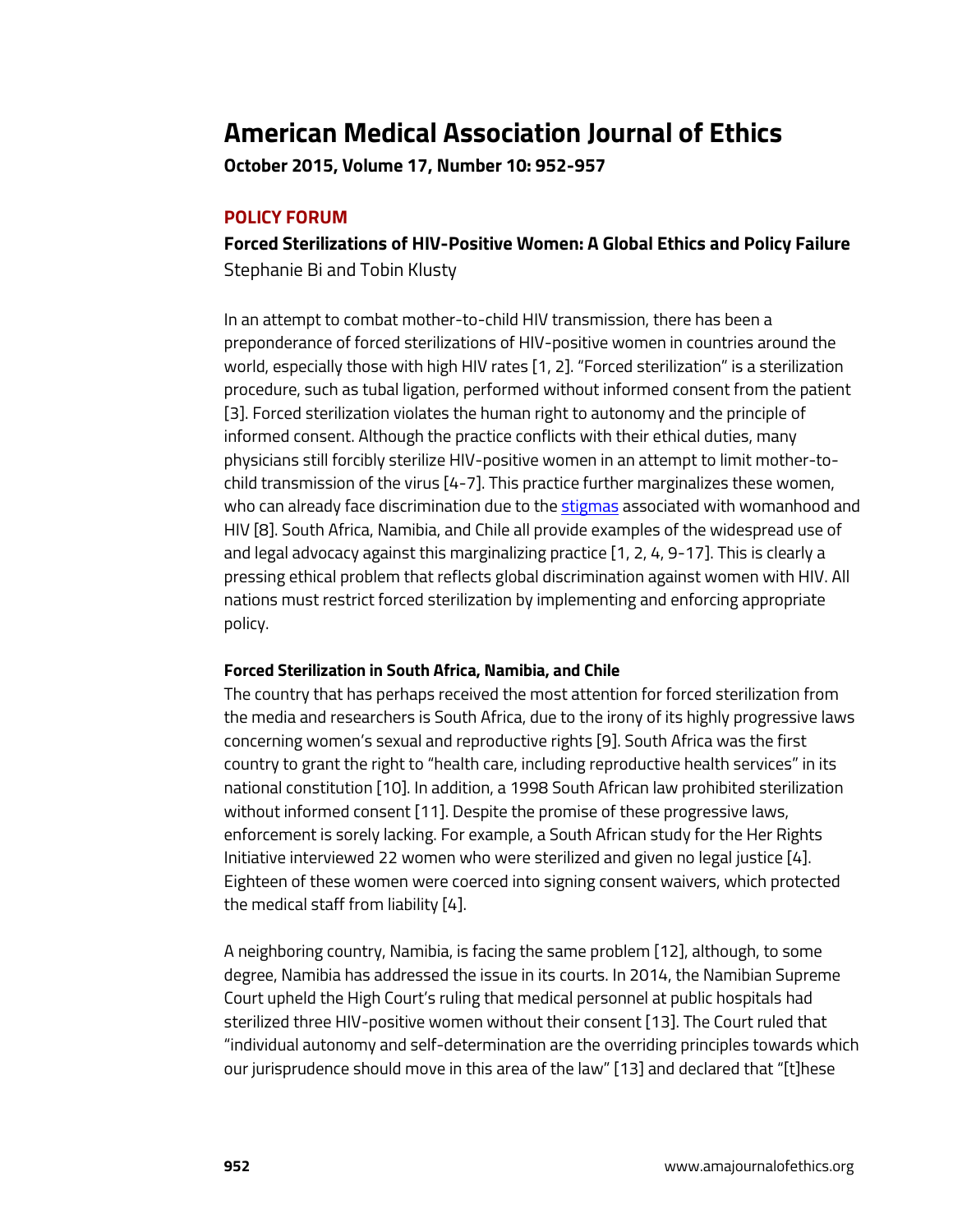# American Medical Association Journal of Ethics

**October 2015, Volume 17, Number 10: 952-957**

## POLICY FORUM

### Forced Sterilizations of HIV-Positive Women: A Global Ethics and Policy Failure

Stephanie Bi and Tobin Klusty

In an attempt to combat mother-to-child HIV transmission, there has been a preponderance of forced sterilizations of HIV-positive women in countries around the world, especially those with high HIV rates [1, 2]. "Forced sterilization" is a sterilization procedure, such as tubal ligation, performed without informed consent from the patient [3]. Forced sterilization violates the human right to autonomy and the principle of informed consent. Although the practice conflicts with their ethical duties, many physicians still forcibly sterilize HIV-positive women in an attempt to limit mother-to-child transmission of the virus [4-7]. This practice further marginalizes these women, who can already face discrimination due to the stigmas associated with womanhood and HIV [8]. South Africa, Namibia, and Chile all provide examples of the widespread use of and legal advocacy against this marginalizing practice [1, 2, 4, 9-17]. This is clearly a pressing ethical problem that reflects global discrimination against women with HIV. All nations must restrict forced sterilization by implementing and enforcing appropriate policy.

**Forced Sterilization in South Africa, Namibia, and Chile**

The country that has perhaps received the most attention for forced sterilization from the media and researchers is South Africa, due to the irony of its highly progressive laws concerning women's sexual and reproductive rights [9]. South Africa was the first country to grant the right to "health care, including reproductive health services" in its national constitution [10]. In addition, a 1998 South African law prohibited sterilization without informed consent [11]. Despite the promise of these progressive laws, enforcement is sorely lacking. For example, a South African study for the Her Rights Initiative interviewed 22 women who were sterilized and given no legal justice [4]. Eighteen of these women were coerced into signing consent waivers, which protected the medical staff from liability [4].

A neighboring country, Namibia, is facing the same problem [12], although, to some degree, Namibia has addressed the issue in its courts. In 2014, the Namibian Supreme Court upheld the High Court's ruling that medical personnel at public hospitals had sterilized three HIV-positive women without their consent [13]. The Court ruled that "individual autonomy and self-determination are the overriding principles towards which our jurisprudence should move in this area of the law" [13] and declared that "[t]hese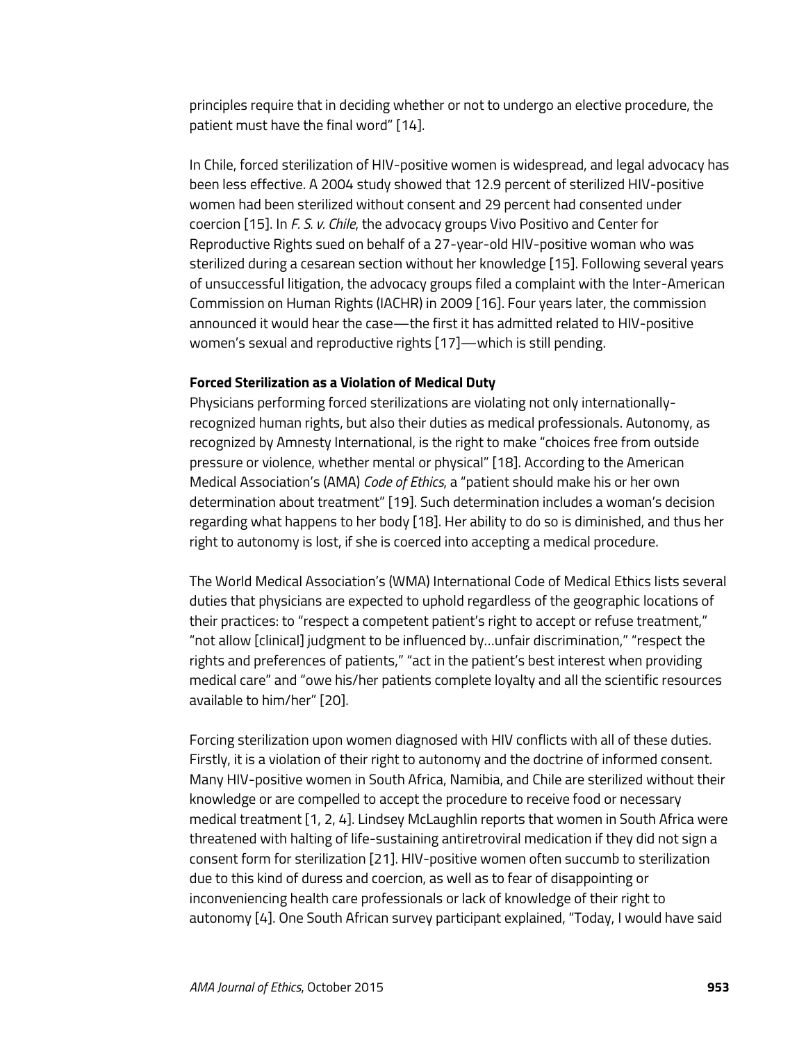principles require that in deciding whether or not to undergo an elective procedure, the patient must have the final word" [14].

In Chile, forced sterilization of HIV-positive women is widespread, and legal advocacy has been less effective. A 2004 study showed that 12.9 percent of sterilized HIV-positive women had been sterilized without consent and 29 percent had consented under coercion [15]. In *F. S. v. Chile*, the advocacy groups Vivo Positivo and Center for Reproductive Rights sued on behalf of a 27-year-old HIV-positive woman who was sterilized during a cesarean section without her knowledge [15]. Following several years of unsuccessful litigation, the advocacy groups filed a complaint with the Inter-American Commission on Human Rights (IACHR) in 2009 [16]. Four years later, the commission announced it would hear the case—the first it has admitted related to HIV-positive women's sexual and reproductive rights [17]—which is still pending.

**Forced Sterilization as a Violation of Medical Duty**

Physicians performing forced sterilizations are violating not only internationally-recognized human rights, but also their duties as medical professionals. Autonomy, as recognized by Amnesty International, is the right to make "choices free from outside pressure or violence, whether mental or physical" [18]. According to the American Medical Association's (AMA) *Code of Ethics*, a "patient should make his or her own determination about treatment" [19]. Such determination includes a woman's decision regarding what happens to her body [18]. Her ability to do so is diminished, and thus her right to autonomy is lost, if she is coerced into accepting a medical procedure.

The World Medical Association's (WMA) International Code of Medical Ethics lists several duties that physicians are expected to uphold regardless of the geographic locations of their practices: to "respect a competent patient's right to accept or refuse treatment," "not allow [clinical] judgment to be influenced by…unfair discrimination," "respect the rights and preferences of patients," "act in the patient's best interest when providing medical care" and "owe his/her patients complete loyalty and all the scientific resources available to him/her" [20].

Forcing sterilization upon women diagnosed with HIV conflicts with all of these duties. Firstly, it is a violation of their right to autonomy and the doctrine of informed consent. Many HIV-positive women in South Africa, Namibia, and Chile are sterilized without their knowledge or are compelled to accept the procedure to receive food or necessary medical treatment [1, 2, 4]. Lindsey McLaughlin reports that women in South Africa were threatened with halting of life-sustaining antiretroviral medication if they did not sign a consent form for sterilization [21]. HIV-positive women often succumb to sterilization due to this kind of duress and coercion, as well as to fear of disappointing or inconveniencing health care professionals or lack of knowledge of their right to autonomy [4]. One South African survey participant explained, "Today, I would have said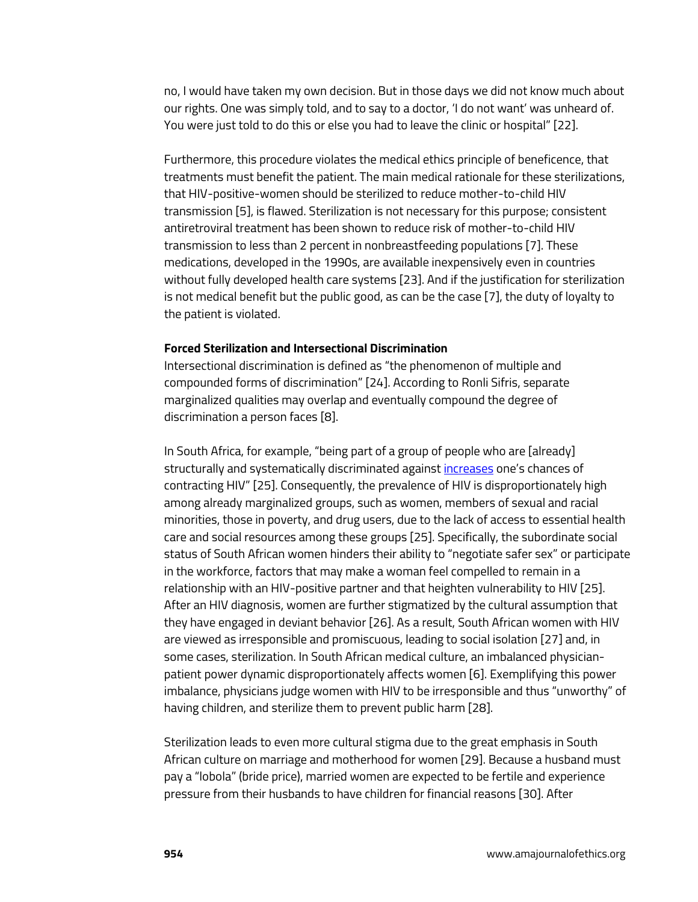no, I would have taken my own decision. But in those days we did not know much about our rights. One was simply told, and to say to a doctor, 'I do not want' was unheard of. You were just told to do this or else you had to leave the clinic or hospital" [22].

Furthermore, this procedure violates the medical ethics principle of beneficence, that treatments must benefit the patient. The main medical rationale for these sterilizations, that HIV-positive-women should be sterilized to reduce mother-to-child HIV transmission [5], is flawed. Sterilization is not necessary for this purpose; consistent antiretroviral treatment has been shown to reduce risk of mother-to-child HIV transmission to less than 2 percent in nonbreastfeeding populations [7]. These medications, developed in the 1990s, are available inexpensively even in countries without fully developed health care systems [23]. And if the justification for sterilization is not medical benefit but the public good, as can be the case [7], the duty of loyalty to the patient is violated.

**Forced Sterilization and Intersectional Discrimination**

Intersectional discrimination is defined as "the phenomenon of multiple and compounded forms of discrimination" [24]. According to Ronli Sifris, separate marginalized qualities may overlap and eventually compound the degree of discrimination a person faces [8].

In South Africa, for example, "being part of a group of people who are [already] structurally and systematically discriminated against increases one's chances of contracting HIV" [25]. Consequently, the prevalence of HIV is disproportionately high among already marginalized groups, such as women, members of sexual and racial minorities, those in poverty, and drug users, due to the lack of access to essential health care and social resources among these groups [25]. Specifically, the subordinate social status of South African women hinders their ability to "negotiate safer sex" or participate in the workforce, factors that may make a woman feel compelled to remain in a relationship with an HIV-positive partner and that heighten vulnerability to HIV [25]. After an HIV diagnosis, women are further stigmatized by the cultural assumption that they have engaged in deviant behavior [26]. As a result, South African women with HIV are viewed as irresponsible and promiscuous, leading to social isolation [27] and, in some cases, sterilization. In South African medical culture, an imbalanced physician-patient power dynamic disproportionately affects women [6]. Exemplifying this power imbalance, physicians judge women with HIV to be irresponsible and thus "unworthy" of having children, and sterilize them to prevent public harm [28].

Sterilization leads to even more cultural stigma due to the great emphasis in South African culture on marriage and motherhood for women [29]. Because a husband must pay a "lobola" (bride price), married women are expected to be fertile and experience pressure from their husbands to have children for financial reasons [30]. After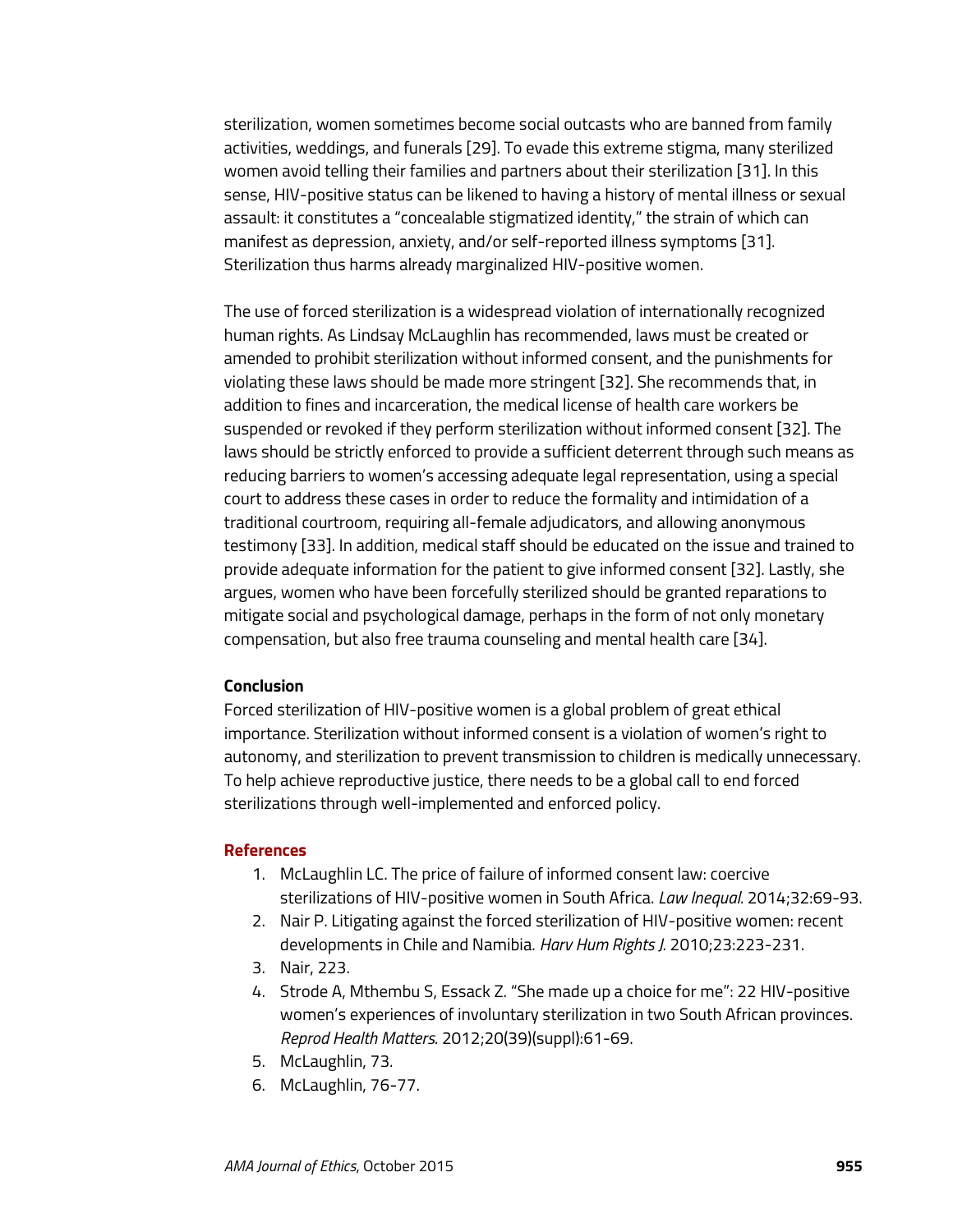sterilization, women sometimes become social outcasts who are banned from family activities, weddings, and funerals [29]. To evade this extreme stigma, many sterilized women avoid telling their families and partners about their sterilization [31]. In this sense, HIV-positive status can be likened to having a history of mental illness or sexual assault: it constitutes a "concealable stigmatized identity," the strain of which can manifest as depression, anxiety, and/or self-reported illness symptoms [31]. Sterilization thus harms already marginalized HIV-positive women.

The use of forced sterilization is a widespread violation of internationally recognized human rights. As Lindsay McLaughlin has recommended, laws must be created or amended to prohibit sterilization without informed consent, and the punishments for violating these laws should be made more stringent [32]. She recommends that, in addition to fines and incarceration, the medical license of health care workers be suspended or revoked if they perform sterilization without informed consent [32]. The laws should be strictly enforced to provide a sufficient deterrent through such means as reducing barriers to women's accessing adequate legal representation, using a special court to address these cases in order to reduce the formality and intimidation of a traditional courtroom, requiring all-female adjudicators, and allowing anonymous testimony [33]. In addition, medical staff should be educated on the issue and trained to provide adequate information for the patient to give informed consent [32]. Lastly, she argues, women who have been forcefully sterilized should be granted reparations to mitigate social and psychological damage, perhaps in the form of not only monetary compensation, but also free trauma counseling and mental health care [34].

**Conclusion**

Forced sterilization of HIV-positive women is a global problem of great ethical importance. Sterilization without informed consent is a violation of women's right to autonomy, and sterilization to prevent transmission to children is medically unnecessary. To help achieve reproductive justice, there needs to be a global call to end forced sterilizations through well-implemented and enforced policy.

## References

1. McLaughlin LC. The price of failure of informed consent law: coercive sterilizations of HIV-positive women in South Africa. *Law Inequal*. 2014;32:69-93.
2. Nair P. Litigating against the forced sterilization of HIV-positive women: recent developments in Chile and Namibia. *Harv Hum Rights J*. 2010;23:223-231.
3. Nair, 223.
4. Strode A, Mthembu S, Essack Z. "She made up a choice for me": 22 HIV-positive women's experiences of involuntary sterilization in two South African provinces. *Reprod Health Matters*. 2012;20(39)(suppl):61-69.
5. McLaughlin, 73.
6. McLaughlin, 76-77.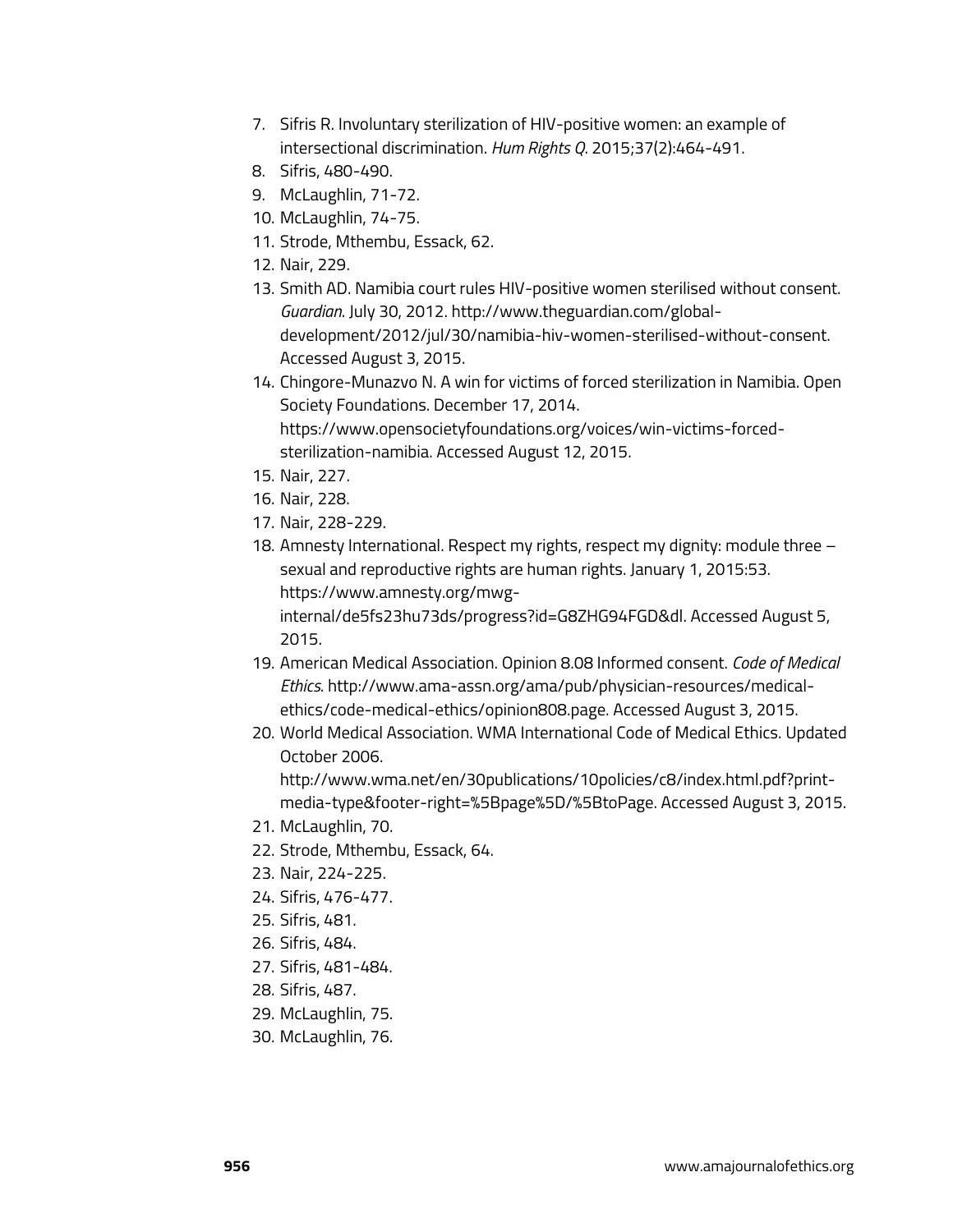7. Sifris R. Involuntary sterilization of HIV-positive women: an example of intersectional discrimination. *Hum Rights Q*. 2015;37(2):464-491.
8. Sifris, 480-490.
9. McLaughlin, 71-72.
10. McLaughlin, 74-75.
11. Strode, Mthembu, Essack, 62.
12. Nair, 229.
13. Smith AD. Namibia court rules HIV-positive women sterilised without consent. *Guardian*. July 30, 2012. http://www.theguardian.com/global-development/2012/jul/30/namibia-hiv-women-sterilised-without-consent. Accessed August 3, 2015.
14. Chingore-Munazvo N. A win for victims of forced sterilization in Namibia. Open Society Foundations. December 17, 2014. https://www.opensocietyfoundations.org/voices/win-victims-forced-sterilization-namibia. Accessed August 12, 2015.
15. Nair, 227.
16. Nair, 228.
17. Nair, 228-229.
18. Amnesty International. Respect my rights, respect my dignity: module three – sexual and reproductive rights are human rights. January 1, 2015:53. https://www.amnesty.org/mwg-internal/de5fs23hu73ds/progress?id=G8ZHG94FGD&dl. Accessed August 5, 2015.
19. American Medical Association. Opinion 8.08 Informed consent. *Code of Medical Ethics*. http://www.ama-assn.org/ama/pub/physician-resources/medical-ethics/code-medical-ethics/opinion808.page. Accessed August 3, 2015.
20. World Medical Association. WMA International Code of Medical Ethics. Updated October 2006. http://www.wma.net/en/30publications/10policies/c8/index.html.pdf?print-media-type&footer-right=%5Bpage%5D/%5BtoPage. Accessed August 3, 2015.
21. McLaughlin, 70.
22. Strode, Mthembu, Essack, 64.
23. Nair, 224-225.
24. Sifris, 476-477.
25. Sifris, 481.
26. Sifris, 484.
27. Sifris, 481-484.
28. Sifris, 487.
29. McLaughlin, 75.
30. McLaughlin, 76.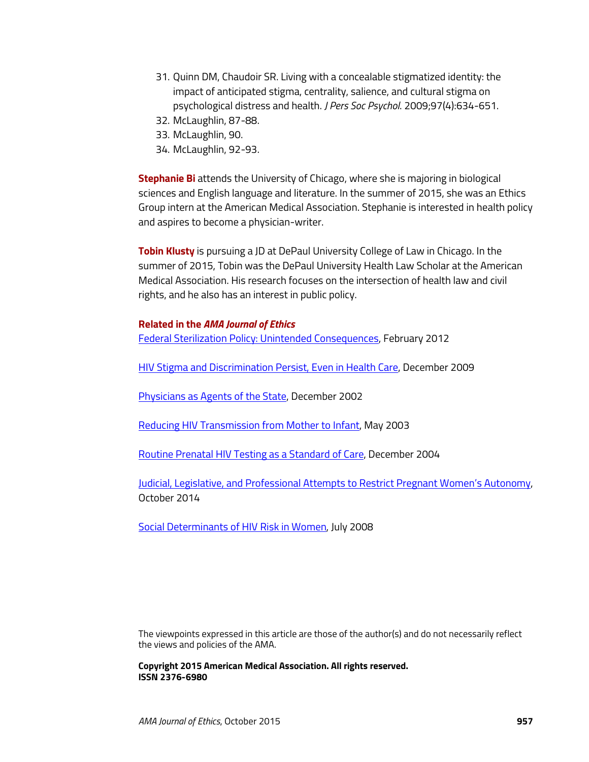31. Quinn DM, Chaudoir SR. Living with a concealable stigmatized identity: the impact of anticipated stigma, centrality, salience, and cultural stigma on psychological distress and health. *J Pers Soc Psychol*. 2009;97(4):634-651.
32. McLaughlin, 87-88.
33. McLaughlin, 90.
34. McLaughlin, 92-93.

**Stephanie Bi** attends the University of Chicago, where she is majoring in biological sciences and English language and literature. In the summer of 2015, she was an Ethics Group intern at the American Medical Association. Stephanie is interested in health policy and aspires to become a physician-writer.

**Tobin Klusty** is pursuing a JD at DePaul University College of Law in Chicago. In the summer of 2015, Tobin was the DePaul University Health Law Scholar at the American Medical Association. His research focuses on the intersection of health law and civil rights, and he also has an interest in public policy.

**Related in the *AMA Journal of Ethics***

Federal Sterilization Policy: Unintended Consequences, February 2012

HIV Stigma and Discrimination Persist, Even in Health Care, December 2009

Physicians as Agents of the State, December 2002

Reducing HIV Transmission from Mother to Infant, May 2003

Routine Prenatal HIV Testing as a Standard of Care, December 2004

Judicial, Legislative, and Professional Attempts to Restrict Pregnant Women's Autonomy, October 2014

Social Determinants of HIV Risk in Women, July 2008

The viewpoints expressed in this article are those of the author(s) and do not necessarily reflect the views and policies of the AMA.

**Copyright 2015 American Medical Association. All rights reserved.**
**ISSN 2376-6980**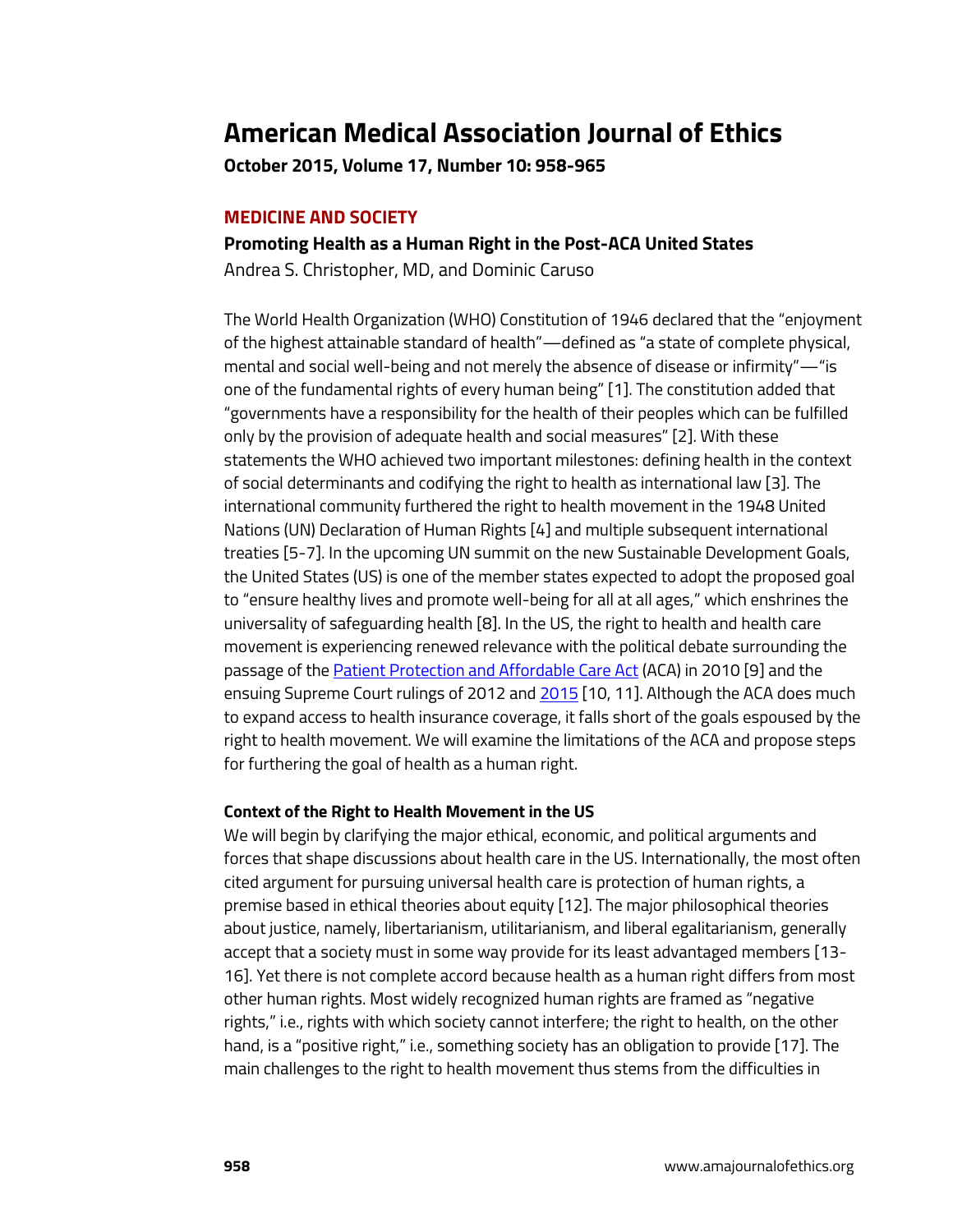# American Medical Association Journal of Ethics

**October 2015, Volume 17, Number 10: 958-965**

## MEDICINE AND SOCIETY

### Promoting Health as a Human Right in the Post-ACA United States

Andrea S. Christopher, MD, and Dominic Caruso

The World Health Organization (WHO) Constitution of 1946 declared that the "enjoyment of the highest attainable standard of health"—defined as "a state of complete physical, mental and social well-being and not merely the absence of disease or infirmity"—"is one of the fundamental rights of every human being" [1]. The constitution added that "governments have a responsibility for the health of their peoples which can be fulfilled only by the provision of adequate health and social measures" [2]. With these statements the WHO achieved two important milestones: defining health in the context of social determinants and codifying the right to health as international law [3]. The international community furthered the right to health movement in the 1948 United Nations (UN) Declaration of Human Rights [4] and multiple subsequent international treaties [5-7]. In the upcoming UN summit on the new Sustainable Development Goals, the United States (US) is one of the member states expected to adopt the proposed goal to "ensure healthy lives and promote well-being for all at all ages," which enshrines the universality of safeguarding health [8]. In the US, the right to health and health care movement is experiencing renewed relevance with the political debate surrounding the passage of the Patient Protection and Affordable Care Act (ACA) in 2010 [9] and the ensuing Supreme Court rulings of 2012 and 2015 [10, 11]. Although the ACA does much to expand access to health insurance coverage, it falls short of the goals espoused by the right to health movement. We will examine the limitations of the ACA and propose steps for furthering the goal of health as a human right.

#### Context of the Right to Health Movement in the US

We will begin by clarifying the major ethical, economic, and political arguments and forces that shape discussions about health care in the US. Internationally, the most often cited argument for pursuing universal health care is protection of human rights, a premise based in ethical theories about equity [12]. The major philosophical theories about justice, namely, libertarianism, utilitarianism, and liberal egalitarianism, generally accept that a society must in some way provide for its least advantaged members [13-16]. Yet there is not complete accord because health as a human right differs from most other human rights. Most widely recognized human rights are framed as "negative rights," i.e., rights with which society cannot interfere; the right to health, on the other hand, is a "positive right," i.e., something society has an obligation to provide [17]. The main challenges to the right to health movement thus stems from the difficulties in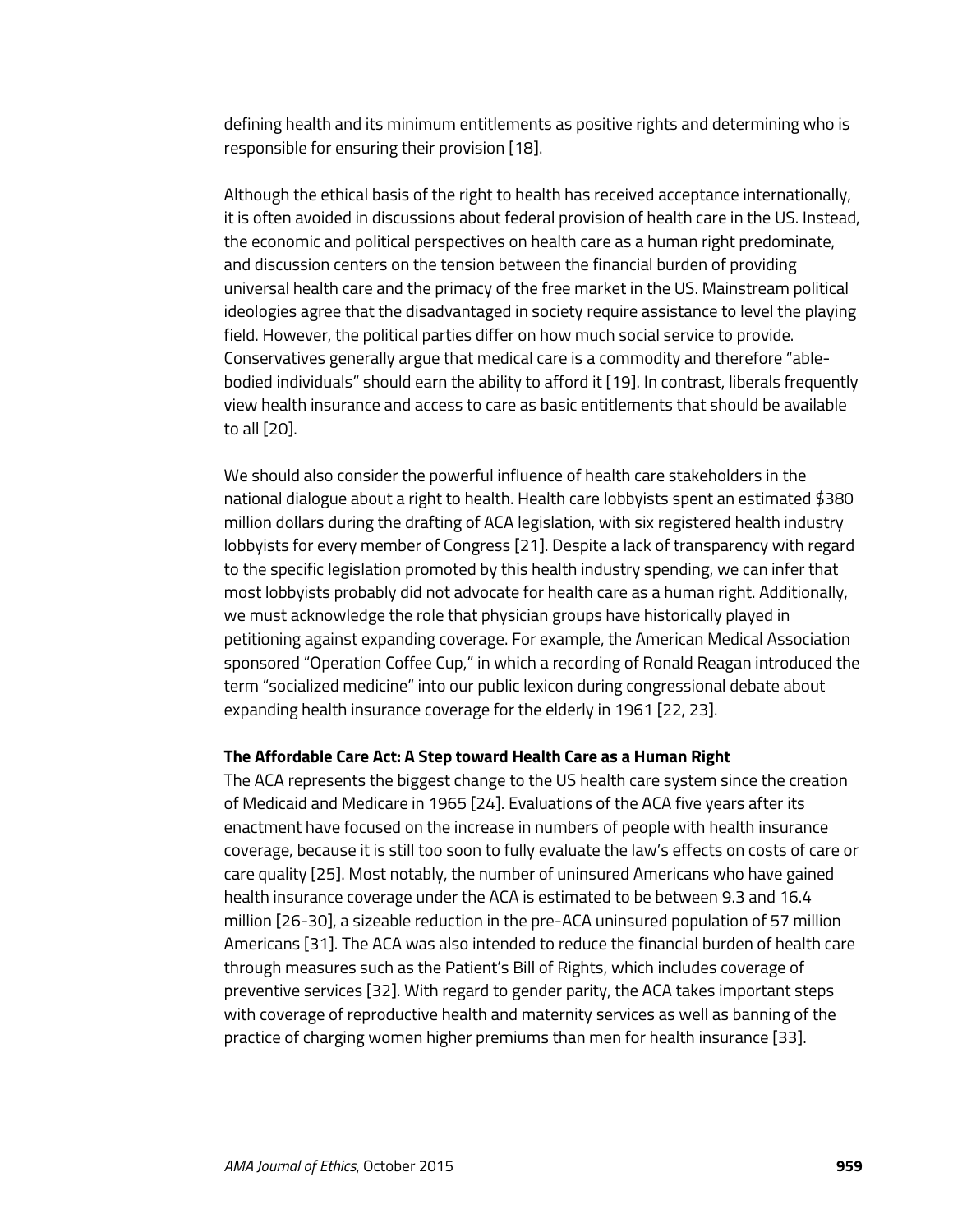defining health and its minimum entitlements as positive rights and determining who is responsible for ensuring their provision [18].

Although the ethical basis of the right to health has received acceptance internationally, it is often avoided in discussions about federal provision of health care in the US. Instead, the economic and political perspectives on health care as a human right predominate, and discussion centers on the tension between the financial burden of providing universal health care and the primacy of the free market in the US. Mainstream political ideologies agree that the disadvantaged in society require assistance to level the playing field. However, the political parties differ on how much social service to provide. Conservatives generally argue that medical care is a commodity and therefore "able-bodied individuals" should earn the ability to afford it [19]. In contrast, liberals frequently view health insurance and access to care as basic entitlements that should be available to all [20].

We should also consider the powerful influence of health care stakeholders in the national dialogue about a right to health. Health care lobbyists spent an estimated $380 million dollars during the drafting of ACA legislation, with six registered health industry lobbyists for every member of Congress [21]. Despite a lack of transparency with regard to the specific legislation promoted by this health industry spending, we can infer that most lobbyists probably did not advocate for health care as a human right. Additionally, we must acknowledge the role that physician groups have historically played in petitioning against expanding coverage. For example, the American Medical Association sponsored "Operation Coffee Cup," in which a recording of Ronald Reagan introduced the term "socialized medicine" into our public lexicon during congressional debate about expanding health insurance coverage for the elderly in 1961 [22, 23].

**The Affordable Care Act: A Step toward Health Care as a Human Right**

The ACA represents the biggest change to the US health care system since the creation of Medicaid and Medicare in 1965 [24]. Evaluations of the ACA five years after its enactment have focused on the increase in numbers of people with health insurance coverage, because it is still too soon to fully evaluate the law's effects on costs of care or care quality [25]. Most notably, the number of uninsured Americans who have gained health insurance coverage under the ACA is estimated to be between 9.3 and 16.4 million [26-30], a sizeable reduction in the pre-ACA uninsured population of 57 million Americans [31]. The ACA was also intended to reduce the financial burden of health care through measures such as the Patient's Bill of Rights, which includes coverage of preventive services [32]. With regard to gender parity, the ACA takes important steps with coverage of reproductive health and maternity services as well as banning of the practice of charging women higher premiums than men for health insurance [33].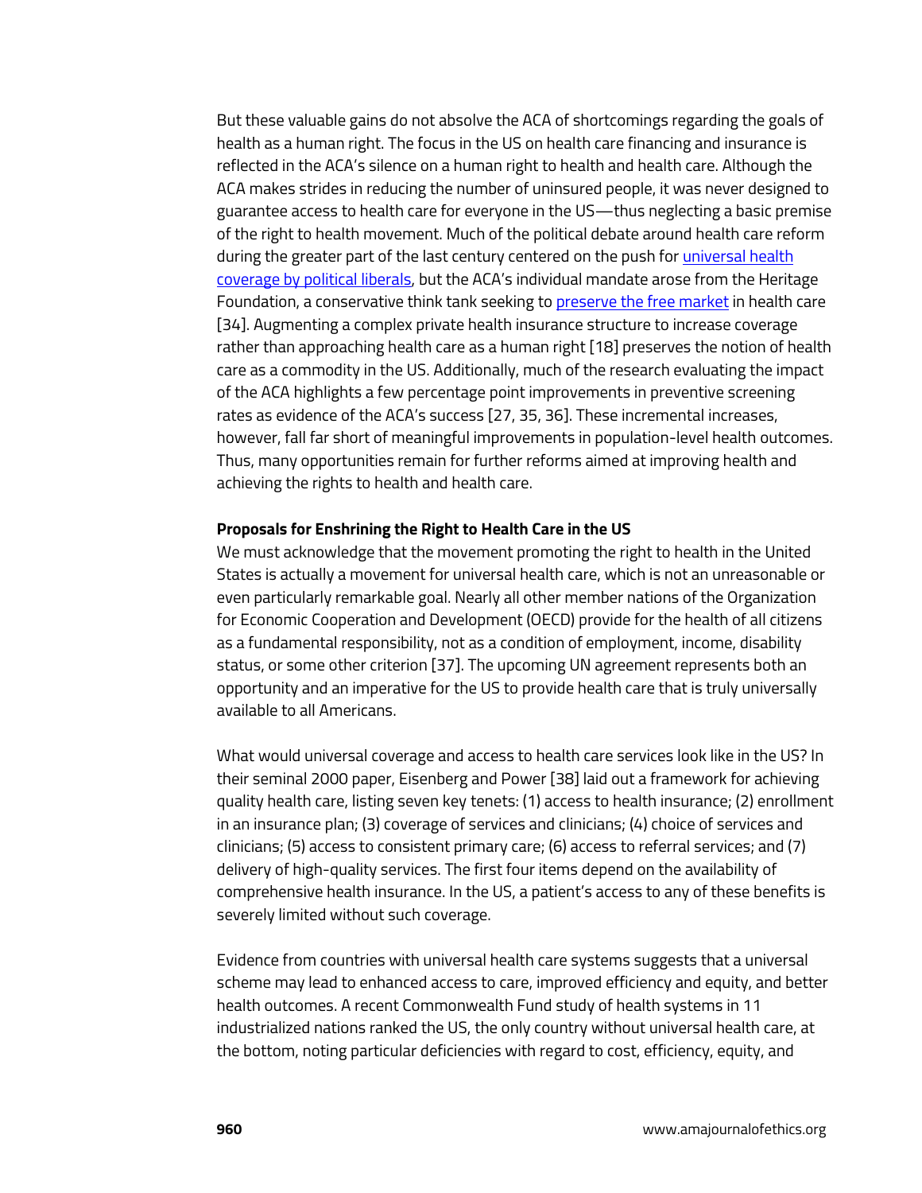But these valuable gains do not absolve the ACA of shortcomings regarding the goals of health as a human right. The focus in the US on health care financing and insurance is reflected in the ACA's silence on a human right to health and health care. Although the ACA makes strides in reducing the number of uninsured people, it was never designed to guarantee access to health care for everyone in the US—thus neglecting a basic premise of the right to health movement. Much of the political debate around health care reform during the greater part of the last century centered on the push for universal health coverage by political liberals, but the ACA's individual mandate arose from the Heritage Foundation, a conservative think tank seeking to preserve the free market in health care [34]. Augmenting a complex private health insurance structure to increase coverage rather than approaching health care as a human right [18] preserves the notion of health care as a commodity in the US. Additionally, much of the research evaluating the impact of the ACA highlights a few percentage point improvements in preventive screening rates as evidence of the ACA's success [27, 35, 36]. These incremental increases, however, fall far short of meaningful improvements in population-level health outcomes. Thus, many opportunities remain for further reforms aimed at improving health and achieving the rights to health and health care.

**Proposals for Enshrining the Right to Health Care in the US**

We must acknowledge that the movement promoting the right to health in the United States is actually a movement for universal health care, which is not an unreasonable or even particularly remarkable goal. Nearly all other member nations of the Organization for Economic Cooperation and Development (OECD) provide for the health of all citizens as a fundamental responsibility, not as a condition of employment, income, disability status, or some other criterion [37]. The upcoming UN agreement represents both an opportunity and an imperative for the US to provide health care that is truly universally available to all Americans.

What would universal coverage and access to health care services look like in the US? In their seminal 2000 paper, Eisenberg and Power [38] laid out a framework for achieving quality health care, listing seven key tenets: (1) access to health insurance; (2) enrollment in an insurance plan; (3) coverage of services and clinicians; (4) choice of services and clinicians; (5) access to consistent primary care; (6) access to referral services; and (7) delivery of high-quality services. The first four items depend on the availability of comprehensive health insurance. In the US, a patient's access to any of these benefits is severely limited without such coverage.

Evidence from countries with universal health care systems suggests that a universal scheme may lead to enhanced access to care, improved efficiency and equity, and better health outcomes. A recent Commonwealth Fund study of health systems in 11 industrialized nations ranked the US, the only country without universal health care, at the bottom, noting particular deficiencies with regard to cost, efficiency, equity, and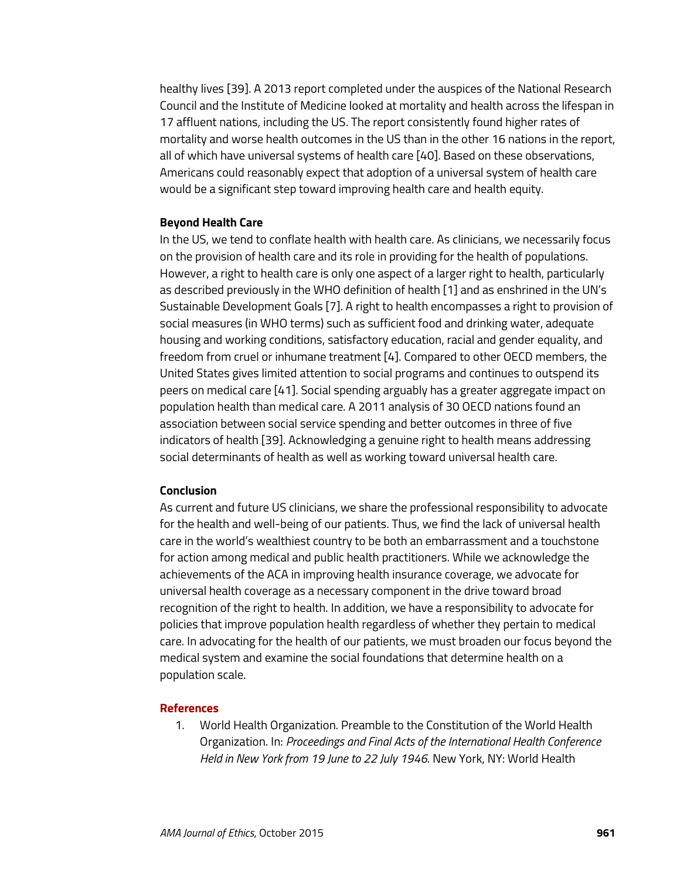healthy lives [39]. A 2013 report completed under the auspices of the National Research Council and the Institute of Medicine looked at mortality and health across the lifespan in 17 affluent nations, including the US. The report consistently found higher rates of mortality and worse health outcomes in the US than in the other 16 nations in the report, all of which have universal systems of health care [40]. Based on these observations, Americans could reasonably expect that adoption of a universal system of health care would be a significant step toward improving health care and health equity.

**Beyond Health Care**

In the US, we tend to conflate health with health care. As clinicians, we necessarily focus on the provision of health care and its role in providing for the health of populations. However, a right to health care is only one aspect of a larger right to health, particularly as described previously in the WHO definition of health [1] and as enshrined in the UN's Sustainable Development Goals [7]. A right to health encompasses a right to provision of social measures (in WHO terms) such as sufficient food and drinking water, adequate housing and working conditions, satisfactory education, racial and gender equality, and freedom from cruel or inhumane treatment [4]. Compared to other OECD members, the United States gives limited attention to social programs and continues to outspend its peers on medical care [41]. Social spending arguably has a greater aggregate impact on population health than medical care. A 2011 analysis of 30 OECD nations found an association between social service spending and better outcomes in three of five indicators of health [39]. Acknowledging a genuine right to health means addressing social determinants of health as well as working toward universal health care.

**Conclusion**

As current and future US clinicians, we share the professional responsibility to advocate for the health and well-being of our patients. Thus, we find the lack of universal health care in the world's wealthiest country to be both an embarrassment and a touchstone for action among medical and public health practitioners. While we acknowledge the achievements of the ACA in improving health insurance coverage, we advocate for universal health coverage as a necessary component in the drive toward broad recognition of the right to health. In addition, we have a responsibility to advocate for policies that improve population health regardless of whether they pertain to medical care. In advocating for the health of our patients, we must broaden our focus beyond the medical system and examine the social foundations that determine health on a population scale.

**References**

1. World Health Organization. Preamble to the Constitution of the World Health Organization. In: *Proceedings and Final Acts of the International Health Conference Held in New York from 19 June to 22 July 1946*. New York, NY: World Health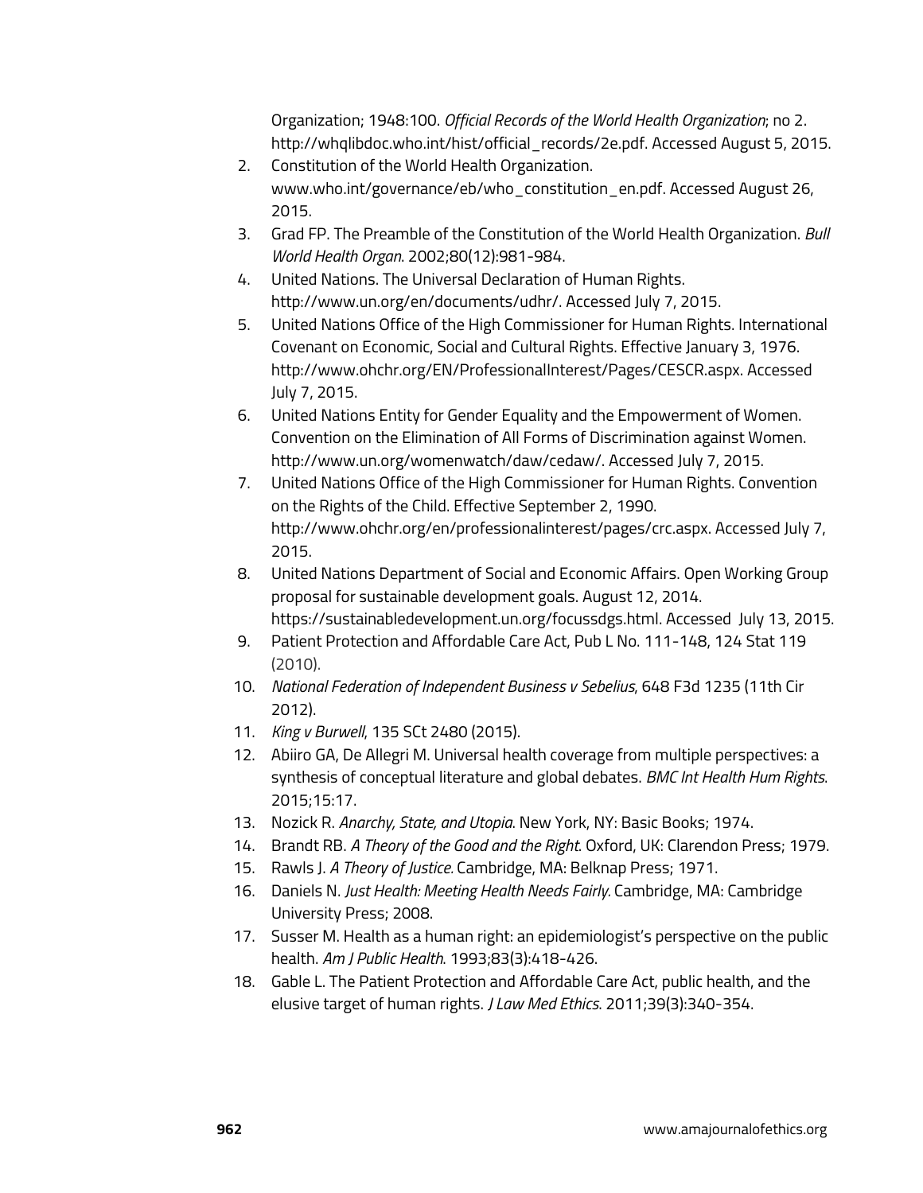Organization; 1948:100. *Official Records of the World Health Organization*; no 2. http://whqlibdoc.who.int/hist/official_records/2e.pdf. Accessed August 5, 2015.

2. Constitution of the World Health Organization. www.who.int/governance/eb/who_constitution_en.pdf. Accessed August 26, 2015.
3. Grad FP. The Preamble of the Constitution of the World Health Organization. *Bull World Health Organ*. 2002;80(12):981-984.
4. United Nations. The Universal Declaration of Human Rights. http://www.un.org/en/documents/udhr/. Accessed July 7, 2015.
5. United Nations Office of the High Commissioner for Human Rights. International Covenant on Economic, Social and Cultural Rights. Effective January 3, 1976. http://www.ohchr.org/EN/ProfessionalInterest/Pages/CESCR.aspx. Accessed July 7, 2015.
6. United Nations Entity for Gender Equality and the Empowerment of Women. Convention on the Elimination of All Forms of Discrimination against Women. http://www.un.org/womenwatch/daw/cedaw/. Accessed July 7, 2015.
7. United Nations Office of the High Commissioner for Human Rights. Convention on the Rights of the Child. Effective September 2, 1990. http://www.ohchr.org/en/professionalinterest/pages/crc.aspx. Accessed July 7, 2015.
8. United Nations Department of Social and Economic Affairs. Open Working Group proposal for sustainable development goals. August 12, 2014. https://sustainabledevelopment.un.org/focussdgs.html. Accessed July 13, 2015.
9. Patient Protection and Affordable Care Act, Pub L No. 111-148, 124 Stat 119 (2010).
10. *National Federation of Independent Business v Sebelius*, 648 F3d 1235 (11th Cir 2012).
11. *King v Burwell*, 135 SCt 2480 (2015).
12. Abiiro GA, De Allegri M. Universal health coverage from multiple perspectives: a synthesis of conceptual literature and global debates. *BMC Int Health Hum Rights*. 2015;15:17.
13. Nozick R. *Anarchy, State, and Utopia*. New York, NY: Basic Books; 1974.
14. Brandt RB. *A Theory of the Good and the Right*. Oxford, UK: Clarendon Press; 1979.
15. Rawls J. *A Theory of Justice.* Cambridge, MA: Belknap Press; 1971.
16. Daniels N. *Just Health: Meeting Health Needs Fairly.* Cambridge, MA: Cambridge University Press; 2008.
17. Susser M. Health as a human right: an epidemiologist's perspective on the public health. *Am J Public Health*. 1993;83(3):418-426.
18. Gable L. The Patient Protection and Affordable Care Act, public health, and the elusive target of human rights. *J Law Med Ethics*. 2011;39(3):340-354.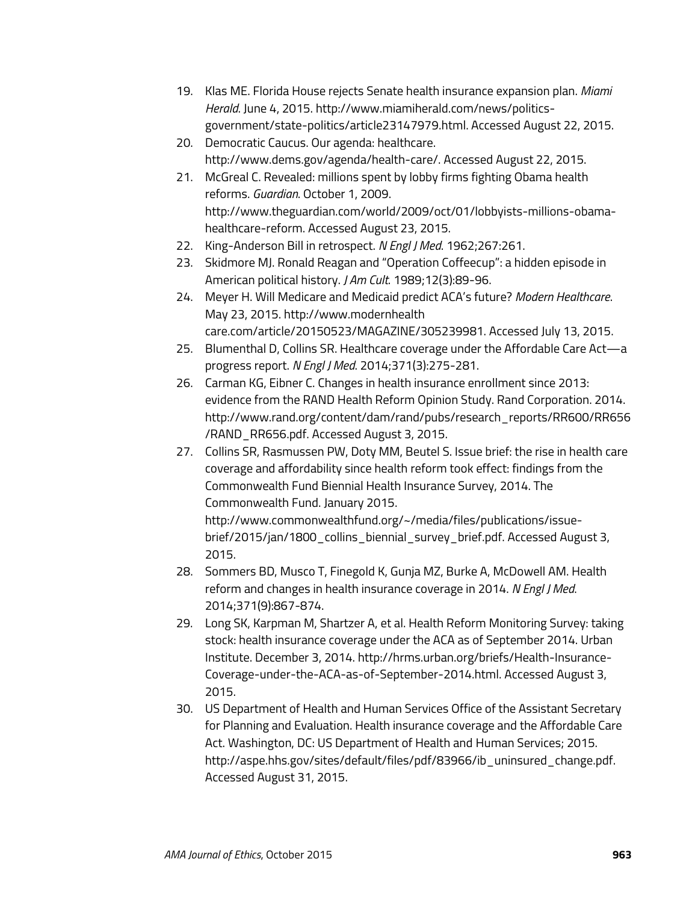19. Klas ME. Florida House rejects Senate health insurance expansion plan. *Miami Herald*. June 4, 2015. http://www.miamiherald.com/news/politics-government/state-politics/article23147979.html. Accessed August 22, 2015.
20. Democratic Caucus. Our agenda: healthcare. http://www.dems.gov/agenda/health-care/. Accessed August 22, 2015.
21. McGreal C. Revealed: millions spent by lobby firms fighting Obama health reforms. *Guardian*. October 1, 2009. http://www.theguardian.com/world/2009/oct/01/lobbyists-millions-obama-healthcare-reform. Accessed August 23, 2015.
22. King-Anderson Bill in retrospect. *N Engl J Med*. 1962;267:261.
23. Skidmore MJ. Ronald Reagan and "Operation Coffeecup": a hidden episode in American political history. *J Am Cult*. 1989;12(3):89-96.
24. Meyer H. Will Medicare and Medicaid predict ACA's future? *Modern Healthcare*. May 23, 2015. http://www.modernhealthcare.com/article/20150523/MAGAZINE/305239981. Accessed July 13, 2015.
25. Blumenthal D, Collins SR. Healthcare coverage under the Affordable Care Act—a progress report. *N Engl J Med*. 2014;371(3):275-281.
26. Carman KG, Eibner C. Changes in health insurance enrollment since 2013: evidence from the RAND Health Reform Opinion Study. Rand Corporation. 2014. http://www.rand.org/content/dam/rand/pubs/research_reports/RR600/RR656/RAND_RR656.pdf. Accessed August 3, 2015.
27. Collins SR, Rasmussen PW, Doty MM, Beutel S. Issue brief: the rise in health care coverage and affordability since health reform took effect: findings from the Commonwealth Fund Biennial Health Insurance Survey, 2014. The Commonwealth Fund. January 2015. http://www.commonwealthfund.org/~/media/files/publications/issue-brief/2015/jan/1800_collins_biennial_survey_brief.pdf. Accessed August 3, 2015.
28. Sommers BD, Musco T, Finegold K, Gunja MZ, Burke A, McDowell AM. Health reform and changes in health insurance coverage in 2014. *N Engl J Med*. 2014;371(9):867-874.
29. Long SK, Karpman M, Shartzer A, et al. Health Reform Monitoring Survey: taking stock: health insurance coverage under the ACA as of September 2014. Urban Institute. December 3, 2014. http://hrms.urban.org/briefs/Health-Insurance-Coverage-under-the-ACA-as-of-September-2014.html. Accessed August 3, 2015.
30. US Department of Health and Human Services Office of the Assistant Secretary for Planning and Evaluation. Health insurance coverage and the Affordable Care Act. Washington, DC: US Department of Health and Human Services; 2015. http://aspe.hhs.gov/sites/default/files/pdf/83966/ib_uninsured_change.pdf. Accessed August 31, 2015.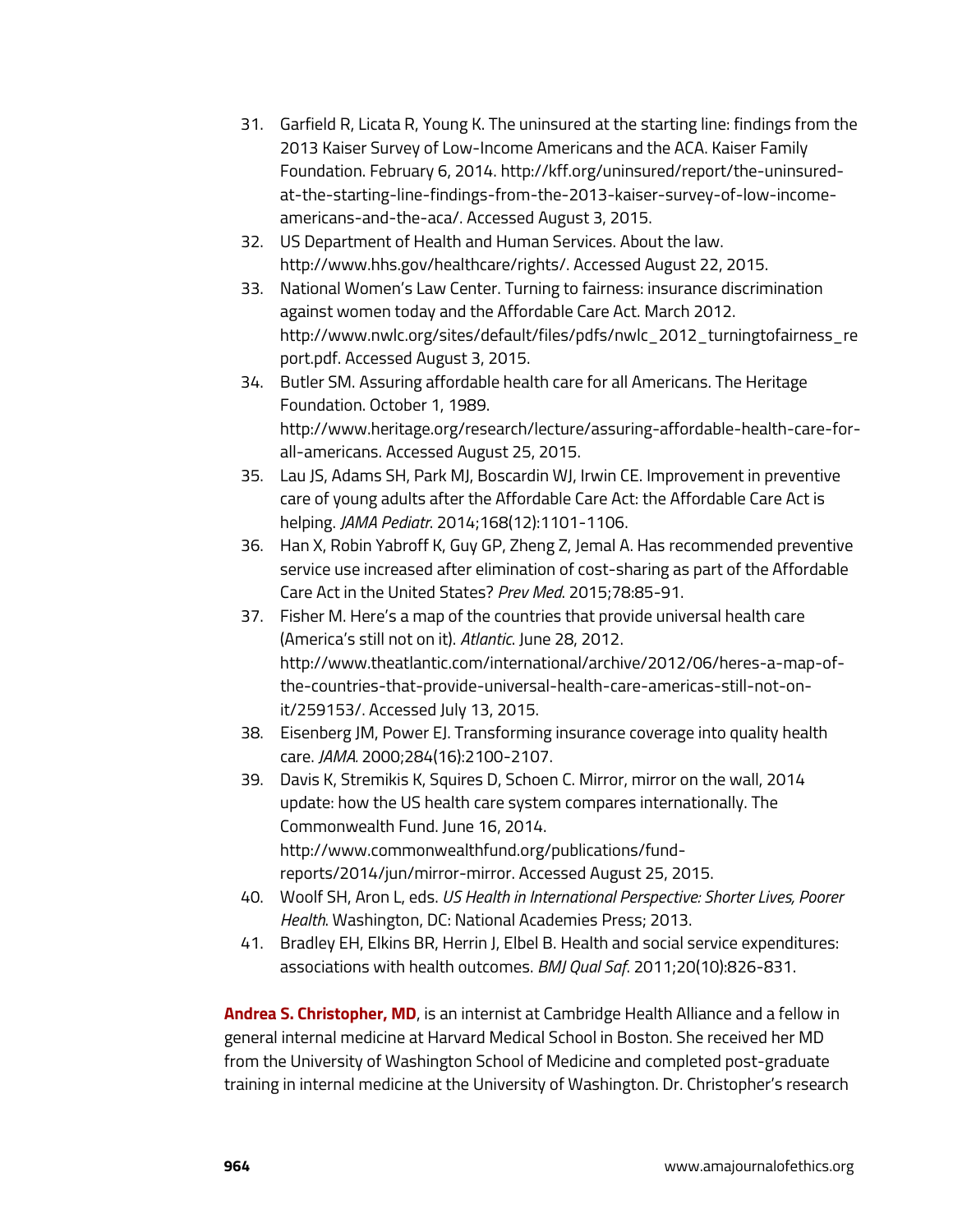31. Garfield R, Licata R, Young K. The uninsured at the starting line: findings from the 2013 Kaiser Survey of Low-Income Americans and the ACA. Kaiser Family Foundation. February 6, 2014. http://kff.org/uninsured/report/the-uninsured-at-the-starting-line-findings-from-the-2013-kaiser-survey-of-low-income-americans-and-the-aca/. Accessed August 3, 2015.
32. US Department of Health and Human Services. About the law. http://www.hhs.gov/healthcare/rights/. Accessed August 22, 2015.
33. National Women's Law Center. Turning to fairness: insurance discrimination against women today and the Affordable Care Act. March 2012. http://www.nwlc.org/sites/default/files/pdfs/nwlc_2012_turningtofairness_report.pdf. Accessed August 3, 2015.
34. Butler SM. Assuring affordable health care for all Americans. The Heritage Foundation. October 1, 1989. http://www.heritage.org/research/lecture/assuring-affordable-health-care-for-all-americans. Accessed August 25, 2015.
35. Lau JS, Adams SH, Park MJ, Boscardin WJ, Irwin CE. Improvement in preventive care of young adults after the Affordable Care Act: the Affordable Care Act is helping. *JAMA Pediatr*. 2014;168(12):1101-1106.
36. Han X, Robin Yabroff K, Guy GP, Zheng Z, Jemal A. Has recommended preventive service use increased after elimination of cost-sharing as part of the Affordable Care Act in the United States? *Prev Med*. 2015;78:85-91.
37. Fisher M. Here's a map of the countries that provide universal health care (America's still not on it). *Atlantic*. June 28, 2012. http://www.theatlantic.com/international/archive/2012/06/heres-a-map-of-the-countries-that-provide-universal-health-care-americas-still-not-on-it/259153/. Accessed July 13, 2015.
38. Eisenberg JM, Power EJ. Transforming insurance coverage into quality health care. *JAMA*. 2000;284(16):2100-2107.
39. Davis K, Stremikis K, Squires D, Schoen C. Mirror, mirror on the wall, 2014 update: how the US health care system compares internationally. The Commonwealth Fund. June 16, 2014. http://www.commonwealthfund.org/publications/fund-reports/2014/jun/mirror-mirror. Accessed August 25, 2015.
40. Woolf SH, Aron L, eds. *US Health in International Perspective: Shorter Lives, Poorer Health*. Washington, DC: National Academies Press; 2013.
41. Bradley EH, Elkins BR, Herrin J, Elbel B. Health and social service expenditures: associations with health outcomes. *BMJ Qual Saf*. 2011;20(10):826-831.

**Andrea S. Christopher, MD**, is an internist at Cambridge Health Alliance and a fellow in general internal medicine at Harvard Medical School in Boston. She received her MD from the University of Washington School of Medicine and completed post-graduate training in internal medicine at the University of Washington. Dr. Christopher's research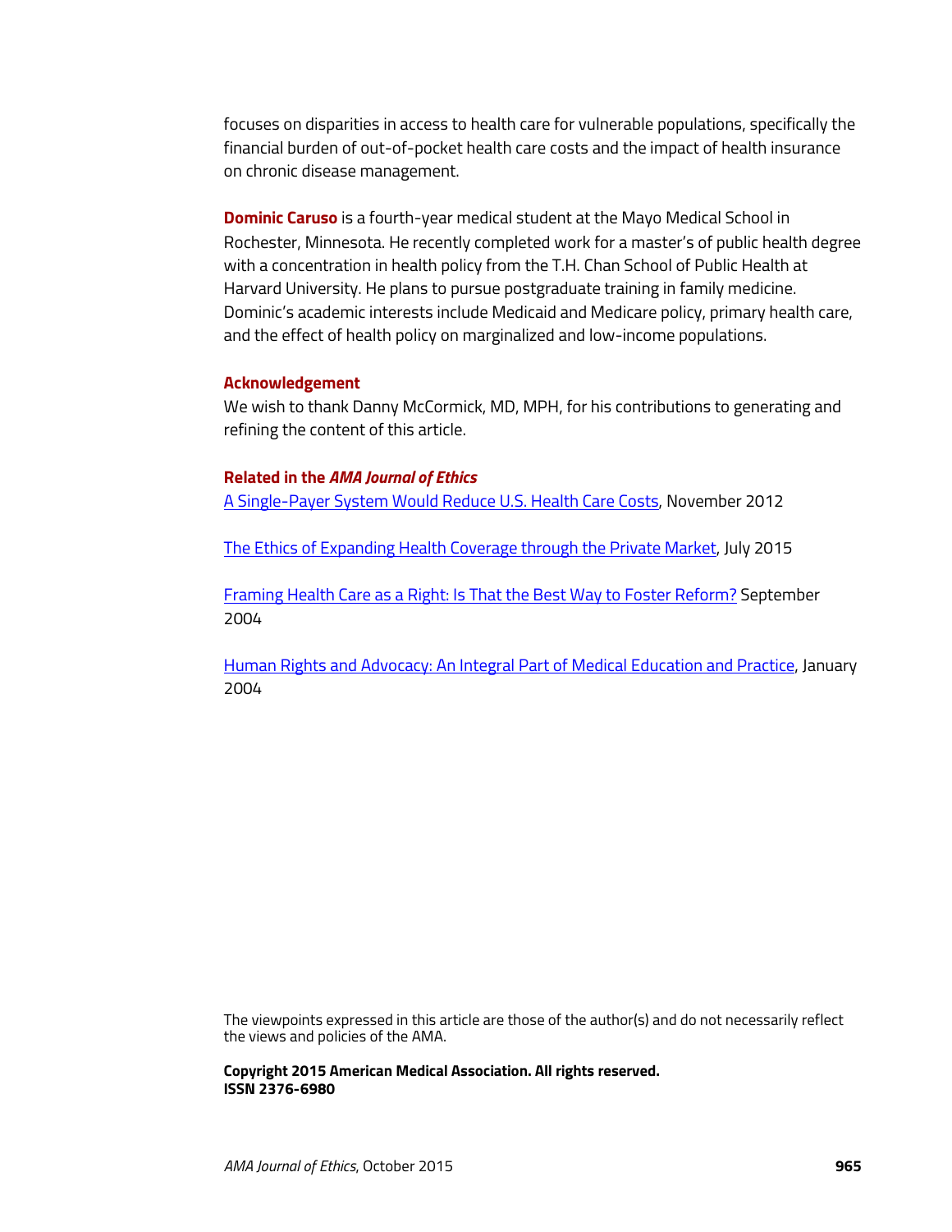focuses on disparities in access to health care for vulnerable populations, specifically the financial burden of out-of-pocket health care costs and the impact of health insurance on chronic disease management.

**Dominic Caruso** is a fourth-year medical student at the Mayo Medical School in Rochester, Minnesota. He recently completed work for a master's of public health degree with a concentration in health policy from the T.H. Chan School of Public Health at Harvard University. He plans to pursue postgraduate training in family medicine. Dominic's academic interests include Medicaid and Medicare policy, primary health care, and the effect of health policy on marginalized and low-income populations.

### Acknowledgement

We wish to thank Danny McCormick, MD, MPH, for his contributions to generating and refining the content of this article.

### Related in the *AMA Journal of Ethics*

A Single-Payer System Would Reduce U.S. Health Care Costs, November 2012

The Ethics of Expanding Health Coverage through the Private Market, July 2015

Framing Health Care as a Right: Is That the Best Way to Foster Reform? September 2004

Human Rights and Advocacy: An Integral Part of Medical Education and Practice, January 2004

The viewpoints expressed in this article are those of the author(s) and do not necessarily reflect the views and policies of the AMA.

**Copyright 2015 American Medical Association. All rights reserved.**
**ISSN 2376-6980**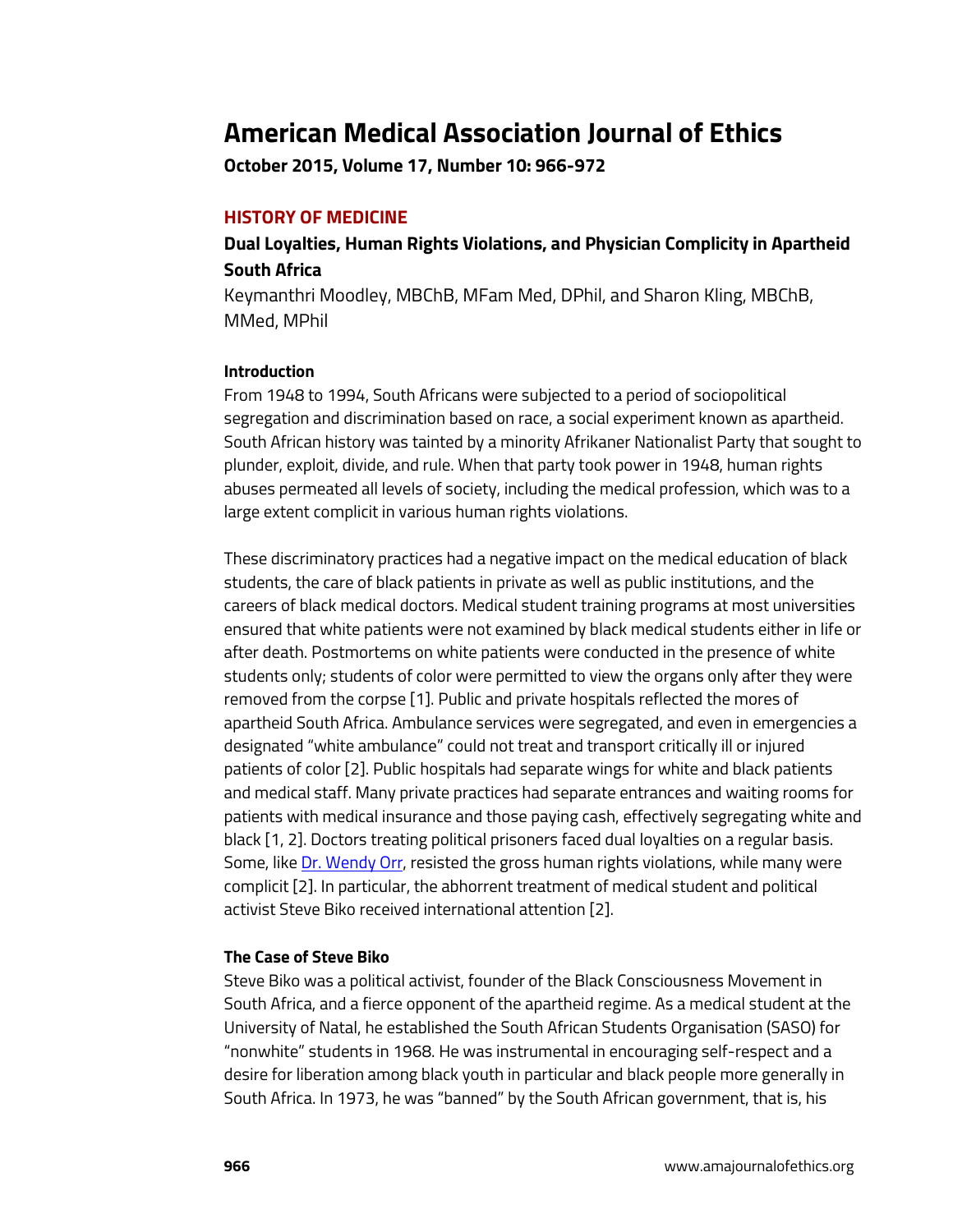# American Medical Association Journal of Ethics

**October 2015, Volume 17, Number 10: 966-972**

**HISTORY OF MEDICINE**

## Dual Loyalties, Human Rights Violations, and Physician Complicity in Apartheid South Africa

Keymanthri Moodley, MBChB, MFam Med, DPhil, and Sharon Kling, MBChB, MMed, MPhil

### Introduction

From 1948 to 1994, South Africans were subjected to a period of sociopolitical segregation and discrimination based on race, a social experiment known as apartheid. South African history was tainted by a minority Afrikaner Nationalist Party that sought to plunder, exploit, divide, and rule. When that party took power in 1948, human rights abuses permeated all levels of society, including the medical profession, which was to a large extent complicit in various human rights violations.

These discriminatory practices had a negative impact on the medical education of black students, the care of black patients in private as well as public institutions, and the careers of black medical doctors. Medical student training programs at most universities ensured that white patients were not examined by black medical students either in life or after death. Postmortems on white patients were conducted in the presence of white students only; students of color were permitted to view the organs only after they were removed from the corpse [1]. Public and private hospitals reflected the mores of apartheid South Africa. Ambulance services were segregated, and even in emergencies a designated "white ambulance" could not treat and transport critically ill or injured patients of color [2]. Public hospitals had separate wings for white and black patients and medical staff. Many private practices had separate entrances and waiting rooms for patients with medical insurance and those paying cash, effectively segregating white and black [1, 2]. Doctors treating political prisoners faced dual loyalties on a regular basis. Some, like Dr. Wendy Orr, resisted the gross human rights violations, while many were complicit [2]. In particular, the abhorrent treatment of medical student and political activist Steve Biko received international attention [2].

### The Case of Steve Biko

Steve Biko was a political activist, founder of the Black Consciousness Movement in South Africa, and a fierce opponent of the apartheid regime. As a medical student at the University of Natal, he established the South African Students Organisation (SASO) for "nonwhite" students in 1968. He was instrumental in encouraging self-respect and a desire for liberation among black youth in particular and black people more generally in South Africa. In 1973, he was "banned" by the South African government, that is, his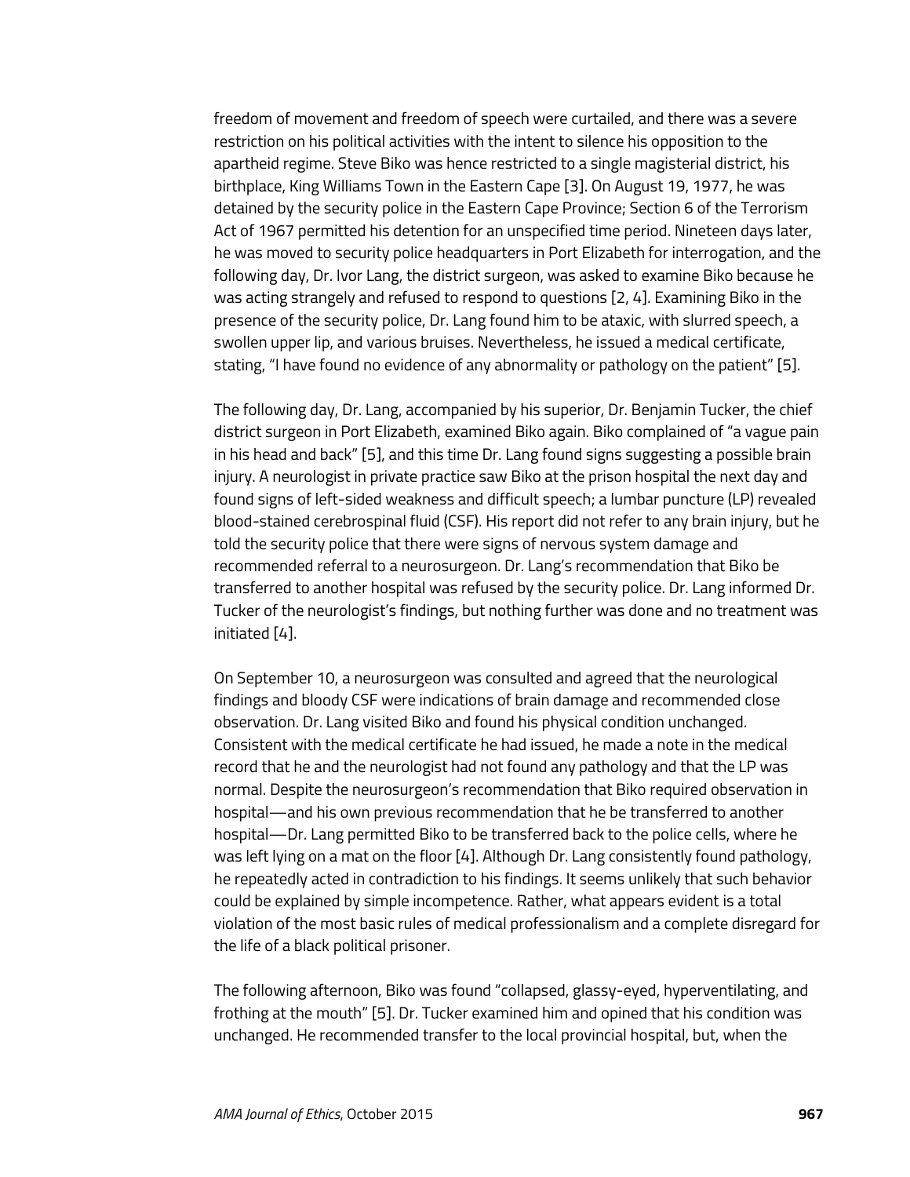freedom of movement and freedom of speech were curtailed, and there was a severe restriction on his political activities with the intent to silence his opposition to the apartheid regime. Steve Biko was hence restricted to a single magisterial district, his birthplace, King Williams Town in the Eastern Cape [3]. On August 19, 1977, he was detained by the security police in the Eastern Cape Province; Section 6 of the Terrorism Act of 1967 permitted his detention for an unspecified time period. Nineteen days later, he was moved to security police headquarters in Port Elizabeth for interrogation, and the following day, Dr. Ivor Lang, the district surgeon, was asked to examine Biko because he was acting strangely and refused to respond to questions [2, 4]. Examining Biko in the presence of the security police, Dr. Lang found him to be ataxic, with slurred speech, a swollen upper lip, and various bruises. Nevertheless, he issued a medical certificate, stating, "I have found no evidence of any abnormality or pathology on the patient" [5].

The following day, Dr. Lang, accompanied by his superior, Dr. Benjamin Tucker, the chief district surgeon in Port Elizabeth, examined Biko again. Biko complained of "a vague pain in his head and back" [5], and this time Dr. Lang found signs suggesting a possible brain injury. A neurologist in private practice saw Biko at the prison hospital the next day and found signs of left-sided weakness and difficult speech; a lumbar puncture (LP) revealed blood-stained cerebrospinal fluid (CSF). His report did not refer to any brain injury, but he told the security police that there were signs of nervous system damage and recommended referral to a neurosurgeon. Dr. Lang's recommendation that Biko be transferred to another hospital was refused by the security police. Dr. Lang informed Dr. Tucker of the neurologist's findings, but nothing further was done and no treatment was initiated [4].

On September 10, a neurosurgeon was consulted and agreed that the neurological findings and bloody CSF were indications of brain damage and recommended close observation. Dr. Lang visited Biko and found his physical condition unchanged. Consistent with the medical certificate he had issued, he made a note in the medical record that he and the neurologist had not found any pathology and that the LP was normal. Despite the neurosurgeon's recommendation that Biko required observation in hospital—and his own previous recommendation that he be transferred to another hospital—Dr. Lang permitted Biko to be transferred back to the police cells, where he was left lying on a mat on the floor [4]. Although Dr. Lang consistently found pathology, he repeatedly acted in contradiction to his findings. It seems unlikely that such behavior could be explained by simple incompetence. Rather, what appears evident is a total violation of the most basic rules of medical professionalism and a complete disregard for the life of a black political prisoner.

The following afternoon, Biko was found "collapsed, glassy-eyed, hyperventilating, and frothing at the mouth" [5]. Dr. Tucker examined him and opined that his condition was unchanged. He recommended transfer to the local provincial hospital, but, when the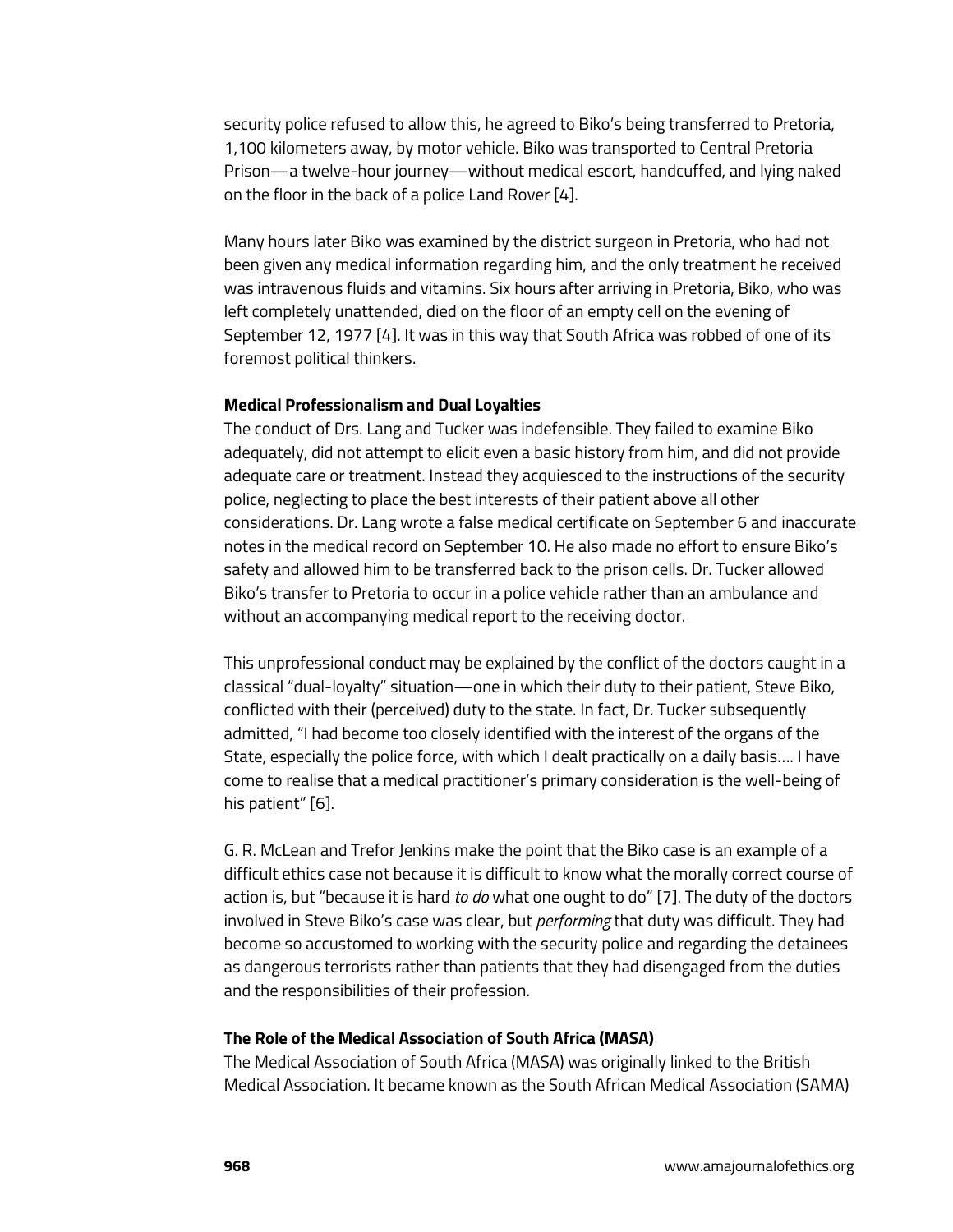security police refused to allow this, he agreed to Biko's being transferred to Pretoria, 1,100 kilometers away, by motor vehicle. Biko was transported to Central Pretoria Prison—a twelve-hour journey—without medical escort, handcuffed, and lying naked on the floor in the back of a police Land Rover [4].

Many hours later Biko was examined by the district surgeon in Pretoria, who had not been given any medical information regarding him, and the only treatment he received was intravenous fluids and vitamins. Six hours after arriving in Pretoria, Biko, who was left completely unattended, died on the floor of an empty cell on the evening of September 12, 1977 [4]. It was in this way that South Africa was robbed of one of its foremost political thinkers.

**Medical Professionalism and Dual Loyalties**

The conduct of Drs. Lang and Tucker was indefensible. They failed to examine Biko adequately, did not attempt to elicit even a basic history from him, and did not provide adequate care or treatment. Instead they acquiesced to the instructions of the security police, neglecting to place the best interests of their patient above all other considerations. Dr. Lang wrote a false medical certificate on September 6 and inaccurate notes in the medical record on September 10. He also made no effort to ensure Biko's safety and allowed him to be transferred back to the prison cells. Dr. Tucker allowed Biko's transfer to Pretoria to occur in a police vehicle rather than an ambulance and without an accompanying medical report to the receiving doctor.

This unprofessional conduct may be explained by the conflict of the doctors caught in a classical "dual-loyalty" situation—one in which their duty to their patient, Steve Biko, conflicted with their (perceived) duty to the state. In fact, Dr. Tucker subsequently admitted, "I had become too closely identified with the interest of the organs of the State, especially the police force, with which I dealt practically on a daily basis…. I have come to realise that a medical practitioner's primary consideration is the well-being of his patient" [6].

G. R. McLean and Trefor Jenkins make the point that the Biko case is an example of a difficult ethics case not because it is difficult to know what the morally correct course of action is, but "because it is hard *to do* what one ought to do" [7]. The duty of the doctors involved in Steve Biko's case was clear, but *performing* that duty was difficult. They had become so accustomed to working with the security police and regarding the detainees as dangerous terrorists rather than patients that they had disengaged from the duties and the responsibilities of their profession.

**The Role of the Medical Association of South Africa (MASA)**

The Medical Association of South Africa (MASA) was originally linked to the British Medical Association. It became known as the South African Medical Association (SAMA)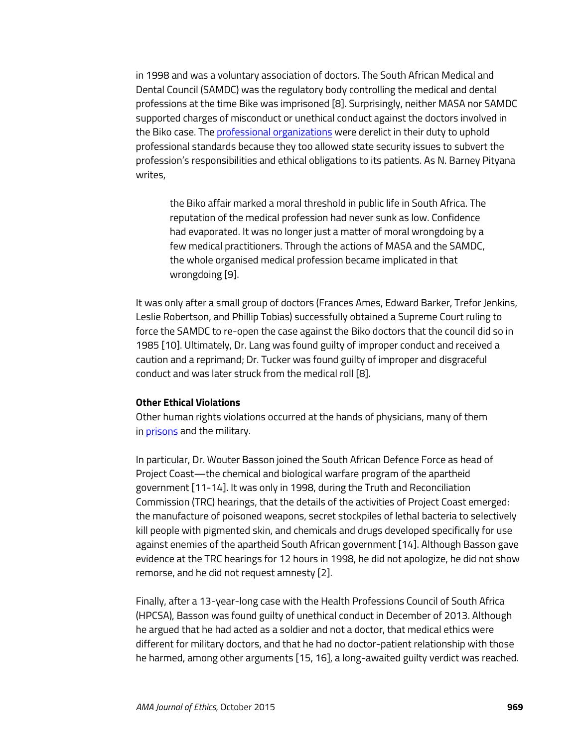in 1998 and was a voluntary association of doctors. The South African Medical and Dental Council (SAMDC) was the regulatory body controlling the medical and dental professions at the time Bike was imprisoned [8]. Surprisingly, neither MASA nor SAMDC supported charges of misconduct or unethical conduct against the doctors involved in the Biko case. The professional organizations were derelict in their duty to uphold professional standards because they too allowed state security issues to subvert the profession's responsibilities and ethical obligations to its patients. As N. Barney Pityana writes,

> the Biko affair marked a moral threshold in public life in South Africa. The reputation of the medical profession had never sunk as low. Confidence had evaporated. It was no longer just a matter of moral wrongdoing by a few medical practitioners. Through the actions of MASA and the SAMDC, the whole organised medical profession became implicated in that wrongdoing [9].

It was only after a small group of doctors (Frances Ames, Edward Barker, Trefor Jenkins, Leslie Robertson, and Phillip Tobias) successfully obtained a Supreme Court ruling to force the SAMDC to re-open the case against the Biko doctors that the council did so in 1985 [10]. Ultimately, Dr. Lang was found guilty of improper conduct and received a caution and a reprimand; Dr. Tucker was found guilty of improper and disgraceful conduct and was later struck from the medical roll [8].

**Other Ethical Violations**

Other human rights violations occurred at the hands of physicians, many of them in prisons and the military.

In particular, Dr. Wouter Basson joined the South African Defence Force as head of Project Coast—the chemical and biological warfare program of the apartheid government [11-14]. It was only in 1998, during the Truth and Reconciliation Commission (TRC) hearings, that the details of the activities of Project Coast emerged: the manufacture of poisoned weapons, secret stockpiles of lethal bacteria to selectively kill people with pigmented skin, and chemicals and drugs developed specifically for use against enemies of the apartheid South African government [14]. Although Basson gave evidence at the TRC hearings for 12 hours in 1998, he did not apologize, he did not show remorse, and he did not request amnesty [2].

Finally, after a 13-year-long case with the Health Professions Council of South Africa (HPCSA), Basson was found guilty of unethical conduct in December of 2013. Although he argued that he had acted as a soldier and not a doctor, that medical ethics were different for military doctors, and that he had no doctor-patient relationship with those he harmed, among other arguments [15, 16], a long-awaited guilty verdict was reached.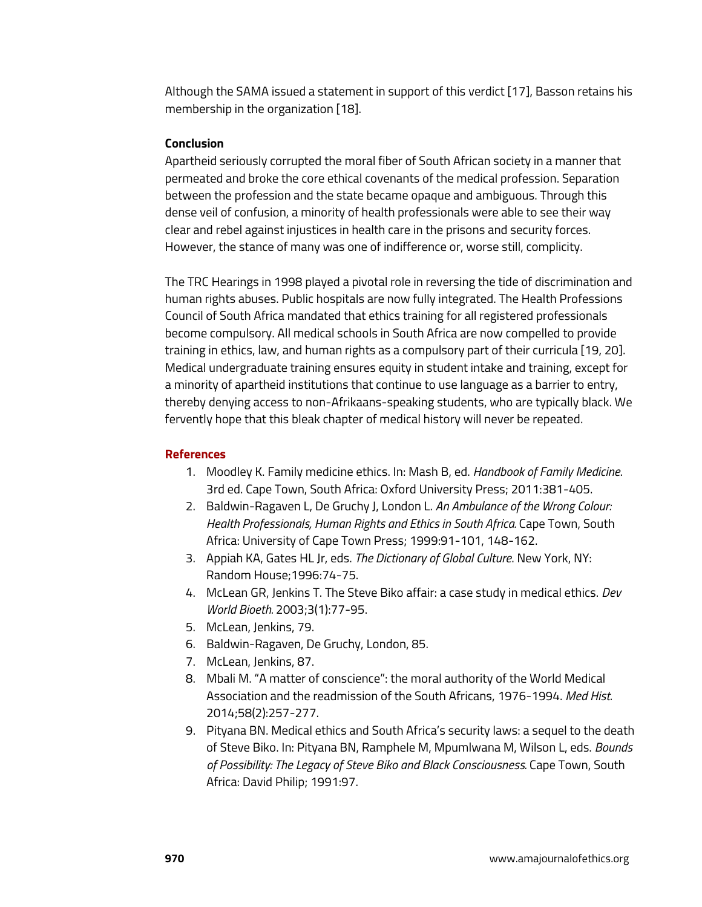Although the SAMA issued a statement in support of this verdict [17], Basson retains his membership in the organization [18].

**Conclusion**

Apartheid seriously corrupted the moral fiber of South African society in a manner that permeated and broke the core ethical covenants of the medical profession. Separation between the profession and the state became opaque and ambiguous. Through this dense veil of confusion, a minority of health professionals were able to see their way clear and rebel against injustices in health care in the prisons and security forces. However, the stance of many was one of indifference or, worse still, complicity.

The TRC Hearings in 1998 played a pivotal role in reversing the tide of discrimination and human rights abuses. Public hospitals are now fully integrated. The Health Professions Council of South Africa mandated that ethics training for all registered professionals become compulsory. All medical schools in South Africa are now compelled to provide training in ethics, law, and human rights as a compulsory part of their curricula [19, 20]. Medical undergraduate training ensures equity in student intake and training, except for a minority of apartheid institutions that continue to use language as a barrier to entry, thereby denying access to non-Afrikaans-speaking students, who are typically black. We fervently hope that this bleak chapter of medical history will never be repeated.

## References

1. Moodley K. Family medicine ethics. In: Mash B, ed. *Handbook of Family Medicine*. 3rd ed. Cape Town, South Africa: Oxford University Press; 2011:381-405.
2. Baldwin-Ragaven L, De Gruchy J, London L. *An Ambulance of the Wrong Colour: Health Professionals, Human Rights and Ethics in South Africa.* Cape Town, South Africa: University of Cape Town Press; 1999:91-101, 148-162.
3. Appiah KA, Gates HL Jr, eds. *The Dictionary of Global Culture*. New York, NY: Random House;1996:74-75.
4. McLean GR, Jenkins T. The Steve Biko affair: a case study in medical ethics. *Dev World Bioeth.* 2003;3(1):77-95.
5. McLean, Jenkins, 79.
6. Baldwin-Ragaven, De Gruchy, London, 85.
7. McLean, Jenkins, 87.
8. Mbali M. "A matter of conscience": the moral authority of the World Medical Association and the readmission of the South Africans, 1976-1994. *Med Hist*. 2014;58(2):257-277.
9. Pityana BN. Medical ethics and South Africa's security laws: a sequel to the death of Steve Biko. In: Pityana BN, Ramphele M, Mpumlwana M, Wilson L, eds. *Bounds of Possibility: The Legacy of Steve Biko and Black Consciousness.* Cape Town, South Africa: David Philip; 1991:97.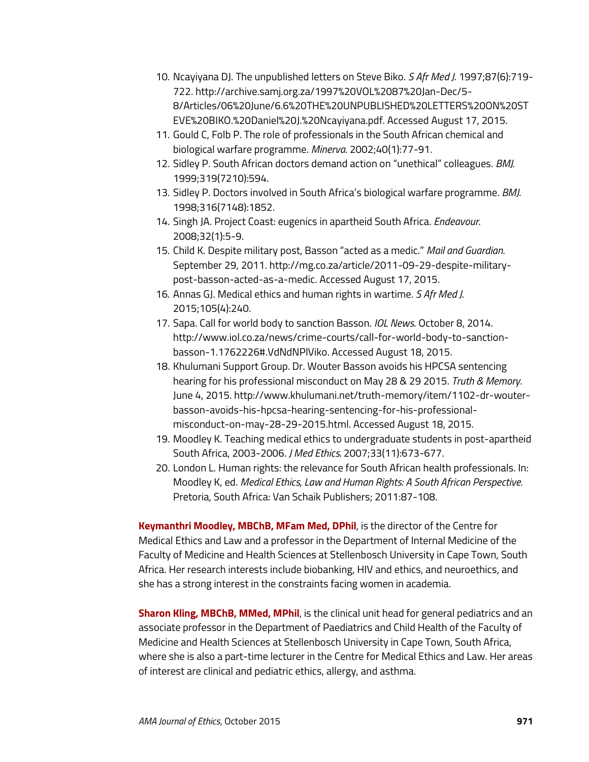10. Ncayiyana DJ. The unpublished letters on Steve Biko. *S Afr Med J.* 1997;87(6):719-722. http://archive.samj.org.za/1997%20VOL%2087%20Jan-Dec/5-8/Articles/06%20June/6.6%20THE%20UNPUBLISHED%20LETTERS%20ON%20STEVE%20BIKO.%20Daniel%20J.%20Ncayiyana.pdf. Accessed August 17, 2015.
11. Gould C, Folb P. The role of professionals in the South African chemical and biological warfare programme. *Minerva*. 2002;40(1):77-91.
12. Sidley P. South African doctors demand action on "unethical" colleagues. *BMJ.* 1999;319(7210):594.
13. Sidley P. Doctors involved in South Africa's biological warfare programme. *BMJ*. 1998;316(7148):1852.
14. Singh JA. Project Coast: eugenics in apartheid South Africa. *Endeavour*. 2008;32(1):5-9.
15. Child K. Despite military post, Basson "acted as a medic." *Mail and Guardian*. September 29, 2011. http://mg.co.za/article/2011-09-29-despite-military-post-basson-acted-as-a-medic. Accessed August 17, 2015.
16. Annas GJ. Medical ethics and human rights in wartime. *S Afr Med J*. 2015;105(4):240.
17. Sapa. Call for world body to sanction Basson. *IOL News*. October 8, 2014. http://www.iol.co.za/news/crime-courts/call-for-world-body-to-sanction-basson-1.1762226#.VdNdNPlViko. Accessed August 18, 2015.
18. Khulumani Support Group. Dr. Wouter Basson avoids his HPCSA sentencing hearing for his professional misconduct on May 28 & 29 2015. *Truth & Memory*. June 4, 2015. http://www.khulumani.net/truth-memory/item/1102-dr-wouter-basson-avoids-his-hpcsa-hearing-sentencing-for-his-professional-misconduct-on-may-28-29-2015.html. Accessed August 18, 2015.
19. Moodley K. Teaching medical ethics to undergraduate students in post-apartheid South Africa, 2003-2006. *J Med Ethics.* 2007;33(11):673-677.
20. London L. Human rights: the relevance for South African health professionals. In: Moodley K, ed. *Medical Ethics, Law and Human Rights: A South African Perspective.* Pretoria, South Africa: Van Schaik Publishers; 2011:87-108.

**Keymanthri Moodley, MBChB, MFam Med, DPhil**, is the director of the Centre for Medical Ethics and Law and a professor in the Department of Internal Medicine of the Faculty of Medicine and Health Sciences at Stellenbosch University in Cape Town, South Africa. Her research interests include biobanking, HIV and ethics, and neuroethics, and she has a strong interest in the constraints facing women in academia.

**Sharon Kling, MBChB, MMed, MPhil**, is the clinical unit head for general pediatrics and an associate professor in the Department of Paediatrics and Child Health of the Faculty of Medicine and Health Sciences at Stellenbosch University in Cape Town, South Africa, where she is also a part-time lecturer in the Centre for Medical Ethics and Law. Her areas of interest are clinical and pediatric ethics, allergy, and asthma.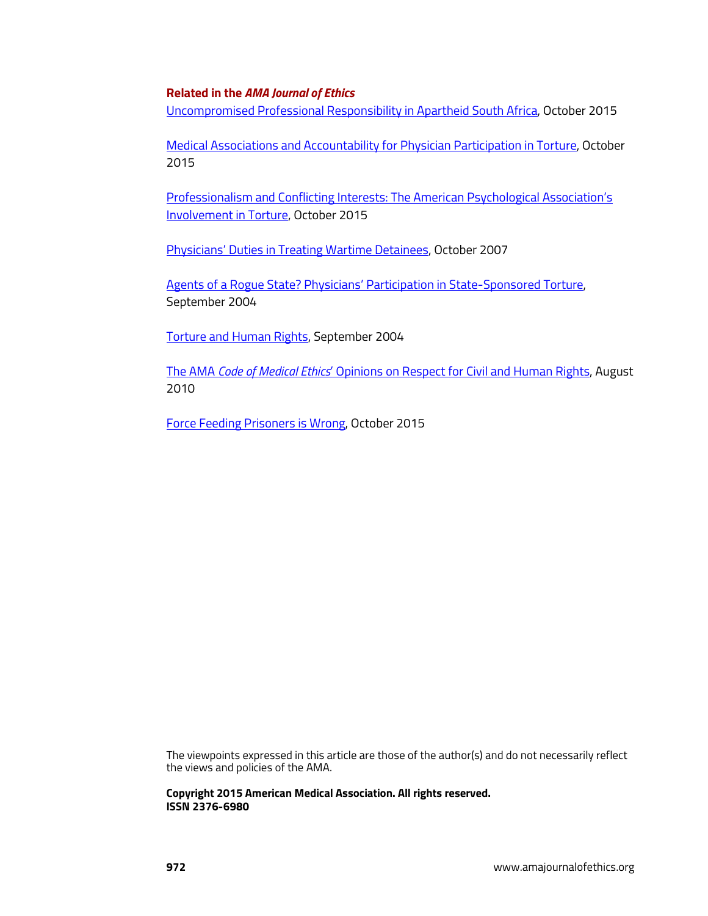### Related in the *AMA Journal of Ethics*

Uncompromised Professional Responsibility in Apartheid South Africa, October 2015

Medical Associations and Accountability for Physician Participation in Torture, October 2015

Professionalism and Conflicting Interests: The American Psychological Association's Involvement in Torture, October 2015

Physicians' Duties in Treating Wartime Detainees, October 2007

Agents of a Rogue State? Physicians' Participation in State-Sponsored Torture, September 2004

Torture and Human Rights, September 2004

The AMA *Code of Medical Ethics*' Opinions on Respect for Civil and Human Rights, August 2010

Force Feeding Prisoners is Wrong, October 2015

The viewpoints expressed in this article are those of the author(s) and do not necessarily reflect the views and policies of the AMA.

**Copyright 2015 American Medical Association. All rights reserved.**
**ISSN 2376-6980**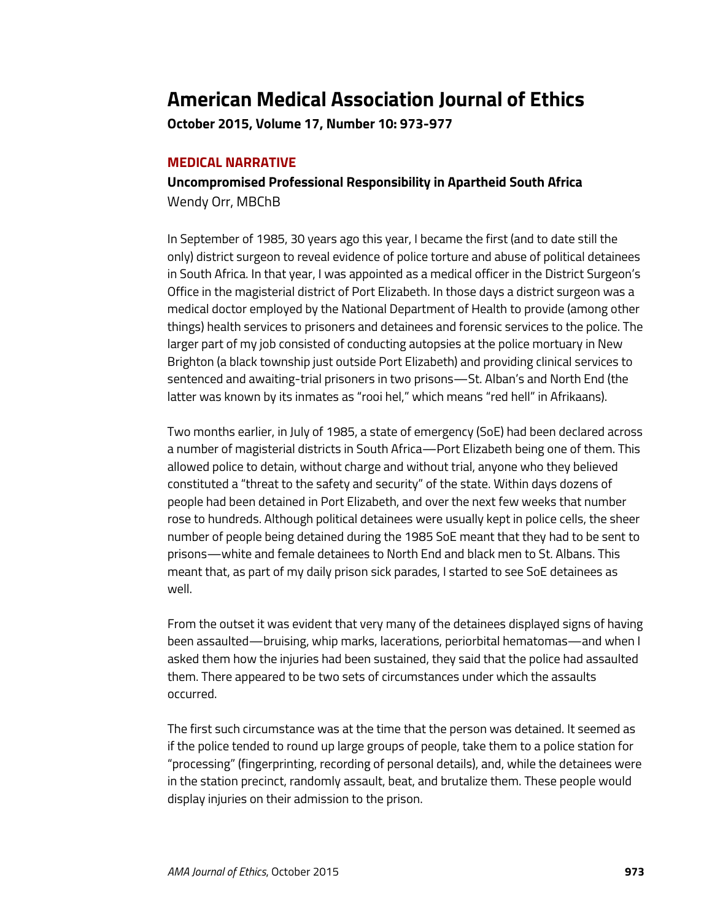# American Medical Association Journal of Ethics

**October 2015, Volume 17, Number 10: 973-977**

## MEDICAL NARRATIVE

### Uncompromised Professional Responsibility in Apartheid South Africa

Wendy Orr, MBChB

In September of 1985, 30 years ago this year, I became the first (and to date still the only) district surgeon to reveal evidence of police torture and abuse of political detainees in South Africa. In that year, I was appointed as a medical officer in the District Surgeon's Office in the magisterial district of Port Elizabeth. In those days a district surgeon was a medical doctor employed by the National Department of Health to provide (among other things) health services to prisoners and detainees and forensic services to the police. The larger part of my job consisted of conducting autopsies at the police mortuary in New Brighton (a black township just outside Port Elizabeth) and providing clinical services to sentenced and awaiting-trial prisoners in two prisons—St. Alban's and North End (the latter was known by its inmates as "rooi hel," which means "red hell" in Afrikaans).

Two months earlier, in July of 1985, a state of emergency (SoE) had been declared across a number of magisterial districts in South Africa—Port Elizabeth being one of them. This allowed police to detain, without charge and without trial, anyone who they believed constituted a "threat to the safety and security" of the state. Within days dozens of people had been detained in Port Elizabeth, and over the next few weeks that number rose to hundreds. Although political detainees were usually kept in police cells, the sheer number of people being detained during the 1985 SoE meant that they had to be sent to prisons—white and female detainees to North End and black men to St. Albans. This meant that, as part of my daily prison sick parades, I started to see SoE detainees as well.

From the outset it was evident that very many of the detainees displayed signs of having been assaulted—bruising, whip marks, lacerations, periorbital hematomas—and when I asked them how the injuries had been sustained, they said that the police had assaulted them. There appeared to be two sets of circumstances under which the assaults occurred.

The first such circumstance was at the time that the person was detained. It seemed as if the police tended to round up large groups of people, take them to a police station for "processing" (fingerprinting, recording of personal details), and, while the detainees were in the station precinct, randomly assault, beat, and brutalize them. These people would display injuries on their admission to the prison.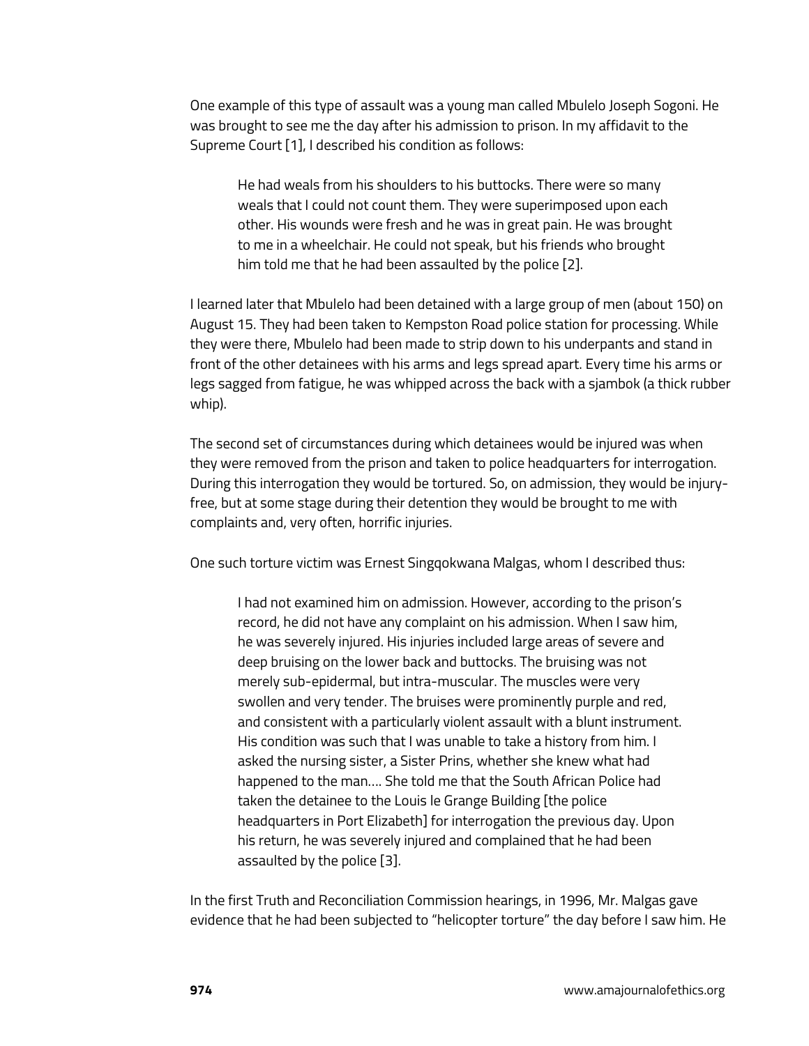One example of this type of assault was a young man called Mbulelo Joseph Sogoni. He was brought to see me the day after his admission to prison. In my affidavit to the Supreme Court [1], I described his condition as follows:

> He had weals from his shoulders to his buttocks. There were so many weals that I could not count them. They were superimposed upon each other. His wounds were fresh and he was in great pain. He was brought to me in a wheelchair. He could not speak, but his friends who brought him told me that he had been assaulted by the police [2].

I learned later that Mbulelo had been detained with a large group of men (about 150) on August 15. They had been taken to Kempston Road police station for processing. While they were there, Mbulelo had been made to strip down to his underpants and stand in front of the other detainees with his arms and legs spread apart. Every time his arms or legs sagged from fatigue, he was whipped across the back with a sjambok (a thick rubber whip).

The second set of circumstances during which detainees would be injured was when they were removed from the prison and taken to police headquarters for interrogation. During this interrogation they would be tortured. So, on admission, they would be injury-free, but at some stage during their detention they would be brought to me with complaints and, very often, horrific injuries.

One such torture victim was Ernest Singqokwana Malgas, whom I described thus:

> I had not examined him on admission. However, according to the prison's record, he did not have any complaint on his admission. When I saw him, he was severely injured. His injuries included large areas of severe and deep bruising on the lower back and buttocks. The bruising was not merely sub-epidermal, but intra-muscular. The muscles were very swollen and very tender. The bruises were prominently purple and red, and consistent with a particularly violent assault with a blunt instrument. His condition was such that I was unable to take a history from him. I asked the nursing sister, a Sister Prins, whether she knew what had happened to the man…. She told me that the South African Police had taken the detainee to the Louis le Grange Building [the police headquarters in Port Elizabeth] for interrogation the previous day. Upon his return, he was severely injured and complained that he had been assaulted by the police [3].

In the first Truth and Reconciliation Commission hearings, in 1996, Mr. Malgas gave evidence that he had been subjected to "helicopter torture" the day before I saw him. He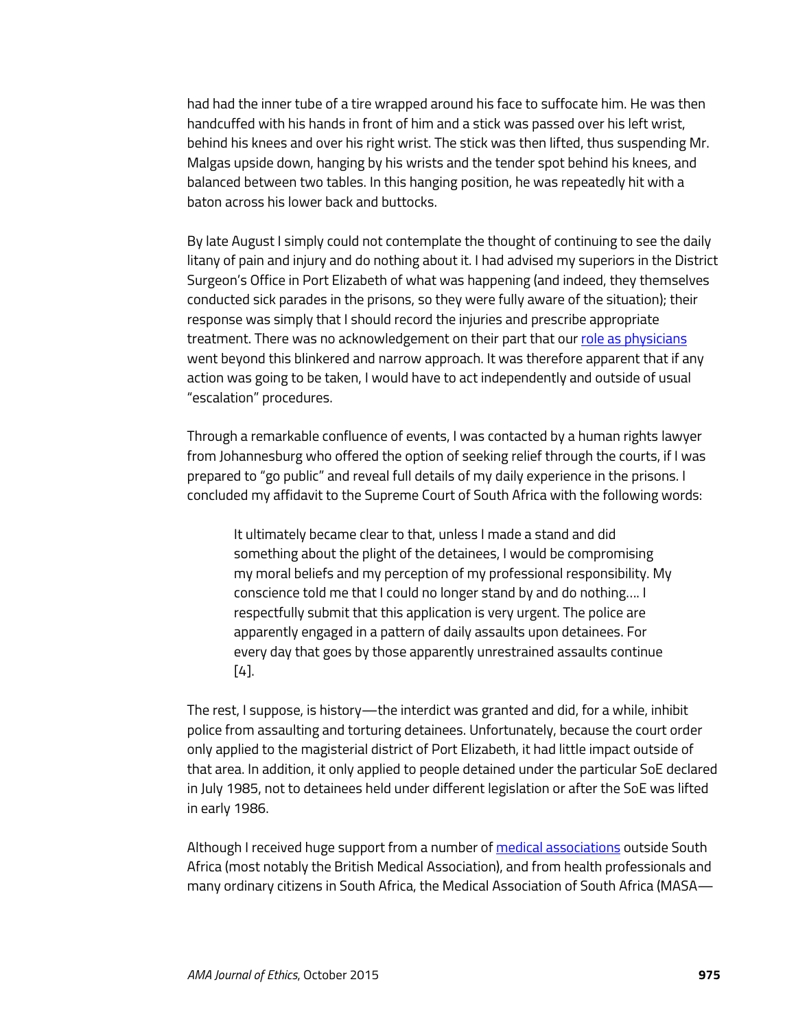had had the inner tube of a tire wrapped around his face to suffocate him. He was then handcuffed with his hands in front of him and a stick was passed over his left wrist, behind his knees and over his right wrist. The stick was then lifted, thus suspending Mr. Malgas upside down, hanging by his wrists and the tender spot behind his knees, and balanced between two tables. In this hanging position, he was repeatedly hit with a baton across his lower back and buttocks.

By late August I simply could not contemplate the thought of continuing to see the daily litany of pain and injury and do nothing about it. I had advised my superiors in the District Surgeon's Office in Port Elizabeth of what was happening (and indeed, they themselves conducted sick parades in the prisons, so they were fully aware of the situation); their response was simply that I should record the injuries and prescribe appropriate treatment. There was no acknowledgement on their part that our role as physicians went beyond this blinkered and narrow approach. It was therefore apparent that if any action was going to be taken, I would have to act independently and outside of usual "escalation" procedures.

Through a remarkable confluence of events, I was contacted by a human rights lawyer from Johannesburg who offered the option of seeking relief through the courts, if I was prepared to "go public" and reveal full details of my daily experience in the prisons. I concluded my affidavit to the Supreme Court of South Africa with the following words:

> It ultimately became clear to that, unless I made a stand and did something about the plight of the detainees, I would be compromising my moral beliefs and my perception of my professional responsibility. My conscience told me that I could no longer stand by and do nothing.... I respectfully submit that this application is very urgent. The police are apparently engaged in a pattern of daily assaults upon detainees. For every day that goes by those apparently unrestrained assaults continue [4].

The rest, I suppose, is history—the interdict was granted and did, for a while, inhibit police from assaulting and torturing detainees. Unfortunately, because the court order only applied to the magisterial district of Port Elizabeth, it had little impact outside of that area. In addition, it only applied to people detained under the particular SoE declared in July 1985, not to detainees held under different legislation or after the SoE was lifted in early 1986.

Although I received huge support from a number of medical associations outside South Africa (most notably the British Medical Association), and from health professionals and many ordinary citizens in South Africa, the Medical Association of South Africa (MASA—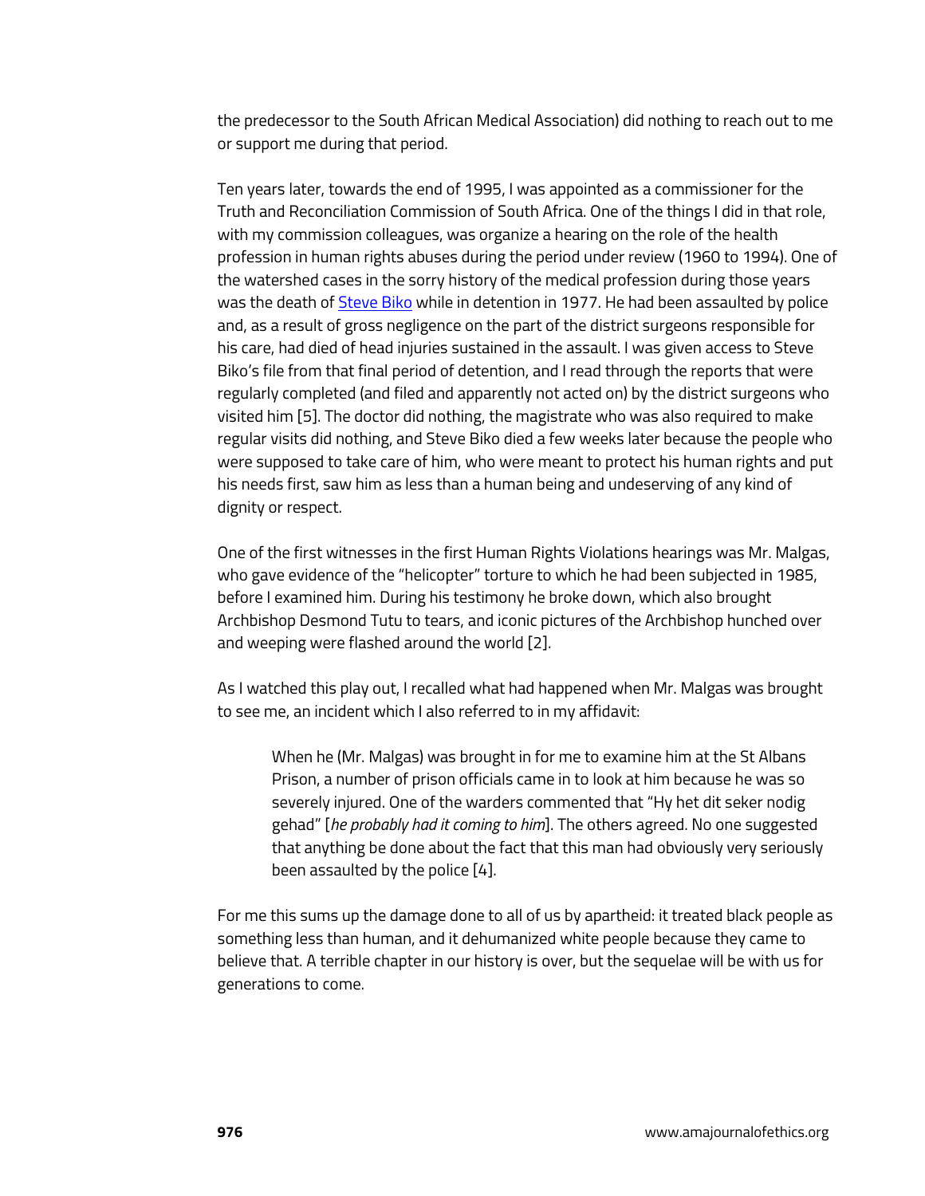the predecessor to the South African Medical Association) did nothing to reach out to me or support me during that period.

Ten years later, towards the end of 1995, I was appointed as a commissioner for the Truth and Reconciliation Commission of South Africa. One of the things I did in that role, with my commission colleagues, was organize a hearing on the role of the health profession in human rights abuses during the period under review (1960 to 1994). One of the watershed cases in the sorry history of the medical profession during those years was the death of Steve Biko while in detention in 1977. He had been assaulted by police and, as a result of gross negligence on the part of the district surgeons responsible for his care, had died of head injuries sustained in the assault. I was given access to Steve Biko's file from that final period of detention, and I read through the reports that were regularly completed (and filed and apparently not acted on) by the district surgeons who visited him [5]. The doctor did nothing, the magistrate who was also required to make regular visits did nothing, and Steve Biko died a few weeks later because the people who were supposed to take care of him, who were meant to protect his human rights and put his needs first, saw him as less than a human being and undeserving of any kind of dignity or respect.

One of the first witnesses in the first Human Rights Violations hearings was Mr. Malgas, who gave evidence of the "helicopter" torture to which he had been subjected in 1985, before I examined him. During his testimony he broke down, which also brought Archbishop Desmond Tutu to tears, and iconic pictures of the Archbishop hunched over and weeping were flashed around the world [2].

As I watched this play out, I recalled what had happened when Mr. Malgas was brought to see me, an incident which I also referred to in my affidavit:

> When he (Mr. Malgas) was brought in for me to examine him at the St Albans Prison, a number of prison officials came in to look at him because he was so severely injured. One of the warders commented that "Hy het dit seker nodig gehad" [*he probably had it coming to him*]. The others agreed. No one suggested that anything be done about the fact that this man had obviously very seriously been assaulted by the police [4].

For me this sums up the damage done to all of us by apartheid: it treated black people as something less than human, and it dehumanized white people because they came to believe that. A terrible chapter in our history is over, but the sequelae will be with us for generations to come.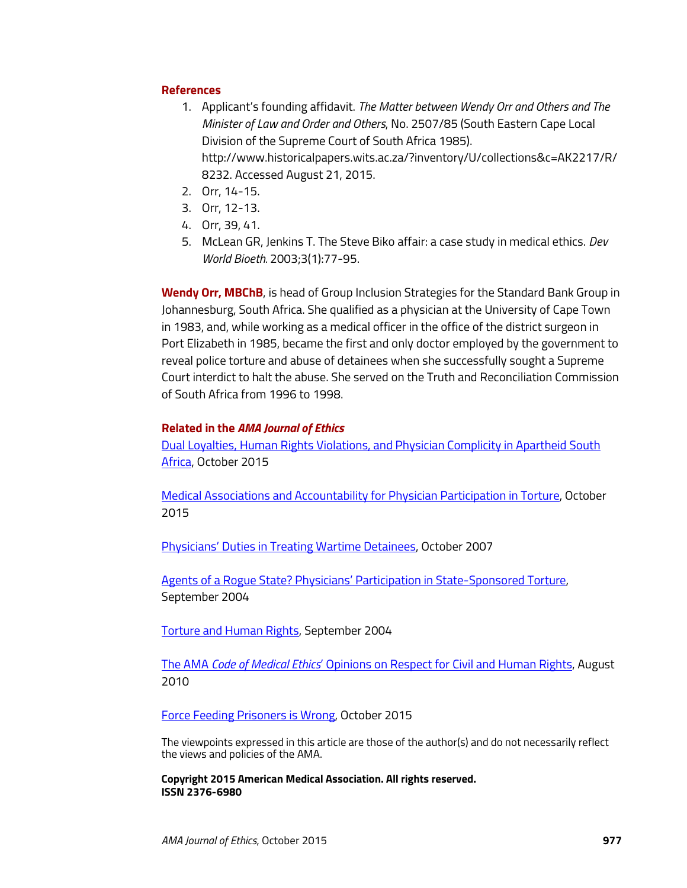## References

1. Applicant's founding affidavit. *The Matter between Wendy Orr and Others and The Minister of Law and Order and Others*, No. 2507/85 (South Eastern Cape Local Division of the Supreme Court of South Africa 1985). http://www.historicalpapers.wits.ac.za/?inventory/U/collections&c=AK2217/R/8232. Accessed August 21, 2015.
2. Orr, 14-15.
3. Orr, 12-13.
4. Orr, 39, 41.
5. McLean GR, Jenkins T. The Steve Biko affair: a case study in medical ethics. *Dev World Bioeth.* 2003;3(1):77-95.

**Wendy Orr, MBChB**, is head of Group Inclusion Strategies for the Standard Bank Group in Johannesburg, South Africa. She qualified as a physician at the University of Cape Town in 1983, and, while working as a medical officer in the office of the district surgeon in Port Elizabeth in 1985, became the first and only doctor employed by the government to reveal police torture and abuse of detainees when she successfully sought a Supreme Court interdict to halt the abuse. She served on the Truth and Reconciliation Commission of South Africa from 1996 to 1998.

### Related in the *AMA Journal of Ethics*

Dual Loyalties, Human Rights Violations, and Physician Complicity in Apartheid South Africa, October 2015

Medical Associations and Accountability for Physician Participation in Torture, October 2015

Physicians' Duties in Treating Wartime Detainees, October 2007

Agents of a Rogue State? Physicians' Participation in State-Sponsored Torture, September 2004

Torture and Human Rights, September 2004

The AMA *Code of Medical Ethics*' Opinions on Respect for Civil and Human Rights, August 2010

Force Feeding Prisoners is Wrong, October 2015

The viewpoints expressed in this article are those of the author(s) and do not necessarily reflect the views and policies of the AMA.

**Copyright 2015 American Medical Association. All rights reserved.**
**ISSN 2376-6980**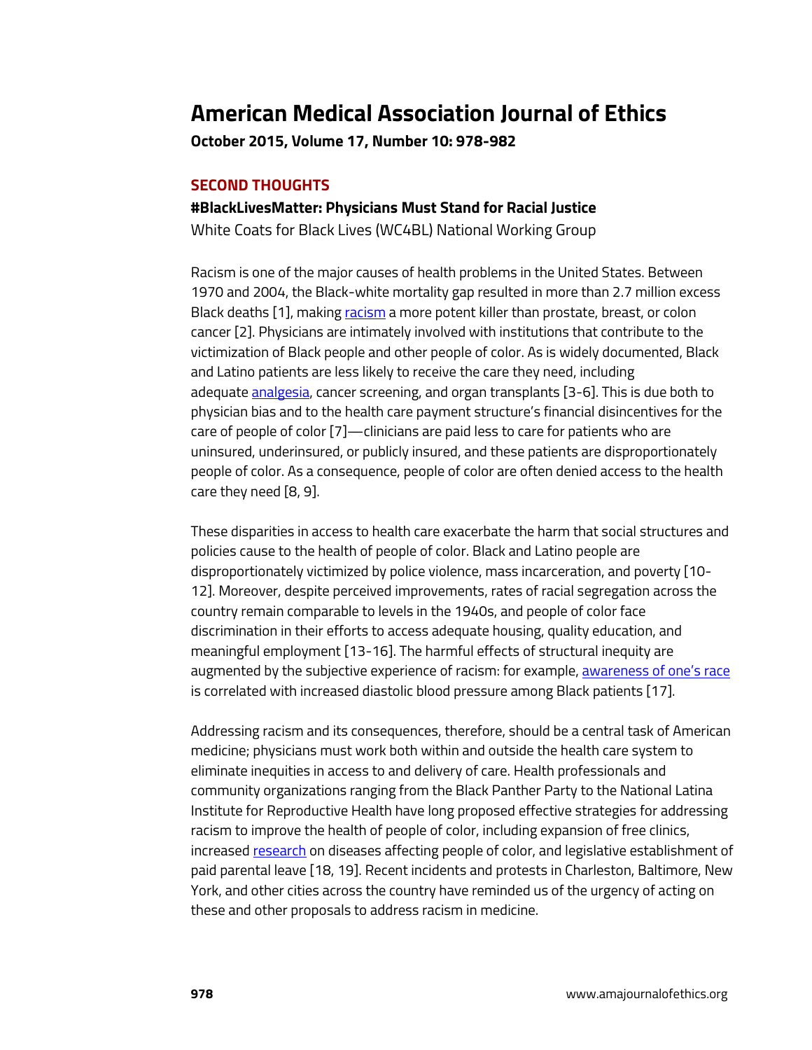# American Medical Association Journal of Ethics

**October 2015, Volume 17, Number 10: 978-982**

## SECOND THOUGHTS

### #BlackLivesMatter: Physicians Must Stand for Racial Justice

White Coats for Black Lives (WC4BL) National Working Group

Racism is one of the major causes of health problems in the United States. Between 1970 and 2004, the Black-white mortality gap resulted in more than 2.7 million excess Black deaths [1], making racism a more potent killer than prostate, breast, or colon cancer [2]. Physicians are intimately involved with institutions that contribute to the victimization of Black people and other people of color. As is widely documented, Black and Latino patients are less likely to receive the care they need, including adequate analgesia, cancer screening, and organ transplants [3-6]. This is due both to physician bias and to the health care payment structure's financial disincentives for the care of people of color [7]—clinicians are paid less to care for patients who are uninsured, underinsured, or publicly insured, and these patients are disproportionately people of color. As a consequence, people of color are often denied access to the health care they need [8, 9].

These disparities in access to health care exacerbate the harm that social structures and policies cause to the health of people of color. Black and Latino people are disproportionately victimized by police violence, mass incarceration, and poverty [10-12]. Moreover, despite perceived improvements, rates of racial segregation across the country remain comparable to levels in the 1940s, and people of color face discrimination in their efforts to access adequate housing, quality education, and meaningful employment [13-16]. The harmful effects of structural inequity are augmented by the subjective experience of racism: for example, awareness of one's race is correlated with increased diastolic blood pressure among Black patients [17].

Addressing racism and its consequences, therefore, should be a central task of American medicine; physicians must work both within and outside the health care system to eliminate inequities in access to and delivery of care. Health professionals and community organizations ranging from the Black Panther Party to the National Latina Institute for Reproductive Health have long proposed effective strategies for addressing racism to improve the health of people of color, including expansion of free clinics, increased research on diseases affecting people of color, and legislative establishment of paid parental leave [18, 19]. Recent incidents and protests in Charleston, Baltimore, New York, and other cities across the country have reminded us of the urgency of acting on these and other proposals to address racism in medicine.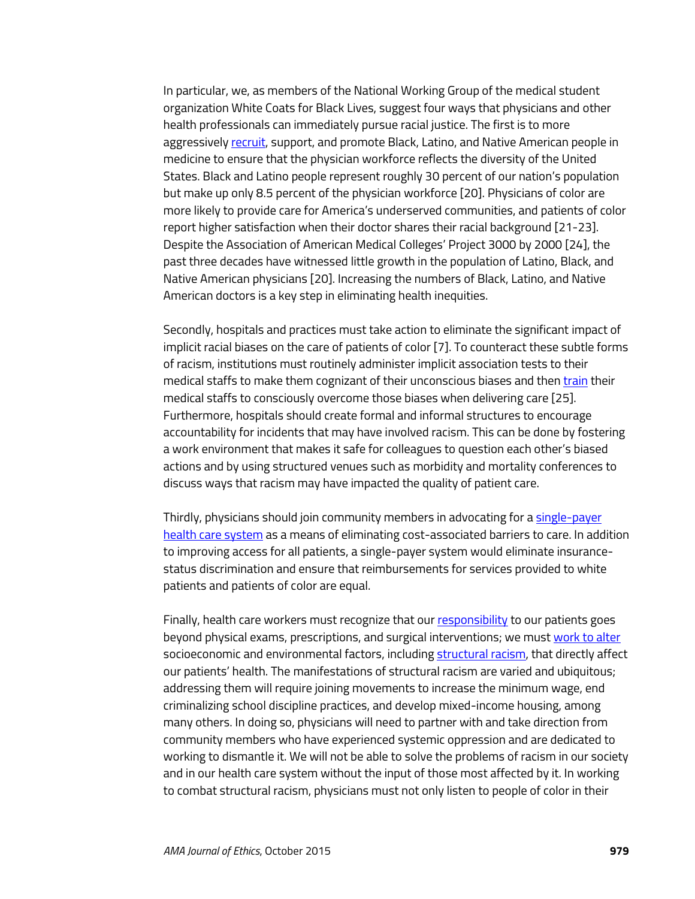In particular, we, as members of the National Working Group of the medical student organization White Coats for Black Lives, suggest four ways that physicians and other health professionals can immediately pursue racial justice. The first is to more aggressively recruit, support, and promote Black, Latino, and Native American people in medicine to ensure that the physician workforce reflects the diversity of the United States. Black and Latino people represent roughly 30 percent of our nation's population but make up only 8.5 percent of the physician workforce [20]. Physicians of color are more likely to provide care for America's underserved communities, and patients of color report higher satisfaction when their doctor shares their racial background [21-23]. Despite the Association of American Medical Colleges' Project 3000 by 2000 [24], the past three decades have witnessed little growth in the population of Latino, Black, and Native American physicians [20]. Increasing the numbers of Black, Latino, and Native American doctors is a key step in eliminating health inequities.

Secondly, hospitals and practices must take action to eliminate the significant impact of implicit racial biases on the care of patients of color [7]. To counteract these subtle forms of racism, institutions must routinely administer implicit association tests to their medical staffs to make them cognizant of their unconscious biases and then train their medical staffs to consciously overcome those biases when delivering care [25]. Furthermore, hospitals should create formal and informal structures to encourage accountability for incidents that may have involved racism. This can be done by fostering a work environment that makes it safe for colleagues to question each other's biased actions and by using structured venues such as morbidity and mortality conferences to discuss ways that racism may have impacted the quality of patient care.

Thirdly, physicians should join community members in advocating for a single-payer health care system as a means of eliminating cost-associated barriers to care. In addition to improving access for all patients, a single-payer system would eliminate insurance-status discrimination and ensure that reimbursements for services provided to white patients and patients of color are equal.

Finally, health care workers must recognize that our responsibility to our patients goes beyond physical exams, prescriptions, and surgical interventions; we must work to alter socioeconomic and environmental factors, including structural racism, that directly affect our patients' health. The manifestations of structural racism are varied and ubiquitous; addressing them will require joining movements to increase the minimum wage, end criminalizing school discipline practices, and develop mixed-income housing, among many others. In doing so, physicians will need to partner with and take direction from community members who have experienced systemic oppression and are dedicated to working to dismantle it. We will not be able to solve the problems of racism in our society and in our health care system without the input of those most affected by it. In working to combat structural racism, physicians must not only listen to people of color in their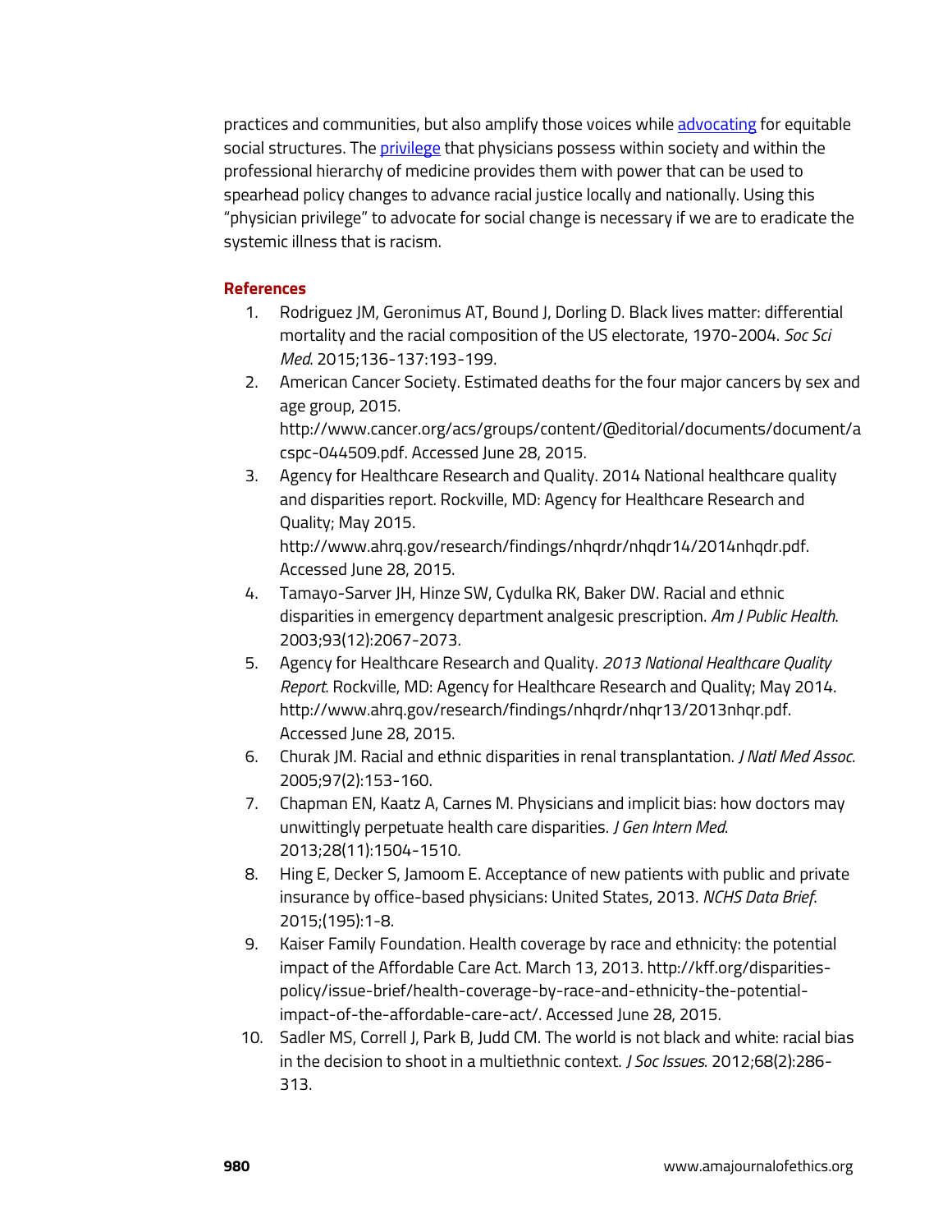practices and communities, but also amplify those voices while advocating for equitable social structures. The privilege that physicians possess within society and within the professional hierarchy of medicine provides them with power that can be used to spearhead policy changes to advance racial justice locally and nationally. Using this "physician privilege" to advocate for social change is necessary if we are to eradicate the systemic illness that is racism.

### References

1. Rodriguez JM, Geronimus AT, Bound J, Dorling D. Black lives matter: differential mortality and the racial composition of the US electorate, 1970-2004. *Soc Sci Med*. 2015;136-137:193-199.
2. American Cancer Society. Estimated deaths for the four major cancers by sex and age group, 2015. http://www.cancer.org/acs/groups/content/@editorial/documents/document/acspc-044509.pdf. Accessed June 28, 2015.
3. Agency for Healthcare Research and Quality. 2014 National healthcare quality and disparities report. Rockville, MD: Agency for Healthcare Research and Quality; May 2015. http://www.ahrq.gov/research/findings/nhqrdr/nhqdr14/2014nhqdr.pdf. Accessed June 28, 2015.
4. Tamayo-Sarver JH, Hinze SW, Cydulka RK, Baker DW. Racial and ethnic disparities in emergency department analgesic prescription. *Am J Public Health*. 2003;93(12):2067-2073.
5. Agency for Healthcare Research and Quality. *2013 National Healthcare Quality Report*. Rockville, MD: Agency for Healthcare Research and Quality; May 2014. http://www.ahrq.gov/research/findings/nhqrdr/nhqr13/2013nhqr.pdf. Accessed June 28, 2015.
6. Churak JM. Racial and ethnic disparities in renal transplantation. *J Natl Med Assoc*. 2005;97(2):153-160.
7. Chapman EN, Kaatz A, Carnes M. Physicians and implicit bias: how doctors may unwittingly perpetuate health care disparities. *J Gen Intern Med*. 2013;28(11):1504-1510.
8. Hing E, Decker S, Jamoom E. Acceptance of new patients with public and private insurance by office-based physicians: United States, 2013. *NCHS Data Brief*. 2015;(195):1-8.
9. Kaiser Family Foundation. Health coverage by race and ethnicity: the potential impact of the Affordable Care Act. March 13, 2013. http://kff.org/disparities-policy/issue-brief/health-coverage-by-race-and-ethnicity-the-potential-impact-of-the-affordable-care-act/. Accessed June 28, 2015.
10. Sadler MS, Correll J, Park B, Judd CM. The world is not black and white: racial bias in the decision to shoot in a multiethnic context. *J Soc Issues*. 2012;68(2):286-313.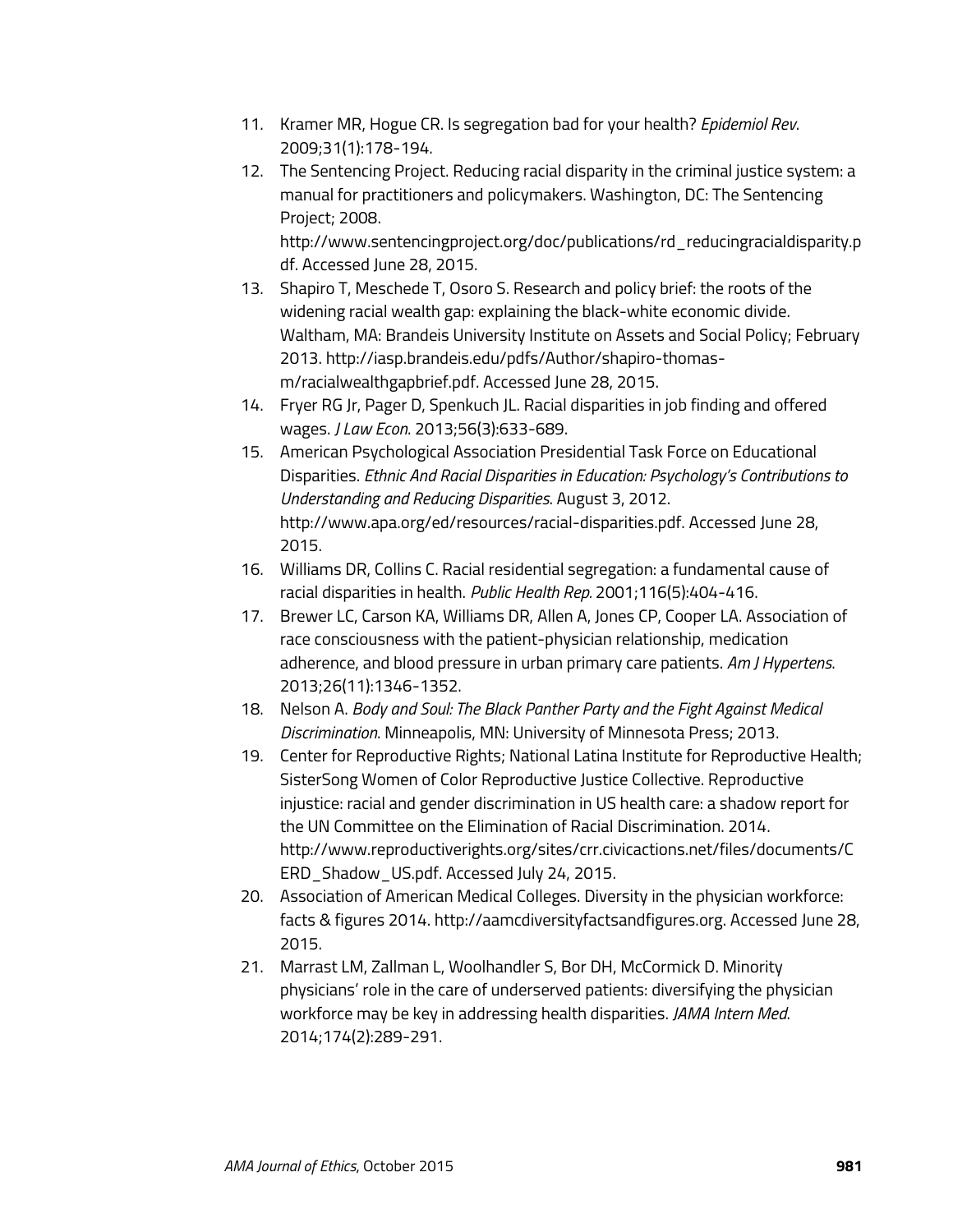11. Kramer MR, Hogue CR. Is segregation bad for your health? *Epidemiol Rev*. 2009;31(1):178-194.
12. The Sentencing Project. Reducing racial disparity in the criminal justice system: a manual for practitioners and policymakers. Washington, DC: The Sentencing Project; 2008. http://www.sentencingproject.org/doc/publications/rd_reducingracialdisparity.pdf. Accessed June 28, 2015.
13. Shapiro T, Meschede T, Osoro S. Research and policy brief: the roots of the widening racial wealth gap: explaining the black-white economic divide. Waltham, MA: Brandeis University Institute on Assets and Social Policy; February 2013. http://iasp.brandeis.edu/pdfs/Author/shapiro-thomas-m/racialwealthgapbrief.pdf. Accessed June 28, 2015.
14. Fryer RG Jr, Pager D, Spenkuch JL. Racial disparities in job finding and offered wages. *J Law Econ*. 2013;56(3):633-689.
15. American Psychological Association Presidential Task Force on Educational Disparities. *Ethnic And Racial Disparities in Education: Psychology's Contributions to Understanding and Reducing Disparities*. August 3, 2012. http://www.apa.org/ed/resources/racial-disparities.pdf. Accessed June 28, 2015.
16. Williams DR, Collins C. Racial residential segregation: a fundamental cause of racial disparities in health. *Public Health Rep*. 2001;116(5):404-416.
17. Brewer LC, Carson KA, Williams DR, Allen A, Jones CP, Cooper LA. Association of race consciousness with the patient-physician relationship, medication adherence, and blood pressure in urban primary care patients. *Am J Hypertens*. 2013;26(11):1346-1352.
18. Nelson A. *Body and Soul: The Black Panther Party and the Fight Against Medical Discrimination*. Minneapolis, MN: University of Minnesota Press; 2013.
19. Center for Reproductive Rights; National Latina Institute for Reproductive Health; SisterSong Women of Color Reproductive Justice Collective. Reproductive injustice: racial and gender discrimination in US health care: a shadow report for the UN Committee on the Elimination of Racial Discrimination. 2014. http://www.reproductiverights.org/sites/crr.civicactions.net/files/documents/CERD_Shadow_US.pdf. Accessed July 24, 2015.
20. Association of American Medical Colleges. Diversity in the physician workforce: facts & figures 2014. http://aamcdiversityfactsandfigures.org. Accessed June 28, 2015.
21. Marrast LM, Zallman L, Woolhandler S, Bor DH, McCormick D. Minority physicians' role in the care of underserved patients: diversifying the physician workforce may be key in addressing health disparities. *JAMA Intern Med*. 2014;174(2):289-291.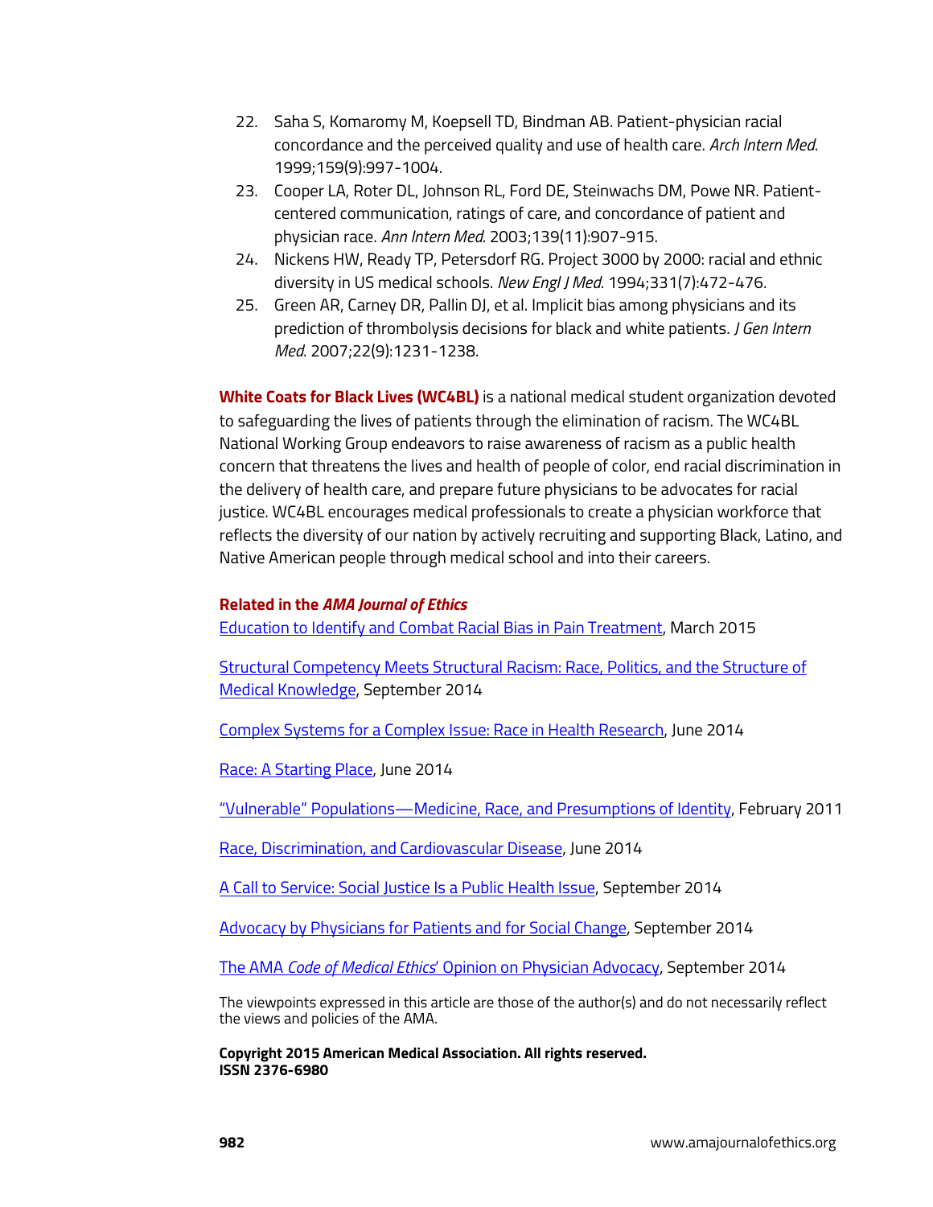22. Saha S, Komaromy M, Koepsell TD, Bindman AB. Patient-physician racial concordance and the perceived quality and use of health care. *Arch Intern Med*. 1999;159(9):997-1004.
23. Cooper LA, Roter DL, Johnson RL, Ford DE, Steinwachs DM, Powe NR. Patient-centered communication, ratings of care, and concordance of patient and physician race. *Ann Intern Med*. 2003;139(11):907-915.
24. Nickens HW, Ready TP, Petersdorf RG. Project 3000 by 2000: racial and ethnic diversity in US medical schools. *New Engl J Med*. 1994;331(7):472-476.
25. Green AR, Carney DR, Pallin DJ, et al. Implicit bias among physicians and its prediction of thrombolysis decisions for black and white patients. *J Gen Intern Med*. 2007;22(9):1231-1238.

**White Coats for Black Lives (WC4BL)** is a national medical student organization devoted to safeguarding the lives of patients through the elimination of racism. The WC4BL National Working Group endeavors to raise awareness of racism as a public health concern that threatens the lives and health of people of color, end racial discrimination in the delivery of health care, and prepare future physicians to be advocates for racial justice. WC4BL encourages medical professionals to create a physician workforce that reflects the diversity of our nation by actively recruiting and supporting Black, Latino, and Native American people through medical school and into their careers.

**Related in the *AMA Journal of Ethics***

Education to Identify and Combat Racial Bias in Pain Treatment, March 2015

Structural Competency Meets Structural Racism: Race, Politics, and the Structure of Medical Knowledge, September 2014

Complex Systems for a Complex Issue: Race in Health Research, June 2014

Race: A Starting Place, June 2014

"Vulnerable" Populations—Medicine, Race, and Presumptions of Identity, February 2011

Race, Discrimination, and Cardiovascular Disease, June 2014

A Call to Service: Social Justice Is a Public Health Issue, September 2014

Advocacy by Physicians for Patients and for Social Change, September 2014

The AMA *Code of Medical Ethics*' Opinion on Physician Advocacy, September 2014

The viewpoints expressed in this article are those of the author(s) and do not necessarily reflect the views and policies of the AMA.

**Copyright 2015 American Medical Association. All rights reserved.**
**ISSN 2376-6980**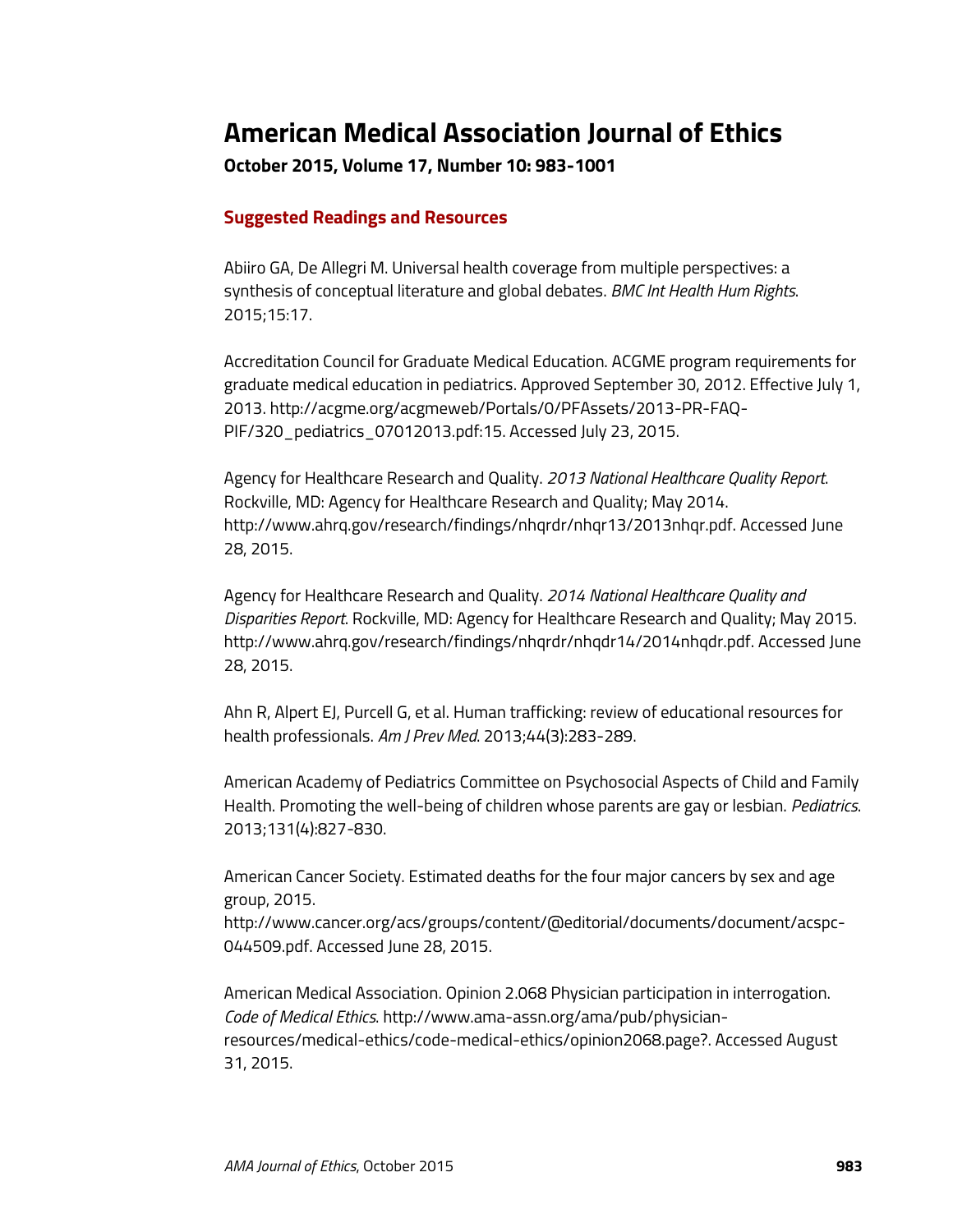# American Medical Association Journal of Ethics

**October 2015, Volume 17, Number 10: 983-1001**

## Suggested Readings and Resources

Abiiro GA, De Allegri M. Universal health coverage from multiple perspectives: a synthesis of conceptual literature and global debates. *BMC Int Health Hum Rights*. 2015;15:17.

Accreditation Council for Graduate Medical Education. ACGME program requirements for graduate medical education in pediatrics. Approved September 30, 2012. Effective July 1, 2013. http://acgme.org/acgmeweb/Portals/0/PFAssets/2013-PR-FAQ-PIF/320_pediatrics_07012013.pdf:15. Accessed July 23, 2015.

Agency for Healthcare Research and Quality. *2013 National Healthcare Quality Report*. Rockville, MD: Agency for Healthcare Research and Quality; May 2014. http://www.ahrq.gov/research/findings/nhqrdr/nhqr13/2013nhqr.pdf. Accessed June 28, 2015.

Agency for Healthcare Research and Quality. *2014 National Healthcare Quality and Disparities Report*. Rockville, MD: Agency for Healthcare Research and Quality; May 2015. http://www.ahrq.gov/research/findings/nhqrdr/nhqdr14/2014nhqdr.pdf. Accessed June 28, 2015.

Ahn R, Alpert EJ, Purcell G, et al. Human trafficking: review of educational resources for health professionals. *Am J Prev Med*. 2013;44(3):283-289.

American Academy of Pediatrics Committee on Psychosocial Aspects of Child and Family Health. Promoting the well-being of children whose parents are gay or lesbian. *Pediatrics*. 2013;131(4):827-830.

American Cancer Society. Estimated deaths for the four major cancers by sex and age group, 2015. http://www.cancer.org/acs/groups/content/@editorial/documents/document/acspc-044509.pdf. Accessed June 28, 2015.

American Medical Association. Opinion 2.068 Physician participation in interrogation. *Code of Medical Ethics*. http://www.ama-assn.org/ama/pub/physician-resources/medical-ethics/code-medical-ethics/opinion2068.page?. Accessed August 31, 2015.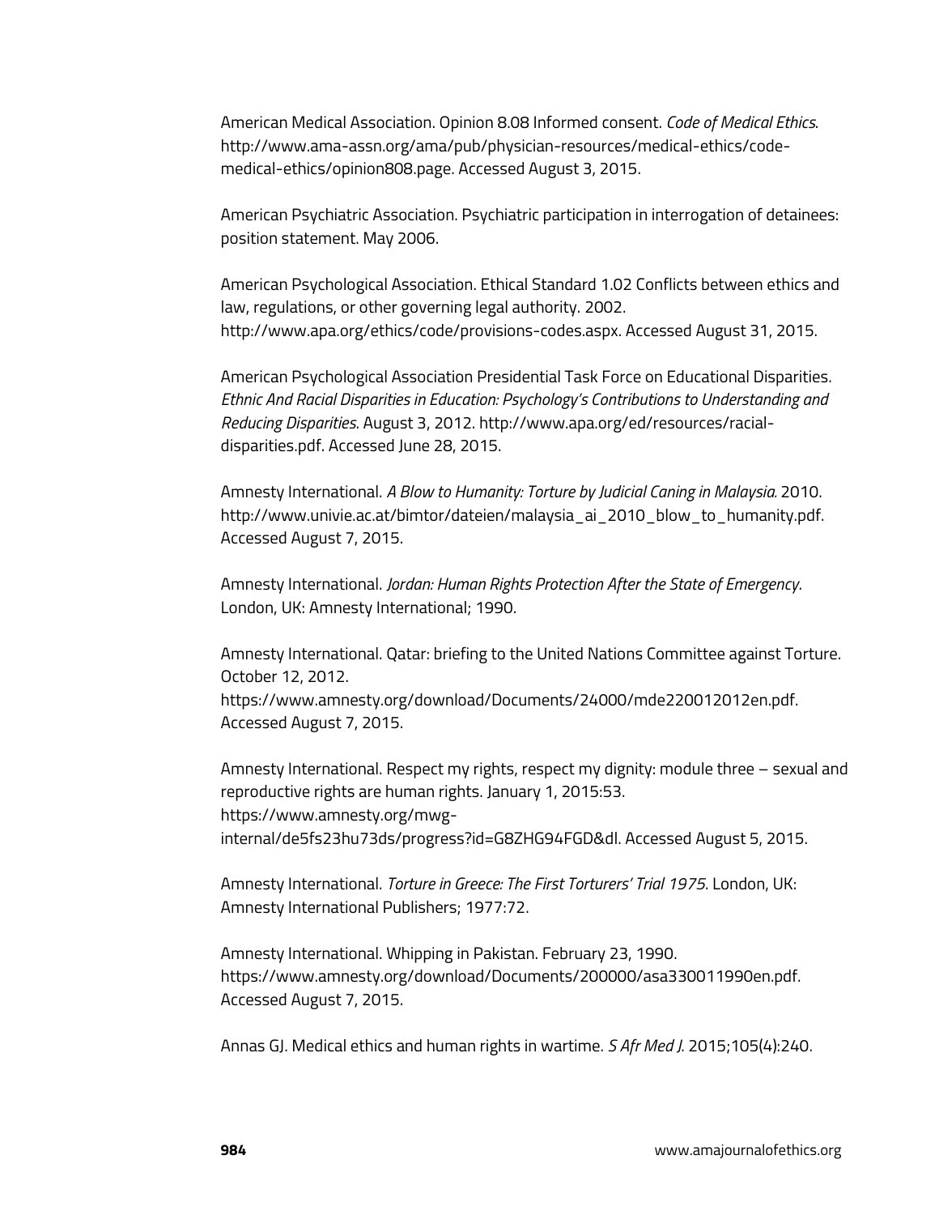American Medical Association. Opinion 8.08 Informed consent. *Code of Medical Ethics*. http://www.ama-assn.org/ama/pub/physician-resources/medical-ethics/code-medical-ethics/opinion808.page. Accessed August 3, 2015.

American Psychiatric Association. Psychiatric participation in interrogation of detainees: position statement. May 2006.

American Psychological Association. Ethical Standard 1.02 Conflicts between ethics and law, regulations, or other governing legal authority. 2002. http://www.apa.org/ethics/code/provisions-codes.aspx. Accessed August 31, 2015.

American Psychological Association Presidential Task Force on Educational Disparities. *Ethnic And Racial Disparities in Education: Psychology's Contributions to Understanding and Reducing Disparities*. August 3, 2012. http://www.apa.org/ed/resources/racial-disparities.pdf. Accessed June 28, 2015.

Amnesty International. *A Blow to Humanity: Torture by Judicial Caning in Malaysia.* 2010. http://www.univie.ac.at/bimtor/dateien/malaysia_ai_2010_blow_to_humanity.pdf. Accessed August 7, 2015.

Amnesty International. *Jordan: Human Rights Protection After the State of Emergency*. London, UK: Amnesty International; 1990.

Amnesty International. Qatar: briefing to the United Nations Committee against Torture. October 12, 2012. https://www.amnesty.org/download/Documents/24000/mde220012012en.pdf. Accessed August 7, 2015.

Amnesty International. Respect my rights, respect my dignity: module three – sexual and reproductive rights are human rights. January 1, 2015:53. https://www.amnesty.org/mwg-internal/de5fs23hu73ds/progress?id=G8ZHG94FGD&dl. Accessed August 5, 2015.

Amnesty International. *Torture in Greece: The First Torturers' Trial 1975*. London, UK: Amnesty International Publishers; 1977:72.

Amnesty International. Whipping in Pakistan. February 23, 1990. https://www.amnesty.org/download/Documents/200000/asa330011990en.pdf. Accessed August 7, 2015.

Annas GJ. Medical ethics and human rights in wartime. *S Afr Med J*. 2015;105(4):240.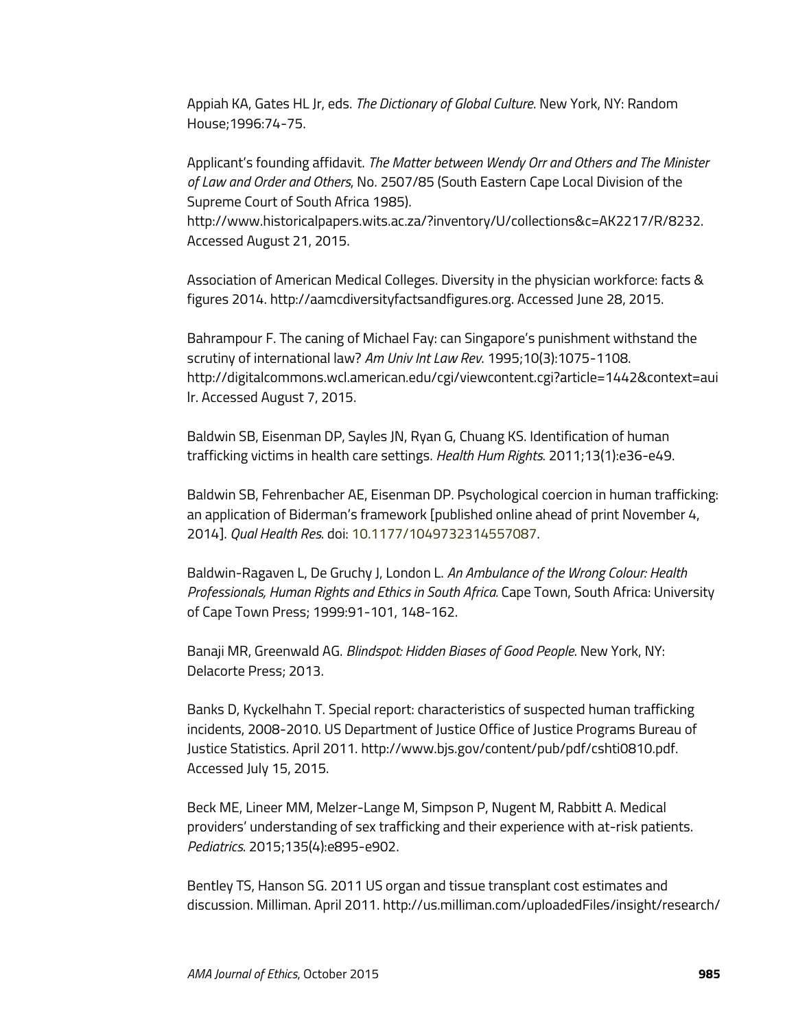Appiah KA, Gates HL Jr, eds. *The Dictionary of Global Culture*. New York, NY: Random House;1996:74-75.

Applicant's founding affidavit. *The Matter between Wendy Orr and Others and The Minister of Law and Order and Others*, No. 2507/85 (South Eastern Cape Local Division of the Supreme Court of South Africa 1985). http://www.historicalpapers.wits.ac.za/?inventory/U/collections&c=AK2217/R/8232. Accessed August 21, 2015.

Association of American Medical Colleges. Diversity in the physician workforce: facts & figures 2014. http://aamcdiversityfactsandfigures.org. Accessed June 28, 2015.

Bahrampour F. The caning of Michael Fay: can Singapore's punishment withstand the scrutiny of international law? *Am Univ Int Law Rev*. 1995;10(3):1075-1108. http://digitalcommons.wcl.american.edu/cgi/viewcontent.cgi?article=1442&context=auilr. Accessed August 7, 2015.

Baldwin SB, Eisenman DP, Sayles JN, Ryan G, Chuang KS. Identification of human trafficking victims in health care settings. *Health Hum Rights*. 2011;13(1):e36-e49.

Baldwin SB, Fehrenbacher AE, Eisenman DP. Psychological coercion in human trafficking: an application of Biderman's framework [published online ahead of print November 4, 2014]. *Qual Health Res*. doi: 10.1177/1049732314557087.

Baldwin-Ragaven L, De Gruchy J, London L. *An Ambulance of the Wrong Colour: Health Professionals, Human Rights and Ethics in South Africa.* Cape Town, South Africa: University of Cape Town Press; 1999:91-101, 148-162.

Banaji MR, Greenwald AG. *Blindspot: Hidden Biases of Good People*. New York, NY: Delacorte Press; 2013.

Banks D, Kyckelhahn T. Special report: characteristics of suspected human trafficking incidents, 2008-2010. US Department of Justice Office of Justice Programs Bureau of Justice Statistics. April 2011. http://www.bjs.gov/content/pub/pdf/cshti0810.pdf. Accessed July 15, 2015.

Beck ME, Lineer MM, Melzer-Lange M, Simpson P, Nugent M, Rabbitt A. Medical providers' understanding of sex trafficking and their experience with at-risk patients. *Pediatrics*. 2015;135(4):e895-e902.

Bentley TS, Hanson SG. 2011 US organ and tissue transplant cost estimates and discussion. Milliman. April 2011. http://us.milliman.com/uploadedFiles/insight/research/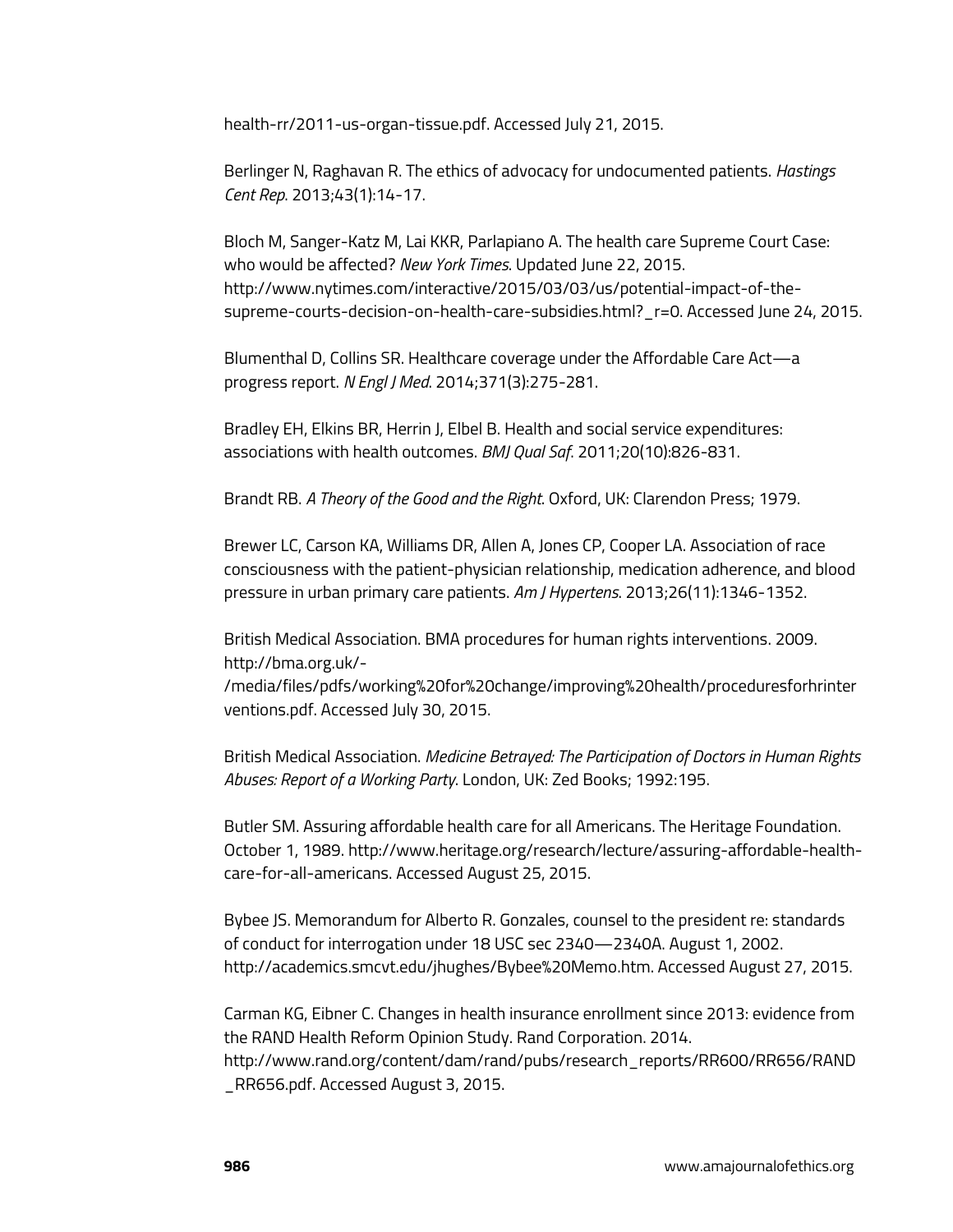health-rr/2011-us-organ-tissue.pdf. Accessed July 21, 2015.

Berlinger N, Raghavan R. The ethics of advocacy for undocumented patients. *Hastings Cent Rep*. 2013;43(1):14-17.

Bloch M, Sanger-Katz M, Lai KKR, Parlapiano A. The health care Supreme Court Case: who would be affected? *New York Times*. Updated June 22, 2015. http://www.nytimes.com/interactive/2015/03/03/us/potential-impact-of-the-supreme-courts-decision-on-health-care-subsidies.html?_r=0. Accessed June 24, 2015.

Blumenthal D, Collins SR. Healthcare coverage under the Affordable Care Act—a progress report. *N Engl J Med*. 2014;371(3):275-281.

Bradley EH, Elkins BR, Herrin J, Elbel B. Health and social service expenditures: associations with health outcomes. *BMJ Qual Saf*. 2011;20(10):826-831.

Brandt RB. *A Theory of the Good and the Right*. Oxford, UK: Clarendon Press; 1979.

Brewer LC, Carson KA, Williams DR, Allen A, Jones CP, Cooper LA. Association of race consciousness with the patient-physician relationship, medication adherence, and blood pressure in urban primary care patients. *Am J Hypertens*. 2013;26(11):1346-1352.

British Medical Association. BMA procedures for human rights interventions. 2009. http://bma.org.uk/-/media/files/pdfs/working%20for%20change/improving%20health/proceduresforhrinterventions.pdf. Accessed July 30, 2015.

British Medical Association. *Medicine Betrayed: The Participation of Doctors in Human Rights Abuses: Report of a Working Party*. London, UK: Zed Books; 1992:195.

Butler SM. Assuring affordable health care for all Americans. The Heritage Foundation. October 1, 1989. http://www.heritage.org/research/lecture/assuring-affordable-health-care-for-all-americans. Accessed August 25, 2015.

Bybee JS. Memorandum for Alberto R. Gonzales, counsel to the president re: standards of conduct for interrogation under 18 USC sec 2340—2340A. August 1, 2002. http://academics.smcvt.edu/jhughes/Bybee%20Memo.htm. Accessed August 27, 2015.

Carman KG, Eibner C. Changes in health insurance enrollment since 2013: evidence from the RAND Health Reform Opinion Study. Rand Corporation. 2014. http://www.rand.org/content/dam/rand/pubs/research_reports/RR600/RR656/RAND_RR656.pdf. Accessed August 3, 2015.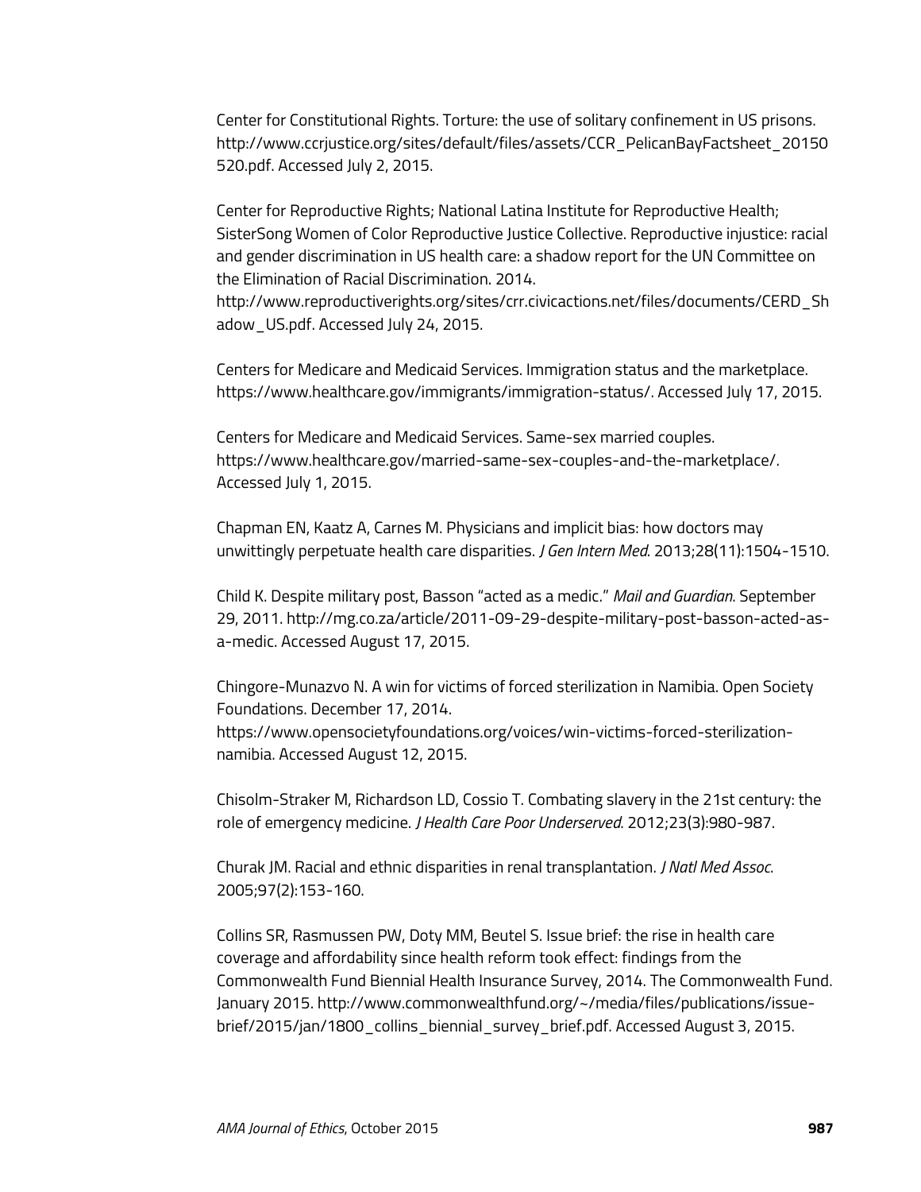Center for Constitutional Rights. Torture: the use of solitary confinement in US prisons. http://www.ccrjustice.org/sites/default/files/assets/CCR_PelicanBayFactsheet_20150520.pdf. Accessed July 2, 2015.

Center for Reproductive Rights; National Latina Institute for Reproductive Health; SisterSong Women of Color Reproductive Justice Collective. Reproductive injustice: racial and gender discrimination in US health care: a shadow report for the UN Committee on the Elimination of Racial Discrimination. 2014. http://www.reproductiverights.org/sites/crr.civicactions.net/files/documents/CERD_Shadow_US.pdf. Accessed July 24, 2015.

Centers for Medicare and Medicaid Services. Immigration status and the marketplace. https://www.healthcare.gov/immigrants/immigration-status/. Accessed July 17, 2015.

Centers for Medicare and Medicaid Services. Same-sex married couples. https://www.healthcare.gov/married-same-sex-couples-and-the-marketplace/. Accessed July 1, 2015.

Chapman EN, Kaatz A, Carnes M. Physicians and implicit bias: how doctors may unwittingly perpetuate health care disparities. *J Gen Intern Med*. 2013;28(11):1504-1510.

Child K. Despite military post, Basson "acted as a medic." *Mail and Guardian*. September 29, 2011. http://mg.co.za/article/2011-09-29-despite-military-post-basson-acted-as-a-medic. Accessed August 17, 2015.

Chingore-Munazvo N. A win for victims of forced sterilization in Namibia. Open Society Foundations. December 17, 2014. https://www.opensocietyfoundations.org/voices/win-victims-forced-sterilization-namibia. Accessed August 12, 2015.

Chisolm-Straker M, Richardson LD, Cossio T. Combating slavery in the 21st century: the role of emergency medicine. *J Health Care Poor Underserved*. 2012;23(3):980-987.

Churak JM. Racial and ethnic disparities in renal transplantation. *J Natl Med Assoc*. 2005;97(2):153-160.

Collins SR, Rasmussen PW, Doty MM, Beutel S. Issue brief: the rise in health care coverage and affordability since health reform took effect: findings from the Commonwealth Fund Biennial Health Insurance Survey, 2014. The Commonwealth Fund. January 2015. http://www.commonwealthfund.org/~/media/files/publications/issue-brief/2015/jan/1800_collins_biennial_survey_brief.pdf. Accessed August 3, 2015.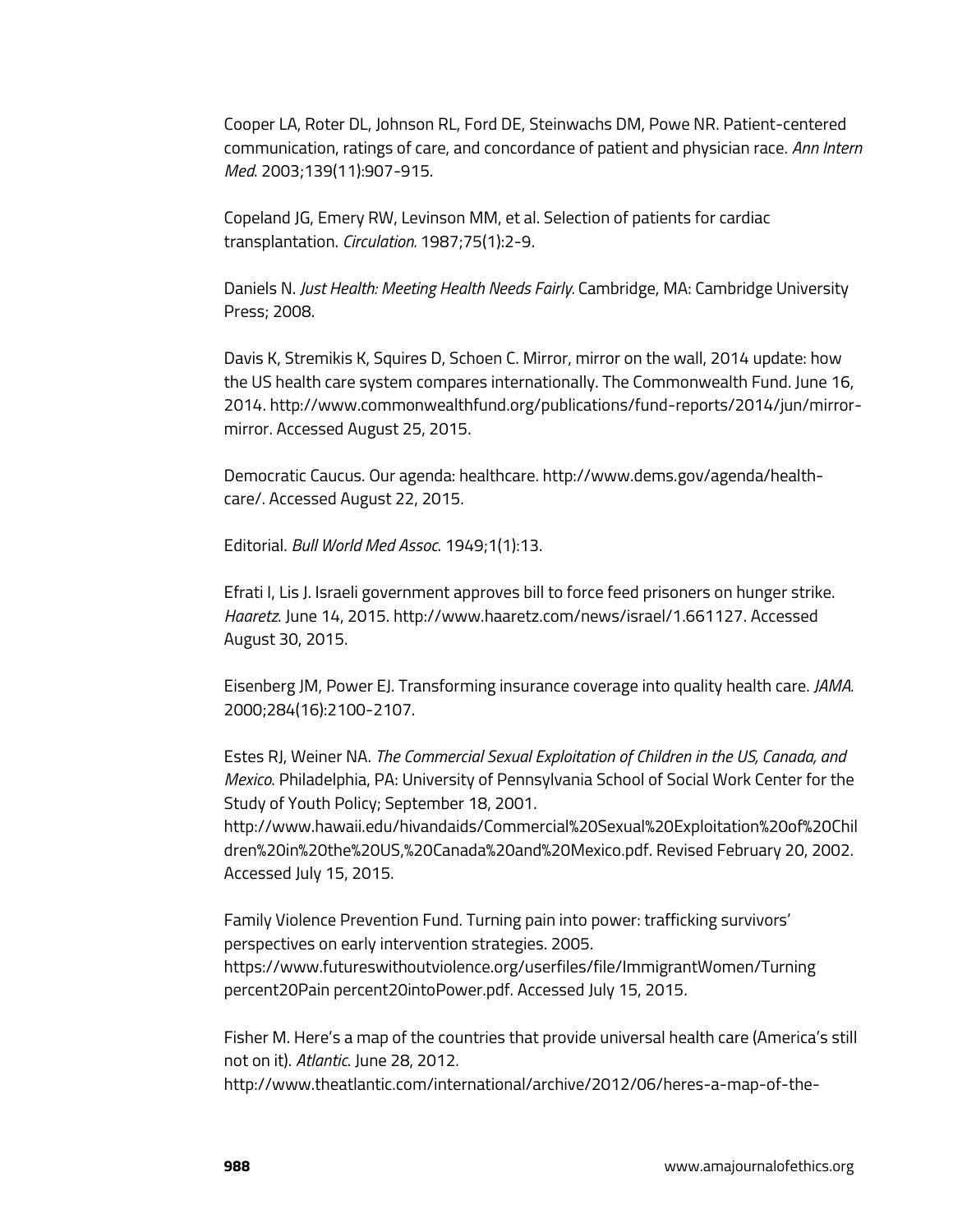Cooper LA, Roter DL, Johnson RL, Ford DE, Steinwachs DM, Powe NR. Patient-centered communication, ratings of care, and concordance of patient and physician race. *Ann Intern Med*. 2003;139(11):907-915.

Copeland JG, Emery RW, Levinson MM, et al. Selection of patients for cardiac transplantation. *Circulation.* 1987;75(1):2-9.

Daniels N. *Just Health: Meeting Health Needs Fairly.* Cambridge, MA: Cambridge University Press; 2008.

Davis K, Stremikis K, Squires D, Schoen C. Mirror, mirror on the wall, 2014 update: how the US health care system compares internationally. The Commonwealth Fund. June 16, 2014. http://www.commonwealthfund.org/publications/fund-reports/2014/jun/mirror-mirror. Accessed August 25, 2015.

Democratic Caucus. Our agenda: healthcare. http://www.dems.gov/agenda/health-care/. Accessed August 22, 2015.

Editorial. *Bull World Med Assoc*. 1949;1(1):13.

Efrati I, Lis J. Israeli government approves bill to force feed prisoners on hunger strike. *Haaretz.* June 14, 2015. http://www.haaretz.com/news/israel/1.661127. Accessed August 30, 2015.

Eisenberg JM, Power EJ. Transforming insurance coverage into quality health care. *JAMA.* 2000;284(16):2100-2107.

Estes RJ, Weiner NA. *The Commercial Sexual Exploitation of Children in the US, Canada, and Mexico*. Philadelphia, PA: University of Pennsylvania School of Social Work Center for the Study of Youth Policy; September 18, 2001. http://www.hawaii.edu/hivandaids/Commercial%20Sexual%20Exploitation%20of%20Children%20in%20the%20US,%20Canada%20and%20Mexico.pdf. Revised February 20, 2002. Accessed July 15, 2015.

Family Violence Prevention Fund. Turning pain into power: trafficking survivors' perspectives on early intervention strategies. 2005. https://www.futureswithoutviolence.org/userfiles/file/ImmigrantWomen/Turning percent20Pain percent20intoPower.pdf. Accessed July 15, 2015.

Fisher M. Here's a map of the countries that provide universal health care (America's still not on it). *Atlantic*. June 28, 2012. http://www.theatlantic.com/international/archive/2012/06/heres-a-map-of-the-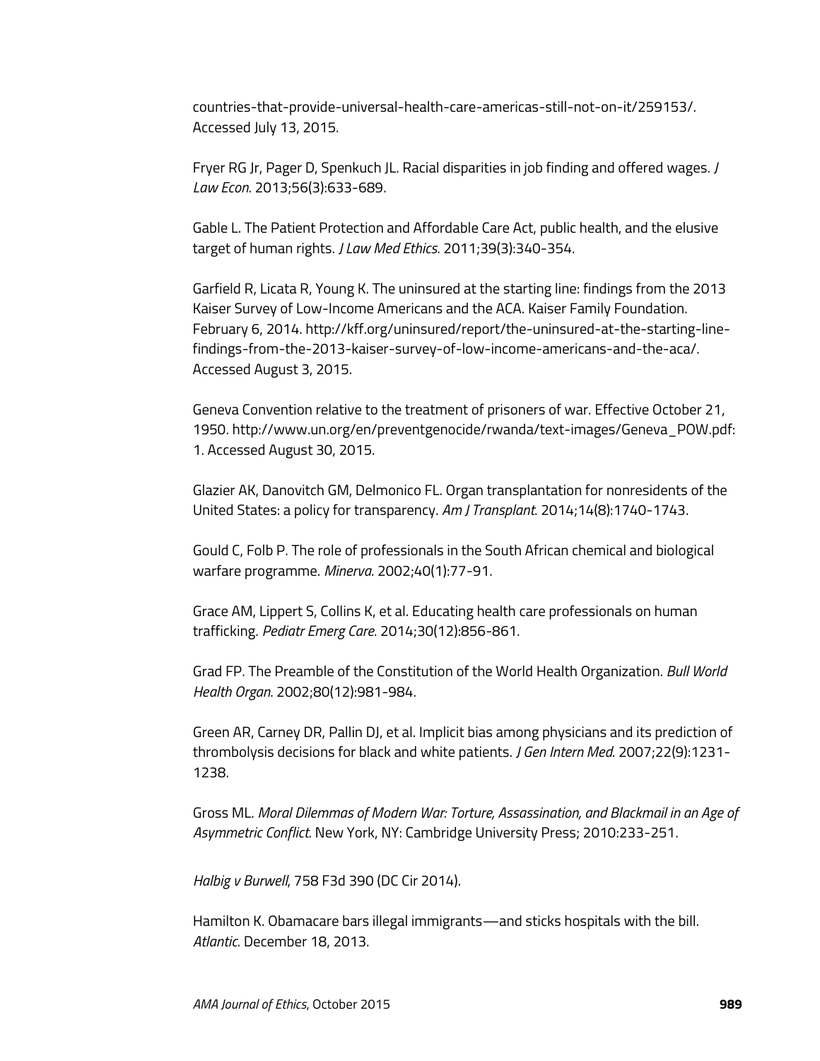countries-that-provide-universal-health-care-americas-still-not-on-it/259153/. Accessed July 13, 2015.

Fryer RG Jr, Pager D, Spenkuch JL. Racial disparities in job finding and offered wages. *J Law Econ*. 2013;56(3):633-689.

Gable L. The Patient Protection and Affordable Care Act, public health, and the elusive target of human rights. *J Law Med Ethics*. 2011;39(3):340-354.

Garfield R, Licata R, Young K. The uninsured at the starting line: findings from the 2013 Kaiser Survey of Low-Income Americans and the ACA. Kaiser Family Foundation. February 6, 2014. http://kff.org/uninsured/report/the-uninsured-at-the-starting-line-findings-from-the-2013-kaiser-survey-of-low-income-americans-and-the-aca/. Accessed August 3, 2015.

Geneva Convention relative to the treatment of prisoners of war. Effective October 21, 1950. http://www.un.org/en/preventgenocide/rwanda/text-images/Geneva_POW.pdf: 1. Accessed August 30, 2015.

Glazier AK, Danovitch GM, Delmonico FL. Organ transplantation for nonresidents of the United States: a policy for transparency. *Am J Transplant*. 2014;14(8):1740-1743.

Gould C, Folb P. The role of professionals in the South African chemical and biological warfare programme. *Minerva*. 2002;40(1):77-91.

Grace AM, Lippert S, Collins K, et al. Educating health care professionals on human trafficking. *Pediatr Emerg Care*. 2014;30(12):856-861.

Grad FP. The Preamble of the Constitution of the World Health Organization. *Bull World Health Organ*. 2002;80(12):981-984.

Green AR, Carney DR, Pallin DJ, et al. Implicit bias among physicians and its prediction of thrombolysis decisions for black and white patients. *J Gen Intern Med*. 2007;22(9):1231-1238.

Gross ML. *Moral Dilemmas of Modern War: Torture, Assassination, and Blackmail in an Age of Asymmetric Conflict*. New York, NY: Cambridge University Press; 2010:233-251.

*Halbig v Burwell*, 758 F3d 390 (DC Cir 2014).

Hamilton K. Obamacare bars illegal immigrants—and sticks hospitals with the bill. *Atlantic*. December 18, 2013.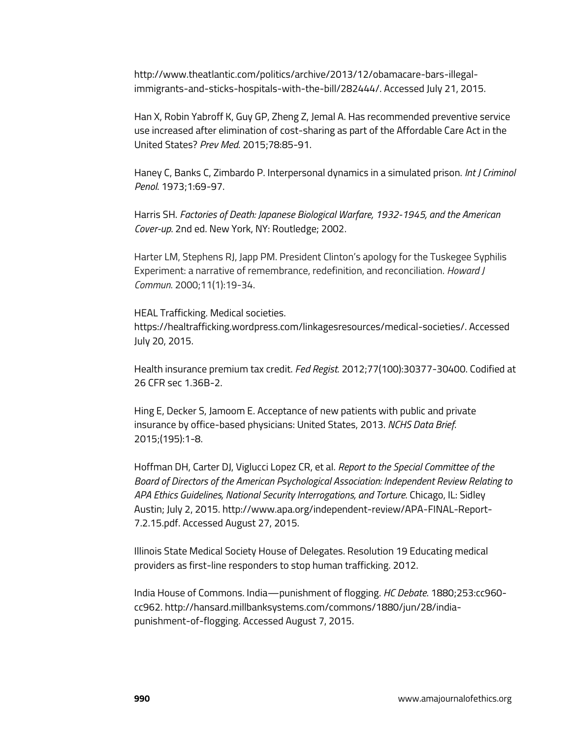http://www.theatlantic.com/politics/archive/2013/12/obamacare-bars-illegal-immigrants-and-sticks-hospitals-with-the-bill/282444/. Accessed July 21, 2015.

Han X, Robin Yabroff K, Guy GP, Zheng Z, Jemal A. Has recommended preventive service use increased after elimination of cost-sharing as part of the Affordable Care Act in the United States? *Prev Med*. 2015;78:85-91.

Haney C, Banks C, Zimbardo P. Interpersonal dynamics in a simulated prison. *Int J Criminol Penol*. 1973;1:69-97.

Harris SH. *Factories of Death: Japanese Biological Warfare, 1932-1945, and the American Cover-up*. 2nd ed. New York, NY: Routledge; 2002.

Harter LM, Stephens RJ, Japp PM. President Clinton's apology for the Tuskegee Syphilis Experiment: a narrative of remembrance, redefinition, and reconciliation. *Howard J Commun*. 2000;11(1):19-34.

HEAL Trafficking. Medical societies. https://healtrafficking.wordpress.com/linkagesresources/medical-societies/. Accessed July 20, 2015.

Health insurance premium tax credit. *Fed Regist*. 2012;77(100):30377-30400. Codified at 26 CFR sec 1.36B-2.

Hing E, Decker S, Jamoom E. Acceptance of new patients with public and private insurance by office-based physicians: United States, 2013. *NCHS Data Brief*. 2015;(195):1-8.

Hoffman DH, Carter DJ, Viglucci Lopez CR, et al. *Report to the Special Committee of the Board of Directors of the American Psychological Association: Independent Review Relating to APA Ethics Guidelines, National Security Interrogations, and Torture*. Chicago, IL: Sidley Austin; July 2, 2015. http://www.apa.org/independent-review/APA-FINAL-Report-7.2.15.pdf. Accessed August 27, 2015.

Illinois State Medical Society House of Delegates. Resolution 19 Educating medical providers as first-line responders to stop human trafficking. 2012.

India House of Commons. India—punishment of flogging. *HC Debate*. 1880;253:cc960-cc962. http://hansard.millbanksystems.com/commons/1880/jun/28/india-punishment-of-flogging. Accessed August 7, 2015.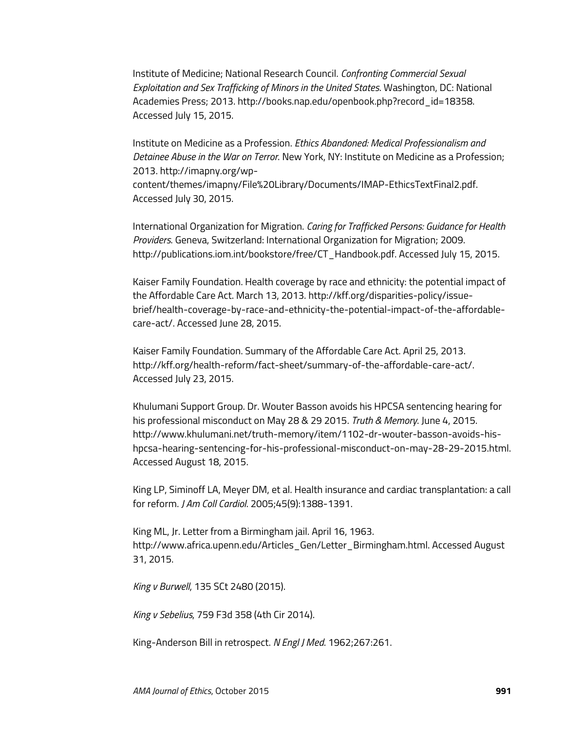Institute of Medicine; National Research Council. *Confronting Commercial Sexual Exploitation and Sex Trafficking of Minors in the United States*. Washington, DC: National Academies Press; 2013. http://books.nap.edu/openbook.php?record_id=18358. Accessed July 15, 2015.

Institute on Medicine as a Profession. *Ethics Abandoned: Medical Professionalism and Detainee Abuse in the War on Terror*. New York, NY: Institute on Medicine as a Profession; 2013. http://imapny.org/wp-content/themes/imapny/File%20Library/Documents/IMAP-EthicsTextFinal2.pdf. Accessed July 30, 2015.

International Organization for Migration. *Caring for Trafficked Persons: Guidance for Health Providers*. Geneva, Switzerland: International Organization for Migration; 2009. http://publications.iom.int/bookstore/free/CT_Handbook.pdf. Accessed July 15, 2015.

Kaiser Family Foundation. Health coverage by race and ethnicity: the potential impact of the Affordable Care Act. March 13, 2013. http://kff.org/disparities-policy/issue-brief/health-coverage-by-race-and-ethnicity-the-potential-impact-of-the-affordable-care-act/. Accessed June 28, 2015.

Kaiser Family Foundation. Summary of the Affordable Care Act. April 25, 2013. http://kff.org/health-reform/fact-sheet/summary-of-the-affordable-care-act/. Accessed July 23, 2015.

Khulumani Support Group. Dr. Wouter Basson avoids his HPCSA sentencing hearing for his professional misconduct on May 28 & 29 2015. *Truth & Memory*. June 4, 2015. http://www.khulumani.net/truth-memory/item/1102-dr-wouter-basson-avoids-his-hpcsa-hearing-sentencing-for-his-professional-misconduct-on-may-28-29-2015.html. Accessed August 18, 2015.

King LP, Siminoff LA, Meyer DM, et al. Health insurance and cardiac transplantation: a call for reform. *J Am Coll Cardiol*. 2005;45(9):1388-1391.

King ML, Jr. Letter from a Birmingham jail. April 16, 1963. http://www.africa.upenn.edu/Articles_Gen/Letter_Birmingham.html. Accessed August 31, 2015.

*King v Burwell*, 135 SCt 2480 (2015).

*King v Sebelius*, 759 F3d 358 (4th Cir 2014).

King-Anderson Bill in retrospect. *N Engl J Med*. 1962;267:261.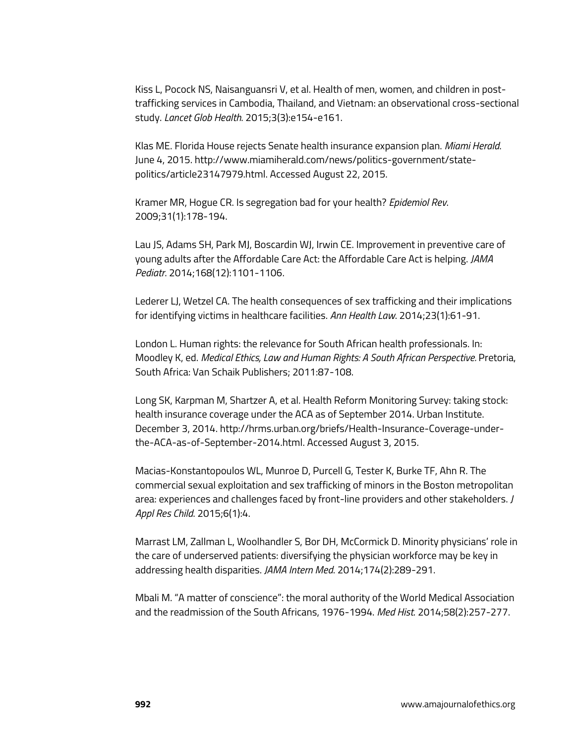Kiss L, Pocock NS, Naisanguansri V, et al. Health of men, women, and children in post-trafficking services in Cambodia, Thailand, and Vietnam: an observational cross-sectional study. *Lancet Glob Health*. 2015;3(3):e154-e161.

Klas ME. Florida House rejects Senate health insurance expansion plan. *Miami Herald*. June 4, 2015. http://www.miamiherald.com/news/politics-government/state-politics/article23147979.html. Accessed August 22, 2015.

Kramer MR, Hogue CR. Is segregation bad for your health? *Epidemiol Rev*. 2009;31(1):178-194.

Lau JS, Adams SH, Park MJ, Boscardin WJ, Irwin CE. Improvement in preventive care of young adults after the Affordable Care Act: the Affordable Care Act is helping. *JAMA Pediatr*. 2014;168(12):1101-1106.

Lederer LJ, Wetzel CA. The health consequences of sex trafficking and their implications for identifying victims in healthcare facilities. *Ann Health Law*. 2014;23(1):61-91.

London L. Human rights: the relevance for South African health professionals. In: Moodley K, ed. *Medical Ethics, Law and Human Rights: A South African Perspective.* Pretoria, South Africa: Van Schaik Publishers; 2011:87-108.

Long SK, Karpman M, Shartzer A, et al. Health Reform Monitoring Survey: taking stock: health insurance coverage under the ACA as of September 2014. Urban Institute. December 3, 2014. http://hrms.urban.org/briefs/Health-Insurance-Coverage-under-the-ACA-as-of-September-2014.html. Accessed August 3, 2015.

Macias-Konstantopoulos WL, Munroe D, Purcell G, Tester K, Burke TF, Ahn R. The commercial sexual exploitation and sex trafficking of minors in the Boston metropolitan area: experiences and challenges faced by front-line providers and other stakeholders. *J Appl Res Child*. 2015;6(1):4.

Marrast LM, Zallman L, Woolhandler S, Bor DH, McCormick D. Minority physicians' role in the care of underserved patients: diversifying the physician workforce may be key in addressing health disparities. *JAMA Intern Med*. 2014;174(2):289-291.

Mbali M. "A matter of conscience": the moral authority of the World Medical Association and the readmission of the South Africans, 1976-1994. *Med Hist*. 2014;58(2):257-277.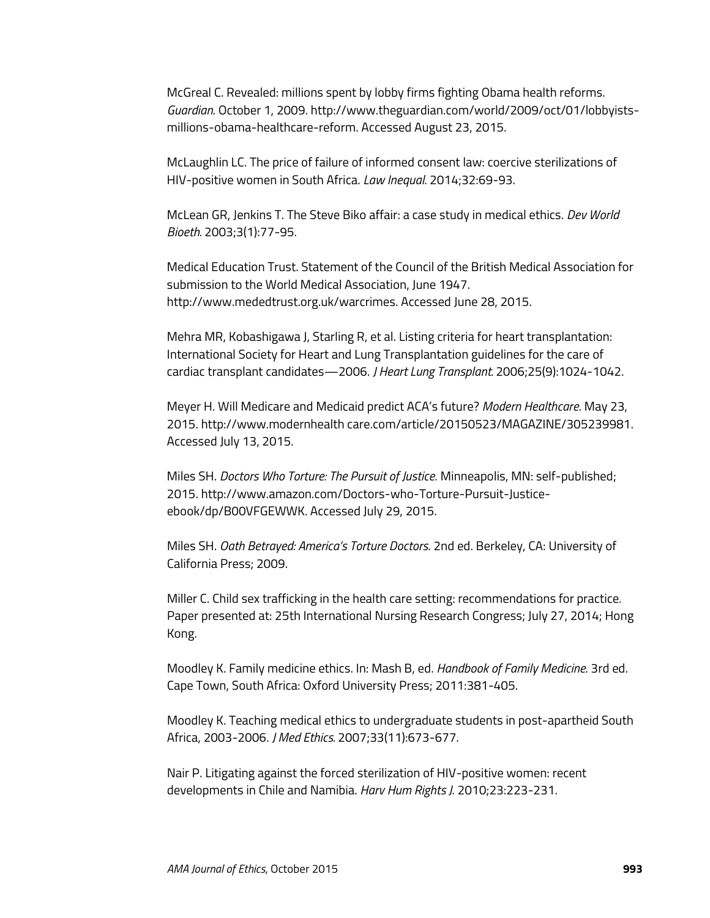McGreal C. Revealed: millions spent by lobby firms fighting Obama health reforms. *Guardian*. October 1, 2009. http://www.theguardian.com/world/2009/oct/01/lobbyists-millions-obama-healthcare-reform. Accessed August 23, 2015.

McLaughlin LC. The price of failure of informed consent law: coercive sterilizations of HIV-positive women in South Africa. *Law Inequal*. 2014;32:69-93.

McLean GR, Jenkins T. The Steve Biko affair: a case study in medical ethics. *Dev World Bioeth*. 2003;3(1):77-95.

Medical Education Trust. Statement of the Council of the British Medical Association for submission to the World Medical Association, June 1947. http://www.mededtrust.org.uk/warcrimes. Accessed June 28, 2015.

Mehra MR, Kobashigawa J, Starling R, et al. Listing criteria for heart transplantation: International Society for Heart and Lung Transplantation guidelines for the care of cardiac transplant candidates—2006. *J Heart Lung Transplant*. 2006;25(9):1024-1042.

Meyer H. Will Medicare and Medicaid predict ACA's future? *Modern Healthcare*. May 23, 2015. http://www.modernhealth care.com/article/20150523/MAGAZINE/305239981. Accessed July 13, 2015.

Miles SH. *Doctors Who Torture: The Pursuit of Justice*. Minneapolis, MN: self-published; 2015. http://www.amazon.com/Doctors-who-Torture-Pursuit-Justice-ebook/dp/B00VFGEWWK. Accessed July 29, 2015.

Miles SH. *Oath Betrayed: America's Torture Doctors*. 2nd ed. Berkeley, CA: University of California Press; 2009.

Miller C. Child sex trafficking in the health care setting: recommendations for practice. Paper presented at: 25th International Nursing Research Congress; July 27, 2014; Hong Kong.

Moodley K. Family medicine ethics. In: Mash B, ed. *Handbook of Family Medicine*. 3rd ed. Cape Town, South Africa: Oxford University Press; 2011:381-405.

Moodley K. Teaching medical ethics to undergraduate students in post-apartheid South Africa, 2003-2006. *J Med Ethics*. 2007;33(11):673-677.

Nair P. Litigating against the forced sterilization of HIV-positive women: recent developments in Chile and Namibia. *Harv Hum Rights J*. 2010;23:223-231.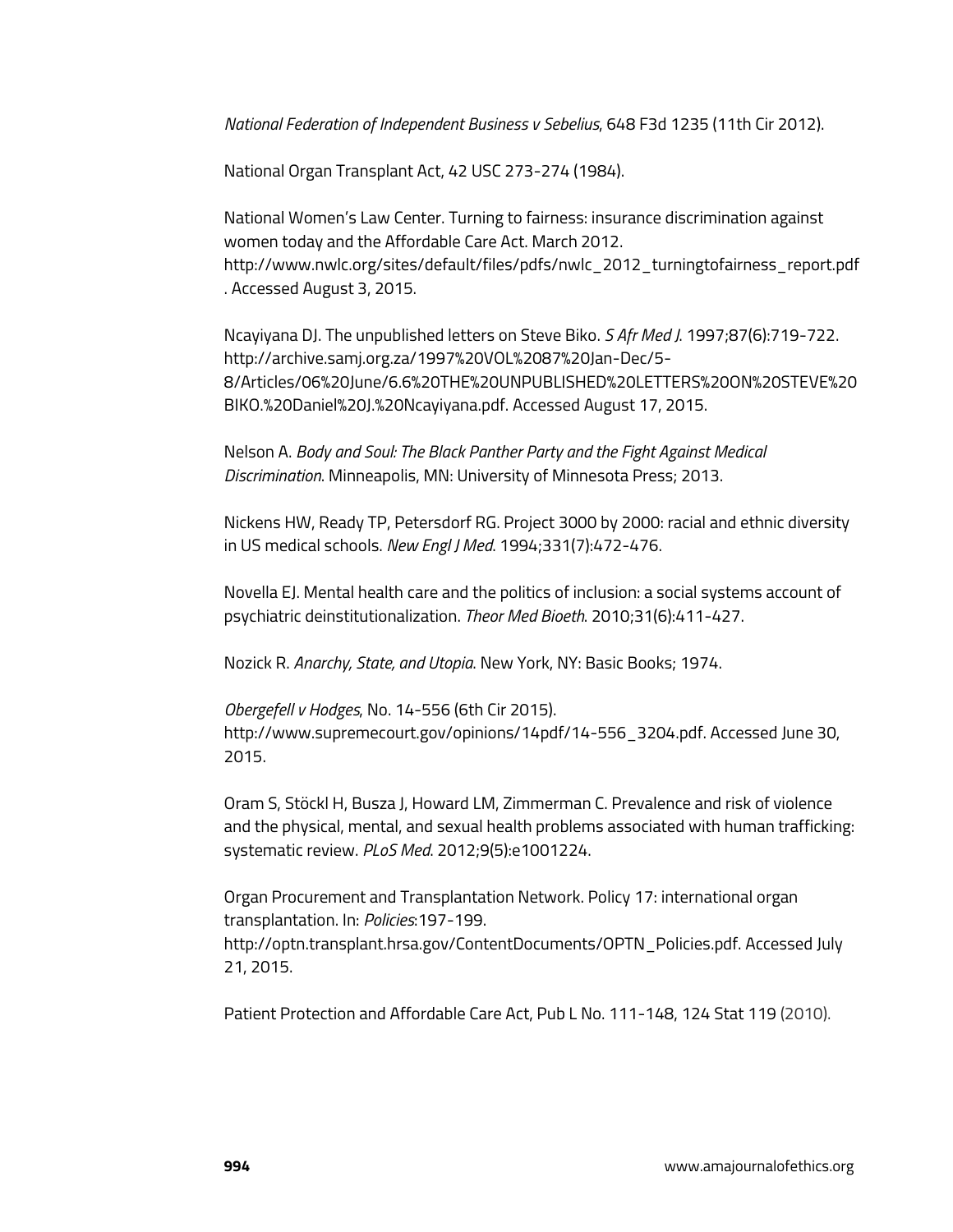*National Federation of Independent Business v Sebelius*, 648 F3d 1235 (11th Cir 2012).

National Organ Transplant Act, 42 USC 273-274 (1984).

National Women's Law Center. Turning to fairness: insurance discrimination against women today and the Affordable Care Act. March 2012. http://www.nwlc.org/sites/default/files/pdfs/nwlc_2012_turningtofairness_report.pdf. Accessed August 3, 2015.

Ncayiyana DJ. The unpublished letters on Steve Biko. *S Afr Med J*. 1997;87(6):719-722. http://archive.samj.org.za/1997%20VOL%2087%20Jan-Dec/5-8/Articles/06%20June/6.6%20THE%20UNPUBLISHED%20LETTERS%20ON%20STEVE%20BIKO.%20Daniel%20J.%20Ncayiyana.pdf. Accessed August 17, 2015.

Nelson A. *Body and Soul: The Black Panther Party and the Fight Against Medical Discrimination*. Minneapolis, MN: University of Minnesota Press; 2013.

Nickens HW, Ready TP, Petersdorf RG. Project 3000 by 2000: racial and ethnic diversity in US medical schools. *New Engl J Med*. 1994;331(7):472-476.

Novella EJ. Mental health care and the politics of inclusion: a social systems account of psychiatric deinstitutionalization. *Theor Med Bioeth*. 2010;31(6):411-427.

Nozick R. *Anarchy, State, and Utopia*. New York, NY: Basic Books; 1974.

*Obergefell v Hodges*, No. 14-556 (6th Cir 2015). http://www.supremecourt.gov/opinions/14pdf/14-556_3204.pdf. Accessed June 30, 2015.

Oram S, Stöckl H, Busza J, Howard LM, Zimmerman C. Prevalence and risk of violence and the physical, mental, and sexual health problems associated with human trafficking: systematic review. *PLoS Med*. 2012;9(5):e1001224.

Organ Procurement and Transplantation Network. Policy 17: international organ transplantation. In: *Policies*:197-199. http://optn.transplant.hrsa.gov/ContentDocuments/OPTN_Policies.pdf. Accessed July 21, 2015.

Patient Protection and Affordable Care Act, Pub L No. 111-148, 124 Stat 119 (2010).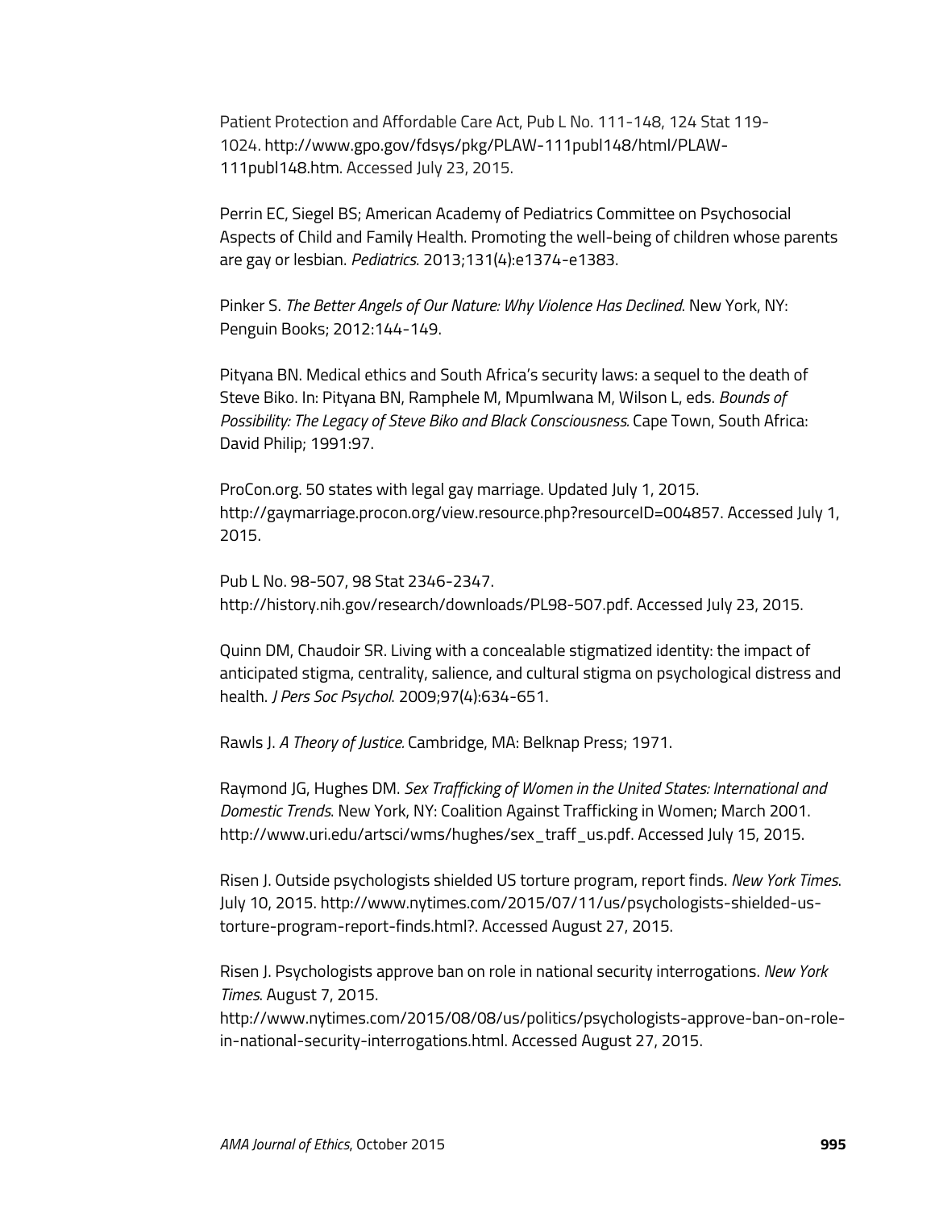Patient Protection and Affordable Care Act, Pub L No. 111-148, 124 Stat 119-1024. http://www.gpo.gov/fdsys/pkg/PLAW-111publ148/html/PLAW-111publ148.htm. Accessed July 23, 2015.

Perrin EC, Siegel BS; American Academy of Pediatrics Committee on Psychosocial Aspects of Child and Family Health. Promoting the well-being of children whose parents are gay or lesbian. *Pediatrics*. 2013;131(4):e1374-e1383.

Pinker S. *The Better Angels of Our Nature: Why Violence Has Declined*. New York, NY: Penguin Books; 2012:144-149.

Pityana BN. Medical ethics and South Africa's security laws: a sequel to the death of Steve Biko. In: Pityana BN, Ramphele M, Mpumlwana M, Wilson L, eds. *Bounds of Possibility: The Legacy of Steve Biko and Black Consciousness.* Cape Town, South Africa: David Philip; 1991:97.

ProCon.org. 50 states with legal gay marriage. Updated July 1, 2015. http://gaymarriage.procon.org/view.resource.php?resourceID=004857. Accessed July 1, 2015.

Pub L No. 98-507, 98 Stat 2346-2347. http://history.nih.gov/research/downloads/PL98-507.pdf. Accessed July 23, 2015.

Quinn DM, Chaudoir SR. Living with a concealable stigmatized identity: the impact of anticipated stigma, centrality, salience, and cultural stigma on psychological distress and health. *J Pers Soc Psychol*. 2009;97(4):634-651.

Rawls J. *A Theory of Justice.* Cambridge, MA: Belknap Press; 1971.

Raymond JG, Hughes DM. *Sex Trafficking of Women in the United States: International and Domestic Trends*. New York, NY: Coalition Against Trafficking in Women; March 2001. http://www.uri.edu/artsci/wms/hughes/sex_traff_us.pdf. Accessed July 15, 2015.

Risen J. Outside psychologists shielded US torture program, report finds. *New York Times*. July 10, 2015. http://www.nytimes.com/2015/07/11/us/psychologists-shielded-us-torture-program-report-finds.html?. Accessed August 27, 2015.

Risen J. Psychologists approve ban on role in national security interrogations. *New York Times*. August 7, 2015. http://www.nytimes.com/2015/08/08/us/politics/psychologists-approve-ban-on-role-in-national-security-interrogations.html. Accessed August 27, 2015.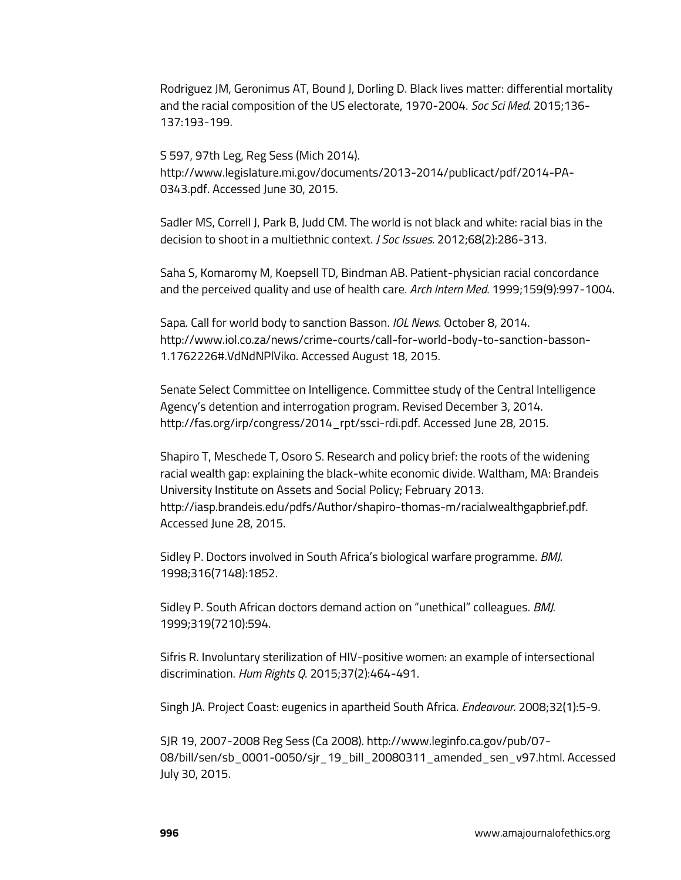Rodriguez JM, Geronimus AT, Bound J, Dorling D. Black lives matter: differential mortality and the racial composition of the US electorate, 1970-2004. *Soc Sci Med*. 2015;136-137:193-199.

S 597, 97th Leg, Reg Sess (Mich 2014). http://www.legislature.mi.gov/documents/2013-2014/publicact/pdf/2014-PA-0343.pdf. Accessed June 30, 2015.

Sadler MS, Correll J, Park B, Judd CM. The world is not black and white: racial bias in the decision to shoot in a multiethnic context. *J Soc Issues*. 2012;68(2):286-313.

Saha S, Komaromy M, Koepsell TD, Bindman AB. Patient-physician racial concordance and the perceived quality and use of health care. *Arch Intern Med*. 1999;159(9):997-1004.

Sapa. Call for world body to sanction Basson. *IOL News*. October 8, 2014. http://www.iol.co.za/news/crime-courts/call-for-world-body-to-sanction-basson-1.1762226#.VdNdNPlViko. Accessed August 18, 2015.

Senate Select Committee on Intelligence. Committee study of the Central Intelligence Agency's detention and interrogation program. Revised December 3, 2014. http://fas.org/irp/congress/2014_rpt/ssci-rdi.pdf. Accessed June 28, 2015.

Shapiro T, Meschede T, Osoro S. Research and policy brief: the roots of the widening racial wealth gap: explaining the black-white economic divide. Waltham, MA: Brandeis University Institute on Assets and Social Policy; February 2013. http://iasp.brandeis.edu/pdfs/Author/shapiro-thomas-m/racialwealthgapbrief.pdf. Accessed June 28, 2015.

Sidley P. Doctors involved in South Africa's biological warfare programme. *BMJ*. 1998;316(7148):1852.

Sidley P. South African doctors demand action on "unethical" colleagues. *BMJ.* 1999;319(7210):594.

Sifris R. Involuntary sterilization of HIV-positive women: an example of intersectional discrimination. *Hum Rights Q*. 2015;37(2):464-491.

Singh JA. Project Coast: eugenics in apartheid South Africa. *Endeavour*. 2008;32(1):5-9.

SJR 19, 2007-2008 Reg Sess (Ca 2008). http://www.leginfo.ca.gov/pub/07-08/bill/sen/sb_0001-0050/sjr_19_bill_20080311_amended_sen_v97.html. Accessed July 30, 2015.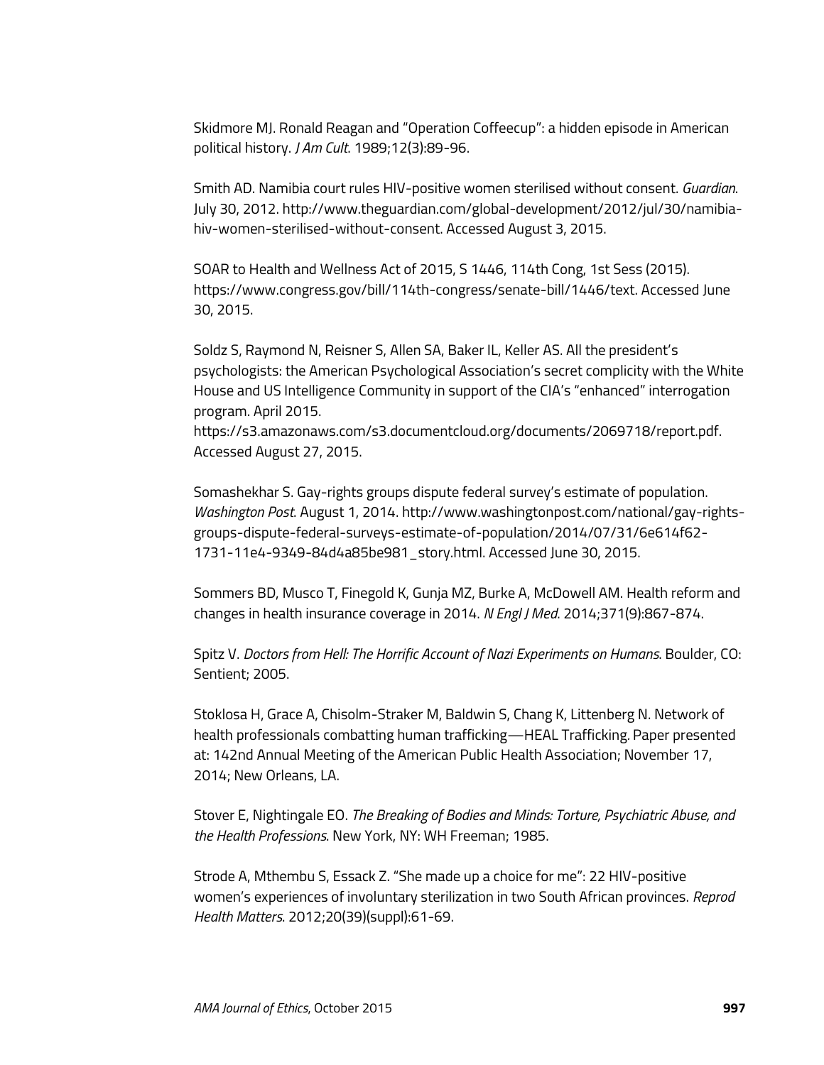Skidmore MJ. Ronald Reagan and "Operation Coffeecup": a hidden episode in American political history. *J Am Cult*. 1989;12(3):89-96.

Smith AD. Namibia court rules HIV-positive women sterilised without consent. *Guardian*. July 30, 2012. http://www.theguardian.com/global-development/2012/jul/30/namibia-hiv-women-sterilised-without-consent. Accessed August 3, 2015.

SOAR to Health and Wellness Act of 2015, S 1446, 114th Cong, 1st Sess (2015). https://www.congress.gov/bill/114th-congress/senate-bill/1446/text. Accessed June 30, 2015.

Soldz S, Raymond N, Reisner S, Allen SA, Baker IL, Keller AS. All the president's psychologists: the American Psychological Association's secret complicity with the White House and US Intelligence Community in support of the CIA's "enhanced" interrogation program. April 2015. https://s3.amazonaws.com/s3.documentcloud.org/documents/2069718/report.pdf. Accessed August 27, 2015.

Somashekhar S. Gay-rights groups dispute federal survey's estimate of population. *Washington Post*. August 1, 2014. http://www.washingtonpost.com/national/gay-rights-groups-dispute-federal-surveys-estimate-of-population/2014/07/31/6e614f62-1731-11e4-9349-84d4a85be981_story.html. Accessed June 30, 2015.

Sommers BD, Musco T, Finegold K, Gunja MZ, Burke A, McDowell AM. Health reform and changes in health insurance coverage in 2014. *N Engl J Med*. 2014;371(9):867-874.

Spitz V. *Doctors from Hell: The Horrific Account of Nazi Experiments on Humans*. Boulder, CO: Sentient; 2005.

Stoklosa H, Grace A, Chisolm-Straker M, Baldwin S, Chang K, Littenberg N. Network of health professionals combatting human trafficking—HEAL Trafficking. Paper presented at: 142nd Annual Meeting of the American Public Health Association; November 17, 2014; New Orleans, LA.

Stover E, Nightingale EO. *The Breaking of Bodies and Minds: Torture, Psychiatric Abuse, and the Health Professions*. New York, NY: WH Freeman; 1985.

Strode A, Mthembu S, Essack Z. "She made up a choice for me": 22 HIV-positive women's experiences of involuntary sterilization in two South African provinces. *Reprod Health Matters*. 2012;20(39)(suppl):61-69.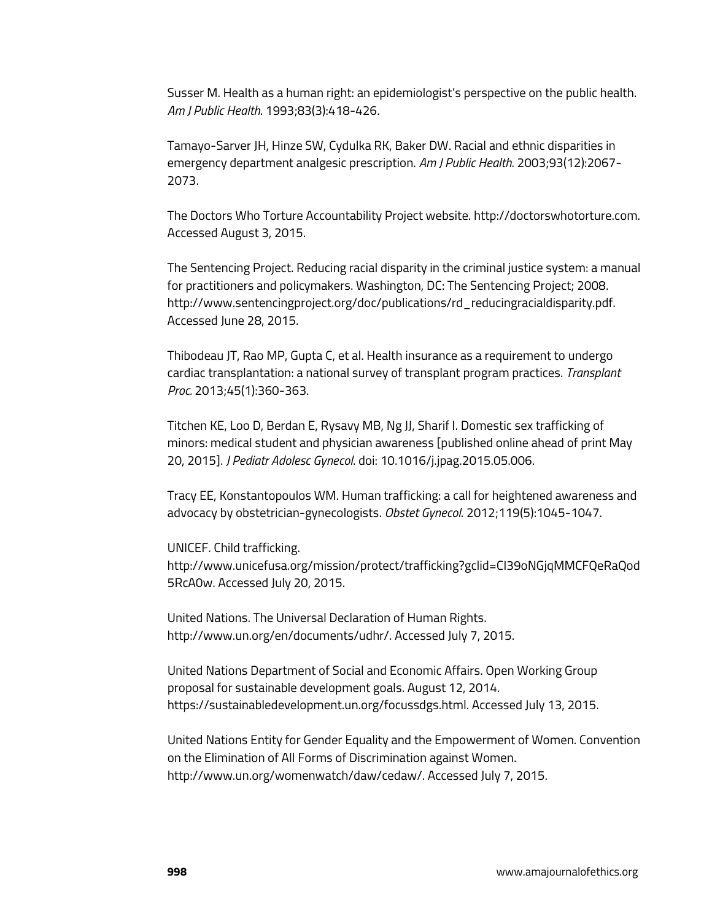Susser M. Health as a human right: an epidemiologist's perspective on the public health. *Am J Public Health*. 1993;83(3):418-426.

Tamayo-Sarver JH, Hinze SW, Cydulka RK, Baker DW. Racial and ethnic disparities in emergency department analgesic prescription. *Am J Public Health*. 2003;93(12):2067-2073.

The Doctors Who Torture Accountability Project website. http://doctorswhotorture.com. Accessed August 3, 2015.

The Sentencing Project. Reducing racial disparity in the criminal justice system: a manual for practitioners and policymakers. Washington, DC: The Sentencing Project; 2008. http://www.sentencingproject.org/doc/publications/rd_reducingracialdisparity.pdf. Accessed June 28, 2015.

Thibodeau JT, Rao MP, Gupta C, et al. Health insurance as a requirement to undergo cardiac transplantation: a national survey of transplant program practices. *Transplant Proc.* 2013;45(1):360-363.

Titchen KE, Loo D, Berdan E, Rysavy MB, Ng JJ, Sharif I. Domestic sex trafficking of minors: medical student and physician awareness [published online ahead of print May 20, 2015]. *J Pediatr Adolesc Gynecol*. doi: 10.1016/j.jpag.2015.05.006.

Tracy EE, Konstantopoulos WM. Human trafficking: a call for heightened awareness and advocacy by obstetrician-gynecologists. *Obstet Gynecol*. 2012;119(5):1045-1047.

UNICEF. Child trafficking. http://www.unicefusa.org/mission/protect/trafficking?gclid=CI39oNGjqMMCFQeRaQod5RcA0w. Accessed July 20, 2015.

United Nations. The Universal Declaration of Human Rights. http://www.un.org/en/documents/udhr/. Accessed July 7, 2015.

United Nations Department of Social and Economic Affairs. Open Working Group proposal for sustainable development goals. August 12, 2014. https://sustainabledevelopment.un.org/focussdgs.html. Accessed July 13, 2015.

United Nations Entity for Gender Equality and the Empowerment of Women. Convention on the Elimination of All Forms of Discrimination against Women. http://www.un.org/womenwatch/daw/cedaw/. Accessed July 7, 2015.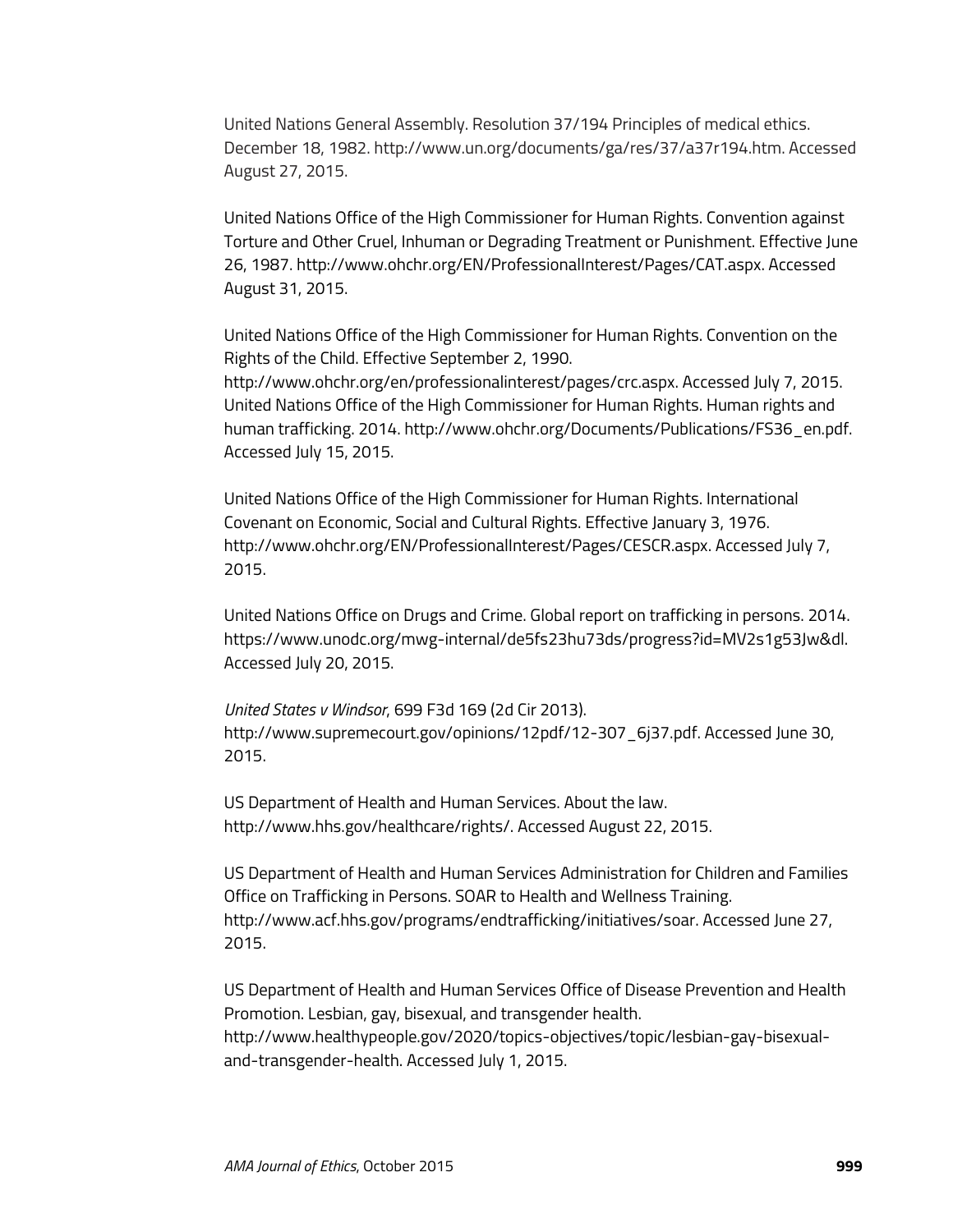United Nations General Assembly. Resolution 37/194 Principles of medical ethics. December 18, 1982. http://www.un.org/documents/ga/res/37/a37r194.htm. Accessed August 27, 2015.

United Nations Office of the High Commissioner for Human Rights. Convention against Torture and Other Cruel, Inhuman or Degrading Treatment or Punishment. Effective June 26, 1987. http://www.ohchr.org/EN/ProfessionalInterest/Pages/CAT.aspx. Accessed August 31, 2015.

United Nations Office of the High Commissioner for Human Rights. Convention on the Rights of the Child. Effective September 2, 1990. http://www.ohchr.org/en/professionalinterest/pages/crc.aspx. Accessed July 7, 2015.
United Nations Office of the High Commissioner for Human Rights. Human rights and human trafficking. 2014. http://www.ohchr.org/Documents/Publications/FS36_en.pdf. Accessed July 15, 2015.

United Nations Office of the High Commissioner for Human Rights. International Covenant on Economic, Social and Cultural Rights. Effective January 3, 1976. http://www.ohchr.org/EN/ProfessionalInterest/Pages/CESCR.aspx. Accessed July 7, 2015.

United Nations Office on Drugs and Crime. Global report on trafficking in persons. 2014. https://www.unodc.org/mwg-internal/de5fs23hu73ds/progress?id=MV2s1g53Jw&dl. Accessed July 20, 2015.

*United States v Windsor*, 699 F3d 169 (2d Cir 2013). http://www.supremecourt.gov/opinions/12pdf/12-307_6j37.pdf. Accessed June 30, 2015.

US Department of Health and Human Services. About the law. http://www.hhs.gov/healthcare/rights/. Accessed August 22, 2015.

US Department of Health and Human Services Administration for Children and Families Office on Trafficking in Persons. SOAR to Health and Wellness Training. http://www.acf.hhs.gov/programs/endtrafficking/initiatives/soar. Accessed June 27, 2015.

US Department of Health and Human Services Office of Disease Prevention and Health Promotion. Lesbian, gay, bisexual, and transgender health. http://www.healthypeople.gov/2020/topics-objectives/topic/lesbian-gay-bisexual-and-transgender-health. Accessed July 1, 2015.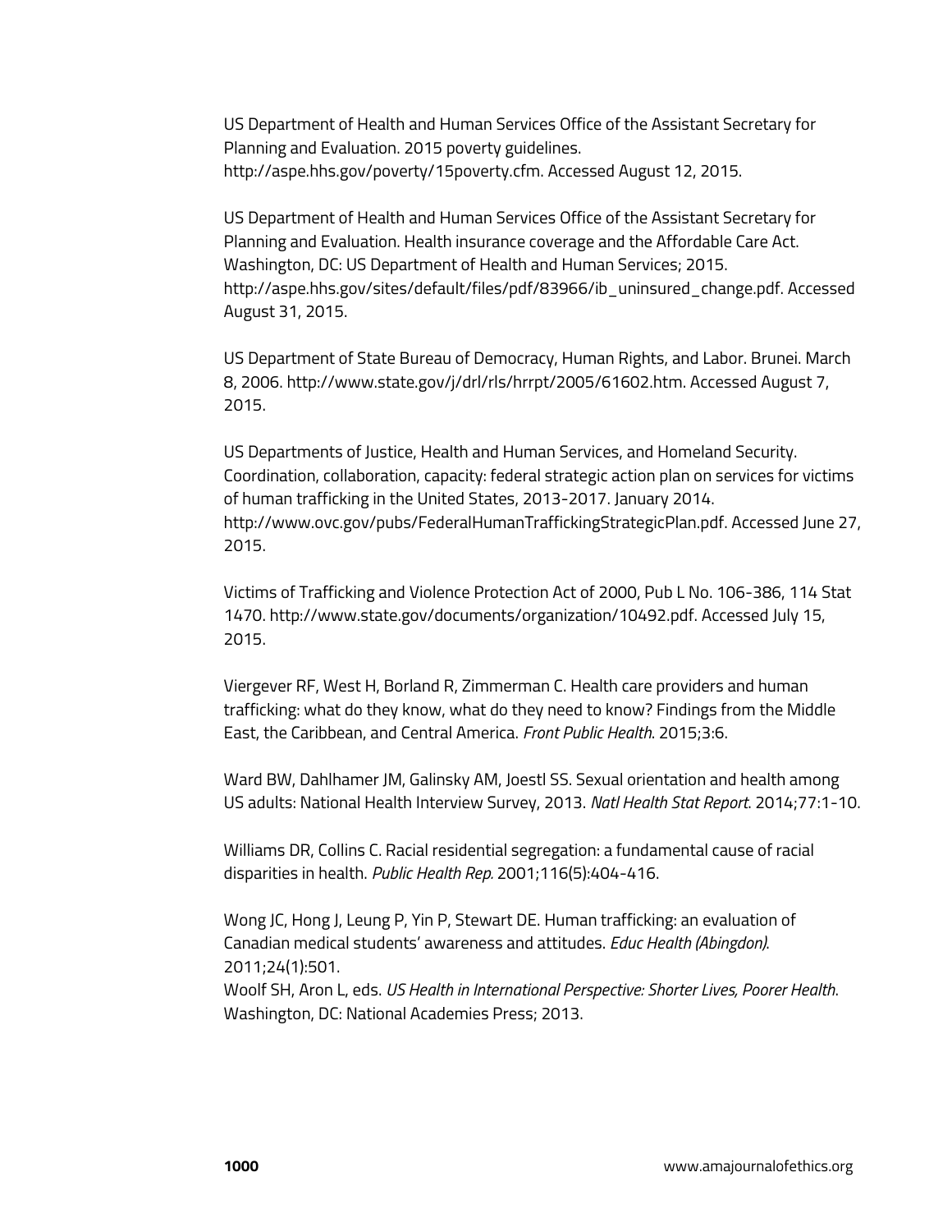US Department of Health and Human Services Office of the Assistant Secretary for Planning and Evaluation. 2015 poverty guidelines. http://aspe.hhs.gov/poverty/15poverty.cfm. Accessed August 12, 2015.

US Department of Health and Human Services Office of the Assistant Secretary for Planning and Evaluation. Health insurance coverage and the Affordable Care Act. Washington, DC: US Department of Health and Human Services; 2015. http://aspe.hhs.gov/sites/default/files/pdf/83966/ib_uninsured_change.pdf. Accessed August 31, 2015.

US Department of State Bureau of Democracy, Human Rights, and Labor. Brunei. March 8, 2006. http://www.state.gov/j/drl/rls/hrrpt/2005/61602.htm. Accessed August 7, 2015.

US Departments of Justice, Health and Human Services, and Homeland Security. Coordination, collaboration, capacity: federal strategic action plan on services for victims of human trafficking in the United States, 2013-2017. January 2014. http://www.ovc.gov/pubs/FederalHumanTraffickingStrategicPlan.pdf. Accessed June 27, 2015.

Victims of Trafficking and Violence Protection Act of 2000, Pub L No. 106-386, 114 Stat 1470. http://www.state.gov/documents/organization/10492.pdf. Accessed July 15, 2015.

Viergever RF, West H, Borland R, Zimmerman C. Health care providers and human trafficking: what do they know, what do they need to know? Findings from the Middle East, the Caribbean, and Central America. *Front Public Health*. 2015;3:6.

Ward BW, Dahlhamer JM, Galinsky AM, Joestl SS. Sexual orientation and health among US adults: National Health Interview Survey, 2013. *Natl Health Stat Report*. 2014;77:1-10.

Williams DR, Collins C. Racial residential segregation: a fundamental cause of racial disparities in health. *Public Health Rep*. 2001;116(5):404-416.

Wong JC, Hong J, Leung P, Yin P, Stewart DE. Human trafficking: an evaluation of Canadian medical students' awareness and attitudes. *Educ Health (Abingdon)*. 2011;24(1):501.

Woolf SH, Aron L, eds. *US Health in International Perspective: Shorter Lives, Poorer Health*. Washington, DC: National Academies Press; 2013.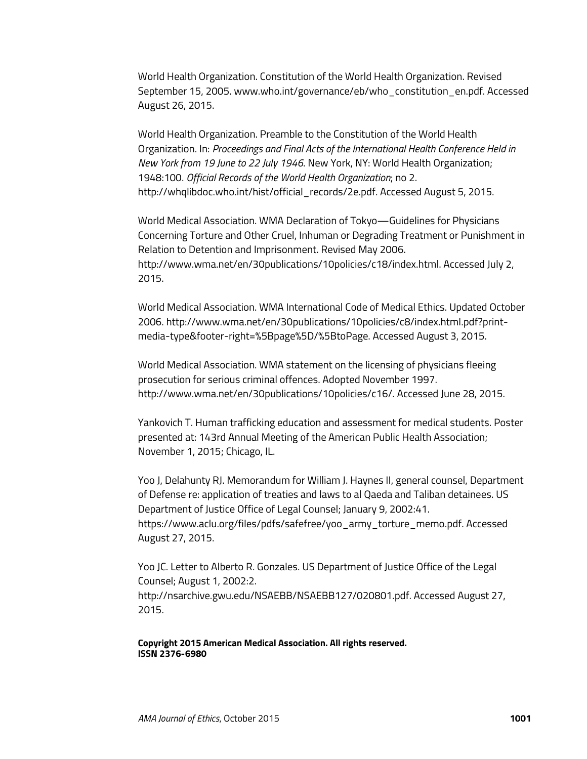World Health Organization. Constitution of the World Health Organization. Revised September 15, 2005. www.who.int/governance/eb/who_constitution_en.pdf. Accessed August 26, 2015.

World Health Organization. Preamble to the Constitution of the World Health Organization. In: *Proceedings and Final Acts of the International Health Conference Held in New York from 19 June to 22 July 1946*. New York, NY: World Health Organization; 1948:100. *Official Records of the World Health Organization*; no 2. http://whqlibdoc.who.int/hist/official_records/2e.pdf. Accessed August 5, 2015.

World Medical Association. WMA Declaration of Tokyo—Guidelines for Physicians Concerning Torture and Other Cruel, Inhuman or Degrading Treatment or Punishment in Relation to Detention and Imprisonment. Revised May 2006. http://www.wma.net/en/30publications/10policies/c18/index.html. Accessed July 2, 2015.

World Medical Association. WMA International Code of Medical Ethics. Updated October 2006. http://www.wma.net/en/30publications/10policies/c8/index.html.pdf?print-media-type&footer-right=%5Bpage%5D/%5BtoPage. Accessed August 3, 2015.

World Medical Association. WMA statement on the licensing of physicians fleeing prosecution for serious criminal offences. Adopted November 1997. http://www.wma.net/en/30publications/10policies/c16/. Accessed June 28, 2015.

Yankovich T. Human trafficking education and assessment for medical students. Poster presented at: 143rd Annual Meeting of the American Public Health Association; November 1, 2015; Chicago, IL.

Yoo J, Delahunty RJ. Memorandum for William J. Haynes II, general counsel, Department of Defense re: application of treaties and laws to al Qaeda and Taliban detainees. US Department of Justice Office of Legal Counsel; January 9, 2002:41. https://www.aclu.org/files/pdfs/safefree/yoo_army_torture_memo.pdf. Accessed August 27, 2015.

Yoo JC. Letter to Alberto R. Gonzales. US Department of Justice Office of the Legal Counsel; August 1, 2002:2. http://nsarchive.gwu.edu/NSAEBB/NSAEBB127/020801.pdf. Accessed August 27, 2015.

**Copyright 2015 American Medical Association. All rights reserved.**
**ISSN 2376-6980**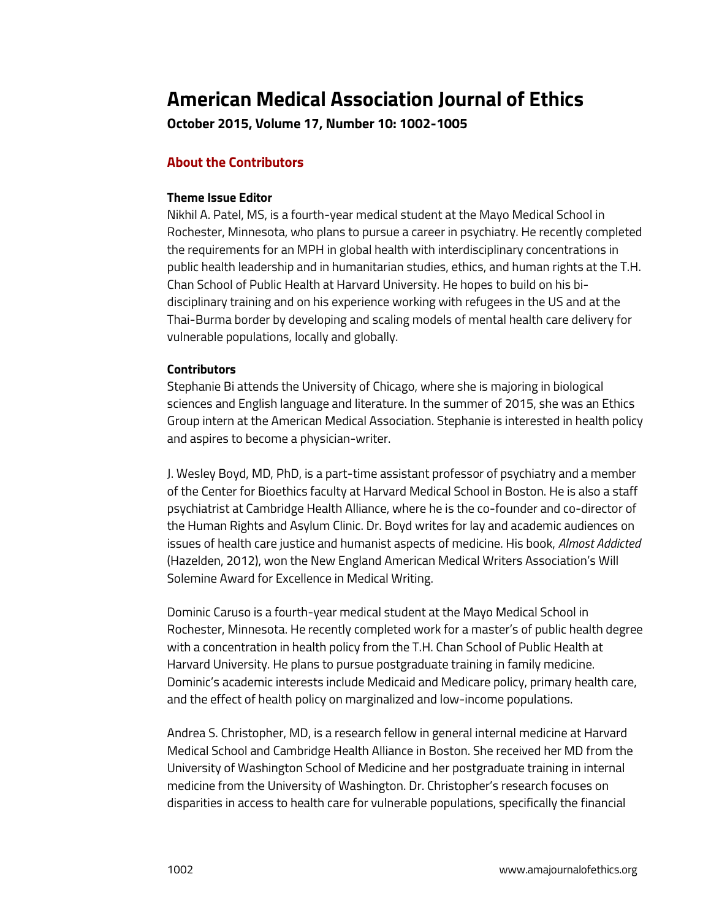# American Medical Association Journal of Ethics

**October 2015, Volume 17, Number 10: 1002-1005**

## About the Contributors

### Theme Issue Editor

Nikhil A. Patel, MS, is a fourth-year medical student at the Mayo Medical School in Rochester, Minnesota, who plans to pursue a career in psychiatry. He recently completed the requirements for an MPH in global health with interdisciplinary concentrations in public health leadership and in humanitarian studies, ethics, and human rights at the T.H. Chan School of Public Health at Harvard University. He hopes to build on his bi-disciplinary training and on his experience working with refugees in the US and at the Thai-Burma border by developing and scaling models of mental health care delivery for vulnerable populations, locally and globally.

### Contributors

Stephanie Bi attends the University of Chicago, where she is majoring in biological sciences and English language and literature. In the summer of 2015, she was an Ethics Group intern at the American Medical Association. Stephanie is interested in health policy and aspires to become a physician-writer.

J. Wesley Boyd, MD, PhD, is a part-time assistant professor of psychiatry and a member of the Center for Bioethics faculty at Harvard Medical School in Boston. He is also a staff psychiatrist at Cambridge Health Alliance, where he is the co-founder and co-director of the Human Rights and Asylum Clinic. Dr. Boyd writes for lay and academic audiences on issues of health care justice and humanist aspects of medicine. His book, *Almost Addicted* (Hazelden, 2012), won the New England American Medical Writers Association's Will Solemine Award for Excellence in Medical Writing.

Dominic Caruso is a fourth-year medical student at the Mayo Medical School in Rochester, Minnesota. He recently completed work for a master's of public health degree with a concentration in health policy from the T.H. Chan School of Public Health at Harvard University. He plans to pursue postgraduate training in family medicine. Dominic's academic interests include Medicaid and Medicare policy, primary health care, and the effect of health policy on marginalized and low-income populations.

Andrea S. Christopher, MD, is a research fellow in general internal medicine at Harvard Medical School and Cambridge Health Alliance in Boston. She received her MD from the University of Washington School of Medicine and her postgraduate training in internal medicine from the University of Washington. Dr. Christopher's research focuses on disparities in access to health care for vulnerable populations, specifically the financial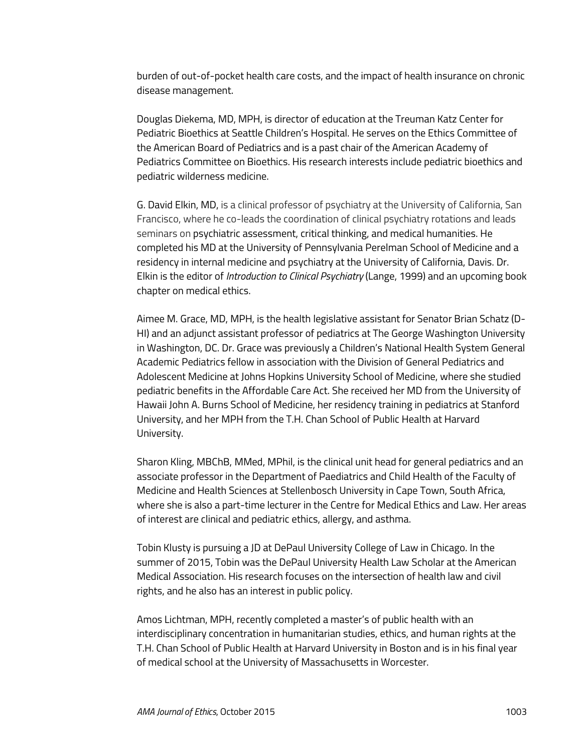burden of out-of-pocket health care costs, and the impact of health insurance on chronic disease management.

Douglas Diekema, MD, MPH, is director of education at the Treuman Katz Center for Pediatric Bioethics at Seattle Children's Hospital. He serves on the Ethics Committee of the American Board of Pediatrics and is a past chair of the American Academy of Pediatrics Committee on Bioethics. His research interests include pediatric bioethics and pediatric wilderness medicine.

G. David Elkin, MD, is a clinical professor of psychiatry at the University of California, San Francisco, where he co-leads the coordination of clinical psychiatry rotations and leads seminars on psychiatric assessment, critical thinking, and medical humanities. He completed his MD at the University of Pennsylvania Perelman School of Medicine and a residency in internal medicine and psychiatry at the University of California, Davis. Dr. Elkin is the editor of *Introduction to Clinical Psychiatry* (Lange, 1999) and an upcoming book chapter on medical ethics.

Aimee M. Grace, MD, MPH, is the health legislative assistant for Senator Brian Schatz (D-HI) and an adjunct assistant professor of pediatrics at The George Washington University in Washington, DC. Dr. Grace was previously a Children's National Health System General Academic Pediatrics fellow in association with the Division of General Pediatrics and Adolescent Medicine at Johns Hopkins University School of Medicine, where she studied pediatric benefits in the Affordable Care Act. She received her MD from the University of Hawaii John A. Burns School of Medicine, her residency training in pediatrics at Stanford University, and her MPH from the T.H. Chan School of Public Health at Harvard University.

Sharon Kling, MBChB, MMed, MPhil, is the clinical unit head for general pediatrics and an associate professor in the Department of Paediatrics and Child Health of the Faculty of Medicine and Health Sciences at Stellenbosch University in Cape Town, South Africa, where she is also a part-time lecturer in the Centre for Medical Ethics and Law. Her areas of interest are clinical and pediatric ethics, allergy, and asthma.

Tobin Klusty is pursuing a JD at DePaul University College of Law in Chicago. In the summer of 2015, Tobin was the DePaul University Health Law Scholar at the American Medical Association. His research focuses on the intersection of health law and civil rights, and he also has an interest in public policy.

Amos Lichtman, MPH, recently completed a master's of public health with an interdisciplinary concentration in humanitarian studies, ethics, and human rights at the T.H. Chan School of Public Health at Harvard University in Boston and is in his final year of medical school at the University of Massachusetts in Worcester.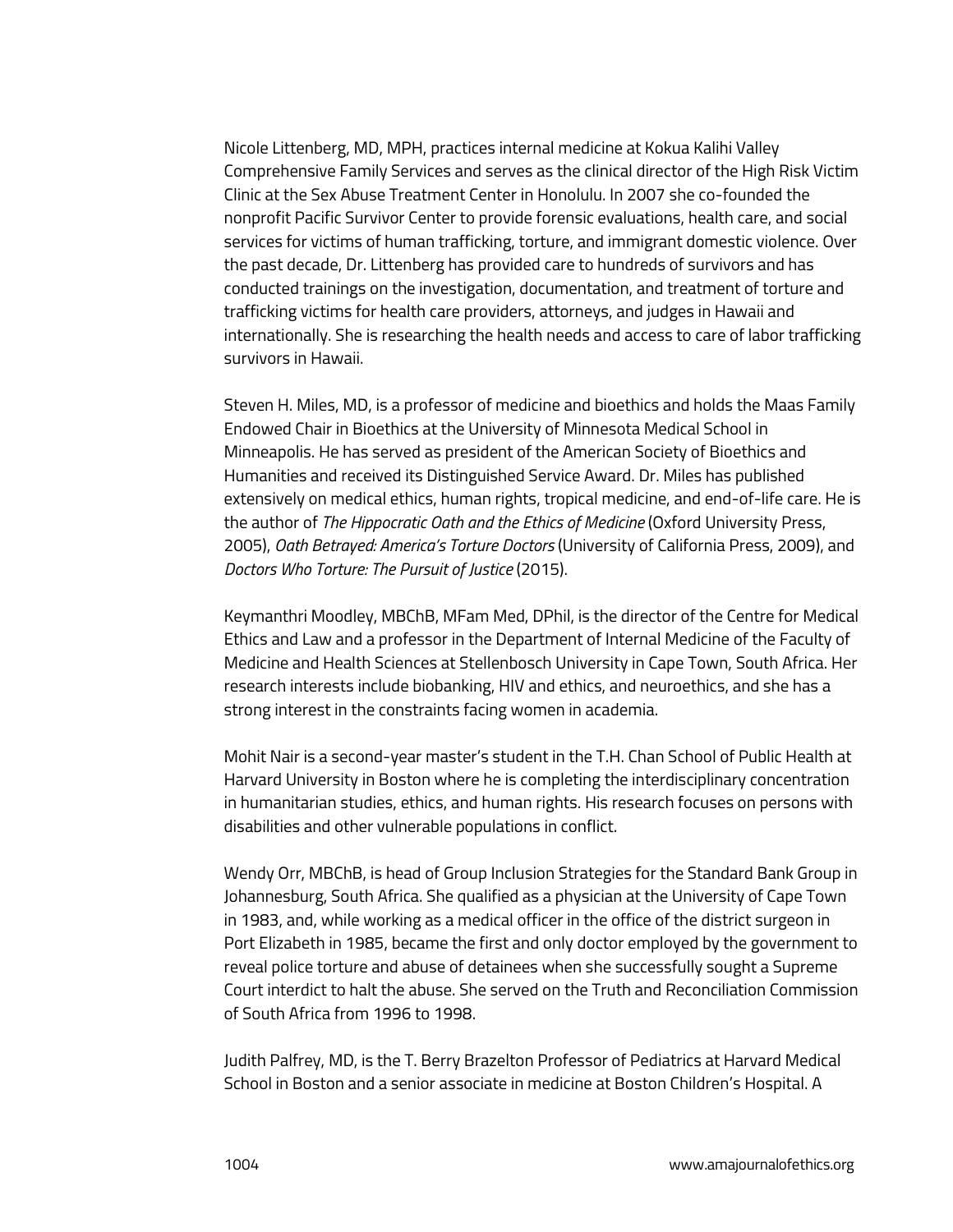Nicole Littenberg, MD, MPH, practices internal medicine at Kokua Kalihi Valley Comprehensive Family Services and serves as the clinical director of the High Risk Victim Clinic at the Sex Abuse Treatment Center in Honolulu. In 2007 she co-founded the nonprofit Pacific Survivor Center to provide forensic evaluations, health care, and social services for victims of human trafficking, torture, and immigrant domestic violence. Over the past decade, Dr. Littenberg has provided care to hundreds of survivors and has conducted trainings on the investigation, documentation, and treatment of torture and trafficking victims for health care providers, attorneys, and judges in Hawaii and internationally. She is researching the health needs and access to care of labor trafficking survivors in Hawaii.

Steven H. Miles, MD, is a professor of medicine and bioethics and holds the Maas Family Endowed Chair in Bioethics at the University of Minnesota Medical School in Minneapolis. He has served as president of the American Society of Bioethics and Humanities and received its Distinguished Service Award. Dr. Miles has published extensively on medical ethics, human rights, tropical medicine, and end-of-life care. He is the author of *The Hippocratic Oath and the Ethics of Medicine* (Oxford University Press, 2005), *Oath Betrayed: America's Torture Doctors* (University of California Press, 2009), and *Doctors Who Torture: The Pursuit of Justice* (2015).

Keymanthri Moodley, MBChB, MFam Med, DPhil, is the director of the Centre for Medical Ethics and Law and a professor in the Department of Internal Medicine of the Faculty of Medicine and Health Sciences at Stellenbosch University in Cape Town, South Africa. Her research interests include biobanking, HIV and ethics, and neuroethics, and she has a strong interest in the constraints facing women in academia.

Mohit Nair is a second-year master's student in the T.H. Chan School of Public Health at Harvard University in Boston where he is completing the interdisciplinary concentration in humanitarian studies, ethics, and human rights. His research focuses on persons with disabilities and other vulnerable populations in conflict.

Wendy Orr, MBChB, is head of Group Inclusion Strategies for the Standard Bank Group in Johannesburg, South Africa. She qualified as a physician at the University of Cape Town in 1983, and, while working as a medical officer in the office of the district surgeon in Port Elizabeth in 1985, became the first and only doctor employed by the government to reveal police torture and abuse of detainees when she successfully sought a Supreme Court interdict to halt the abuse. She served on the Truth and Reconciliation Commission of South Africa from 1996 to 1998.

Judith Palfrey, MD, is the T. Berry Brazelton Professor of Pediatrics at Harvard Medical School in Boston and a senior associate in medicine at Boston Children's Hospital. A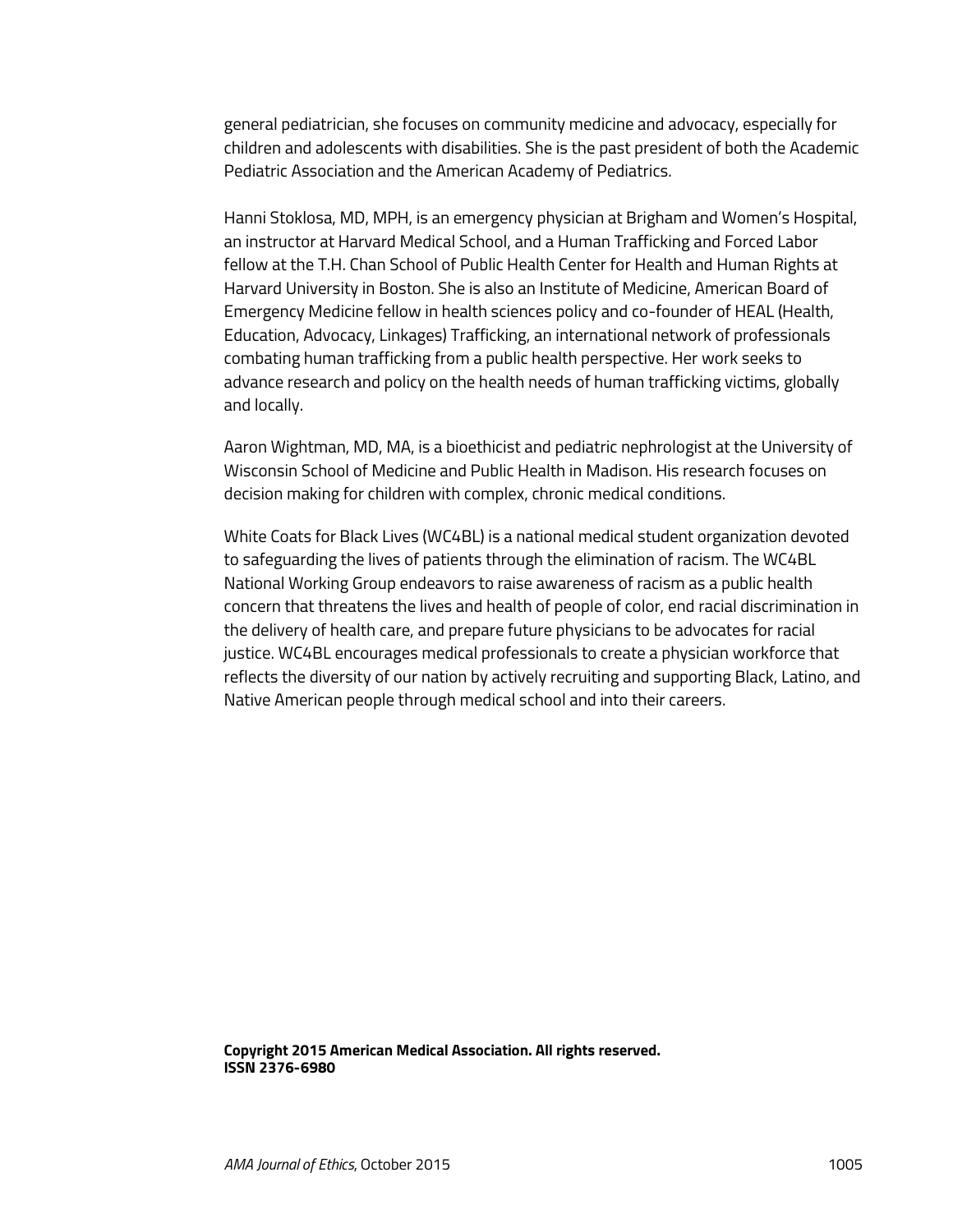general pediatrician, she focuses on community medicine and advocacy, especially for children and adolescents with disabilities. She is the past president of both the Academic Pediatric Association and the American Academy of Pediatrics.

Hanni Stoklosa, MD, MPH, is an emergency physician at Brigham and Women's Hospital, an instructor at Harvard Medical School, and a Human Trafficking and Forced Labor fellow at the T.H. Chan School of Public Health Center for Health and Human Rights at Harvard University in Boston. She is also an Institute of Medicine, American Board of Emergency Medicine fellow in health sciences policy and co-founder of HEAL (Health, Education, Advocacy, Linkages) Trafficking, an international network of professionals combating human trafficking from a public health perspective. Her work seeks to advance research and policy on the health needs of human trafficking victims, globally and locally.

Aaron Wightman, MD, MA, is a bioethicist and pediatric nephrologist at the University of Wisconsin School of Medicine and Public Health in Madison. His research focuses on decision making for children with complex, chronic medical conditions.

White Coats for Black Lives (WC4BL) is a national medical student organization devoted to safeguarding the lives of patients through the elimination of racism. The WC4BL National Working Group endeavors to raise awareness of racism as a public health concern that threatens the lives and health of people of color, end racial discrimination in the delivery of health care, and prepare future physicians to be advocates for racial justice. WC4BL encourages medical professionals to create a physician workforce that reflects the diversity of our nation by actively recruiting and supporting Black, Latino, and Native American people through medical school and into their careers.

**Copyright 2015 American Medical Association. All rights reserved.**
**ISSN 2376-6980**